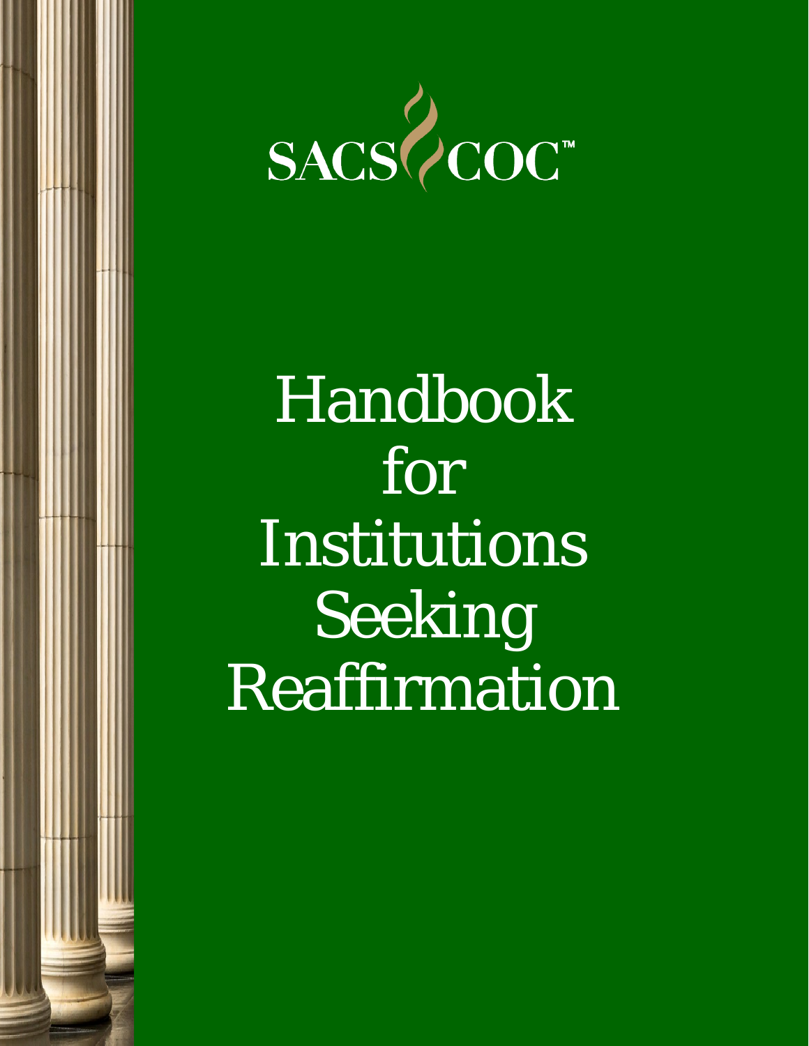SACS COC™

# Handbook for Institutions Seeking Reaffirmation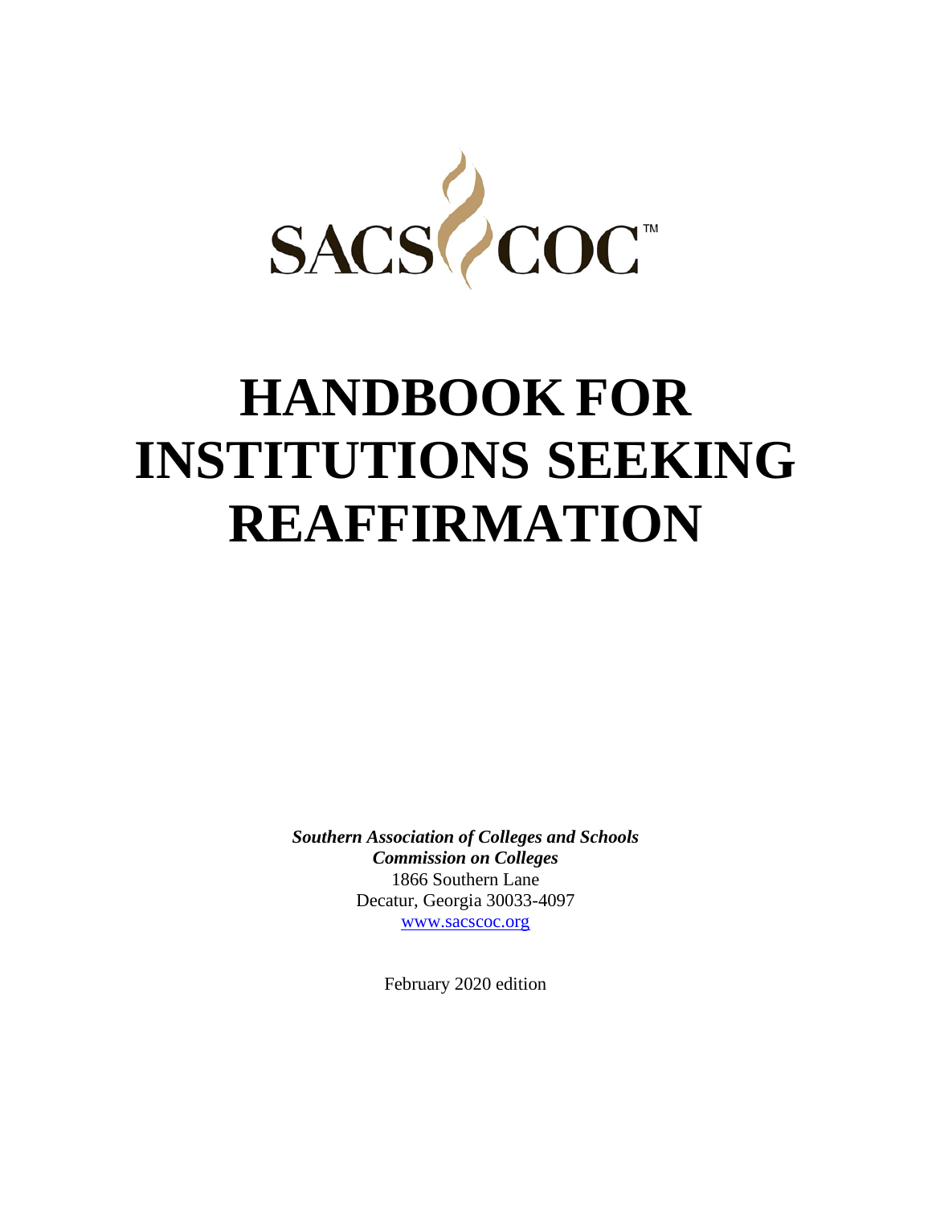SACS COC™

# HANDBOOK FOR INSTITUTIONS SEEKING REAFFIRMATION

***Southern Association of Colleges and Schools***
***Commission on Colleges***
1866 Southern Lane
Decatur, Georgia 30033-4097
[www.sacscoc.org](http://www.sacscoc.org)

February 2020 edition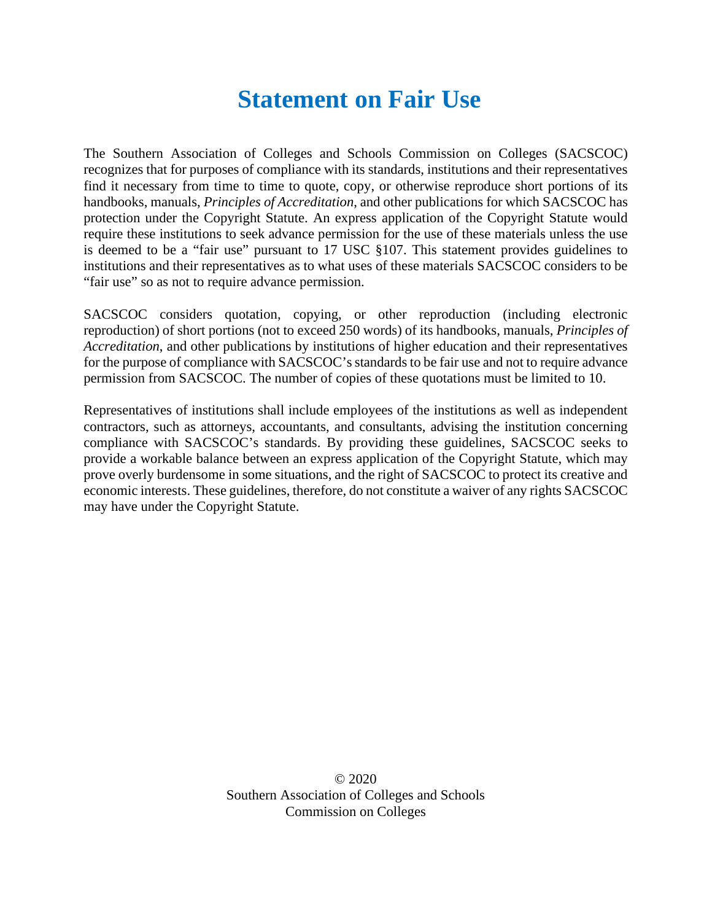# Statement on Fair Use

The Southern Association of Colleges and Schools Commission on Colleges (SACSCOC) recognizes that for purposes of compliance with its standards, institutions and their representatives find it necessary from time to time to quote, copy, or otherwise reproduce short portions of its handbooks, manuals, *Principles of Accreditation*, and other publications for which SACSCOC has protection under the Copyright Statute. An express application of the Copyright Statute would require these institutions to seek advance permission for the use of these materials unless the use is deemed to be a "fair use" pursuant to 17 USC §107. This statement provides guidelines to institutions and their representatives as to what uses of these materials SACSCOC considers to be "fair use" so as not to require advance permission.

SACSCOC considers quotation, copying, or other reproduction (including electronic reproduction) of short portions (not to exceed 250 words) of its handbooks, manuals, *Principles of Accreditation*, and other publications by institutions of higher education and their representatives for the purpose of compliance with SACSCOC's standards to be fair use and not to require advance permission from SACSCOC. The number of copies of these quotations must be limited to 10.

Representatives of institutions shall include employees of the institutions as well as independent contractors, such as attorneys, accountants, and consultants, advising the institution concerning compliance with SACSCOC's standards. By providing these guidelines, SACSCOC seeks to provide a workable balance between an express application of the Copyright Statute, which may prove overly burdensome in some situations, and the right of SACSCOC to protect its creative and economic interests. These guidelines, therefore, do not constitute a waiver of any rights SACSCOC may have under the Copyright Statute.

© 2020
Southern Association of Colleges and Schools
Commission on Colleges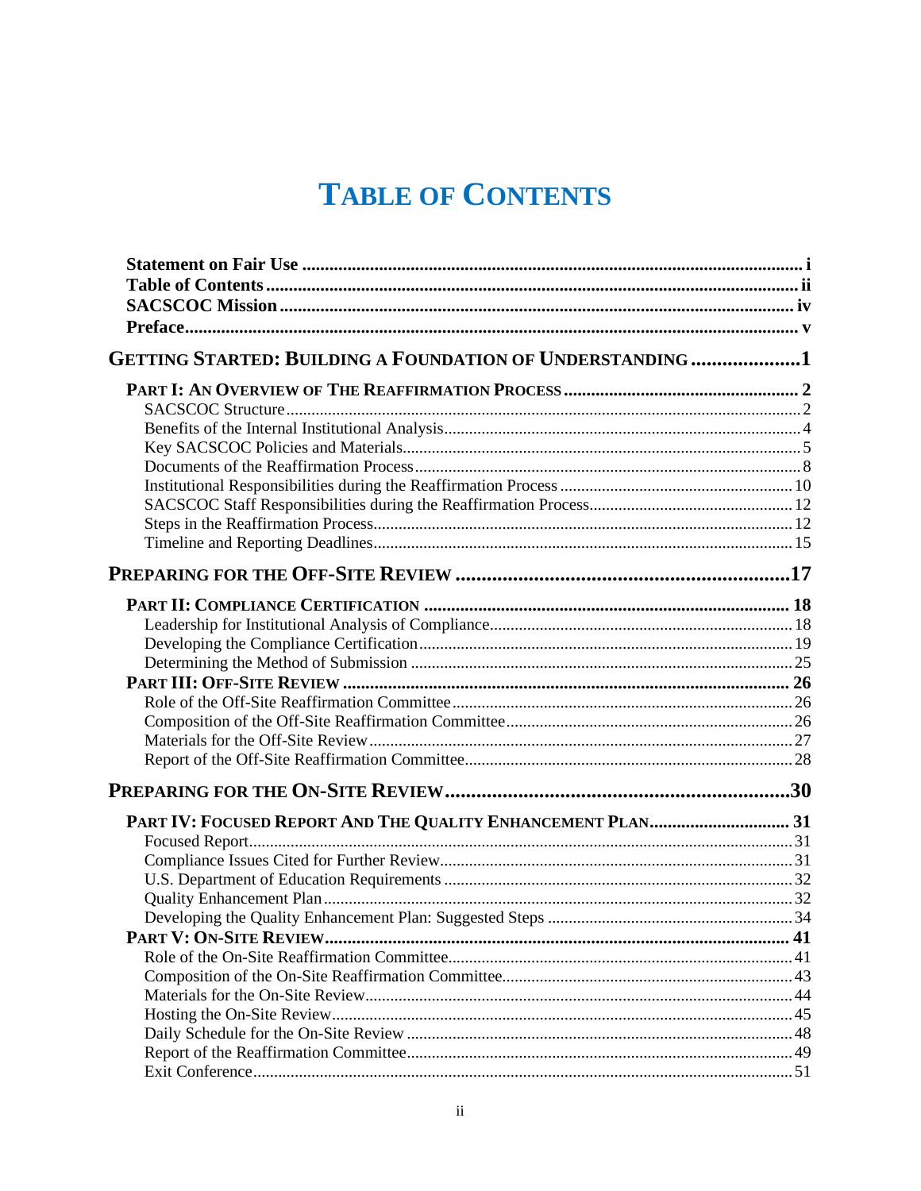# TABLE OF CONTENTS

**Statement on Fair Use** ..... i
**Table of Contents** ..... ii
**SACSCOC Mission** ..... iv
**Preface** ..... v

**GETTING STARTED: BUILDING A FOUNDATION OF UNDERSTANDING** ..... 1

**PART I: AN OVERVIEW OF THE REAFFIRMATION PROCESS** ..... 2
- SACSCOC Structure ..... 2
- Benefits of the Internal Institutional Analysis ..... 4
- Key SACSCOC Policies and Materials ..... 5
- Documents of the Reaffirmation Process ..... 8
- Institutional Responsibilities during the Reaffirmation Process ..... 10
- SACSCOC Staff Responsibilities during the Reaffirmation Process ..... 12
- Steps in the Reaffirmation Process ..... 12
- Timeline and Reporting Deadlines ..... 15

**PREPARING FOR THE OFF-SITE REVIEW** ..... 17

**PART II: COMPLIANCE CERTIFICATION** ..... 18
- Leadership for Institutional Analysis of Compliance ..... 18
- Developing the Compliance Certification ..... 19
- Determining the Method of Submission ..... 25

**PART III: OFF-SITE REVIEW** ..... 26
- Role of the Off-Site Reaffirmation Committee ..... 26
- Composition of the Off-Site Reaffirmation Committee ..... 26
- Materials for the Off-Site Review ..... 27
- Report of the Off-Site Reaffirmation Committee ..... 28

**PREPARING FOR THE ON-SITE REVIEW** ..... 30

**PART IV: FOCUSED REPORT AND THE QUALITY ENHANCEMENT PLAN** ..... 31
- Focused Report ..... 31
- Compliance Issues Cited for Further Review ..... 31
- U.S. Department of Education Requirements ..... 32
- Quality Enhancement Plan ..... 32
- Developing the Quality Enhancement Plan: Suggested Steps ..... 34

**PART V: ON-SITE REVIEW** ..... 41
- Role of the On-Site Reaffirmation Committee ..... 41
- Composition of the On-Site Reaffirmation Committee ..... 43
- Materials for the On-Site Review ..... 44
- Hosting the On-Site Review ..... 45
- Daily Schedule for the On-Site Review ..... 48
- Report of the Reaffirmation Committee ..... 49
- Exit Conference ..... 51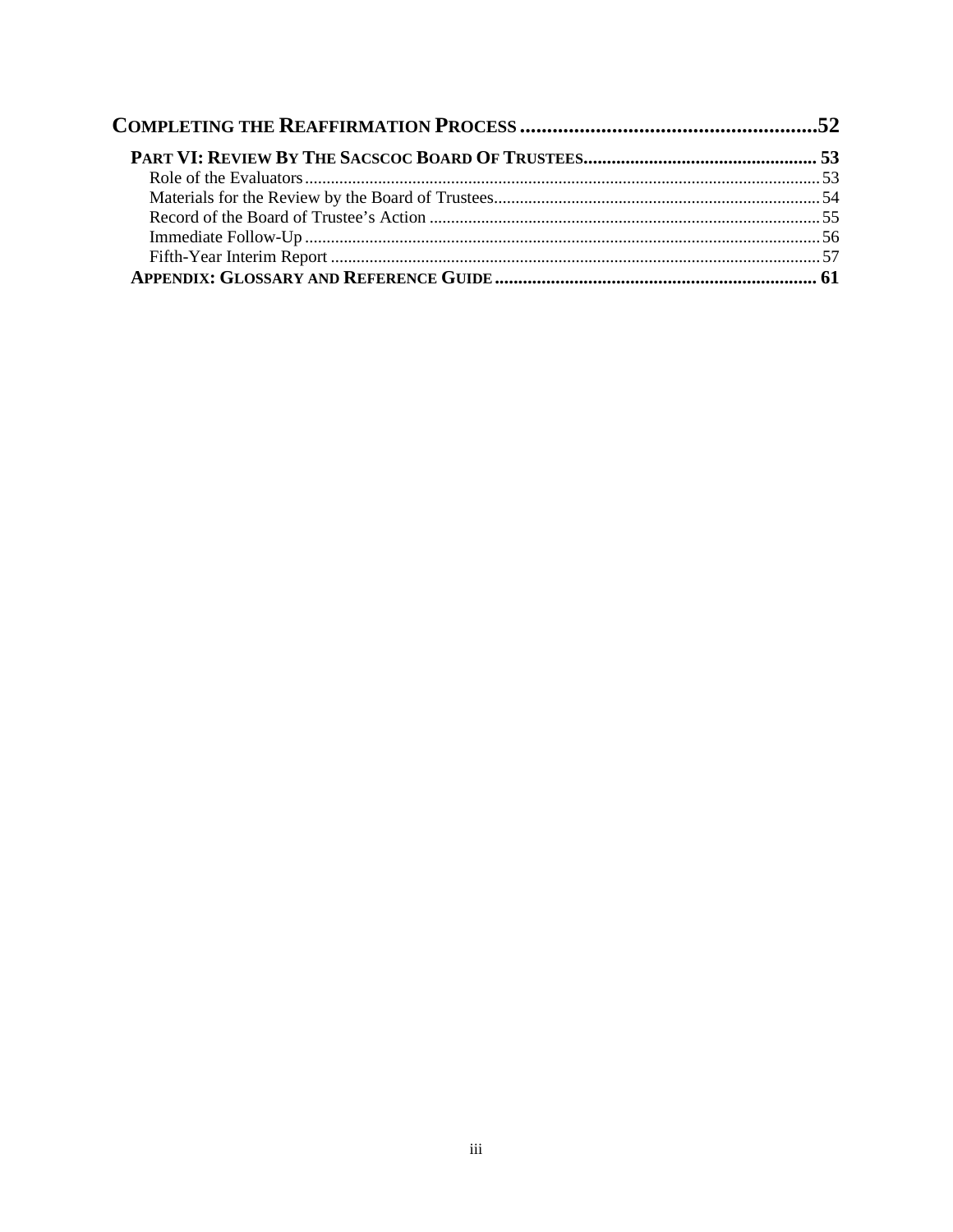**COMPLETING THE REAFFIRMATION PROCESS** .......................................................**52**

**PART VI: REVIEW BY THE SACSCOC BOARD OF TRUSTEES**.................................................. **53**

- Role of the Evaluators........................................................................................................53
- Materials for the Review by the Board of Trustees............................................................54
- Record of the Board of Trustee's Action ...........................................................................55
- Immediate Follow-Up........................................................................................................56
- Fifth-Year Interim Report ..................................................................................................57

**APPENDIX: GLOSSARY AND REFERENCE GUIDE** .................................................................... **61**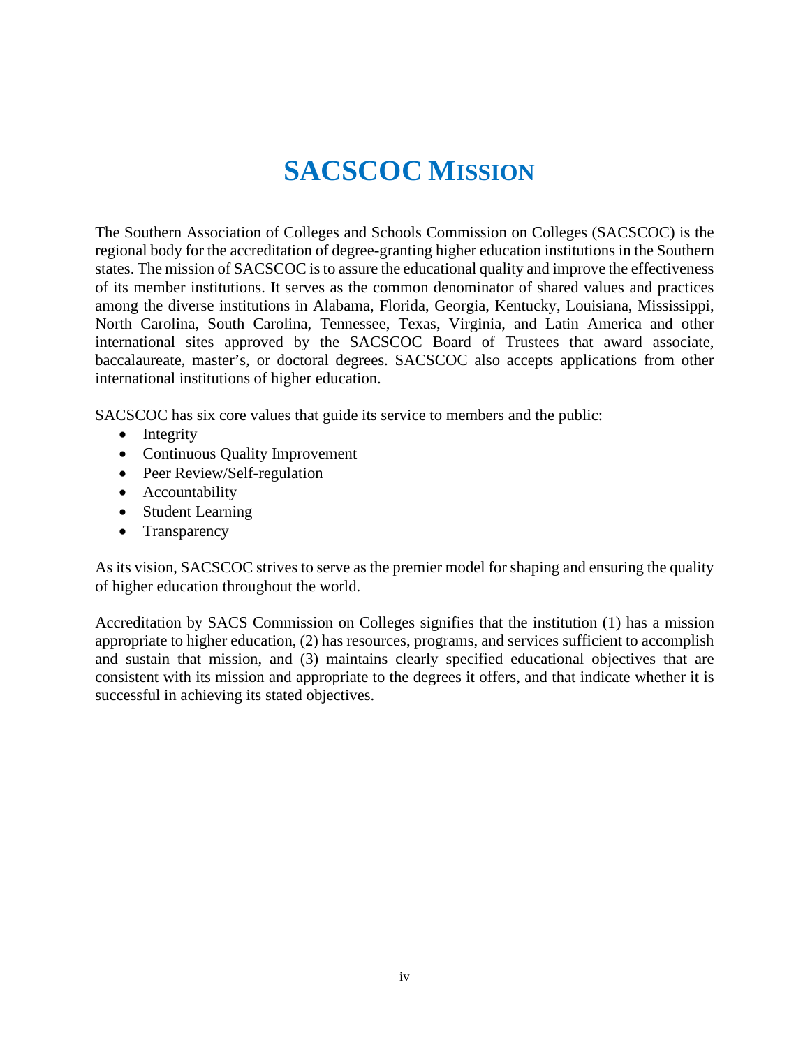# SACSCOC MISSION

The Southern Association of Colleges and Schools Commission on Colleges (SACSCOC) is the regional body for the accreditation of degree-granting higher education institutions in the Southern states. The mission of SACSCOC is to assure the educational quality and improve the effectiveness of its member institutions. It serves as the common denominator of shared values and practices among the diverse institutions in Alabama, Florida, Georgia, Kentucky, Louisiana, Mississippi, North Carolina, South Carolina, Tennessee, Texas, Virginia, and Latin America and other international sites approved by the SACSCOC Board of Trustees that award associate, baccalaureate, master's, or doctoral degrees. SACSCOC also accepts applications from other international institutions of higher education.

SACSCOC has six core values that guide its service to members and the public:

- Integrity
- Continuous Quality Improvement
- Peer Review/Self-regulation
- Accountability
- Student Learning
- Transparency

As its vision, SACSCOC strives to serve as the premier model for shaping and ensuring the quality of higher education throughout the world.

Accreditation by SACS Commission on Colleges signifies that the institution (1) has a mission appropriate to higher education, (2) has resources, programs, and services sufficient to accomplish and sustain that mission, and (3) maintains clearly specified educational objectives that are consistent with its mission and appropriate to the degrees it offers, and that indicate whether it is successful in achieving its stated objectives.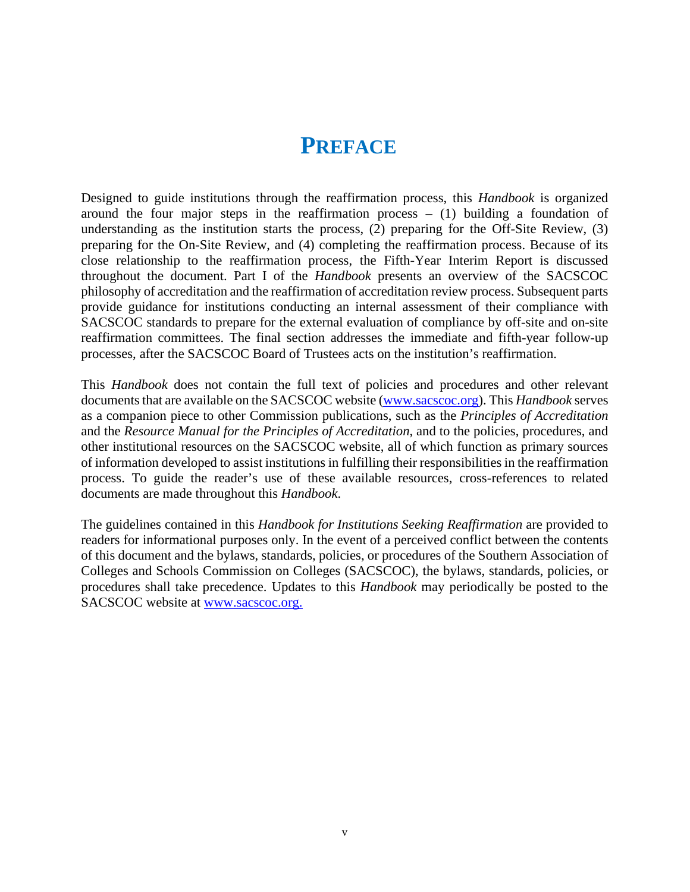# PREFACE

Designed to guide institutions through the reaffirmation process, this *Handbook* is organized around the four major steps in the reaffirmation process – (1) building a foundation of understanding as the institution starts the process, (2) preparing for the Off-Site Review, (3) preparing for the On-Site Review, and (4) completing the reaffirmation process. Because of its close relationship to the reaffirmation process, the Fifth-Year Interim Report is discussed throughout the document. Part I of the *Handbook* presents an overview of the SACSCOC philosophy of accreditation and the reaffirmation of accreditation review process. Subsequent parts provide guidance for institutions conducting an internal assessment of their compliance with SACSCOC standards to prepare for the external evaluation of compliance by off-site and on-site reaffirmation committees. The final section addresses the immediate and fifth-year follow-up processes, after the SACSCOC Board of Trustees acts on the institution's reaffirmation.

This *Handbook* does not contain the full text of policies and procedures and other relevant documents that are available on the SACSCOC website ([www.sacscoc.org](http://www.sacscoc.org)). This *Handbook* serves as a companion piece to other Commission publications, such as the *Principles of Accreditation* and the *Resource Manual for the Principles of Accreditation*, and to the policies, procedures, and other institutional resources on the SACSCOC website, all of which function as primary sources of information developed to assist institutions in fulfilling their responsibilities in the reaffirmation process. To guide the reader's use of these available resources, cross-references to related documents are made throughout this *Handbook*.

The guidelines contained in this *Handbook for Institutions Seeking Reaffirmation* are provided to readers for informational purposes only. In the event of a perceived conflict between the contents of this document and the bylaws, standards, policies, or procedures of the Southern Association of Colleges and Schools Commission on Colleges (SACSCOC), the bylaws, standards, policies, or procedures shall take precedence. Updates to this *Handbook* may periodically be posted to the SACSCOC website at [www.sacscoc.org.](http://www.sacscoc.org)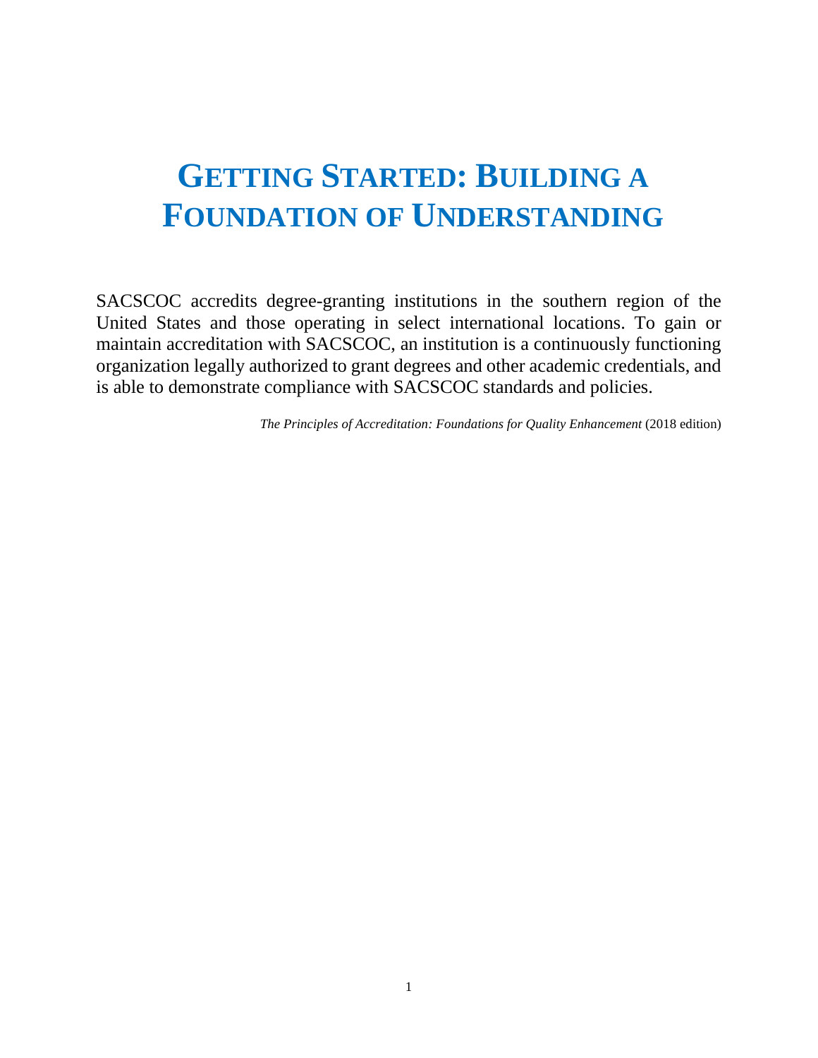# Getting Started: Building a Foundation of Understanding

SACSCOC accredits degree-granting institutions in the southern region of the United States and those operating in select international locations. To gain or maintain accreditation with SACSCOC, an institution is a continuously functioning organization legally authorized to grant degrees and other academic credentials, and is able to demonstrate compliance with SACSCOC standards and policies.

*The Principles of Accreditation: Foundations for Quality Enhancement* (2018 edition)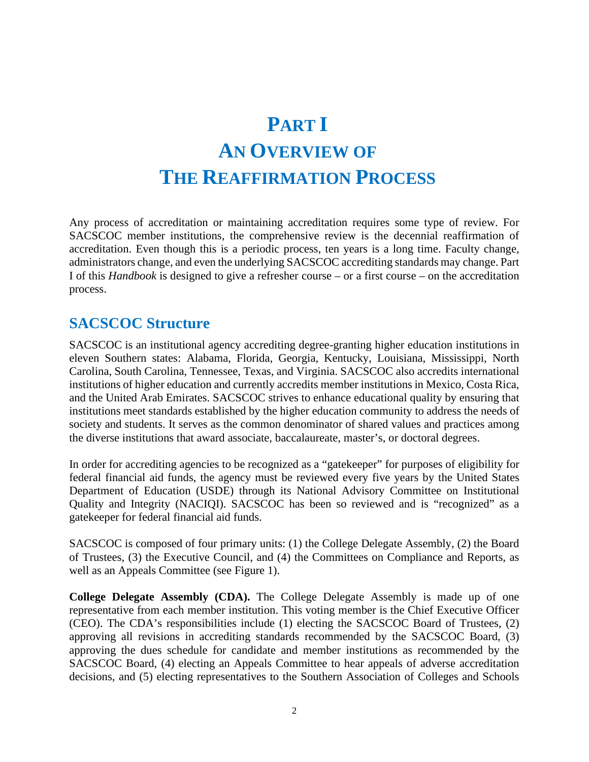# PART I
# AN OVERVIEW OF
# THE REAFFIRMATION PROCESS

Any process of accreditation or maintaining accreditation requires some type of review. For SACSCOC member institutions, the comprehensive review is the decennial reaffirmation of accreditation. Even though this is a periodic process, ten years is a long time. Faculty change, administrators change, and even the underlying SACSCOC accrediting standards may change. Part I of this *Handbook* is designed to give a refresher course – or a first course – on the accreditation process.

## SACSCOC Structure

SACSCOC is an institutional agency accrediting degree-granting higher education institutions in eleven Southern states: Alabama, Florida, Georgia, Kentucky, Louisiana, Mississippi, North Carolina, South Carolina, Tennessee, Texas, and Virginia. SACSCOC also accredits international institutions of higher education and currently accredits member institutions in Mexico, Costa Rica, and the United Arab Emirates. SACSCOC strives to enhance educational quality by ensuring that institutions meet standards established by the higher education community to address the needs of society and students. It serves as the common denominator of shared values and practices among the diverse institutions that award associate, baccalaureate, master's, or doctoral degrees.

In order for accrediting agencies to be recognized as a "gatekeeper" for purposes of eligibility for federal financial aid funds, the agency must be reviewed every five years by the United States Department of Education (USDE) through its National Advisory Committee on Institutional Quality and Integrity (NACIQI). SACSCOC has been so reviewed and is "recognized" as a gatekeeper for federal financial aid funds.

SACSCOC is composed of four primary units: (1) the College Delegate Assembly, (2) the Board of Trustees, (3) the Executive Council, and (4) the Committees on Compliance and Reports, as well as an Appeals Committee (see Figure 1).

**College Delegate Assembly (CDA).** The College Delegate Assembly is made up of one representative from each member institution. This voting member is the Chief Executive Officer (CEO). The CDA's responsibilities include (1) electing the SACSCOC Board of Trustees, (2) approving all revisions in accrediting standards recommended by the SACSCOC Board, (3) approving the dues schedule for candidate and member institutions as recommended by the SACSCOC Board, (4) electing an Appeals Committee to hear appeals of adverse accreditation decisions, and (5) electing representatives to the Southern Association of Colleges and Schools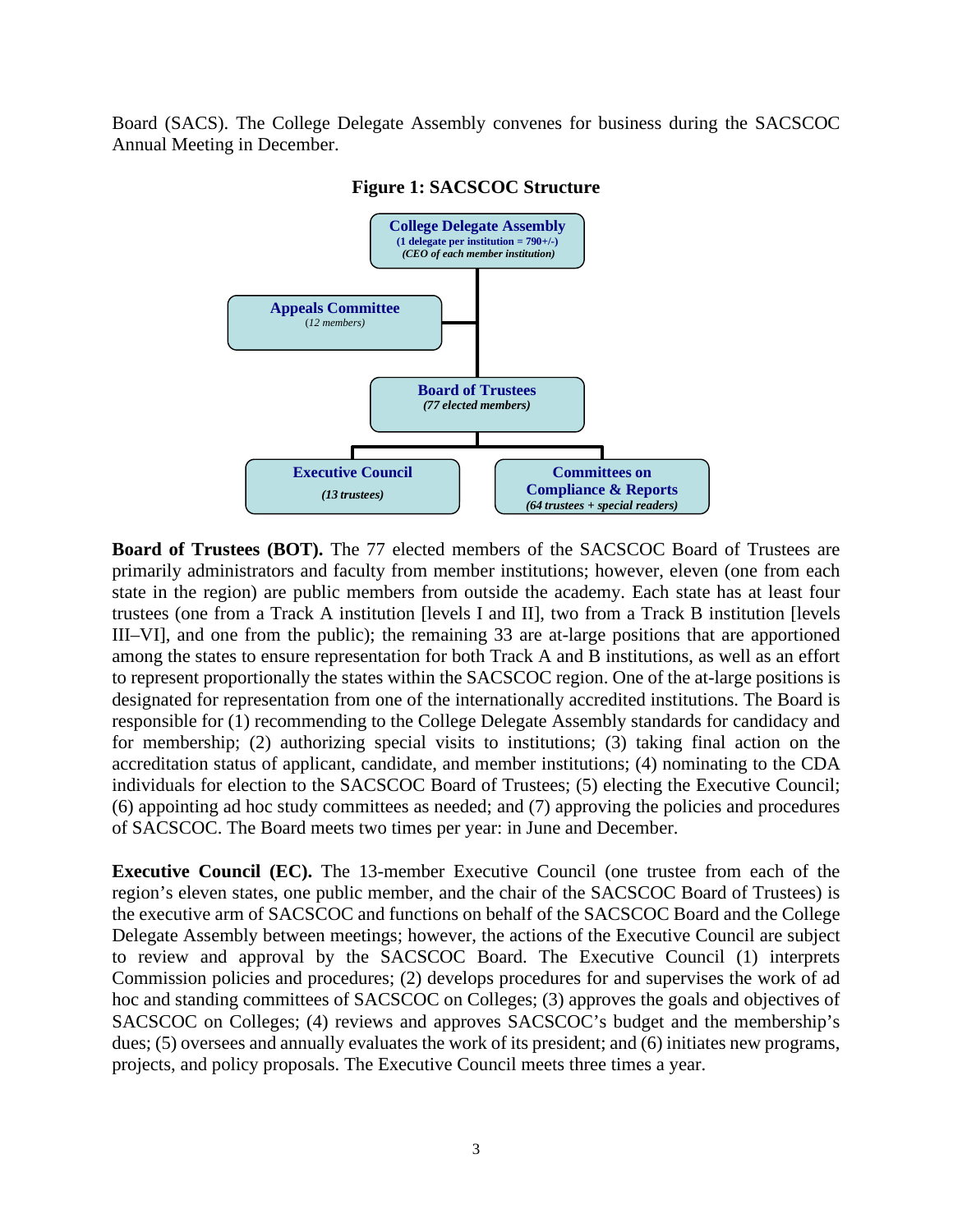Board (SACS). The College Delegate Assembly convenes for business during the SACSCOC Annual Meeting in December.

**Figure 1: SACSCOC Structure**

College Delegate Assembly
(1 delegate per institution = 790+/-)
*(CEO of each member institution)*

Appeals Committee
*(12 members)*

Board of Trustees
*(77 elected members)*

Executive Council
*(13 trustees)*

Committees on Compliance & Reports
*(64 trustees + special readers)*

**Board of Trustees (BOT).** The 77 elected members of the SACSCOC Board of Trustees are primarily administrators and faculty from member institutions; however, eleven (one from each state in the region) are public members from outside the academy. Each state has at least four trustees (one from a Track A institution [levels I and II], two from a Track B institution [levels III–VI], and one from the public); the remaining 33 are at-large positions that are apportioned among the states to ensure representation for both Track A and B institutions, as well as an effort to represent proportionally the states within the SACSCOC region. One of the at-large positions is designated for representation from one of the internationally accredited institutions. The Board is responsible for (1) recommending to the College Delegate Assembly standards for candidacy and for membership; (2) authorizing special visits to institutions; (3) taking final action on the accreditation status of applicant, candidate, and member institutions; (4) nominating to the CDA individuals for election to the SACSCOC Board of Trustees; (5) electing the Executive Council; (6) appointing ad hoc study committees as needed; and (7) approving the policies and procedures of SACSCOC. The Board meets two times per year: in June and December.

**Executive Council (EC).** The 13-member Executive Council (one trustee from each of the region's eleven states, one public member, and the chair of the SACSCOC Board of Trustees) is the executive arm of SACSCOC and functions on behalf of the SACSCOC Board and the College Delegate Assembly between meetings; however, the actions of the Executive Council are subject to review and approval by the SACSCOC Board. The Executive Council (1) interprets Commission policies and procedures; (2) develops procedures for and supervises the work of ad hoc and standing committees of SACSCOC on Colleges; (3) approves the goals and objectives of SACSCOC on Colleges; (4) reviews and approves SACSCOC's budget and the membership's dues; (5) oversees and annually evaluates the work of its president; and (6) initiates new programs, projects, and policy proposals. The Executive Council meets three times a year.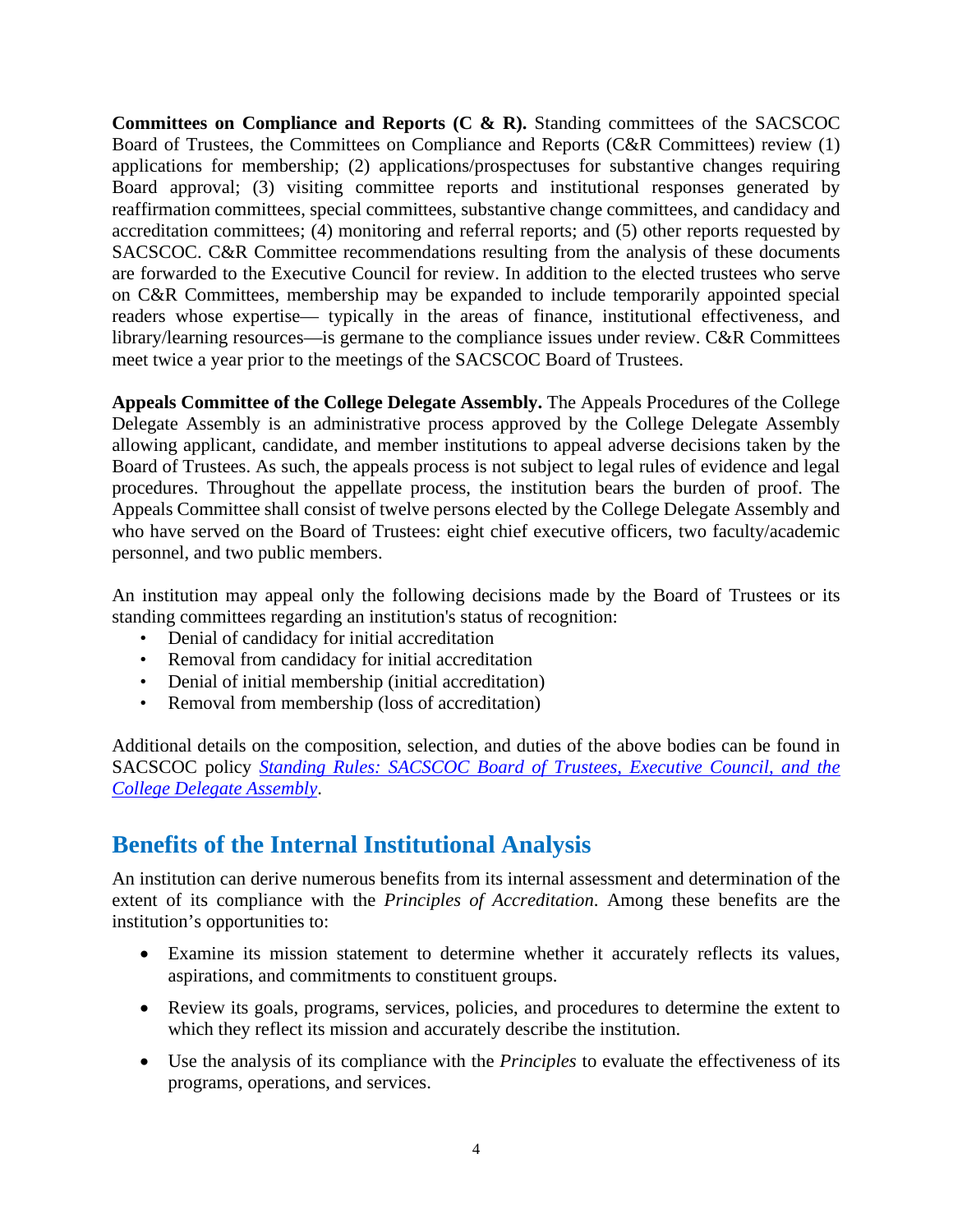**Committees on Compliance and Reports (C & R).** Standing committees of the SACSCOC Board of Trustees, the Committees on Compliance and Reports (C&R Committees) review (1) applications for membership; (2) applications/prospectuses for substantive changes requiring Board approval; (3) visiting committee reports and institutional responses generated by reaffirmation committees, special committees, substantive change committees, and candidacy and accreditation committees; (4) monitoring and referral reports; and (5) other reports requested by SACSCOC. C&R Committee recommendations resulting from the analysis of these documents are forwarded to the Executive Council for review. In addition to the elected trustees who serve on C&R Committees, membership may be expanded to include temporarily appointed special readers whose expertise— typically in the areas of finance, institutional effectiveness, and library/learning resources—is germane to the compliance issues under review. C&R Committees meet twice a year prior to the meetings of the SACSCOC Board of Trustees.

**Appeals Committee of the College Delegate Assembly.** The Appeals Procedures of the College Delegate Assembly is an administrative process approved by the College Delegate Assembly allowing applicant, candidate, and member institutions to appeal adverse decisions taken by the Board of Trustees. As such, the appeals process is not subject to legal rules of evidence and legal procedures. Throughout the appellate process, the institution bears the burden of proof. The Appeals Committee shall consist of twelve persons elected by the College Delegate Assembly and who have served on the Board of Trustees: eight chief executive officers, two faculty/academic personnel, and two public members.

An institution may appeal only the following decisions made by the Board of Trustees or its standing committees regarding an institution's status of recognition:

- Denial of candidacy for initial accreditation
- Removal from candidacy for initial accreditation
- Denial of initial membership (initial accreditation)
- Removal from membership (loss of accreditation)

Additional details on the composition, selection, and duties of the above bodies can be found in SACSCOC policy *Standing Rules: SACSCOC Board of Trustees, Executive Council, and the College Delegate Assembly*.

## Benefits of the Internal Institutional Analysis

An institution can derive numerous benefits from its internal assessment and determination of the extent of its compliance with the *Principles of Accreditation*. Among these benefits are the institution's opportunities to:

- Examine its mission statement to determine whether it accurately reflects its values, aspirations, and commitments to constituent groups.
- Review its goals, programs, services, policies, and procedures to determine the extent to which they reflect its mission and accurately describe the institution.
- Use the analysis of its compliance with the *Principles* to evaluate the effectiveness of its programs, operations, and services.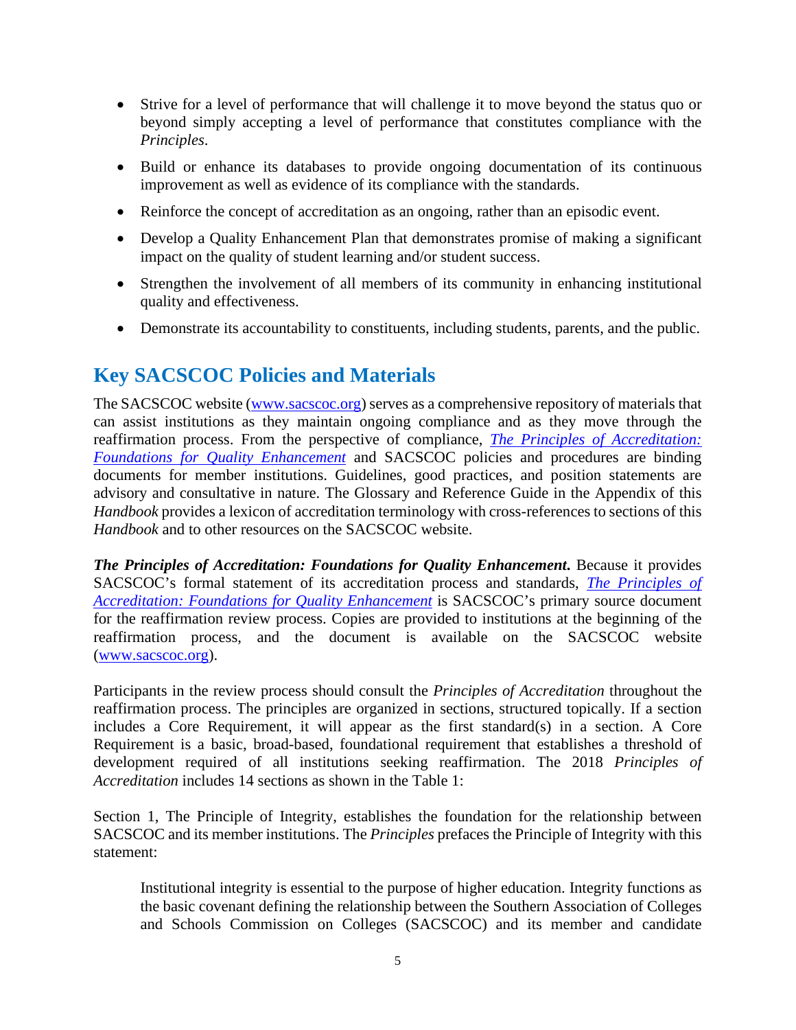- Strive for a level of performance that will challenge it to move beyond the status quo or beyond simply accepting a level of performance that constitutes compliance with the *Principles*.
- Build or enhance its databases to provide ongoing documentation of its continuous improvement as well as evidence of its compliance with the standards.
- Reinforce the concept of accreditation as an ongoing, rather than an episodic event.
- Develop a Quality Enhancement Plan that demonstrates promise of making a significant impact on the quality of student learning and/or student success.
- Strengthen the involvement of all members of its community in enhancing institutional quality and effectiveness.
- Demonstrate its accountability to constituents, including students, parents, and the public.

## Key SACSCOC Policies and Materials

The SACSCOC website (www.sacscoc.org) serves as a comprehensive repository of materials that can assist institutions as they maintain ongoing compliance and as they move through the reaffirmation process. From the perspective of compliance, *The Principles of Accreditation: Foundations for Quality Enhancement* and SACSCOC policies and procedures are binding documents for member institutions. Guidelines, good practices, and position statements are advisory and consultative in nature. The Glossary and Reference Guide in the Appendix of this *Handbook* provides a lexicon of accreditation terminology with cross-references to sections of this *Handbook* and to other resources on the SACSCOC website.

***The Principles of Accreditation: Foundations for Quality Enhancement*.** Because it provides SACSCOC's formal statement of its accreditation process and standards, *The Principles of Accreditation: Foundations for Quality Enhancement* is SACSCOC's primary source document for the reaffirmation review process. Copies are provided to institutions at the beginning of the reaffirmation process, and the document is available on the SACSCOC website (www.sacscoc.org).

Participants in the review process should consult the *Principles of Accreditation* throughout the reaffirmation process. The principles are organized in sections, structured topically. If a section includes a Core Requirement, it will appear as the first standard(s) in a section. A Core Requirement is a basic, broad-based, foundational requirement that establishes a threshold of development required of all institutions seeking reaffirmation. The 2018 *Principles of Accreditation* includes 14 sections as shown in the Table 1:

Section 1, The Principle of Integrity, establishes the foundation for the relationship between SACSCOC and its member institutions. The *Principles* prefaces the Principle of Integrity with this statement:

> Institutional integrity is essential to the purpose of higher education. Integrity functions as the basic covenant defining the relationship between the Southern Association of Colleges and Schools Commission on Colleges (SACSCOC) and its member and candidate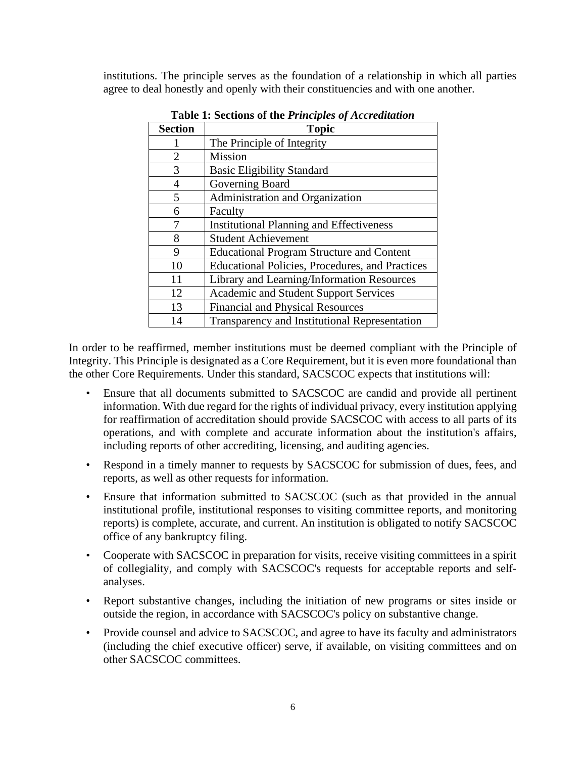institutions. The principle serves as the foundation of a relationship in which all parties agree to deal honestly and openly with their constituencies and with one another.

**Table 1: Sections of the *Principles of Accreditation***

| Section | Topic |
|---|---|
| 1 | The Principle of Integrity |
| 2 | Mission |
| 3 | Basic Eligibility Standard |
| 4 | Governing Board |
| 5 | Administration and Organization |
| 6 | Faculty |
| 7 | Institutional Planning and Effectiveness |
| 8 | Student Achievement |
| 9 | Educational Program Structure and Content |
| 10 | Educational Policies, Procedures, and Practices |
| 11 | Library and Learning/Information Resources |
| 12 | Academic and Student Support Services |
| 13 | Financial and Physical Resources |
| 14 | Transparency and Institutional Representation |

In order to be reaffirmed, member institutions must be deemed compliant with the Principle of Integrity. This Principle is designated as a Core Requirement, but it is even more foundational than the other Core Requirements. Under this standard, SACSCOC expects that institutions will:

- Ensure that all documents submitted to SACSCOC are candid and provide all pertinent information. With due regard for the rights of individual privacy, every institution applying for reaffirmation of accreditation should provide SACSCOC with access to all parts of its operations, and with complete and accurate information about the institution's affairs, including reports of other accrediting, licensing, and auditing agencies.
- Respond in a timely manner to requests by SACSCOC for submission of dues, fees, and reports, as well as other requests for information.
- Ensure that information submitted to SACSCOC (such as that provided in the annual institutional profile, institutional responses to visiting committee reports, and monitoring reports) is complete, accurate, and current. An institution is obligated to notify SACSCOC office of any bankruptcy filing.
- Cooperate with SACSCOC in preparation for visits, receive visiting committees in a spirit of collegiality, and comply with SACSCOC's requests for acceptable reports and self-analyses.
- Report substantive changes, including the initiation of new programs or sites inside or outside the region, in accordance with SACSCOC's policy on substantive change.
- Provide counsel and advice to SACSCOC, and agree to have its faculty and administrators (including the chief executive officer) serve, if available, on visiting committees and on other SACSCOC committees.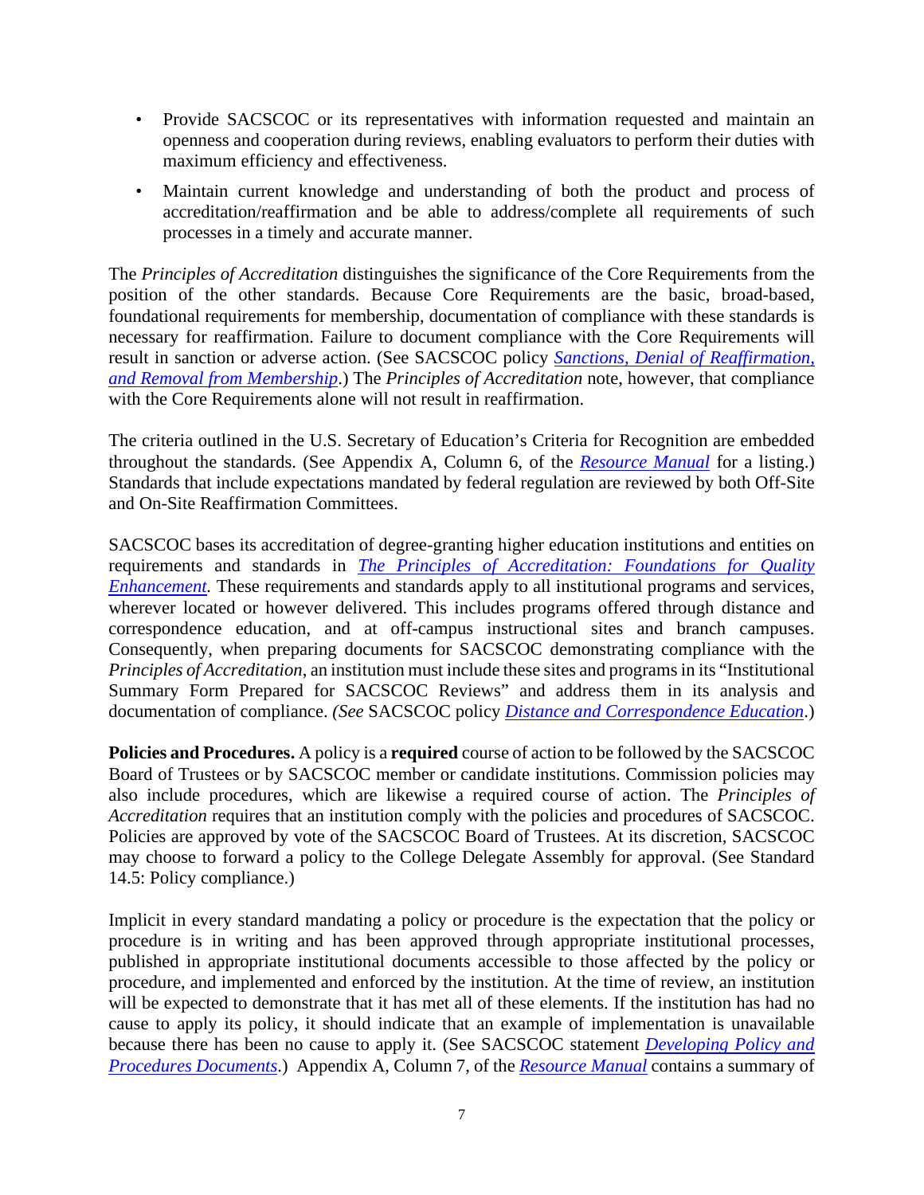- Provide SACSCOC or its representatives with information requested and maintain an openness and cooperation during reviews, enabling evaluators to perform their duties with maximum efficiency and effectiveness.
- Maintain current knowledge and understanding of both the product and process of accreditation/reaffirmation and be able to address/complete all requirements of such processes in a timely and accurate manner.

The *Principles of Accreditation* distinguishes the significance of the Core Requirements from the position of the other standards. Because Core Requirements are the basic, broad-based, foundational requirements for membership, documentation of compliance with these standards is necessary for reaffirmation. Failure to document compliance with the Core Requirements will result in sanction or adverse action. (See SACSCOC policy *Sanctions, Denial of Reaffirmation, and Removal from Membership*.) The *Principles of Accreditation* note, however, that compliance with the Core Requirements alone will not result in reaffirmation.

The criteria outlined in the U.S. Secretary of Education's Criteria for Recognition are embedded throughout the standards. (See Appendix A, Column 6, of the *Resource Manual* for a listing.) Standards that include expectations mandated by federal regulation are reviewed by both Off-Site and On-Site Reaffirmation Committees.

SACSCOC bases its accreditation of degree-granting higher education institutions and entities on requirements and standards in *The Principles of Accreditation: Foundations for Quality Enhancement*. These requirements and standards apply to all institutional programs and services, wherever located or however delivered. This includes programs offered through distance and correspondence education, and at off-campus instructional sites and branch campuses. Consequently, when preparing documents for SACSCOC demonstrating compliance with the *Principles of Accreditation*, an institution must include these sites and programs in its "Institutional Summary Form Prepared for SACSCOC Reviews" and address them in its analysis and documentation of compliance. *(See* SACSCOC policy *Distance and Correspondence Education*.)

**Policies and Procedures.** A policy is a **required** course of action to be followed by the SACSCOC Board of Trustees or by SACSCOC member or candidate institutions. Commission policies may also include procedures, which are likewise a required course of action. The *Principles of Accreditation* requires that an institution comply with the policies and procedures of SACSCOC. Policies are approved by vote of the SACSCOC Board of Trustees. At its discretion, SACSCOC may choose to forward a policy to the College Delegate Assembly for approval. (See Standard 14.5: Policy compliance.)

Implicit in every standard mandating a policy or procedure is the expectation that the policy or procedure is in writing and has been approved through appropriate institutional processes, published in appropriate institutional documents accessible to those affected by the policy or procedure, and implemented and enforced by the institution. At the time of review, an institution will be expected to demonstrate that it has met all of these elements. If the institution has had no cause to apply its policy, it should indicate that an example of implementation is unavailable because there has been no cause to apply it. (See SACSCOC statement *Developing Policy and Procedures Documents*.) Appendix A, Column 7, of the *Resource Manual* contains a summary of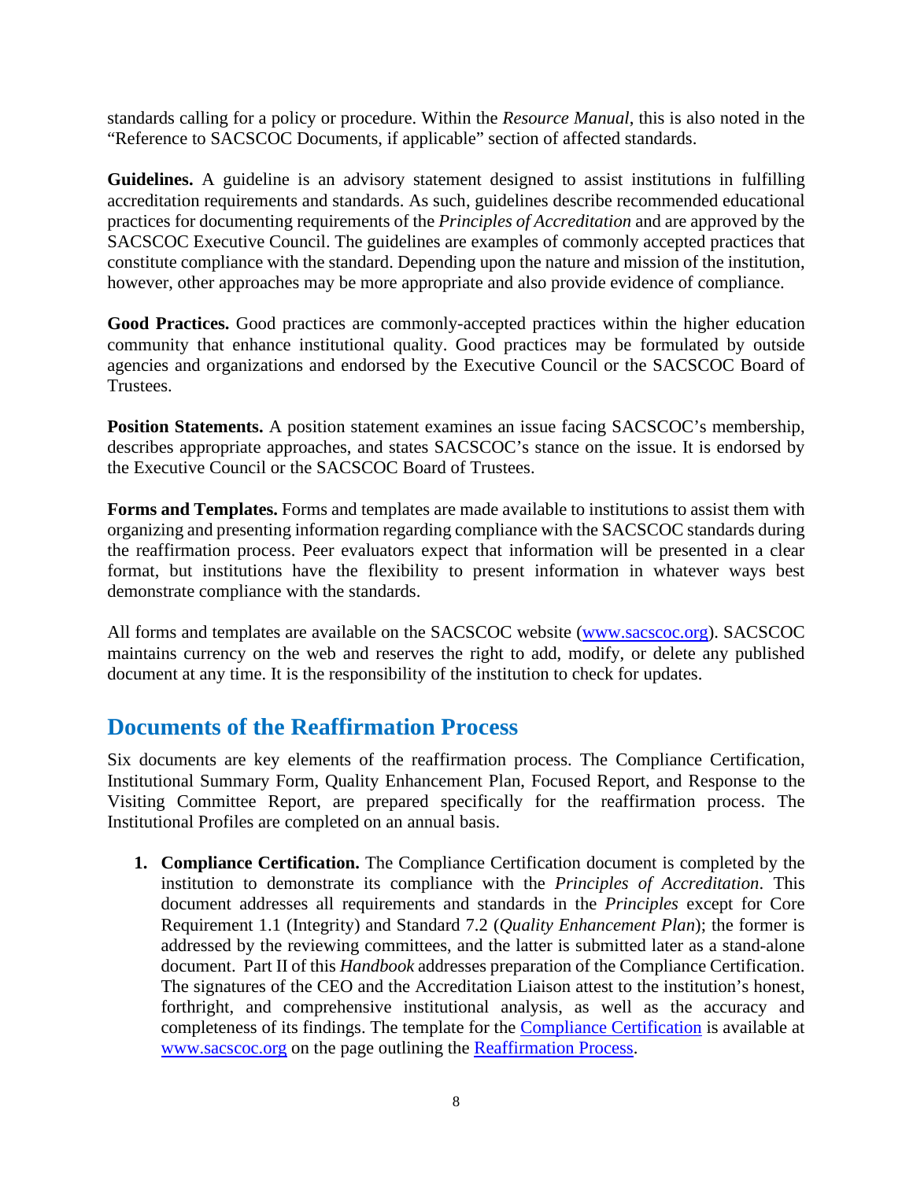standards calling for a policy or procedure. Within the *Resource Manual*, this is also noted in the "Reference to SACSCOC Documents, if applicable" section of affected standards.

**Guidelines.** A guideline is an advisory statement designed to assist institutions in fulfilling accreditation requirements and standards. As such, guidelines describe recommended educational practices for documenting requirements of the *Principles of Accreditation* and are approved by the SACSCOC Executive Council. The guidelines are examples of commonly accepted practices that constitute compliance with the standard. Depending upon the nature and mission of the institution, however, other approaches may be more appropriate and also provide evidence of compliance.

**Good Practices.** Good practices are commonly-accepted practices within the higher education community that enhance institutional quality. Good practices may be formulated by outside agencies and organizations and endorsed by the Executive Council or the SACSCOC Board of Trustees.

**Position Statements.** A position statement examines an issue facing SACSCOC's membership, describes appropriate approaches, and states SACSCOC's stance on the issue. It is endorsed by the Executive Council or the SACSCOC Board of Trustees.

**Forms and Templates.** Forms and templates are made available to institutions to assist them with organizing and presenting information regarding compliance with the SACSCOC standards during the reaffirmation process. Peer evaluators expect that information will be presented in a clear format, but institutions have the flexibility to present information in whatever ways best demonstrate compliance with the standards.

All forms and templates are available on the SACSCOC website (www.sacscoc.org). SACSCOC maintains currency on the web and reserves the right to add, modify, or delete any published document at any time. It is the responsibility of the institution to check for updates.

## Documents of the Reaffirmation Process

Six documents are key elements of the reaffirmation process. The Compliance Certification, Institutional Summary Form, Quality Enhancement Plan, Focused Report, and Response to the Visiting Committee Report, are prepared specifically for the reaffirmation process. The Institutional Profiles are completed on an annual basis.

1. **Compliance Certification.** The Compliance Certification document is completed by the institution to demonstrate its compliance with the *Principles of Accreditation*. This document addresses all requirements and standards in the *Principles* except for Core Requirement 1.1 (Integrity) and Standard 7.2 (*Quality Enhancement Plan*); the former is addressed by the reviewing committees, and the latter is submitted later as a stand-alone document. Part II of this *Handbook* addresses preparation of the Compliance Certification. The signatures of the CEO and the Accreditation Liaison attest to the institution's honest, forthright, and comprehensive institutional analysis, as well as the accuracy and completeness of its findings. The template for the Compliance Certification is available at www.sacscoc.org on the page outlining the Reaffirmation Process.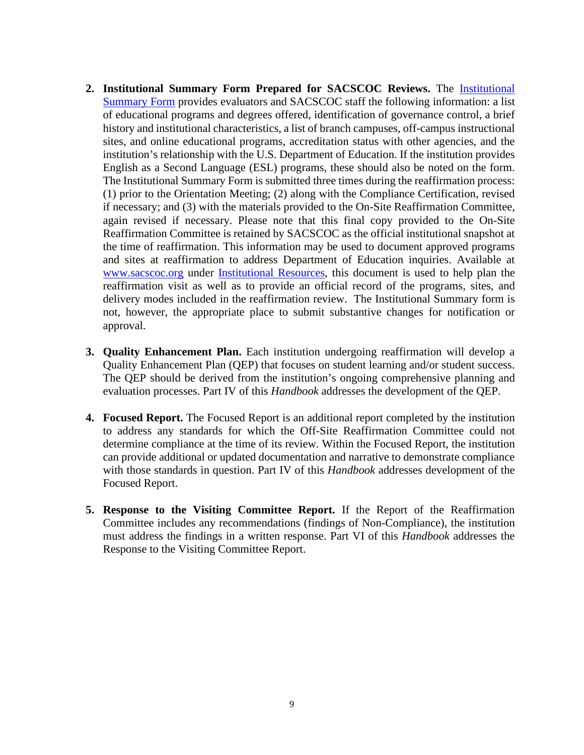2. **Institutional Summary Form Prepared for SACSCOC Reviews.** The [Institutional Summary Form]() provides evaluators and SACSCOC staff the following information: a list of educational programs and degrees offered, identification of governance control, a brief history and institutional characteristics, a list of branch campuses, off-campus instructional sites, and online educational programs, accreditation status with other agencies, and the institution's relationship with the U.S. Department of Education. If the institution provides English as a Second Language (ESL) programs, these should also be noted on the form. The Institutional Summary Form is submitted three times during the reaffirmation process: (1) prior to the Orientation Meeting; (2) along with the Compliance Certification, revised if necessary; and (3) with the materials provided to the On-Site Reaffirmation Committee, again revised if necessary. Please note that this final copy provided to the On-Site Reaffirmation Committee is retained by SACSCOC as the official institutional snapshot at the time of reaffirmation. This information may be used to document approved programs and sites at reaffirmation to address Department of Education inquiries. Available at [www.sacscoc.org]() under [Institutional Resources](), this document is used to help plan the reaffirmation visit as well as to provide an official record of the programs, sites, and delivery modes included in the reaffirmation review. The Institutional Summary form is not, however, the appropriate place to submit substantive changes for notification or approval.

3. **Quality Enhancement Plan.** Each institution undergoing reaffirmation will develop a Quality Enhancement Plan (QEP) that focuses on student learning and/or student success. The QEP should be derived from the institution's ongoing comprehensive planning and evaluation processes. Part IV of this *Handbook* addresses the development of the QEP.

4. **Focused Report.** The Focused Report is an additional report completed by the institution to address any standards for which the Off-Site Reaffirmation Committee could not determine compliance at the time of its review. Within the Focused Report, the institution can provide additional or updated documentation and narrative to demonstrate compliance with those standards in question. Part IV of this *Handbook* addresses development of the Focused Report.

5. **Response to the Visiting Committee Report.** If the Report of the Reaffirmation Committee includes any recommendations (findings of Non-Compliance), the institution must address the findings in a written response. Part VI of this *Handbook* addresses the Response to the Visiting Committee Report.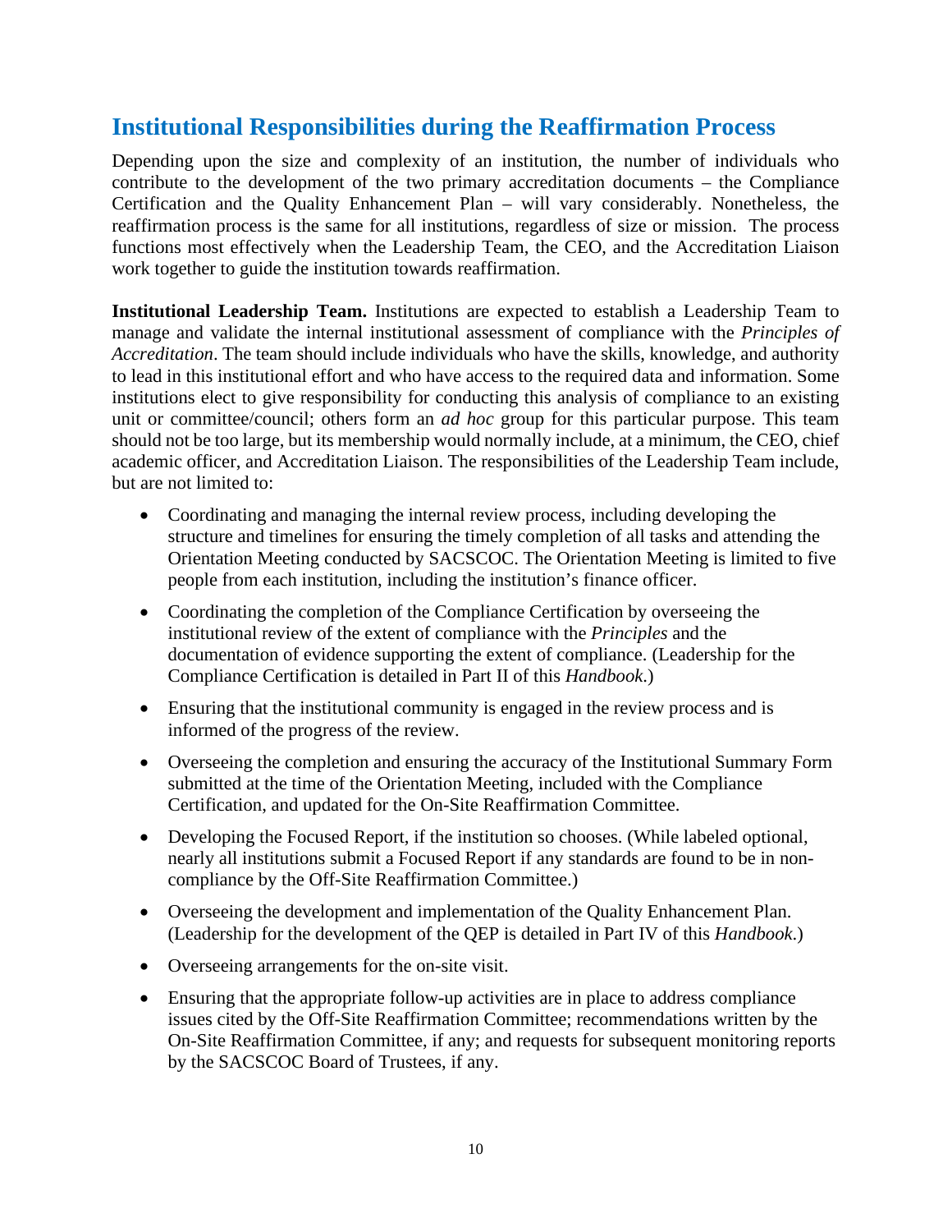## Institutional Responsibilities during the Reaffirmation Process

Depending upon the size and complexity of an institution, the number of individuals who contribute to the development of the two primary accreditation documents – the Compliance Certification and the Quality Enhancement Plan – will vary considerably. Nonetheless, the reaffirmation process is the same for all institutions, regardless of size or mission. The process functions most effectively when the Leadership Team, the CEO, and the Accreditation Liaison work together to guide the institution towards reaffirmation.

**Institutional Leadership Team.** Institutions are expected to establish a Leadership Team to manage and validate the internal institutional assessment of compliance with the *Principles of Accreditation*. The team should include individuals who have the skills, knowledge, and authority to lead in this institutional effort and who have access to the required data and information. Some institutions elect to give responsibility for conducting this analysis of compliance to an existing unit or committee/council; others form an *ad hoc* group for this particular purpose. This team should not be too large, but its membership would normally include, at a minimum, the CEO, chief academic officer, and Accreditation Liaison. The responsibilities of the Leadership Team include, but are not limited to:

- Coordinating and managing the internal review process, including developing the structure and timelines for ensuring the timely completion of all tasks and attending the Orientation Meeting conducted by SACSCOC. The Orientation Meeting is limited to five people from each institution, including the institution's finance officer.
- Coordinating the completion of the Compliance Certification by overseeing the institutional review of the extent of compliance with the *Principles* and the documentation of evidence supporting the extent of compliance. (Leadership for the Compliance Certification is detailed in Part II of this *Handbook*.)
- Ensuring that the institutional community is engaged in the review process and is informed of the progress of the review.
- Overseeing the completion and ensuring the accuracy of the Institutional Summary Form submitted at the time of the Orientation Meeting, included with the Compliance Certification, and updated for the On-Site Reaffirmation Committee.
- Developing the Focused Report, if the institution so chooses. (While labeled optional, nearly all institutions submit a Focused Report if any standards are found to be in non-compliance by the Off-Site Reaffirmation Committee.)
- Overseeing the development and implementation of the Quality Enhancement Plan. (Leadership for the development of the QEP is detailed in Part IV of this *Handbook*.)
- Overseeing arrangements for the on-site visit.
- Ensuring that the appropriate follow-up activities are in place to address compliance issues cited by the Off-Site Reaffirmation Committee; recommendations written by the On-Site Reaffirmation Committee, if any; and requests for subsequent monitoring reports by the SACSCOC Board of Trustees, if any.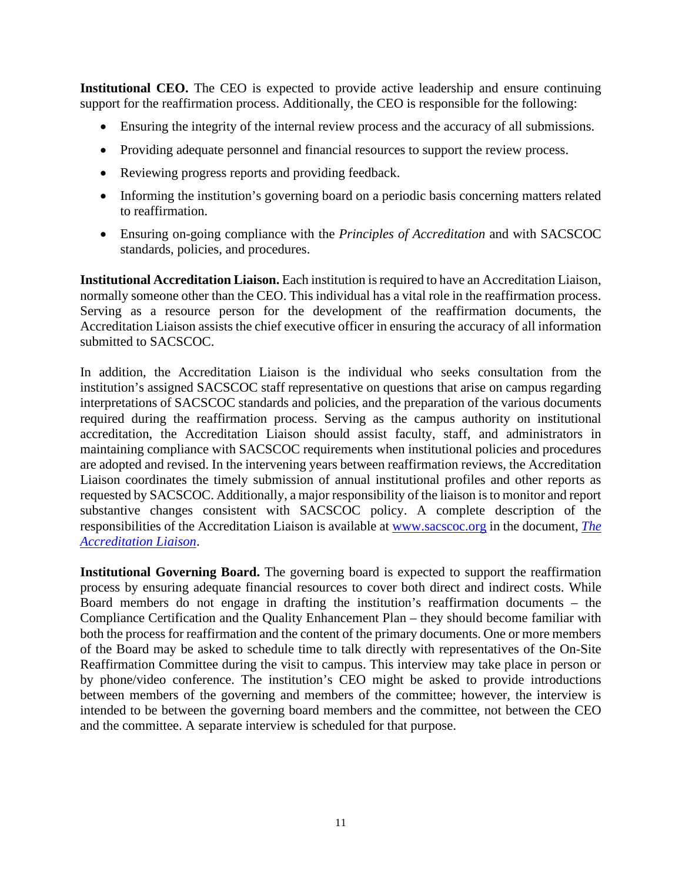**Institutional CEO.** The CEO is expected to provide active leadership and ensure continuing support for the reaffirmation process. Additionally, the CEO is responsible for the following:

- Ensuring the integrity of the internal review process and the accuracy of all submissions.
- Providing adequate personnel and financial resources to support the review process.
- Reviewing progress reports and providing feedback.
- Informing the institution's governing board on a periodic basis concerning matters related to reaffirmation.
- Ensuring on-going compliance with the *Principles of Accreditation* and with SACSCOC standards, policies, and procedures.

**Institutional Accreditation Liaison.** Each institution is required to have an Accreditation Liaison, normally someone other than the CEO. This individual has a vital role in the reaffirmation process. Serving as a resource person for the development of the reaffirmation documents, the Accreditation Liaison assists the chief executive officer in ensuring the accuracy of all information submitted to SACSCOC.

In addition, the Accreditation Liaison is the individual who seeks consultation from the institution's assigned SACSCOC staff representative on questions that arise on campus regarding interpretations of SACSCOC standards and policies, and the preparation of the various documents required during the reaffirmation process. Serving as the campus authority on institutional accreditation, the Accreditation Liaison should assist faculty, staff, and administrators in maintaining compliance with SACSCOC requirements when institutional policies and procedures are adopted and revised. In the intervening years between reaffirmation reviews, the Accreditation Liaison coordinates the timely submission of annual institutional profiles and other reports as requested by SACSCOC. Additionally, a major responsibility of the liaison is to monitor and report substantive changes consistent with SACSCOC policy. A complete description of the responsibilities of the Accreditation Liaison is available at [www.sacscoc.org](www.sacscoc.org) in the document, [*The Accreditation Liaison*]().

**Institutional Governing Board.** The governing board is expected to support the reaffirmation process by ensuring adequate financial resources to cover both direct and indirect costs. While Board members do not engage in drafting the institution's reaffirmation documents – the Compliance Certification and the Quality Enhancement Plan – they should become familiar with both the process for reaffirmation and the content of the primary documents. One or more members of the Board may be asked to schedule time to talk directly with representatives of the On-Site Reaffirmation Committee during the visit to campus. This interview may take place in person or by phone/video conference. The institution's CEO might be asked to provide introductions between members of the governing and members of the committee; however, the interview is intended to be between the governing board members and the committee, not between the CEO and the committee. A separate interview is scheduled for that purpose.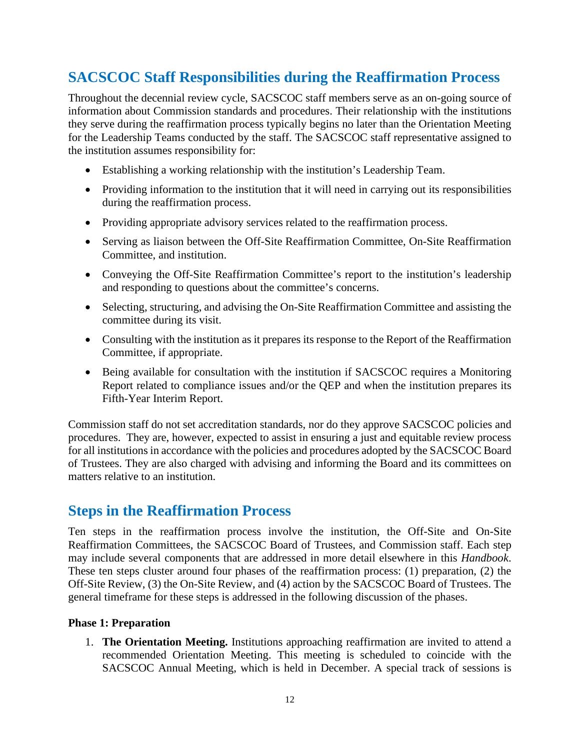## SACSCOC Staff Responsibilities during the Reaffirmation Process

Throughout the decennial review cycle, SACSCOC staff members serve as an on-going source of information about Commission standards and procedures. Their relationship with the institutions they serve during the reaffirmation process typically begins no later than the Orientation Meeting for the Leadership Teams conducted by the staff. The SACSCOC staff representative assigned to the institution assumes responsibility for:

- Establishing a working relationship with the institution's Leadership Team.
- Providing information to the institution that it will need in carrying out its responsibilities during the reaffirmation process.
- Providing appropriate advisory services related to the reaffirmation process.
- Serving as liaison between the Off-Site Reaffirmation Committee, On-Site Reaffirmation Committee, and institution.
- Conveying the Off-Site Reaffirmation Committee's report to the institution's leadership and responding to questions about the committee's concerns.
- Selecting, structuring, and advising the On-Site Reaffirmation Committee and assisting the committee during its visit.
- Consulting with the institution as it prepares its response to the Report of the Reaffirmation Committee, if appropriate.
- Being available for consultation with the institution if SACSCOC requires a Monitoring Report related to compliance issues and/or the QEP and when the institution prepares its Fifth-Year Interim Report.

Commission staff do not set accreditation standards, nor do they approve SACSCOC policies and procedures. They are, however, expected to assist in ensuring a just and equitable review process for all institutions in accordance with the policies and procedures adopted by the SACSCOC Board of Trustees. They are also charged with advising and informing the Board and its committees on matters relative to an institution.

## Steps in the Reaffirmation Process

Ten steps in the reaffirmation process involve the institution, the Off-Site and On-Site Reaffirmation Committees, the SACSCOC Board of Trustees, and Commission staff. Each step may include several components that are addressed in more detail elsewhere in this *Handbook*. These ten steps cluster around four phases of the reaffirmation process: (1) preparation, (2) the Off-Site Review, (3) the On-Site Review, and (4) action by the SACSCOC Board of Trustees. The general timeframe for these steps is addressed in the following discussion of the phases.

**Phase 1: Preparation**

1. **The Orientation Meeting.** Institutions approaching reaffirmation are invited to attend a recommended Orientation Meeting. This meeting is scheduled to coincide with the SACSCOC Annual Meeting, which is held in December. A special track of sessions is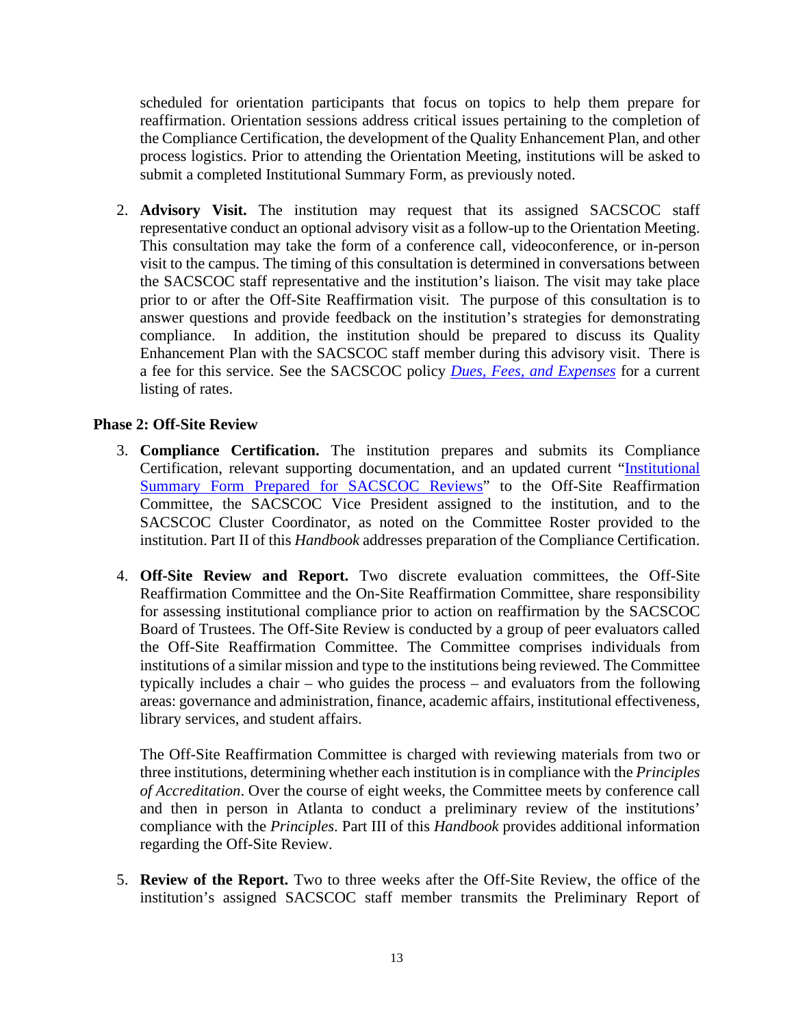scheduled for orientation participants that focus on topics to help them prepare for reaffirmation. Orientation sessions address critical issues pertaining to the completion of the Compliance Certification, the development of the Quality Enhancement Plan, and other process logistics. Prior to attending the Orientation Meeting, institutions will be asked to submit a completed Institutional Summary Form, as previously noted.

2. **Advisory Visit.** The institution may request that its assigned SACSCOC staff representative conduct an optional advisory visit as a follow-up to the Orientation Meeting. This consultation may take the form of a conference call, videoconference, or in-person visit to the campus. The timing of this consultation is determined in conversations between the SACSCOC staff representative and the institution's liaison. The visit may take place prior to or after the Off-Site Reaffirmation visit. The purpose of this consultation is to answer questions and provide feedback on the institution's strategies for demonstrating compliance. In addition, the institution should be prepared to discuss its Quality Enhancement Plan with the SACSCOC staff member during this advisory visit. There is a fee for this service. See the SACSCOC policy *Dues, Fees, and Expenses* for a current listing of rates.

**Phase 2: Off-Site Review**

3. **Compliance Certification.** The institution prepares and submits its Compliance Certification, relevant supporting documentation, and an updated current "Institutional Summary Form Prepared for SACSCOC Reviews" to the Off-Site Reaffirmation Committee, the SACSCOC Vice President assigned to the institution, and to the SACSCOC Cluster Coordinator, as noted on the Committee Roster provided to the institution. Part II of this *Handbook* addresses preparation of the Compliance Certification.

4. **Off-Site Review and Report.** Two discrete evaluation committees, the Off-Site Reaffirmation Committee and the On-Site Reaffirmation Committee, share responsibility for assessing institutional compliance prior to action on reaffirmation by the SACSCOC Board of Trustees. The Off-Site Review is conducted by a group of peer evaluators called the Off-Site Reaffirmation Committee. The Committee comprises individuals from institutions of a similar mission and type to the institutions being reviewed. The Committee typically includes a chair – who guides the process – and evaluators from the following areas: governance and administration, finance, academic affairs, institutional effectiveness, library services, and student affairs.

   The Off-Site Reaffirmation Committee is charged with reviewing materials from two or three institutions, determining whether each institution is in compliance with the *Principles of Accreditation*. Over the course of eight weeks, the Committee meets by conference call and then in person in Atlanta to conduct a preliminary review of the institutions' compliance with the *Principles*. Part III of this *Handbook* provides additional information regarding the Off-Site Review.

5. **Review of the Report.** Two to three weeks after the Off-Site Review, the office of the institution's assigned SACSCOC staff member transmits the Preliminary Report of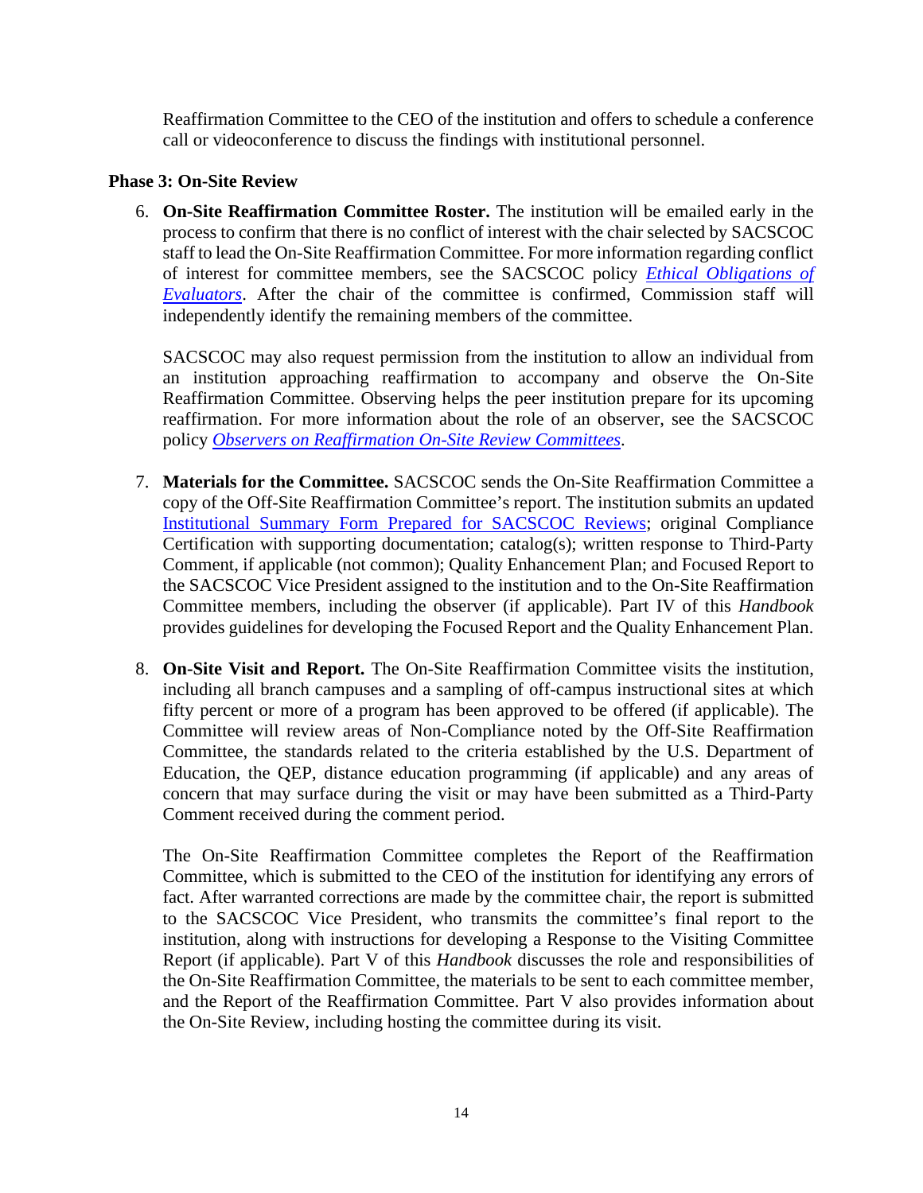Reaffirmation Committee to the CEO of the institution and offers to schedule a conference call or videoconference to discuss the findings with institutional personnel.

**Phase 3: On-Site Review**

6. **On-Site Reaffirmation Committee Roster.** The institution will be emailed early in the process to confirm that there is no conflict of interest with the chair selected by SACSCOC staff to lead the On-Site Reaffirmation Committee. For more information regarding conflict of interest for committee members, see the SACSCOC policy *Ethical Obligations of Evaluators*. After the chair of the committee is confirmed, Commission staff will independently identify the remaining members of the committee.

   SACSCOC may also request permission from the institution to allow an individual from an institution approaching reaffirmation to accompany and observe the On-Site Reaffirmation Committee. Observing helps the peer institution prepare for its upcoming reaffirmation. For more information about the role of an observer, see the SACSCOC policy *Observers on Reaffirmation On-Site Review Committees*.

7. **Materials for the Committee.** SACSCOC sends the On-Site Reaffirmation Committee a copy of the Off-Site Reaffirmation Committee's report. The institution submits an updated Institutional Summary Form Prepared for SACSCOC Reviews; original Compliance Certification with supporting documentation; catalog(s); written response to Third-Party Comment, if applicable (not common); Quality Enhancement Plan; and Focused Report to the SACSCOC Vice President assigned to the institution and to the On-Site Reaffirmation Committee members, including the observer (if applicable). Part IV of this *Handbook* provides guidelines for developing the Focused Report and the Quality Enhancement Plan.

8. **On-Site Visit and Report.** The On-Site Reaffirmation Committee visits the institution, including all branch campuses and a sampling of off-campus instructional sites at which fifty percent or more of a program has been approved to be offered (if applicable). The Committee will review areas of Non-Compliance noted by the Off-Site Reaffirmation Committee, the standards related to the criteria established by the U.S. Department of Education, the QEP, distance education programming (if applicable) and any areas of concern that may surface during the visit or may have been submitted as a Third-Party Comment received during the comment period.

   The On-Site Reaffirmation Committee completes the Report of the Reaffirmation Committee, which is submitted to the CEO of the institution for identifying any errors of fact. After warranted corrections are made by the committee chair, the report is submitted to the SACSCOC Vice President, who transmits the committee's final report to the institution, along with instructions for developing a Response to the Visiting Committee Report (if applicable). Part V of this *Handbook* discusses the role and responsibilities of the On-Site Reaffirmation Committee, the materials to be sent to each committee member, and the Report of the Reaffirmation Committee. Part V also provides information about the On-Site Review, including hosting the committee during its visit.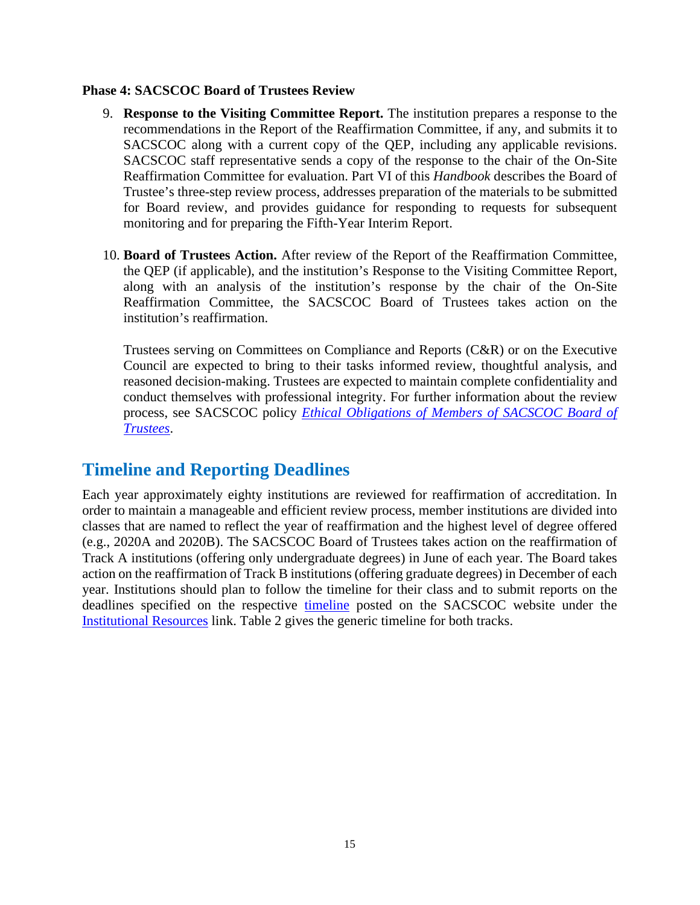**Phase 4: SACSCOC Board of Trustees Review**

9. **Response to the Visiting Committee Report.** The institution prepares a response to the recommendations in the Report of the Reaffirmation Committee, if any, and submits it to SACSCOC along with a current copy of the QEP, including any applicable revisions. SACSCOC staff representative sends a copy of the response to the chair of the On-Site Reaffirmation Committee for evaluation. Part VI of this *Handbook* describes the Board of Trustee's three-step review process, addresses preparation of the materials to be submitted for Board review, and provides guidance for responding to requests for subsequent monitoring and for preparing the Fifth-Year Interim Report.

10. **Board of Trustees Action.** After review of the Report of the Reaffirmation Committee, the QEP (if applicable), and the institution's Response to the Visiting Committee Report, along with an analysis of the institution's response by the chair of the On-Site Reaffirmation Committee, the SACSCOC Board of Trustees takes action on the institution's reaffirmation.

    Trustees serving on Committees on Compliance and Reports (C&R) or on the Executive Council are expected to bring to their tasks informed review, thoughtful analysis, and reasoned decision-making. Trustees are expected to maintain complete confidentiality and conduct themselves with professional integrity. For further information about the review process, see SACSCOC policy *Ethical Obligations of Members of SACSCOC Board of Trustees*.

## Timeline and Reporting Deadlines

Each year approximately eighty institutions are reviewed for reaffirmation of accreditation. In order to maintain a manageable and efficient review process, member institutions are divided into classes that are named to reflect the year of reaffirmation and the highest level of degree offered (e.g., 2020A and 2020B). The SACSCOC Board of Trustees takes action on the reaffirmation of Track A institutions (offering only undergraduate degrees) in June of each year. The Board takes action on the reaffirmation of Track B institutions (offering graduate degrees) in December of each year. Institutions should plan to follow the timeline for their class and to submit reports on the deadlines specified on the respective timeline posted on the SACSCOC website under the Institutional Resources link. Table 2 gives the generic timeline for both tracks.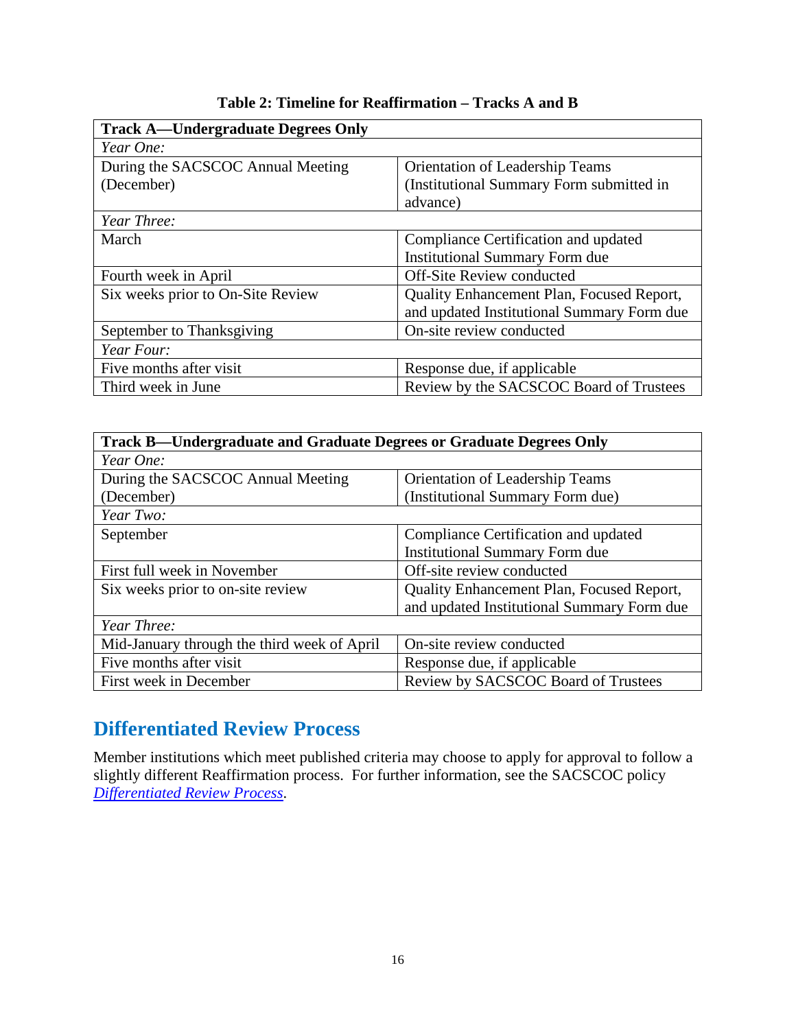**Table 2: Timeline for Reaffirmation – Tracks A and B**

| **Track A—Undergraduate Degrees Only** | |
|---|---|
| *Year One:* | |
| During the SACSCOC Annual Meeting (December) | Orientation of Leadership Teams (Institutional Summary Form submitted in advance) |
| *Year Three:* | |
| March | Compliance Certification and updated Institutional Summary Form due |
| Fourth week in April | Off-Site Review conducted |
| Six weeks prior to On-Site Review | Quality Enhancement Plan, Focused Report, and updated Institutional Summary Form due |
| September to Thanksgiving | On-site review conducted |
| *Year Four:* | |
| Five months after visit | Response due, if applicable |
| Third week in June | Review by the SACSCOC Board of Trustees |

| **Track B—Undergraduate and Graduate Degrees or Graduate Degrees Only** | |
|---|---|
| *Year One:* | |
| During the SACSCOC Annual Meeting (December) | Orientation of Leadership Teams (Institutional Summary Form due) |
| *Year Two:* | |
| September | Compliance Certification and updated Institutional Summary Form due |
| First full week in November | Off-site review conducted |
| Six weeks prior to on-site review | Quality Enhancement Plan, Focused Report, and updated Institutional Summary Form due |
| *Year Three:* | |
| Mid-January through the third week of April | On-site review conducted |
| Five months after visit | Response due, if applicable |
| First week in December | Review by SACSCOC Board of Trustees |

## Differentiated Review Process

Member institutions which meet published criteria may choose to apply for approval to follow a slightly different Reaffirmation process. For further information, see the SACSCOC policy *Differentiated Review Process*.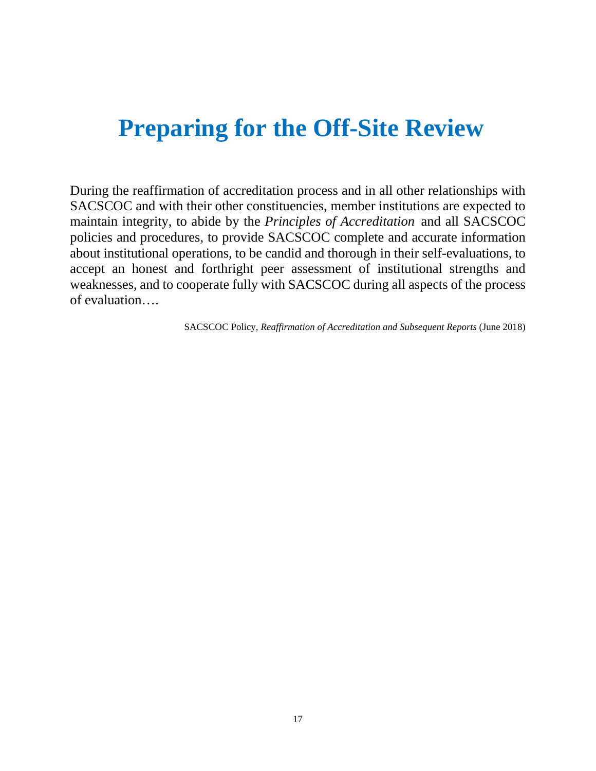# Preparing for the Off-Site Review

During the reaffirmation of accreditation process and in all other relationships with SACSCOC and with their other constituencies, member institutions are expected to maintain integrity, to abide by the *Principles of Accreditation* and all SACSCOC policies and procedures, to provide SACSCOC complete and accurate information about institutional operations, to be candid and thorough in their self-evaluations, to accept an honest and forthright peer assessment of institutional strengths and weaknesses, and to cooperate fully with SACSCOC during all aspects of the process of evaluation….

SACSCOC Policy, *Reaffirmation of Accreditation and Subsequent Reports* (June 2018)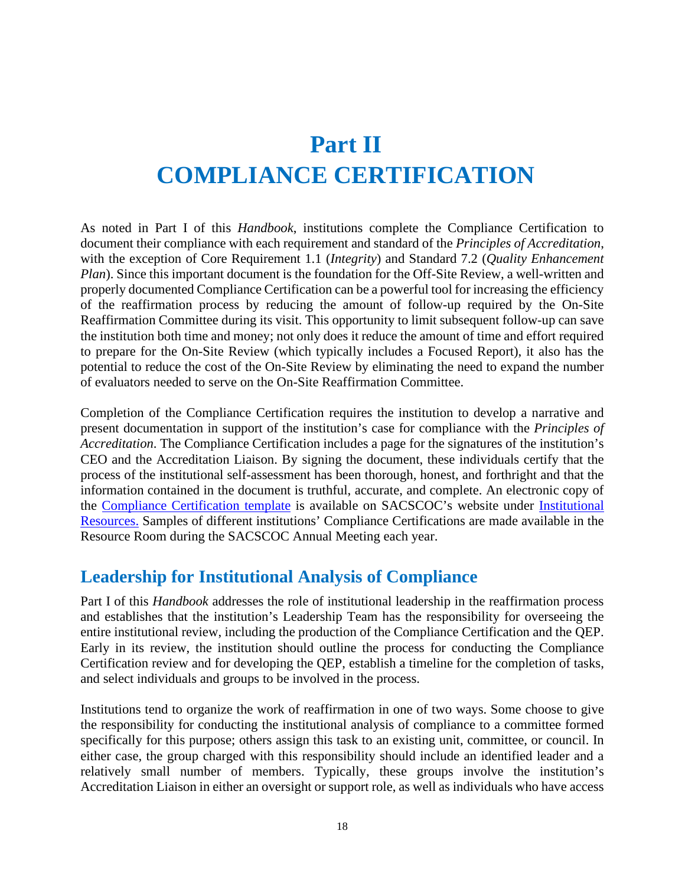# Part II
# COMPLIANCE CERTIFICATION

As noted in Part I of this *Handbook*, institutions complete the Compliance Certification to document their compliance with each requirement and standard of the *Principles of Accreditation*, with the exception of Core Requirement 1.1 (*Integrity*) and Standard 7.2 (*Quality Enhancement Plan*). Since this important document is the foundation for the Off-Site Review, a well-written and properly documented Compliance Certification can be a powerful tool for increasing the efficiency of the reaffirmation process by reducing the amount of follow-up required by the On-Site Reaffirmation Committee during its visit. This opportunity to limit subsequent follow-up can save the institution both time and money; not only does it reduce the amount of time and effort required to prepare for the On-Site Review (which typically includes a Focused Report), it also has the potential to reduce the cost of the On-Site Review by eliminating the need to expand the number of evaluators needed to serve on the On-Site Reaffirmation Committee.

Completion of the Compliance Certification requires the institution to develop a narrative and present documentation in support of the institution's case for compliance with the *Principles of Accreditation*. The Compliance Certification includes a page for the signatures of the institution's CEO and the Accreditation Liaison. By signing the document, these individuals certify that the process of the institutional self-assessment has been thorough, honest, and forthright and that the information contained in the document is truthful, accurate, and complete. An electronic copy of the Compliance Certification template is available on SACSCOC's website under Institutional Resources. Samples of different institutions' Compliance Certifications are made available in the Resource Room during the SACSCOC Annual Meeting each year.

## Leadership for Institutional Analysis of Compliance

Part I of this *Handbook* addresses the role of institutional leadership in the reaffirmation process and establishes that the institution's Leadership Team has the responsibility for overseeing the entire institutional review, including the production of the Compliance Certification and the QEP. Early in its review, the institution should outline the process for conducting the Compliance Certification review and for developing the QEP, establish a timeline for the completion of tasks, and select individuals and groups to be involved in the process.

Institutions tend to organize the work of reaffirmation in one of two ways. Some choose to give the responsibility for conducting the institutional analysis of compliance to a committee formed specifically for this purpose; others assign this task to an existing unit, committee, or council. In either case, the group charged with this responsibility should include an identified leader and a relatively small number of members. Typically, these groups involve the institution's Accreditation Liaison in either an oversight or support role, as well as individuals who have access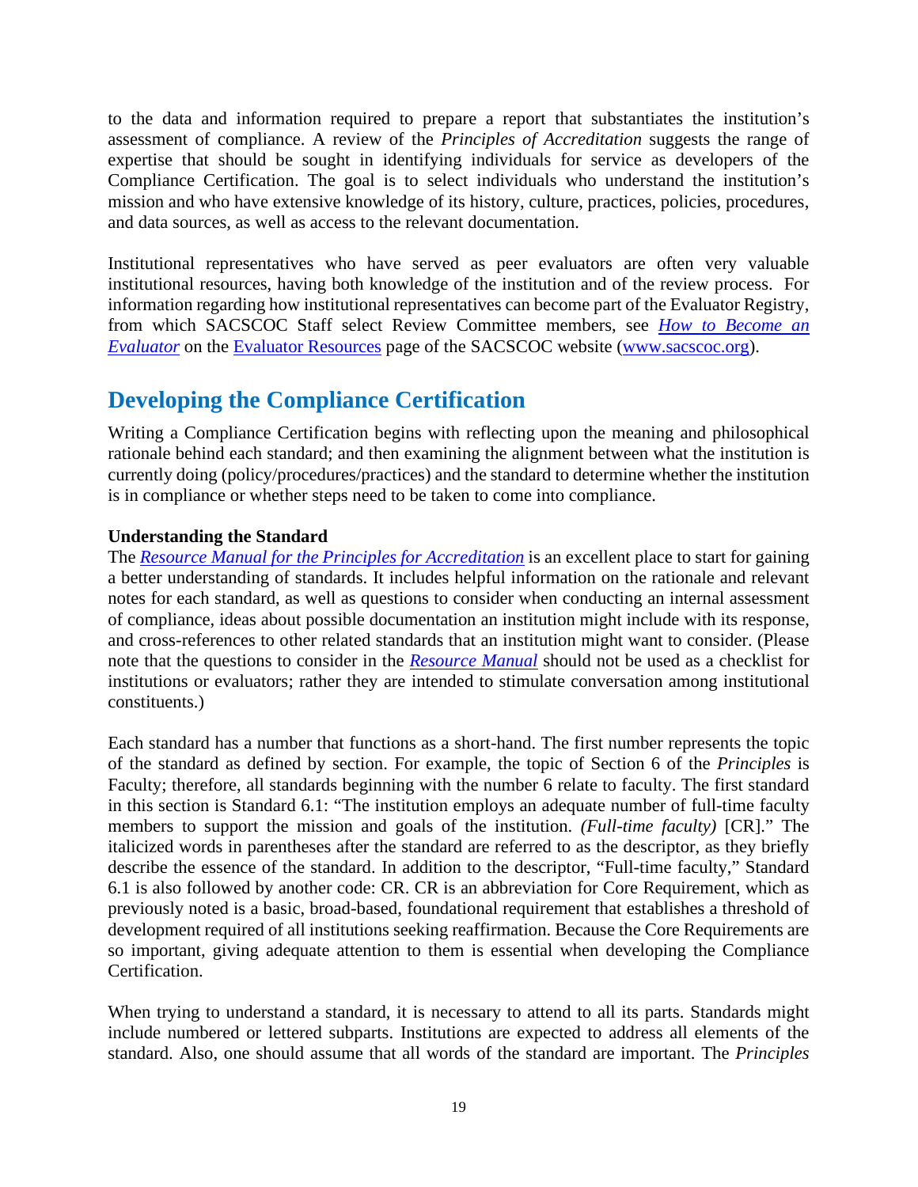to the data and information required to prepare a report that substantiates the institution's assessment of compliance. A review of the *Principles of Accreditation* suggests the range of expertise that should be sought in identifying individuals for service as developers of the Compliance Certification. The goal is to select individuals who understand the institution's mission and who have extensive knowledge of its history, culture, practices, policies, procedures, and data sources, as well as access to the relevant documentation.

Institutional representatives who have served as peer evaluators are often very valuable institutional resources, having both knowledge of the institution and of the review process. For information regarding how institutional representatives can become part of the Evaluator Registry, from which SACSCOC Staff select Review Committee members, see *How to Become an Evaluator* on the Evaluator Resources page of the SACSCOC website (www.sacscoc.org).

## Developing the Compliance Certification

Writing a Compliance Certification begins with reflecting upon the meaning and philosophical rationale behind each standard; and then examining the alignment between what the institution is currently doing (policy/procedures/practices) and the standard to determine whether the institution is in compliance or whether steps need to be taken to come into compliance.

**Understanding the Standard**

The *Resource Manual for the Principles for Accreditation* is an excellent place to start for gaining a better understanding of standards. It includes helpful information on the rationale and relevant notes for each standard, as well as questions to consider when conducting an internal assessment of compliance, ideas about possible documentation an institution might include with its response, and cross-references to other related standards that an institution might want to consider. (Please note that the questions to consider in the *Resource Manual* should not be used as a checklist for institutions or evaluators; rather they are intended to stimulate conversation among institutional constituents.)

Each standard has a number that functions as a short-hand. The first number represents the topic of the standard as defined by section. For example, the topic of Section 6 of the *Principles* is Faculty; therefore, all standards beginning with the number 6 relate to faculty. The first standard in this section is Standard 6.1: "The institution employs an adequate number of full-time faculty members to support the mission and goals of the institution. *(Full-time faculty)* [CR]." The italicized words in parentheses after the standard are referred to as the descriptor, as they briefly describe the essence of the standard. In addition to the descriptor, "Full-time faculty," Standard 6.1 is also followed by another code: CR. CR is an abbreviation for Core Requirement, which as previously noted is a basic, broad-based, foundational requirement that establishes a threshold of development required of all institutions seeking reaffirmation. Because the Core Requirements are so important, giving adequate attention to them is essential when developing the Compliance Certification.

When trying to understand a standard, it is necessary to attend to all its parts. Standards might include numbered or lettered subparts. Institutions are expected to address all elements of the standard. Also, one should assume that all words of the standard are important. The *Principles*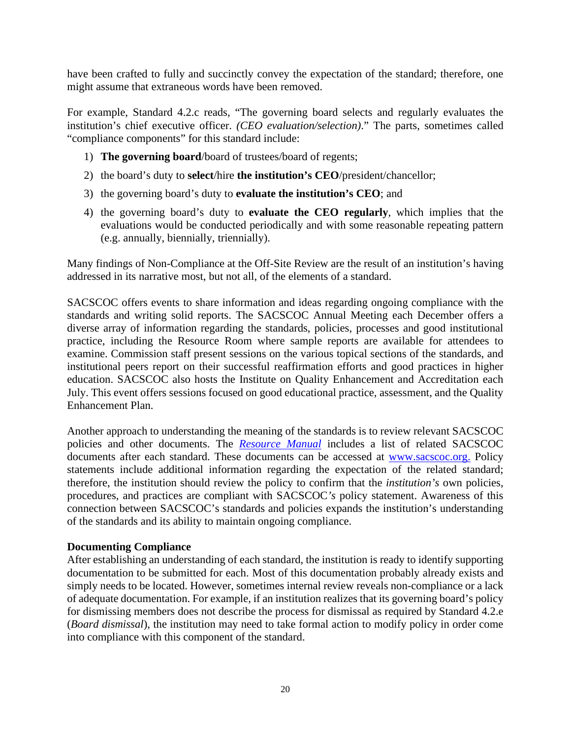have been crafted to fully and succinctly convey the expectation of the standard; therefore, one might assume that extraneous words have been removed.

For example, Standard 4.2.c reads, "The governing board selects and regularly evaluates the institution's chief executive officer. *(CEO evaluation/selection)*." The parts, sometimes called "compliance components" for this standard include:

1) **The governing board**/board of trustees/board of regents;
2) the board's duty to **select**/hire **the institution's CEO**/president/chancellor;
3) the governing board's duty to **evaluate the institution's CEO**; and
4) the governing board's duty to **evaluate the CEO regularly**, which implies that the evaluations would be conducted periodically and with some reasonable repeating pattern (e.g. annually, biennially, triennially).

Many findings of Non-Compliance at the Off-Site Review are the result of an institution's having addressed in its narrative most, but not all, of the elements of a standard.

SACSCOC offers events to share information and ideas regarding ongoing compliance with the standards and writing solid reports. The SACSCOC Annual Meeting each December offers a diverse array of information regarding the standards, policies, processes and good institutional practice, including the Resource Room where sample reports are available for attendees to examine. Commission staff present sessions on the various topical sections of the standards, and institutional peers report on their successful reaffirmation efforts and good practices in higher education. SACSCOC also hosts the Institute on Quality Enhancement and Accreditation each July. This event offers sessions focused on good educational practice, assessment, and the Quality Enhancement Plan.

Another approach to understanding the meaning of the standards is to review relevant SACSCOC policies and other documents. The *Resource Manual* includes a list of related SACSCOC documents after each standard. These documents can be accessed at www.sacscoc.org. Policy statements include additional information regarding the expectation of the related standard; therefore, the institution should review the policy to confirm that the *institution's* own policies, procedures, and practices are compliant with SACSCOC*'s* policy statement. Awareness of this connection between SACSCOC's standards and policies expands the institution's understanding of the standards and its ability to maintain ongoing compliance.

**Documenting Compliance**

After establishing an understanding of each standard, the institution is ready to identify supporting documentation to be submitted for each. Most of this documentation probably already exists and simply needs to be located. However, sometimes internal review reveals non-compliance or a lack of adequate documentation. For example, if an institution realizes that its governing board's policy for dismissing members does not describe the process for dismissal as required by Standard 4.2.e (*Board dismissal*), the institution may need to take formal action to modify policy in order come into compliance with this component of the standard.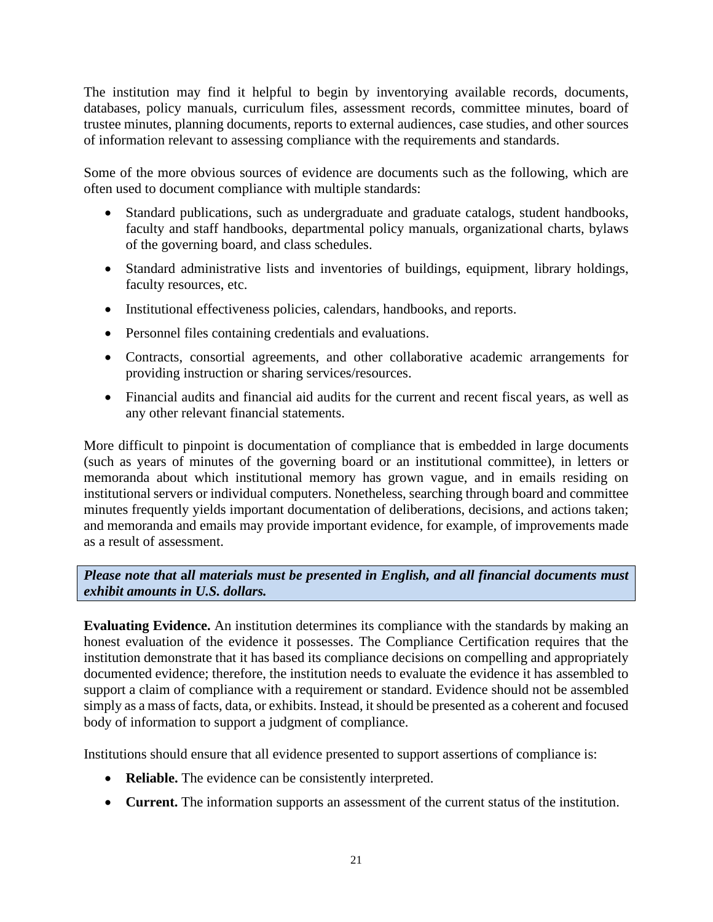The institution may find it helpful to begin by inventorying available records, documents, databases, policy manuals, curriculum files, assessment records, committee minutes, board of trustee minutes, planning documents, reports to external audiences, case studies, and other sources of information relevant to assessing compliance with the requirements and standards.

Some of the more obvious sources of evidence are documents such as the following, which are often used to document compliance with multiple standards:

- Standard publications, such as undergraduate and graduate catalogs, student handbooks, faculty and staff handbooks, departmental policy manuals, organizational charts, bylaws of the governing board, and class schedules.
- Standard administrative lists and inventories of buildings, equipment, library holdings, faculty resources, etc.
- Institutional effectiveness policies, calendars, handbooks, and reports.
- Personnel files containing credentials and evaluations.
- Contracts, consortial agreements, and other collaborative academic arrangements for providing instruction or sharing services/resources.
- Financial audits and financial aid audits for the current and recent fiscal years, as well as any other relevant financial statements.

More difficult to pinpoint is documentation of compliance that is embedded in large documents (such as years of minutes of the governing board or an institutional committee), in letters or memoranda about which institutional memory has grown vague, and in emails residing on institutional servers or individual computers. Nonetheless, searching through board and committee minutes frequently yields important documentation of deliberations, decisions, and actions taken; and memoranda and emails may provide important evidence, for example, of improvements made as a result of assessment.

***Please note that all materials must be presented in English, and all financial documents must exhibit amounts in U.S. dollars.***

**Evaluating Evidence.** An institution determines its compliance with the standards by making an honest evaluation of the evidence it possesses. The Compliance Certification requires that the institution demonstrate that it has based its compliance decisions on compelling and appropriately documented evidence; therefore, the institution needs to evaluate the evidence it has assembled to support a claim of compliance with a requirement or standard. Evidence should not be assembled simply as a mass of facts, data, or exhibits. Instead, it should be presented as a coherent and focused body of information to support a judgment of compliance.

Institutions should ensure that all evidence presented to support assertions of compliance is:

- **Reliable.** The evidence can be consistently interpreted.
- **Current.** The information supports an assessment of the current status of the institution.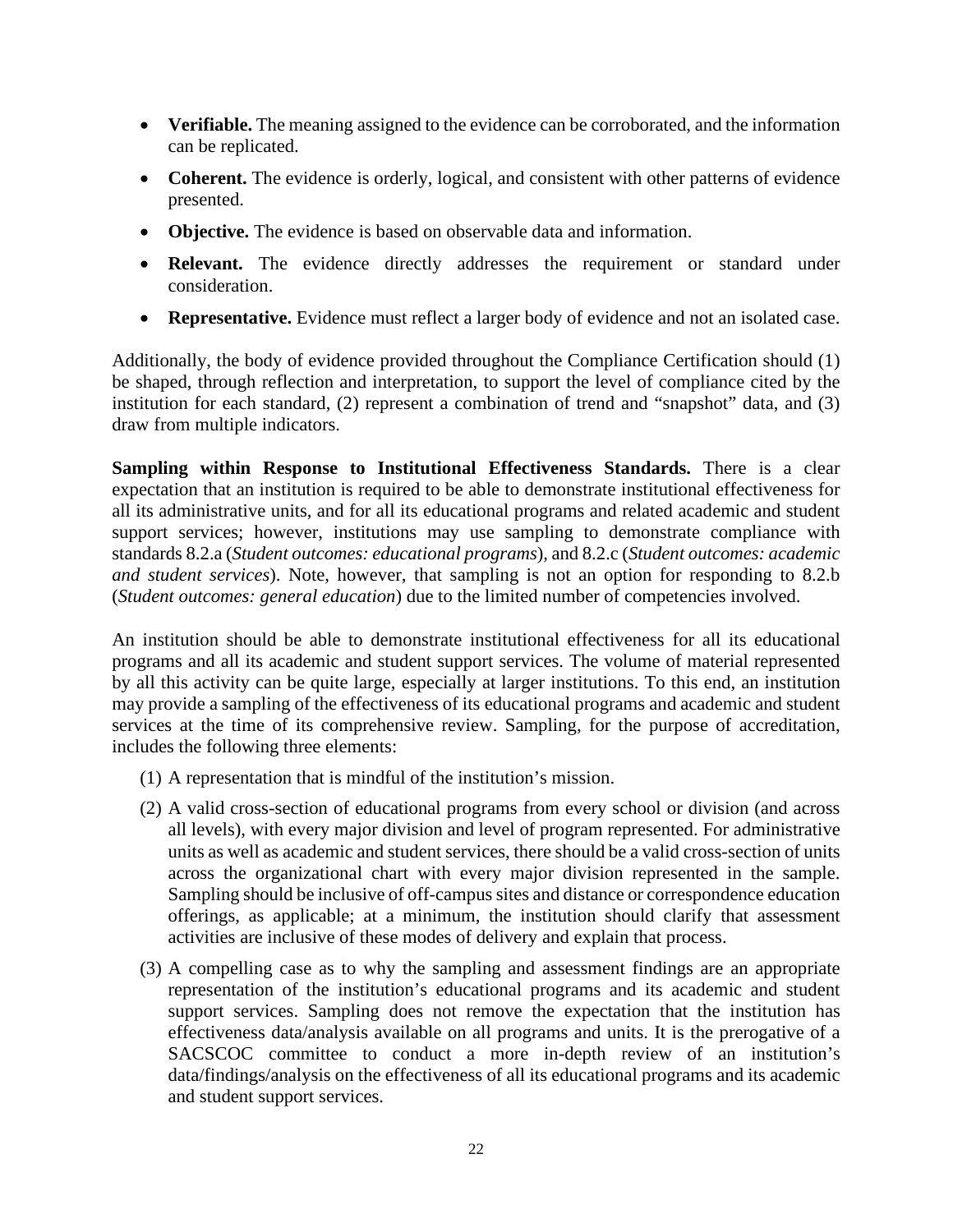- **Verifiable.** The meaning assigned to the evidence can be corroborated, and the information can be replicated.
- **Coherent.** The evidence is orderly, logical, and consistent with other patterns of evidence presented.
- **Objective.** The evidence is based on observable data and information.
- **Relevant.** The evidence directly addresses the requirement or standard under consideration.
- **Representative.** Evidence must reflect a larger body of evidence and not an isolated case.

Additionally, the body of evidence provided throughout the Compliance Certification should (1) be shaped, through reflection and interpretation, to support the level of compliance cited by the institution for each standard, (2) represent a combination of trend and "snapshot" data, and (3) draw from multiple indicators.

**Sampling within Response to Institutional Effectiveness Standards.** There is a clear expectation that an institution is required to be able to demonstrate institutional effectiveness for all its administrative units, and for all its educational programs and related academic and student support services; however, institutions may use sampling to demonstrate compliance with standards 8.2.a (*Student outcomes: educational programs*), and 8.2.c (*Student outcomes: academic and student services*). Note, however, that sampling is not an option for responding to 8.2.b (*Student outcomes: general education*) due to the limited number of competencies involved.

An institution should be able to demonstrate institutional effectiveness for all its educational programs and all its academic and student support services. The volume of material represented by all this activity can be quite large, especially at larger institutions. To this end, an institution may provide a sampling of the effectiveness of its educational programs and academic and student services at the time of its comprehensive review. Sampling, for the purpose of accreditation, includes the following three elements:

(1) A representation that is mindful of the institution's mission.

(2) A valid cross-section of educational programs from every school or division (and across all levels), with every major division and level of program represented. For administrative units as well as academic and student services, there should be a valid cross-section of units across the organizational chart with every major division represented in the sample. Sampling should be inclusive of off-campus sites and distance or correspondence education offerings, as applicable; at a minimum, the institution should clarify that assessment activities are inclusive of these modes of delivery and explain that process.

(3) A compelling case as to why the sampling and assessment findings are an appropriate representation of the institution's educational programs and its academic and student support services. Sampling does not remove the expectation that the institution has effectiveness data/analysis available on all programs and units. It is the prerogative of a SACSCOC committee to conduct a more in-depth review of an institution's data/findings/analysis on the effectiveness of all its educational programs and its academic and student support services.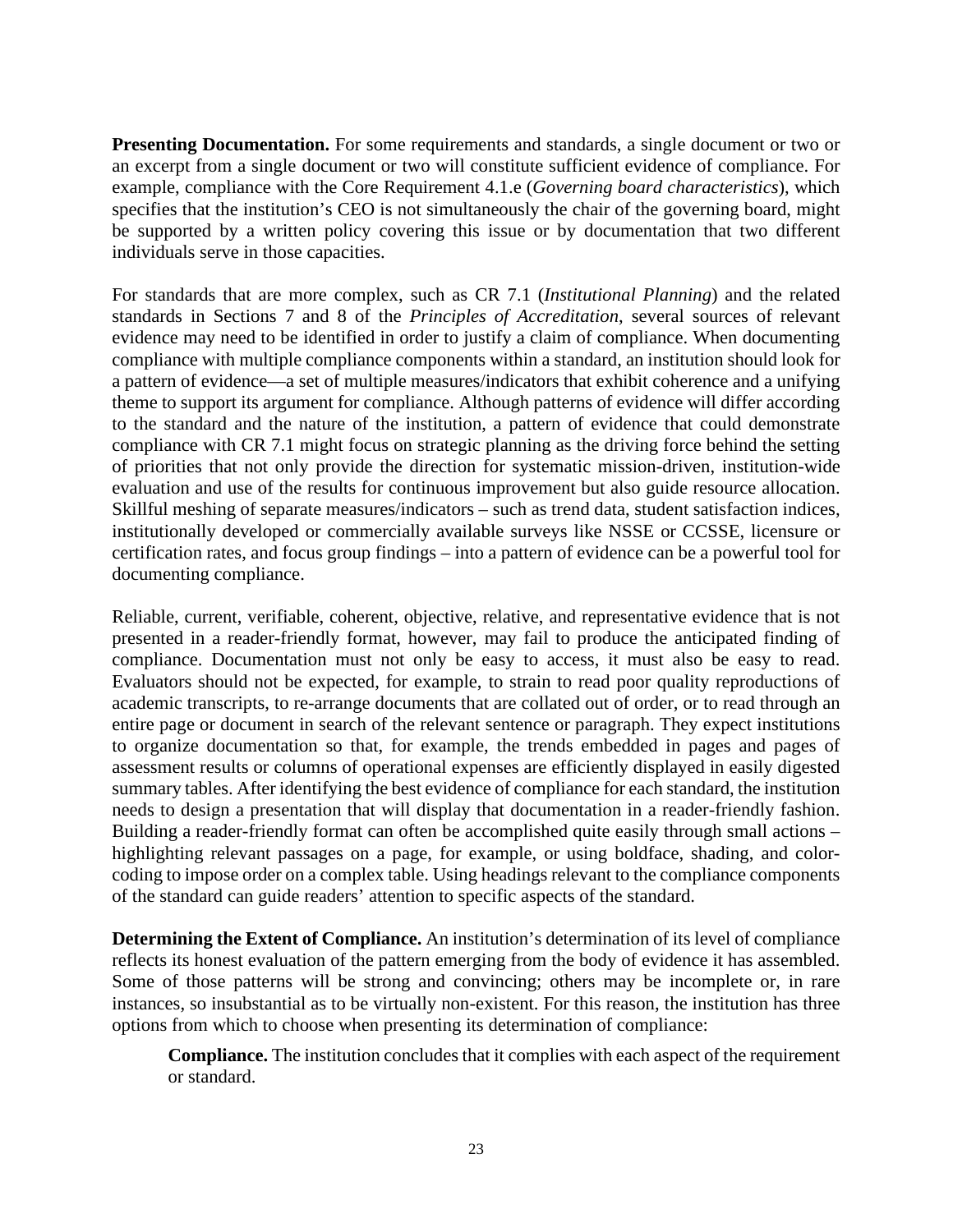**Presenting Documentation.** For some requirements and standards, a single document or two or an excerpt from a single document or two will constitute sufficient evidence of compliance. For example, compliance with the Core Requirement 4.1.e (*Governing board characteristics*), which specifies that the institution's CEO is not simultaneously the chair of the governing board, might be supported by a written policy covering this issue or by documentation that two different individuals serve in those capacities.

For standards that are more complex, such as CR 7.1 (*Institutional Planning*) and the related standards in Sections 7 and 8 of the *Principles of Accreditation*, several sources of relevant evidence may need to be identified in order to justify a claim of compliance. When documenting compliance with multiple compliance components within a standard, an institution should look for a pattern of evidence—a set of multiple measures/indicators that exhibit coherence and a unifying theme to support its argument for compliance. Although patterns of evidence will differ according to the standard and the nature of the institution, a pattern of evidence that could demonstrate compliance with CR 7.1 might focus on strategic planning as the driving force behind the setting of priorities that not only provide the direction for systematic mission-driven, institution-wide evaluation and use of the results for continuous improvement but also guide resource allocation. Skillful meshing of separate measures/indicators – such as trend data, student satisfaction indices, institutionally developed or commercially available surveys like NSSE or CCSSE, licensure or certification rates, and focus group findings – into a pattern of evidence can be a powerful tool for documenting compliance.

Reliable, current, verifiable, coherent, objective, relative, and representative evidence that is not presented in a reader-friendly format, however, may fail to produce the anticipated finding of compliance. Documentation must not only be easy to access, it must also be easy to read. Evaluators should not be expected, for example, to strain to read poor quality reproductions of academic transcripts, to re-arrange documents that are collated out of order, or to read through an entire page or document in search of the relevant sentence or paragraph. They expect institutions to organize documentation so that, for example, the trends embedded in pages and pages of assessment results or columns of operational expenses are efficiently displayed in easily digested summary tables. After identifying the best evidence of compliance for each standard, the institution needs to design a presentation that will display that documentation in a reader-friendly fashion. Building a reader-friendly format can often be accomplished quite easily through small actions – highlighting relevant passages on a page, for example, or using boldface, shading, and color-coding to impose order on a complex table. Using headings relevant to the compliance components of the standard can guide readers' attention to specific aspects of the standard.

**Determining the Extent of Compliance.** An institution's determination of its level of compliance reflects its honest evaluation of the pattern emerging from the body of evidence it has assembled. Some of those patterns will be strong and convincing; others may be incomplete or, in rare instances, so insubstantial as to be virtually non-existent. For this reason, the institution has three options from which to choose when presenting its determination of compliance:

> **Compliance.** The institution concludes that it complies with each aspect of the requirement or standard.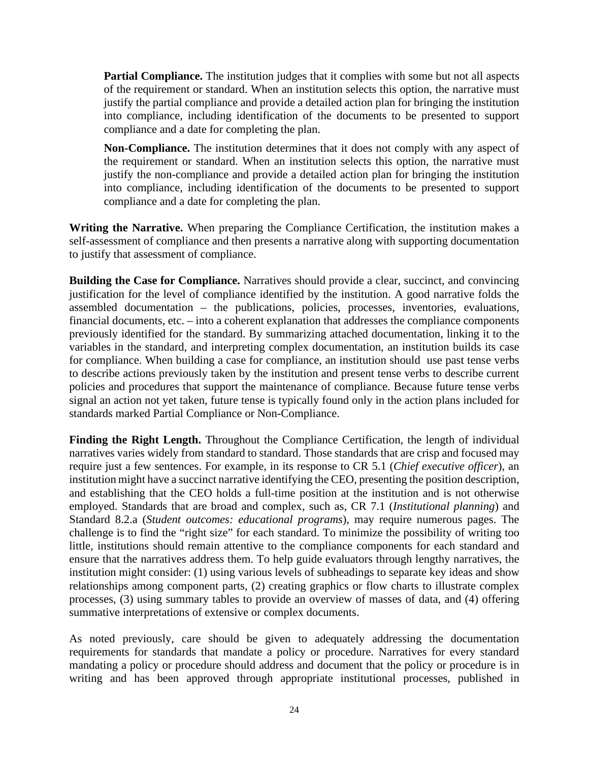**Partial Compliance.** The institution judges that it complies with some but not all aspects of the requirement or standard. When an institution selects this option, the narrative must justify the partial compliance and provide a detailed action plan for bringing the institution into compliance, including identification of the documents to be presented to support compliance and a date for completing the plan.

**Non-Compliance.** The institution determines that it does not comply with any aspect of the requirement or standard. When an institution selects this option, the narrative must justify the non-compliance and provide a detailed action plan for bringing the institution into compliance, including identification of the documents to be presented to support compliance and a date for completing the plan.

**Writing the Narrative.** When preparing the Compliance Certification, the institution makes a self-assessment of compliance and then presents a narrative along with supporting documentation to justify that assessment of compliance.

**Building the Case for Compliance.** Narratives should provide a clear, succinct, and convincing justification for the level of compliance identified by the institution. A good narrative folds the assembled documentation – the publications, policies, processes, inventories, evaluations, financial documents, etc. – into a coherent explanation that addresses the compliance components previously identified for the standard. By summarizing attached documentation, linking it to the variables in the standard, and interpreting complex documentation, an institution builds its case for compliance. When building a case for compliance, an institution should use past tense verbs to describe actions previously taken by the institution and present tense verbs to describe current policies and procedures that support the maintenance of compliance. Because future tense verbs signal an action not yet taken, future tense is typically found only in the action plans included for standards marked Partial Compliance or Non-Compliance.

**Finding the Right Length.** Throughout the Compliance Certification, the length of individual narratives varies widely from standard to standard. Those standards that are crisp and focused may require just a few sentences. For example, in its response to CR 5.1 (*Chief executive officer*), an institution might have a succinct narrative identifying the CEO, presenting the position description, and establishing that the CEO holds a full-time position at the institution and is not otherwise employed. Standards that are broad and complex, such as, CR 7.1 (*Institutional planning*) and Standard 8.2.a (*Student outcomes: educational programs*), may require numerous pages. The challenge is to find the "right size" for each standard. To minimize the possibility of writing too little, institutions should remain attentive to the compliance components for each standard and ensure that the narratives address them. To help guide evaluators through lengthy narratives, the institution might consider: (1) using various levels of subheadings to separate key ideas and show relationships among component parts, (2) creating graphics or flow charts to illustrate complex processes, (3) using summary tables to provide an overview of masses of data, and (4) offering summative interpretations of extensive or complex documents.

As noted previously, care should be given to adequately addressing the documentation requirements for standards that mandate a policy or procedure. Narratives for every standard mandating a policy or procedure should address and document that the policy or procedure is in writing and has been approved through appropriate institutional processes, published in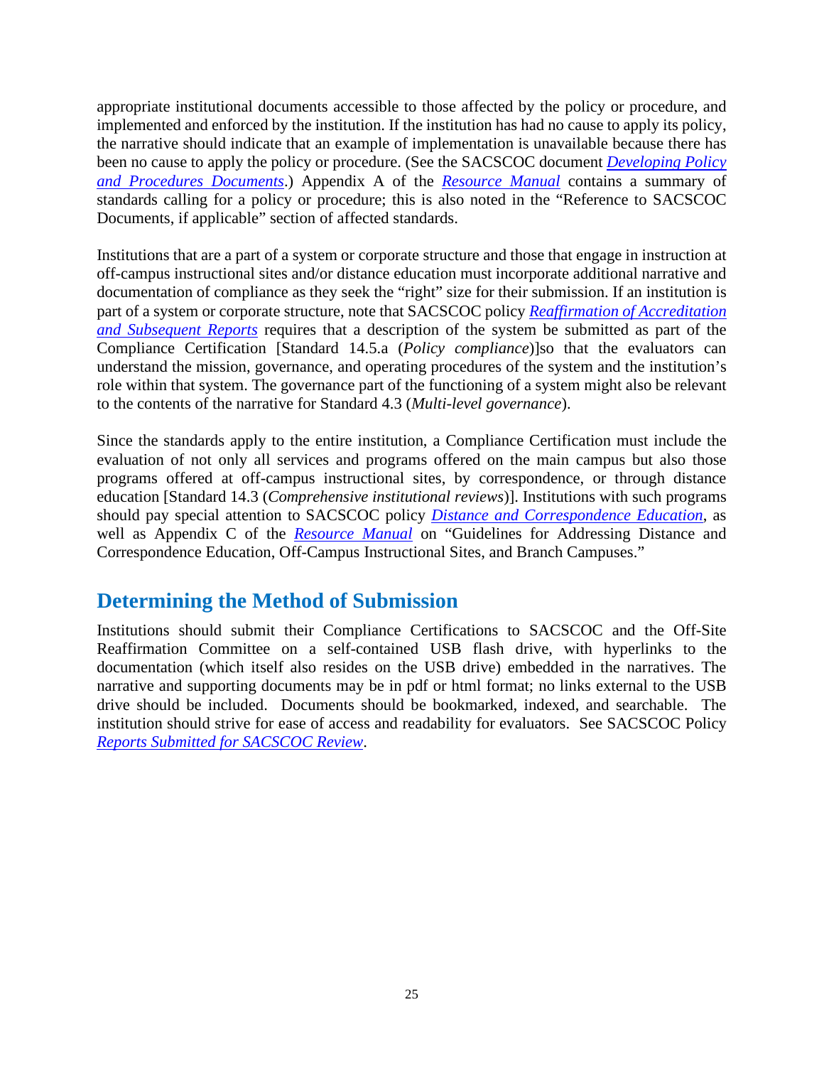appropriate institutional documents accessible to those affected by the policy or procedure, and implemented and enforced by the institution. If the institution has had no cause to apply its policy, the narrative should indicate that an example of implementation is unavailable because there has been no cause to apply the policy or procedure. (See the SACSCOC document *Developing Policy and Procedures Documents*.) Appendix A of the *Resource Manual* contains a summary of standards calling for a policy or procedure; this is also noted in the "Reference to SACSCOC Documents, if applicable" section of affected standards.

Institutions that are a part of a system or corporate structure and those that engage in instruction at off-campus instructional sites and/or distance education must incorporate additional narrative and documentation of compliance as they seek the "right" size for their submission. If an institution is part of a system or corporate structure, note that SACSCOC policy *Reaffirmation of Accreditation and Subsequent Reports* requires that a description of the system be submitted as part of the Compliance Certification [Standard 14.5.a (*Policy compliance*)]so that the evaluators can understand the mission, governance, and operating procedures of the system and the institution's role within that system. The governance part of the functioning of a system might also be relevant to the contents of the narrative for Standard 4.3 (*Multi-level governance*).

Since the standards apply to the entire institution, a Compliance Certification must include the evaluation of not only all services and programs offered on the main campus but also those programs offered at off-campus instructional sites, by correspondence, or through distance education [Standard 14.3 (*Comprehensive institutional reviews*)]. Institutions with such programs should pay special attention to SACSCOC policy *Distance and Correspondence Education*, as well as Appendix C of the *Resource Manual* on "Guidelines for Addressing Distance and Correspondence Education, Off-Campus Instructional Sites, and Branch Campuses."

## Determining the Method of Submission

Institutions should submit their Compliance Certifications to SACSCOC and the Off-Site Reaffirmation Committee on a self-contained USB flash drive, with hyperlinks to the documentation (which itself also resides on the USB drive) embedded in the narratives. The narrative and supporting documents may be in pdf or html format; no links external to the USB drive should be included. Documents should be bookmarked, indexed, and searchable. The institution should strive for ease of access and readability for evaluators. See SACSCOC Policy *Reports Submitted for SACSCOC Review*.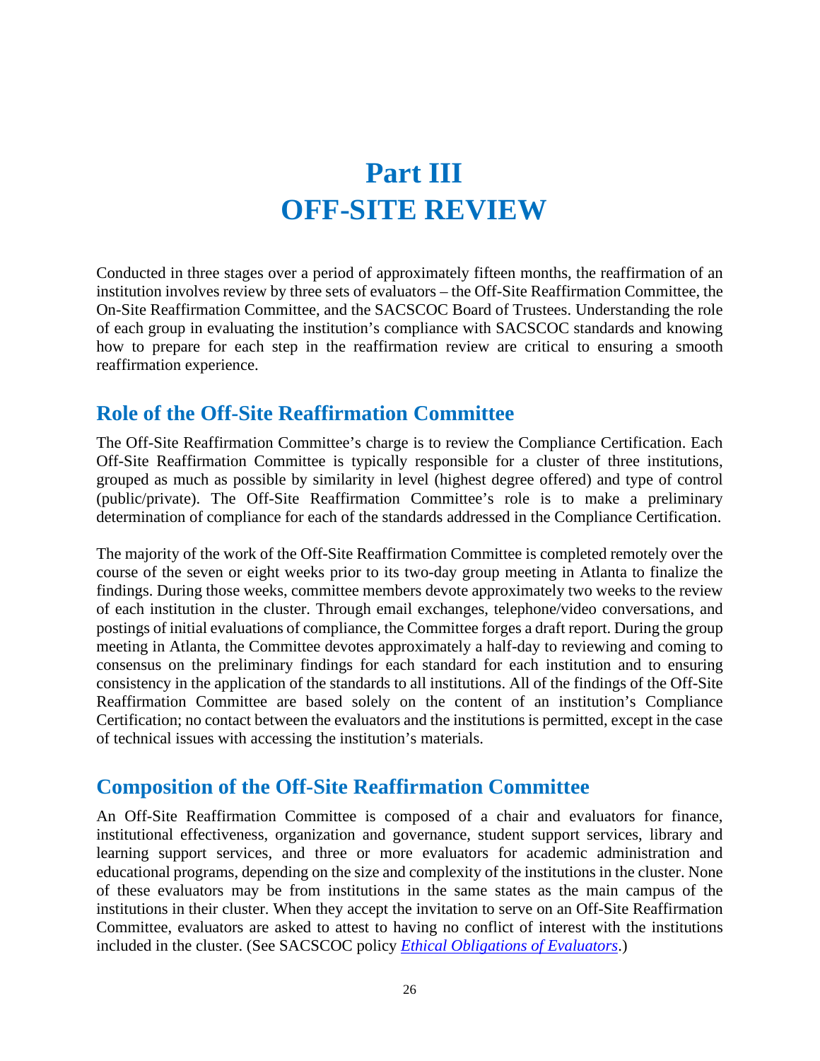# Part III
# OFF-SITE REVIEW

Conducted in three stages over a period of approximately fifteen months, the reaffirmation of an institution involves review by three sets of evaluators – the Off-Site Reaffirmation Committee, the On-Site Reaffirmation Committee, and the SACSCOC Board of Trustees. Understanding the role of each group in evaluating the institution's compliance with SACSCOC standards and knowing how to prepare for each step in the reaffirmation review are critical to ensuring a smooth reaffirmation experience.

## Role of the Off-Site Reaffirmation Committee

The Off-Site Reaffirmation Committee's charge is to review the Compliance Certification. Each Off-Site Reaffirmation Committee is typically responsible for a cluster of three institutions, grouped as much as possible by similarity in level (highest degree offered) and type of control (public/private). The Off-Site Reaffirmation Committee's role is to make a preliminary determination of compliance for each of the standards addressed in the Compliance Certification.

The majority of the work of the Off-Site Reaffirmation Committee is completed remotely over the course of the seven or eight weeks prior to its two-day group meeting in Atlanta to finalize the findings. During those weeks, committee members devote approximately two weeks to the review of each institution in the cluster. Through email exchanges, telephone/video conversations, and postings of initial evaluations of compliance, the Committee forges a draft report. During the group meeting in Atlanta, the Committee devotes approximately a half-day to reviewing and coming to consensus on the preliminary findings for each standard for each institution and to ensuring consistency in the application of the standards to all institutions. All of the findings of the Off-Site Reaffirmation Committee are based solely on the content of an institution's Compliance Certification; no contact between the evaluators and the institutions is permitted, except in the case of technical issues with accessing the institution's materials.

## Composition of the Off-Site Reaffirmation Committee

An Off-Site Reaffirmation Committee is composed of a chair and evaluators for finance, institutional effectiveness, organization and governance, student support services, library and learning support services, and three or more evaluators for academic administration and educational programs, depending on the size and complexity of the institutions in the cluster. None of these evaluators may be from institutions in the same states as the main campus of the institutions in their cluster. When they accept the invitation to serve on an Off-Site Reaffirmation Committee, evaluators are asked to attest to having no conflict of interest with the institutions included in the cluster. (See SACSCOC policy *Ethical Obligations of Evaluators*.)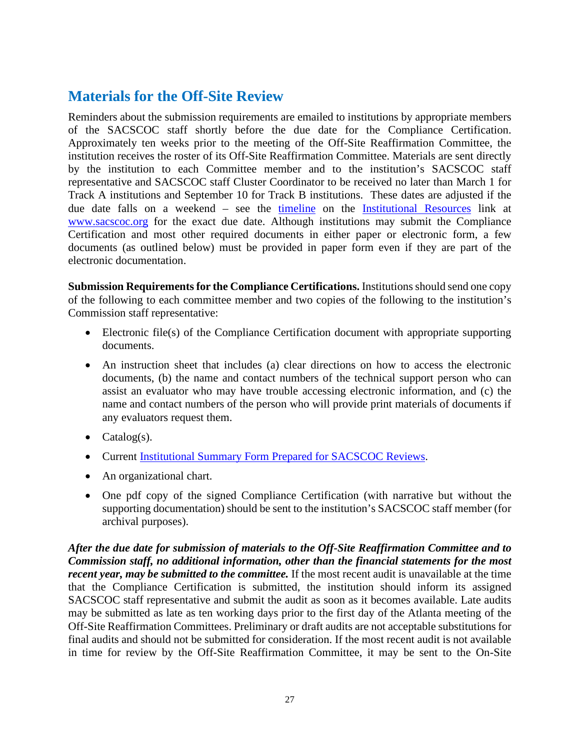## Materials for the Off-Site Review

Reminders about the submission requirements are emailed to institutions by appropriate members of the SACSCOC staff shortly before the due date for the Compliance Certification. Approximately ten weeks prior to the meeting of the Off-Site Reaffirmation Committee, the institution receives the roster of its Off-Site Reaffirmation Committee. Materials are sent directly by the institution to each Committee member and to the institution's SACSCOC staff representative and SACSCOC staff Cluster Coordinator to be received no later than March 1 for Track A institutions and September 10 for Track B institutions. These dates are adjusted if the due date falls on a weekend – see the timeline on the Institutional Resources link at www.sacscoc.org for the exact due date. Although institutions may submit the Compliance Certification and most other required documents in either paper or electronic form, a few documents (as outlined below) must be provided in paper form even if they are part of the electronic documentation.

**Submission Requirements for the Compliance Certifications.** Institutions should send one copy of the following to each committee member and two copies of the following to the institution's Commission staff representative:

- Electronic file(s) of the Compliance Certification document with appropriate supporting documents.
- An instruction sheet that includes (a) clear directions on how to access the electronic documents, (b) the name and contact numbers of the technical support person who can assist an evaluator who may have trouble accessing electronic information, and (c) the name and contact numbers of the person who will provide print materials of documents if any evaluators request them.
- Catalog(s).
- Current Institutional Summary Form Prepared for SACSCOC Reviews.
- An organizational chart.
- One pdf copy of the signed Compliance Certification (with narrative but without the supporting documentation) should be sent to the institution's SACSCOC staff member (for archival purposes).

***After the due date for submission of materials to the Off-Site Reaffirmation Committee and to Commission staff, no additional information, other than the financial statements for the most recent year, may be submitted to the committee.*** If the most recent audit is unavailable at the time that the Compliance Certification is submitted, the institution should inform its assigned SACSCOC staff representative and submit the audit as soon as it becomes available. Late audits may be submitted as late as ten working days prior to the first day of the Atlanta meeting of the Off-Site Reaffirmation Committees. Preliminary or draft audits are not acceptable substitutions for final audits and should not be submitted for consideration. If the most recent audit is not available in time for review by the Off-Site Reaffirmation Committee, it may be sent to the On-Site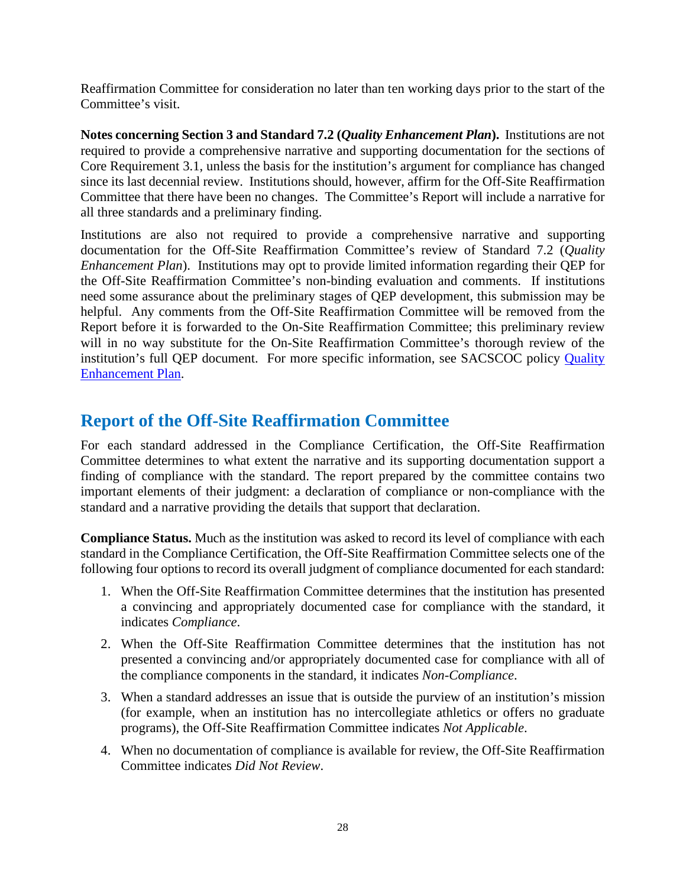Reaffirmation Committee for consideration no later than ten working days prior to the start of the Committee's visit.

**Notes concerning Section 3 and Standard 7.2 (*Quality Enhancement Plan*).** Institutions are not required to provide a comprehensive narrative and supporting documentation for the sections of Core Requirement 3.1, unless the basis for the institution's argument for compliance has changed since its last decennial review. Institutions should, however, affirm for the Off-Site Reaffirmation Committee that there have been no changes. The Committee's Report will include a narrative for all three standards and a preliminary finding.

Institutions are also not required to provide a comprehensive narrative and supporting documentation for the Off-Site Reaffirmation Committee's review of Standard 7.2 (*Quality Enhancement Plan*). Institutions may opt to provide limited information regarding their QEP for the Off-Site Reaffirmation Committee's non-binding evaluation and comments. If institutions need some assurance about the preliminary stages of QEP development, this submission may be helpful. Any comments from the Off-Site Reaffirmation Committee will be removed from the Report before it is forwarded to the On-Site Reaffirmation Committee; this preliminary review will in no way substitute for the On-Site Reaffirmation Committee's thorough review of the institution's full QEP document. For more specific information, see SACSCOC policy Quality Enhancement Plan.

## Report of the Off-Site Reaffirmation Committee

For each standard addressed in the Compliance Certification, the Off-Site Reaffirmation Committee determines to what extent the narrative and its supporting documentation support a finding of compliance with the standard. The report prepared by the committee contains two important elements of their judgment: a declaration of compliance or non-compliance with the standard and a narrative providing the details that support that declaration.

**Compliance Status.** Much as the institution was asked to record its level of compliance with each standard in the Compliance Certification, the Off-Site Reaffirmation Committee selects one of the following four options to record its overall judgment of compliance documented for each standard:

1. When the Off-Site Reaffirmation Committee determines that the institution has presented a convincing and appropriately documented case for compliance with the standard, it indicates *Compliance*.
2. When the Off-Site Reaffirmation Committee determines that the institution has not presented a convincing and/or appropriately documented case for compliance with all of the compliance components in the standard, it indicates *Non-Compliance*.
3. When a standard addresses an issue that is outside the purview of an institution's mission (for example, when an institution has no intercollegiate athletics or offers no graduate programs), the Off-Site Reaffirmation Committee indicates *Not Applicable*.
4. When no documentation of compliance is available for review, the Off-Site Reaffirmation Committee indicates *Did Not Review*.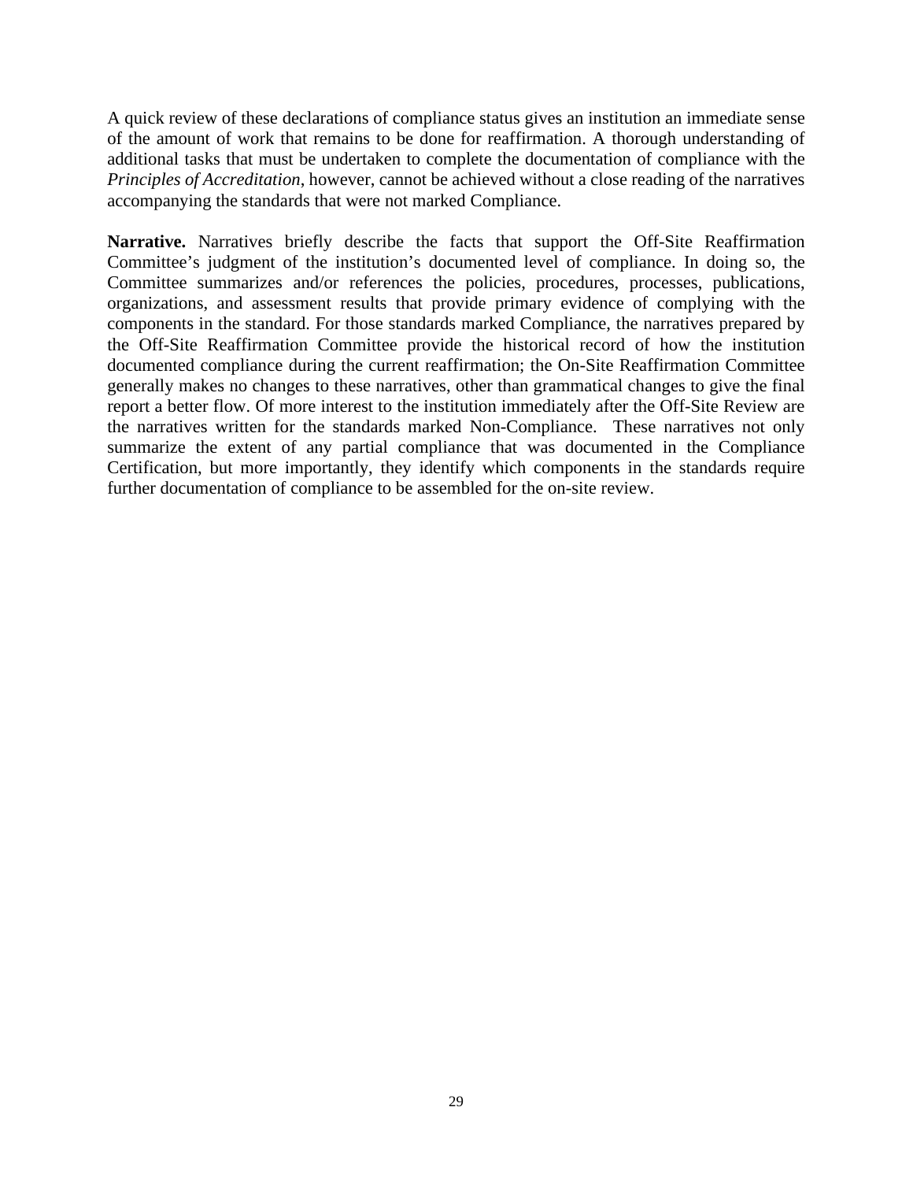A quick review of these declarations of compliance status gives an institution an immediate sense of the amount of work that remains to be done for reaffirmation. A thorough understanding of additional tasks that must be undertaken to complete the documentation of compliance with the *Principles of Accreditation*, however, cannot be achieved without a close reading of the narratives accompanying the standards that were not marked Compliance.

**Narrative.** Narratives briefly describe the facts that support the Off-Site Reaffirmation Committee's judgment of the institution's documented level of compliance. In doing so, the Committee summarizes and/or references the policies, procedures, processes, publications, organizations, and assessment results that provide primary evidence of complying with the components in the standard. For those standards marked Compliance, the narratives prepared by the Off-Site Reaffirmation Committee provide the historical record of how the institution documented compliance during the current reaffirmation; the On-Site Reaffirmation Committee generally makes no changes to these narratives, other than grammatical changes to give the final report a better flow. Of more interest to the institution immediately after the Off-Site Review are the narratives written for the standards marked Non-Compliance. These narratives not only summarize the extent of any partial compliance that was documented in the Compliance Certification, but more importantly, they identify which components in the standards require further documentation of compliance to be assembled for the on-site review.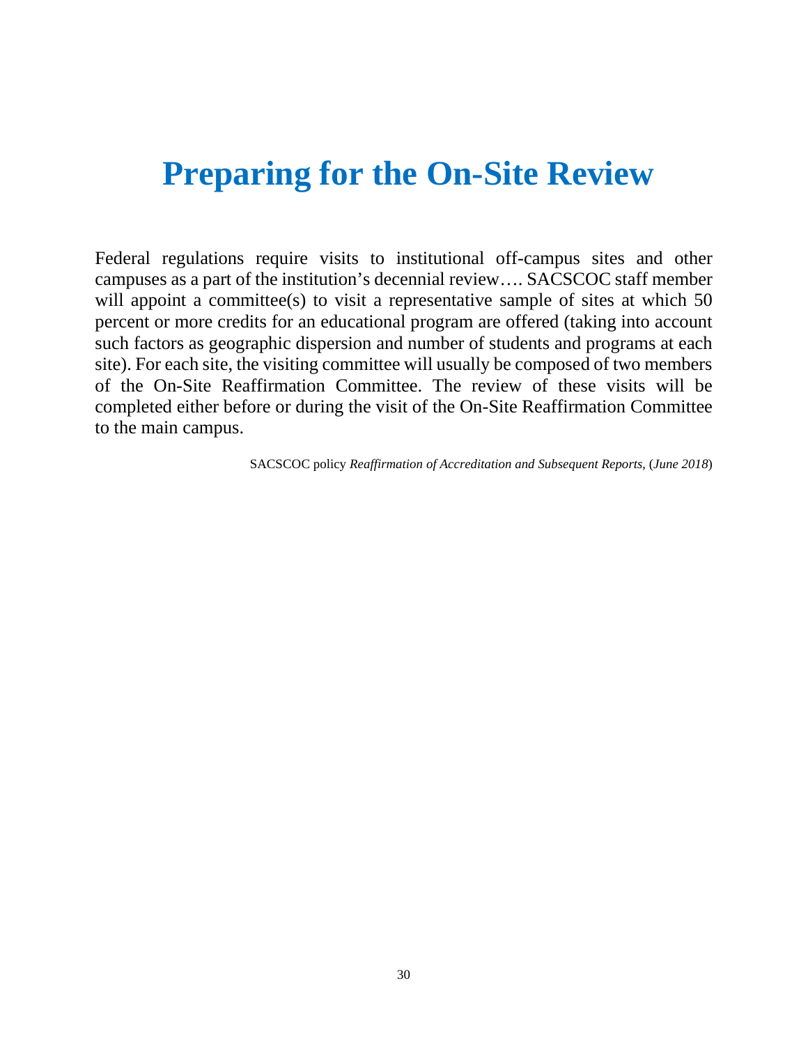# Preparing for the On-Site Review

Federal regulations require visits to institutional off-campus sites and other campuses as a part of the institution's decennial review…. SACSCOC staff member will appoint a committee(s) to visit a representative sample of sites at which 50 percent or more credits for an educational program are offered (taking into account such factors as geographic dispersion and number of students and programs at each site). For each site, the visiting committee will usually be composed of two members of the On-Site Reaffirmation Committee. The review of these visits will be completed either before or during the visit of the On-Site Reaffirmation Committee to the main campus.

SACSCOC policy *Reaffirmation of Accreditation and Subsequent Reports,* (*June 2018*)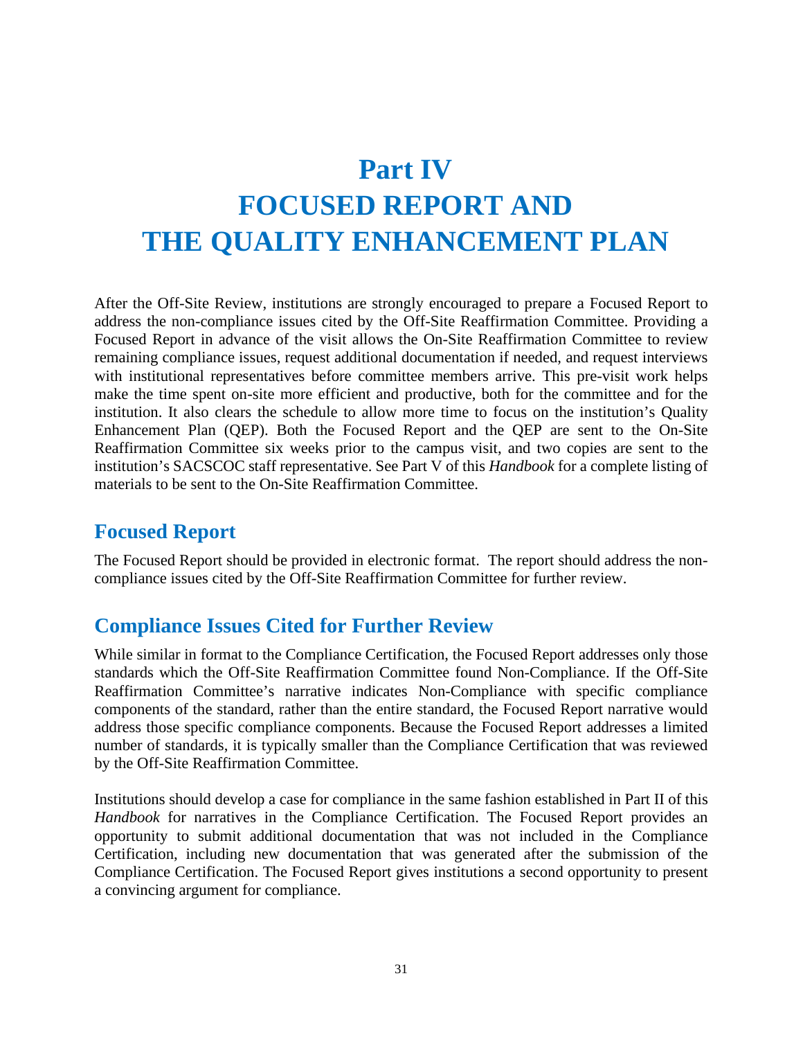# Part IV
# FOCUSED REPORT AND THE QUALITY ENHANCEMENT PLAN

After the Off-Site Review, institutions are strongly encouraged to prepare a Focused Report to address the non-compliance issues cited by the Off-Site Reaffirmation Committee. Providing a Focused Report in advance of the visit allows the On-Site Reaffirmation Committee to review remaining compliance issues, request additional documentation if needed, and request interviews with institutional representatives before committee members arrive. This pre-visit work helps make the time spent on-site more efficient and productive, both for the committee and for the institution. It also clears the schedule to allow more time to focus on the institution's Quality Enhancement Plan (QEP). Both the Focused Report and the QEP are sent to the On-Site Reaffirmation Committee six weeks prior to the campus visit, and two copies are sent to the institution's SACSCOC staff representative. See Part V of this *Handbook* for a complete listing of materials to be sent to the On-Site Reaffirmation Committee.

## Focused Report

The Focused Report should be provided in electronic format. The report should address the non-compliance issues cited by the Off-Site Reaffirmation Committee for further review.

## Compliance Issues Cited for Further Review

While similar in format to the Compliance Certification, the Focused Report addresses only those standards which the Off-Site Reaffirmation Committee found Non-Compliance. If the Off-Site Reaffirmation Committee's narrative indicates Non-Compliance with specific compliance components of the standard, rather than the entire standard, the Focused Report narrative would address those specific compliance components. Because the Focused Report addresses a limited number of standards, it is typically smaller than the Compliance Certification that was reviewed by the Off-Site Reaffirmation Committee.

Institutions should develop a case for compliance in the same fashion established in Part II of this *Handbook* for narratives in the Compliance Certification. The Focused Report provides an opportunity to submit additional documentation that was not included in the Compliance Certification, including new documentation that was generated after the submission of the Compliance Certification. The Focused Report gives institutions a second opportunity to present a convincing argument for compliance.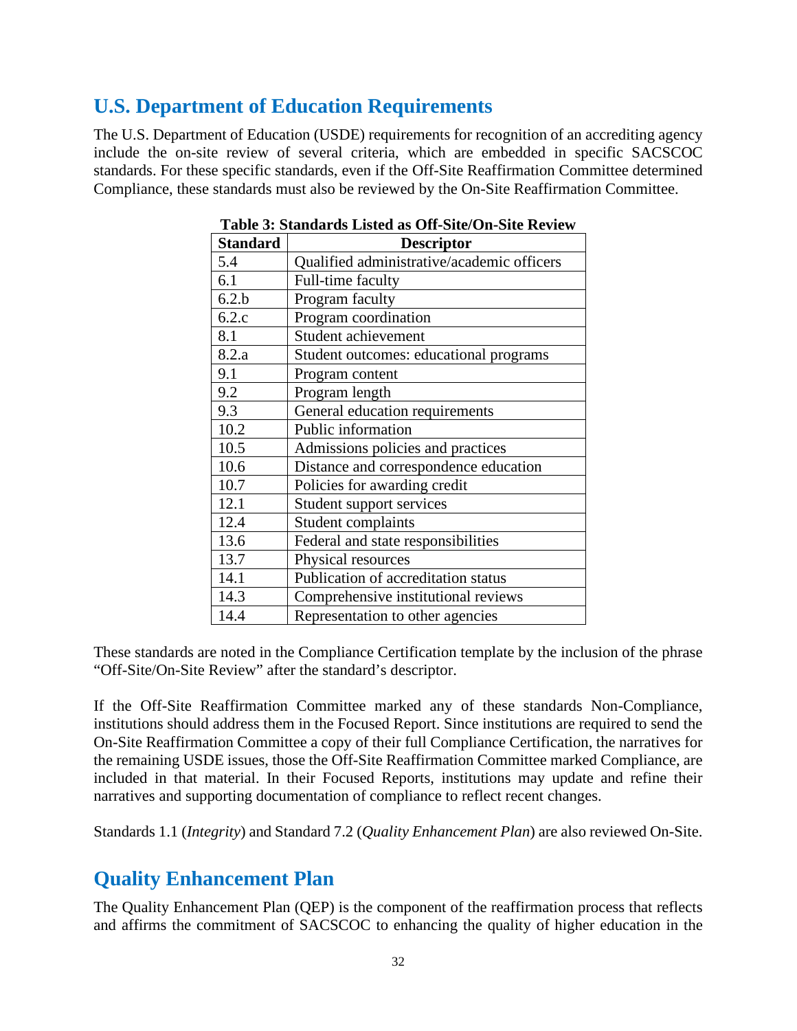## U.S. Department of Education Requirements

The U.S. Department of Education (USDE) requirements for recognition of an accrediting agency include the on-site review of several criteria, which are embedded in specific SACSCOC standards. For these specific standards, even if the Off-Site Reaffirmation Committee determined Compliance, these standards must also be reviewed by the On-Site Reaffirmation Committee.

**Table 3: Standards Listed as Off-Site/On-Site Review**

| Standard | Descriptor |
|---|---|
| 5.4 | Qualified administrative/academic officers |
| 6.1 | Full-time faculty |
| 6.2.b | Program faculty |
| 6.2.c | Program coordination |
| 8.1 | Student achievement |
| 8.2.a | Student outcomes: educational programs |
| 9.1 | Program content |
| 9.2 | Program length |
| 9.3 | General education requirements |
| 10.2 | Public information |
| 10.5 | Admissions policies and practices |
| 10.6 | Distance and correspondence education |
| 10.7 | Policies for awarding credit |
| 12.1 | Student support services |
| 12.4 | Student complaints |
| 13.6 | Federal and state responsibilities |
| 13.7 | Physical resources |
| 14.1 | Publication of accreditation status |
| 14.3 | Comprehensive institutional reviews |
| 14.4 | Representation to other agencies |

These standards are noted in the Compliance Certification template by the inclusion of the phrase "Off-Site/On-Site Review" after the standard's descriptor.

If the Off-Site Reaffirmation Committee marked any of these standards Non-Compliance, institutions should address them in the Focused Report. Since institutions are required to send the On-Site Reaffirmation Committee a copy of their full Compliance Certification, the narratives for the remaining USDE issues, those the Off-Site Reaffirmation Committee marked Compliance, are included in that material. In their Focused Reports, institutions may update and refine their narratives and supporting documentation of compliance to reflect recent changes.

Standards 1.1 (*Integrity*) and Standard 7.2 (*Quality Enhancement Plan*) are also reviewed On-Site.

## Quality Enhancement Plan

The Quality Enhancement Plan (QEP) is the component of the reaffirmation process that reflects and affirms the commitment of SACSCOC to enhancing the quality of higher education in the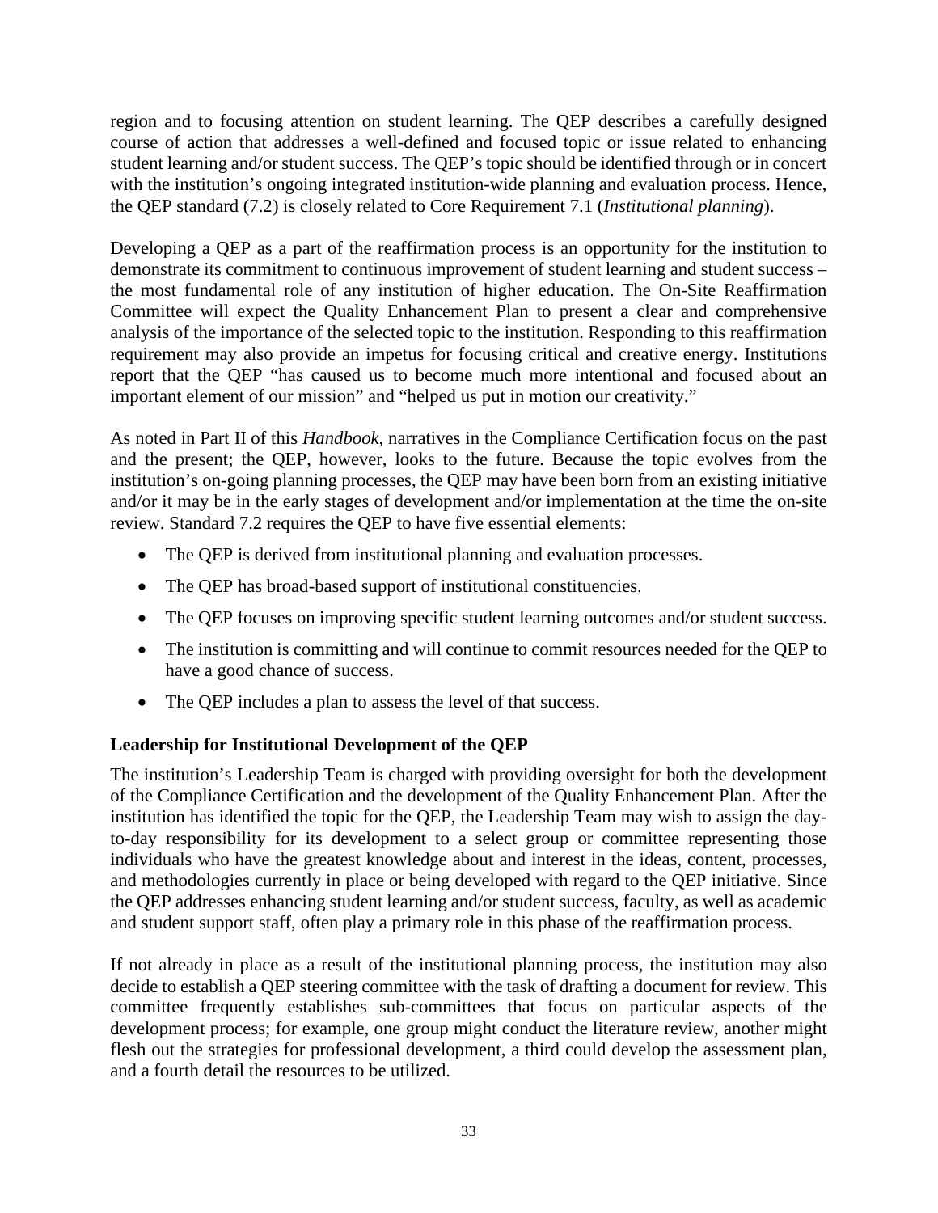region and to focusing attention on student learning. The QEP describes a carefully designed course of action that addresses a well-defined and focused topic or issue related to enhancing student learning and/or student success. The QEP's topic should be identified through or in concert with the institution's ongoing integrated institution-wide planning and evaluation process. Hence, the QEP standard (7.2) is closely related to Core Requirement 7.1 (*Institutional planning*).

Developing a QEP as a part of the reaffirmation process is an opportunity for the institution to demonstrate its commitment to continuous improvement of student learning and student success – the most fundamental role of any institution of higher education. The On-Site Reaffirmation Committee will expect the Quality Enhancement Plan to present a clear and comprehensive analysis of the importance of the selected topic to the institution. Responding to this reaffirmation requirement may also provide an impetus for focusing critical and creative energy. Institutions report that the QEP "has caused us to become much more intentional and focused about an important element of our mission" and "helped us put in motion our creativity."

As noted in Part II of this *Handbook*, narratives in the Compliance Certification focus on the past and the present; the QEP, however, looks to the future. Because the topic evolves from the institution's on-going planning processes, the QEP may have been born from an existing initiative and/or it may be in the early stages of development and/or implementation at the time the on-site review. Standard 7.2 requires the QEP to have five essential elements:

- The QEP is derived from institutional planning and evaluation processes.
- The QEP has broad-based support of institutional constituencies.
- The QEP focuses on improving specific student learning outcomes and/or student success.
- The institution is committing and will continue to commit resources needed for the QEP to have a good chance of success.
- The QEP includes a plan to assess the level of that success.

**Leadership for Institutional Development of the QEP**

The institution's Leadership Team is charged with providing oversight for both the development of the Compliance Certification and the development of the Quality Enhancement Plan. After the institution has identified the topic for the QEP, the Leadership Team may wish to assign the day-to-day responsibility for its development to a select group or committee representing those individuals who have the greatest knowledge about and interest in the ideas, content, processes, and methodologies currently in place or being developed with regard to the QEP initiative. Since the QEP addresses enhancing student learning and/or student success, faculty, as well as academic and student support staff, often play a primary role in this phase of the reaffirmation process.

If not already in place as a result of the institutional planning process, the institution may also decide to establish a QEP steering committee with the task of drafting a document for review. This committee frequently establishes sub-committees that focus on particular aspects of the development process; for example, one group might conduct the literature review, another might flesh out the strategies for professional development, a third could develop the assessment plan, and a fourth detail the resources to be utilized.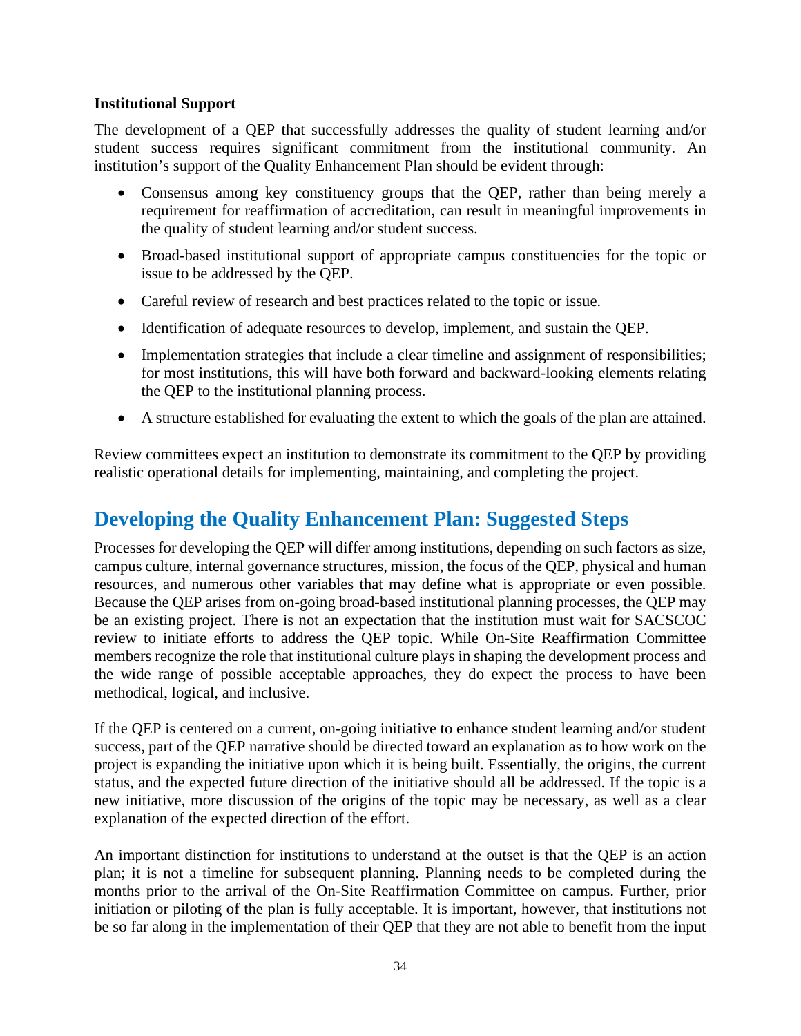**Institutional Support**

The development of a QEP that successfully addresses the quality of student learning and/or student success requires significant commitment from the institutional community. An institution's support of the Quality Enhancement Plan should be evident through:

- Consensus among key constituency groups that the QEP, rather than being merely a requirement for reaffirmation of accreditation, can result in meaningful improvements in the quality of student learning and/or student success.
- Broad-based institutional support of appropriate campus constituencies for the topic or issue to be addressed by the QEP.
- Careful review of research and best practices related to the topic or issue.
- Identification of adequate resources to develop, implement, and sustain the QEP.
- Implementation strategies that include a clear timeline and assignment of responsibilities; for most institutions, this will have both forward and backward-looking elements relating the QEP to the institutional planning process.
- A structure established for evaluating the extent to which the goals of the plan are attained.

Review committees expect an institution to demonstrate its commitment to the QEP by providing realistic operational details for implementing, maintaining, and completing the project.

## Developing the Quality Enhancement Plan: Suggested Steps

Processes for developing the QEP will differ among institutions, depending on such factors as size, campus culture, internal governance structures, mission, the focus of the QEP, physical and human resources, and numerous other variables that may define what is appropriate or even possible. Because the QEP arises from on-going broad-based institutional planning processes, the QEP may be an existing project. There is not an expectation that the institution must wait for SACSCOC review to initiate efforts to address the QEP topic. While On-Site Reaffirmation Committee members recognize the role that institutional culture plays in shaping the development process and the wide range of possible acceptable approaches, they do expect the process to have been methodical, logical, and inclusive.

If the QEP is centered on a current, on-going initiative to enhance student learning and/or student success, part of the QEP narrative should be directed toward an explanation as to how work on the project is expanding the initiative upon which it is being built. Essentially, the origins, the current status, and the expected future direction of the initiative should all be addressed. If the topic is a new initiative, more discussion of the origins of the topic may be necessary, as well as a clear explanation of the expected direction of the effort.

An important distinction for institutions to understand at the outset is that the QEP is an action plan; it is not a timeline for subsequent planning. Planning needs to be completed during the months prior to the arrival of the On-Site Reaffirmation Committee on campus. Further, prior initiation or piloting of the plan is fully acceptable. It is important, however, that institutions not be so far along in the implementation of their QEP that they are not able to benefit from the input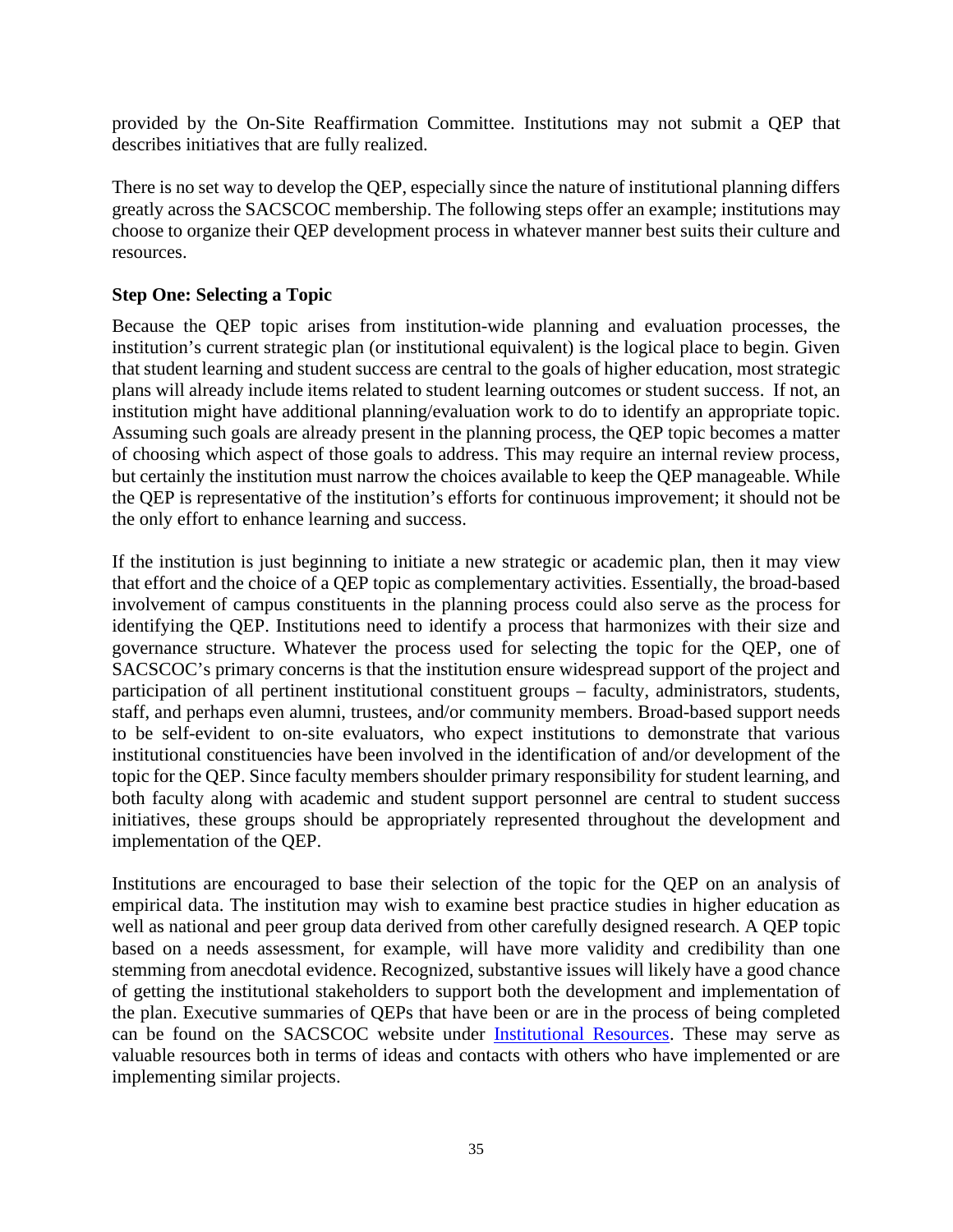provided by the On-Site Reaffirmation Committee. Institutions may not submit a QEP that describes initiatives that are fully realized.

There is no set way to develop the QEP, especially since the nature of institutional planning differs greatly across the SACSCOC membership. The following steps offer an example; institutions may choose to organize their QEP development process in whatever manner best suits their culture and resources.

**Step One: Selecting a Topic**

Because the QEP topic arises from institution-wide planning and evaluation processes, the institution's current strategic plan (or institutional equivalent) is the logical place to begin. Given that student learning and student success are central to the goals of higher education, most strategic plans will already include items related to student learning outcomes or student success. If not, an institution might have additional planning/evaluation work to do to identify an appropriate topic. Assuming such goals are already present in the planning process, the QEP topic becomes a matter of choosing which aspect of those goals to address. This may require an internal review process, but certainly the institution must narrow the choices available to keep the QEP manageable. While the QEP is representative of the institution's efforts for continuous improvement; it should not be the only effort to enhance learning and success.

If the institution is just beginning to initiate a new strategic or academic plan, then it may view that effort and the choice of a QEP topic as complementary activities. Essentially, the broad-based involvement of campus constituents in the planning process could also serve as the process for identifying the QEP. Institutions need to identify a process that harmonizes with their size and governance structure. Whatever the process used for selecting the topic for the QEP, one of SACSCOC's primary concerns is that the institution ensure widespread support of the project and participation of all pertinent institutional constituent groups – faculty, administrators, students, staff, and perhaps even alumni, trustees, and/or community members. Broad-based support needs to be self-evident to on-site evaluators, who expect institutions to demonstrate that various institutional constituencies have been involved in the identification of and/or development of the topic for the QEP. Since faculty members shoulder primary responsibility for student learning, and both faculty along with academic and student support personnel are central to student success initiatives, these groups should be appropriately represented throughout the development and implementation of the QEP.

Institutions are encouraged to base their selection of the topic for the QEP on an analysis of empirical data. The institution may wish to examine best practice studies in higher education as well as national and peer group data derived from other carefully designed research. A QEP topic based on a needs assessment, for example, will have more validity and credibility than one stemming from anecdotal evidence. Recognized, substantive issues will likely have a good chance of getting the institutional stakeholders to support both the development and implementation of the plan. Executive summaries of QEPs that have been or are in the process of being completed can be found on the SACSCOC website under Institutional Resources. These may serve as valuable resources both in terms of ideas and contacts with others who have implemented or are implementing similar projects.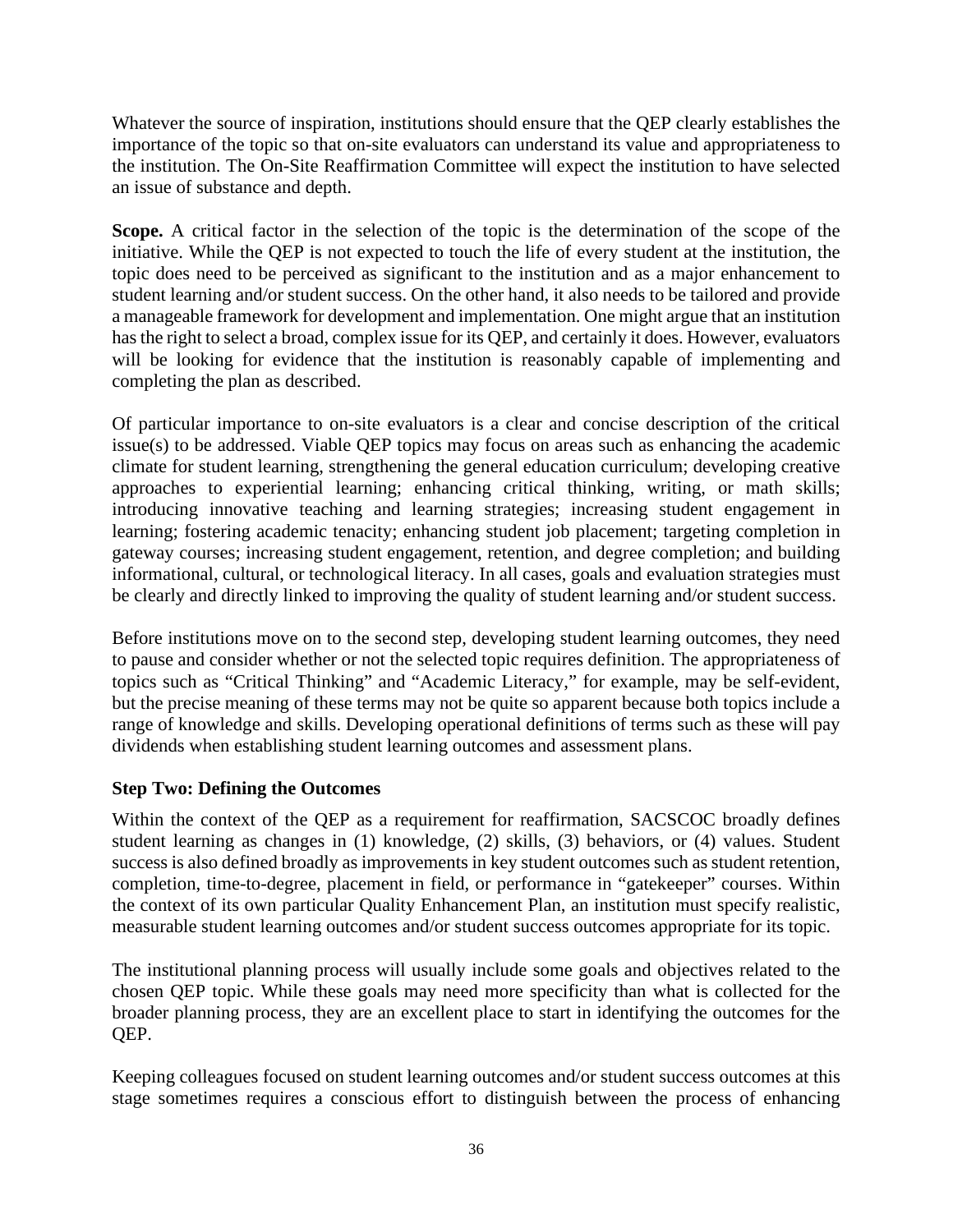Whatever the source of inspiration, institutions should ensure that the QEP clearly establishes the importance of the topic so that on-site evaluators can understand its value and appropriateness to the institution. The On-Site Reaffirmation Committee will expect the institution to have selected an issue of substance and depth.

**Scope.** A critical factor in the selection of the topic is the determination of the scope of the initiative. While the QEP is not expected to touch the life of every student at the institution, the topic does need to be perceived as significant to the institution and as a major enhancement to student learning and/or student success. On the other hand, it also needs to be tailored and provide a manageable framework for development and implementation. One might argue that an institution has the right to select a broad, complex issue for its QEP, and certainly it does. However, evaluators will be looking for evidence that the institution is reasonably capable of implementing and completing the plan as described.

Of particular importance to on-site evaluators is a clear and concise description of the critical issue(s) to be addressed. Viable QEP topics may focus on areas such as enhancing the academic climate for student learning, strengthening the general education curriculum; developing creative approaches to experiential learning; enhancing critical thinking, writing, or math skills; introducing innovative teaching and learning strategies; increasing student engagement in learning; fostering academic tenacity; enhancing student job placement; targeting completion in gateway courses; increasing student engagement, retention, and degree completion; and building informational, cultural, or technological literacy. In all cases, goals and evaluation strategies must be clearly and directly linked to improving the quality of student learning and/or student success.

Before institutions move on to the second step, developing student learning outcomes, they need to pause and consider whether or not the selected topic requires definition. The appropriateness of topics such as "Critical Thinking" and "Academic Literacy," for example, may be self-evident, but the precise meaning of these terms may not be quite so apparent because both topics include a range of knowledge and skills. Developing operational definitions of terms such as these will pay dividends when establishing student learning outcomes and assessment plans.

### Step Two: Defining the Outcomes

Within the context of the QEP as a requirement for reaffirmation, SACSCOC broadly defines student learning as changes in (1) knowledge, (2) skills, (3) behaviors, or (4) values. Student success is also defined broadly as improvements in key student outcomes such as student retention, completion, time-to-degree, placement in field, or performance in "gatekeeper" courses. Within the context of its own particular Quality Enhancement Plan, an institution must specify realistic, measurable student learning outcomes and/or student success outcomes appropriate for its topic.

The institutional planning process will usually include some goals and objectives related to the chosen QEP topic. While these goals may need more specificity than what is collected for the broader planning process, they are an excellent place to start in identifying the outcomes for the QEP.

Keeping colleagues focused on student learning outcomes and/or student success outcomes at this stage sometimes requires a conscious effort to distinguish between the process of enhancing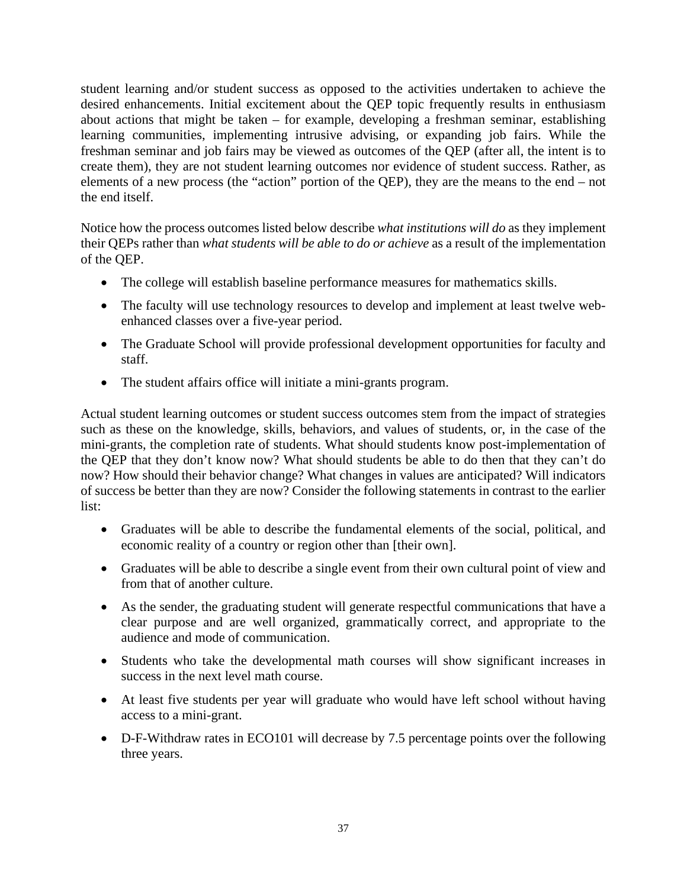student learning and/or student success as opposed to the activities undertaken to achieve the desired enhancements. Initial excitement about the QEP topic frequently results in enthusiasm about actions that might be taken – for example, developing a freshman seminar, establishing learning communities, implementing intrusive advising, or expanding job fairs. While the freshman seminar and job fairs may be viewed as outcomes of the QEP (after all, the intent is to create them), they are not student learning outcomes nor evidence of student success. Rather, as elements of a new process (the "action" portion of the QEP), they are the means to the end – not the end itself.

Notice how the process outcomes listed below describe *what institutions will do* as they implement their QEPs rather than *what students will be able to do or achieve* as a result of the implementation of the QEP.

- The college will establish baseline performance measures for mathematics skills.
- The faculty will use technology resources to develop and implement at least twelve web-enhanced classes over a five-year period.
- The Graduate School will provide professional development opportunities for faculty and staff.
- The student affairs office will initiate a mini-grants program.

Actual student learning outcomes or student success outcomes stem from the impact of strategies such as these on the knowledge, skills, behaviors, and values of students, or, in the case of the mini-grants, the completion rate of students. What should students know post-implementation of the QEP that they don't know now? What should students be able to do then that they can't do now? How should their behavior change? What changes in values are anticipated? Will indicators of success be better than they are now? Consider the following statements in contrast to the earlier list:

- Graduates will be able to describe the fundamental elements of the social, political, and economic reality of a country or region other than [their own].
- Graduates will be able to describe a single event from their own cultural point of view and from that of another culture.
- As the sender, the graduating student will generate respectful communications that have a clear purpose and are well organized, grammatically correct, and appropriate to the audience and mode of communication.
- Students who take the developmental math courses will show significant increases in success in the next level math course.
- At least five students per year will graduate who would have left school without having access to a mini-grant.
- D-F-Withdraw rates in ECO101 will decrease by 7.5 percentage points over the following three years.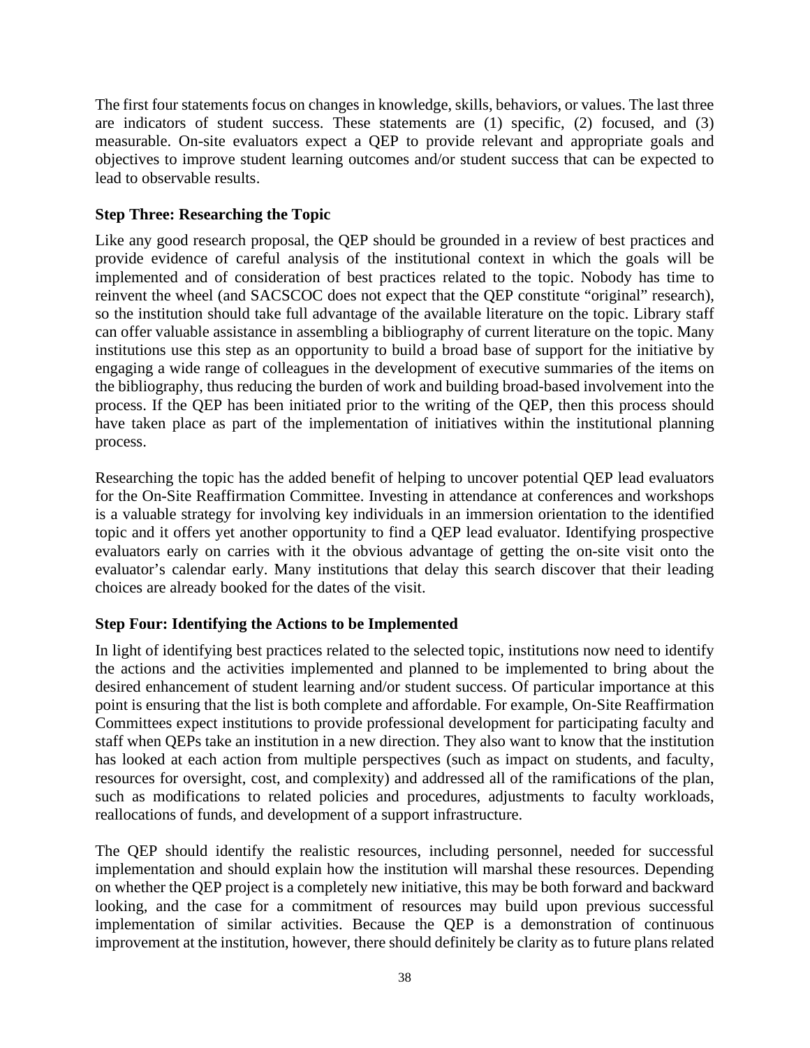The first four statements focus on changes in knowledge, skills, behaviors, or values. The last three are indicators of student success. These statements are (1) specific, (2) focused, and (3) measurable. On-site evaluators expect a QEP to provide relevant and appropriate goals and objectives to improve student learning outcomes and/or student success that can be expected to lead to observable results.

**Step Three: Researching the Topic**

Like any good research proposal, the QEP should be grounded in a review of best practices and provide evidence of careful analysis of the institutional context in which the goals will be implemented and of consideration of best practices related to the topic. Nobody has time to reinvent the wheel (and SACSCOC does not expect that the QEP constitute "original" research), so the institution should take full advantage of the available literature on the topic. Library staff can offer valuable assistance in assembling a bibliography of current literature on the topic. Many institutions use this step as an opportunity to build a broad base of support for the initiative by engaging a wide range of colleagues in the development of executive summaries of the items on the bibliography, thus reducing the burden of work and building broad-based involvement into the process. If the QEP has been initiated prior to the writing of the QEP, then this process should have taken place as part of the implementation of initiatives within the institutional planning process.

Researching the topic has the added benefit of helping to uncover potential QEP lead evaluators for the On-Site Reaffirmation Committee. Investing in attendance at conferences and workshops is a valuable strategy for involving key individuals in an immersion orientation to the identified topic and it offers yet another opportunity to find a QEP lead evaluator. Identifying prospective evaluators early on carries with it the obvious advantage of getting the on-site visit onto the evaluator's calendar early. Many institutions that delay this search discover that their leading choices are already booked for the dates of the visit.

**Step Four: Identifying the Actions to be Implemented**

In light of identifying best practices related to the selected topic, institutions now need to identify the actions and the activities implemented and planned to be implemented to bring about the desired enhancement of student learning and/or student success. Of particular importance at this point is ensuring that the list is both complete and affordable. For example, On-Site Reaffirmation Committees expect institutions to provide professional development for participating faculty and staff when QEPs take an institution in a new direction. They also want to know that the institution has looked at each action from multiple perspectives (such as impact on students, and faculty, resources for oversight, cost, and complexity) and addressed all of the ramifications of the plan, such as modifications to related policies and procedures, adjustments to faculty workloads, reallocations of funds, and development of a support infrastructure.

The QEP should identify the realistic resources, including personnel, needed for successful implementation and should explain how the institution will marshal these resources. Depending on whether the QEP project is a completely new initiative, this may be both forward and backward looking, and the case for a commitment of resources may build upon previous successful implementation of similar activities. Because the QEP is a demonstration of continuous improvement at the institution, however, there should definitely be clarity as to future plans related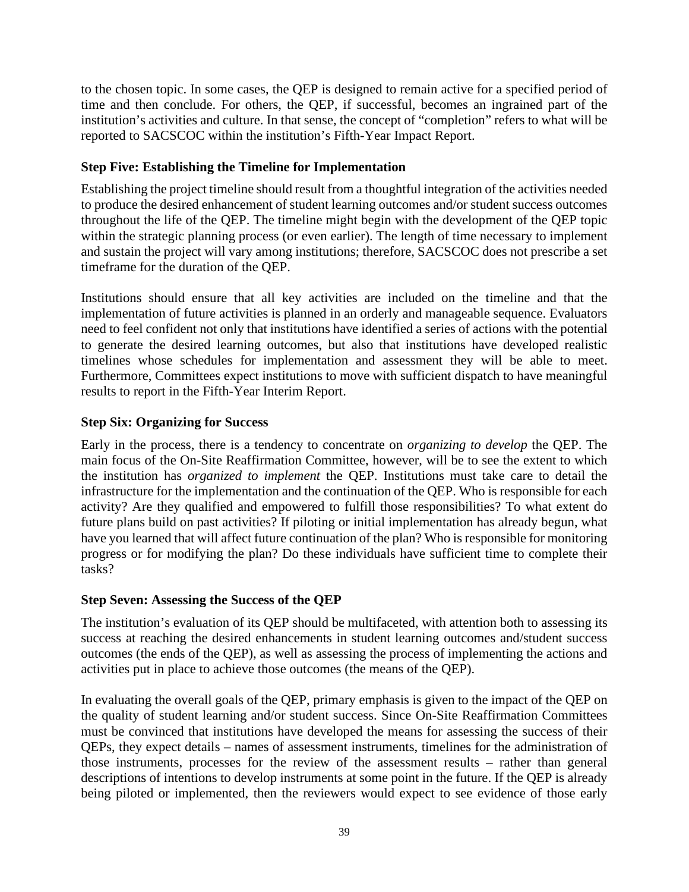to the chosen topic. In some cases, the QEP is designed to remain active for a specified period of time and then conclude. For others, the QEP, if successful, becomes an ingrained part of the institution's activities and culture. In that sense, the concept of "completion" refers to what will be reported to SACSCOC within the institution's Fifth-Year Impact Report.

### Step Five: Establishing the Timeline for Implementation

Establishing the project timeline should result from a thoughtful integration of the activities needed to produce the desired enhancement of student learning outcomes and/or student success outcomes throughout the life of the QEP. The timeline might begin with the development of the QEP topic within the strategic planning process (or even earlier). The length of time necessary to implement and sustain the project will vary among institutions; therefore, SACSCOC does not prescribe a set timeframe for the duration of the QEP.

Institutions should ensure that all key activities are included on the timeline and that the implementation of future activities is planned in an orderly and manageable sequence. Evaluators need to feel confident not only that institutions have identified a series of actions with the potential to generate the desired learning outcomes, but also that institutions have developed realistic timelines whose schedules for implementation and assessment they will be able to meet. Furthermore, Committees expect institutions to move with sufficient dispatch to have meaningful results to report in the Fifth-Year Interim Report.

### Step Six: Organizing for Success

Early in the process, there is a tendency to concentrate on *organizing to develop* the QEP. The main focus of the On-Site Reaffirmation Committee, however, will be to see the extent to which the institution has *organized to implement* the QEP. Institutions must take care to detail the infrastructure for the implementation and the continuation of the QEP. Who is responsible for each activity? Are they qualified and empowered to fulfill those responsibilities? To what extent do future plans build on past activities? If piloting or initial implementation has already begun, what have you learned that will affect future continuation of the plan? Who is responsible for monitoring progress or for modifying the plan? Do these individuals have sufficient time to complete their tasks?

### Step Seven: Assessing the Success of the QEP

The institution's evaluation of its QEP should be multifaceted, with attention both to assessing its success at reaching the desired enhancements in student learning outcomes and/student success outcomes (the ends of the QEP), as well as assessing the process of implementing the actions and activities put in place to achieve those outcomes (the means of the QEP).

In evaluating the overall goals of the QEP, primary emphasis is given to the impact of the QEP on the quality of student learning and/or student success. Since On-Site Reaffirmation Committees must be convinced that institutions have developed the means for assessing the success of their QEPs, they expect details – names of assessment instruments, timelines for the administration of those instruments, processes for the review of the assessment results – rather than general descriptions of intentions to develop instruments at some point in the future. If the QEP is already being piloted or implemented, then the reviewers would expect to see evidence of those early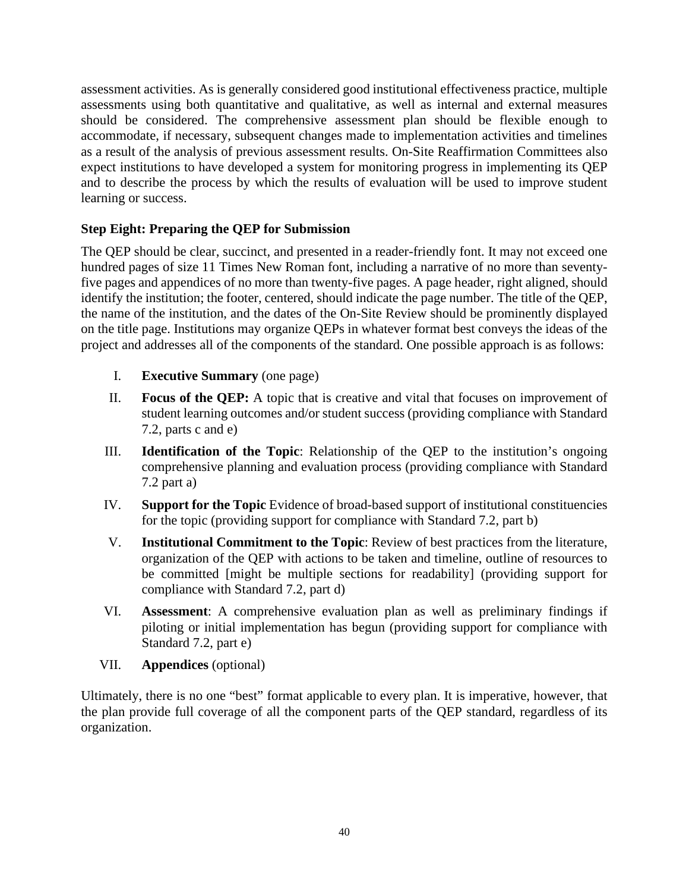assessment activities. As is generally considered good institutional effectiveness practice, multiple assessments using both quantitative and qualitative, as well as internal and external measures should be considered. The comprehensive assessment plan should be flexible enough to accommodate, if necessary, subsequent changes made to implementation activities and timelines as a result of the analysis of previous assessment results. On-Site Reaffirmation Committees also expect institutions to have developed a system for monitoring progress in implementing its QEP and to describe the process by which the results of evaluation will be used to improve student learning or success.

### Step Eight: Preparing the QEP for Submission

The QEP should be clear, succinct, and presented in a reader-friendly font. It may not exceed one hundred pages of size 11 Times New Roman font, including a narrative of no more than seventy-five pages and appendices of no more than twenty-five pages. A page header, right aligned, should identify the institution; the footer, centered, should indicate the page number. The title of the QEP, the name of the institution, and the dates of the On-Site Review should be prominently displayed on the title page. Institutions may organize QEPs in whatever format best conveys the ideas of the project and addresses all of the components of the standard. One possible approach is as follows:

I. **Executive Summary** (one page)

II. **Focus of the QEP:** A topic that is creative and vital that focuses on improvement of student learning outcomes and/or student success (providing compliance with Standard 7.2, parts c and e)

III. **Identification of the Topic**: Relationship of the QEP to the institution's ongoing comprehensive planning and evaluation process (providing compliance with Standard 7.2 part a)

IV. **Support for the Topic** Evidence of broad-based support of institutional constituencies for the topic (providing support for compliance with Standard 7.2, part b)

V. **Institutional Commitment to the Topic**: Review of best practices from the literature, organization of the QEP with actions to be taken and timeline, outline of resources to be committed [might be multiple sections for readability] (providing support for compliance with Standard 7.2, part d)

VI. **Assessment**: A comprehensive evaluation plan as well as preliminary findings if piloting or initial implementation has begun (providing support for compliance with Standard 7.2, part e)

VII. **Appendices** (optional)

Ultimately, there is no one "best" format applicable to every plan. It is imperative, however, that the plan provide full coverage of all the component parts of the QEP standard, regardless of its organization.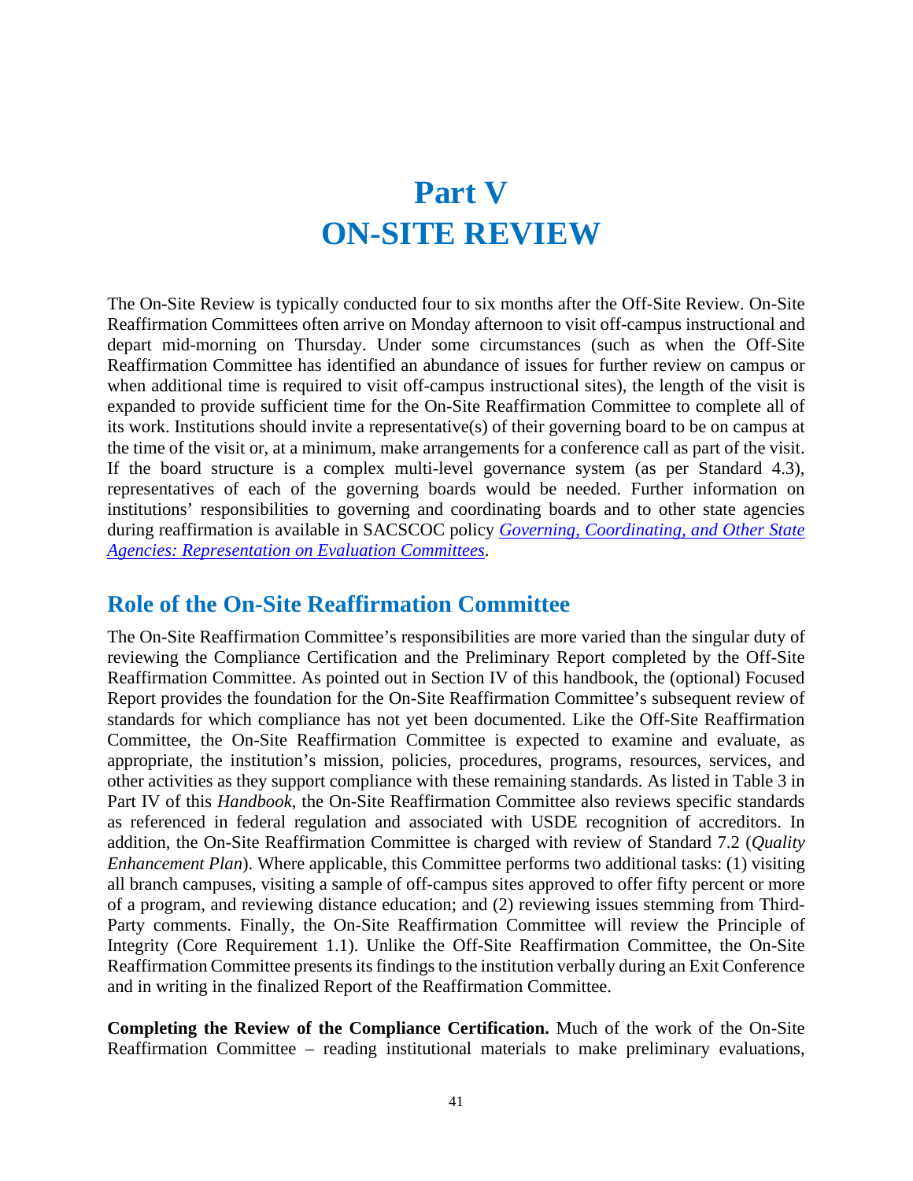# Part V
# ON-SITE REVIEW

The On-Site Review is typically conducted four to six months after the Off-Site Review. On-Site Reaffirmation Committees often arrive on Monday afternoon to visit off-campus instructional and depart mid-morning on Thursday. Under some circumstances (such as when the Off-Site Reaffirmation Committee has identified an abundance of issues for further review on campus or when additional time is required to visit off-campus instructional sites), the length of the visit is expanded to provide sufficient time for the On-Site Reaffirmation Committee to complete all of its work. Institutions should invite a representative(s) of their governing board to be on campus at the time of the visit or, at a minimum, make arrangements for a conference call as part of the visit. If the board structure is a complex multi-level governance system (as per Standard 4.3), representatives of each of the governing boards would be needed. Further information on institutions' responsibilities to governing and coordinating boards and to other state agencies during reaffirmation is available in SACSCOC policy *Governing, Coordinating, and Other State Agencies: Representation on Evaluation Committees*.

## Role of the On-Site Reaffirmation Committee

The On-Site Reaffirmation Committee's responsibilities are more varied than the singular duty of reviewing the Compliance Certification and the Preliminary Report completed by the Off-Site Reaffirmation Committee. As pointed out in Section IV of this handbook, the (optional) Focused Report provides the foundation for the On-Site Reaffirmation Committee's subsequent review of standards for which compliance has not yet been documented. Like the Off-Site Reaffirmation Committee, the On-Site Reaffirmation Committee is expected to examine and evaluate, as appropriate, the institution's mission, policies, procedures, programs, resources, services, and other activities as they support compliance with these remaining standards. As listed in Table 3 in Part IV of this *Handbook*, the On-Site Reaffirmation Committee also reviews specific standards as referenced in federal regulation and associated with USDE recognition of accreditors. In addition, the On-Site Reaffirmation Committee is charged with review of Standard 7.2 (*Quality Enhancement Plan*). Where applicable, this Committee performs two additional tasks: (1) visiting all branch campuses, visiting a sample of off-campus sites approved to offer fifty percent or more of a program, and reviewing distance education; and (2) reviewing issues stemming from Third-Party comments. Finally, the On-Site Reaffirmation Committee will review the Principle of Integrity (Core Requirement 1.1). Unlike the Off-Site Reaffirmation Committee, the On-Site Reaffirmation Committee presents its findings to the institution verbally during an Exit Conference and in writing in the finalized Report of the Reaffirmation Committee.

**Completing the Review of the Compliance Certification.** Much of the work of the On-Site Reaffirmation Committee – reading institutional materials to make preliminary evaluations,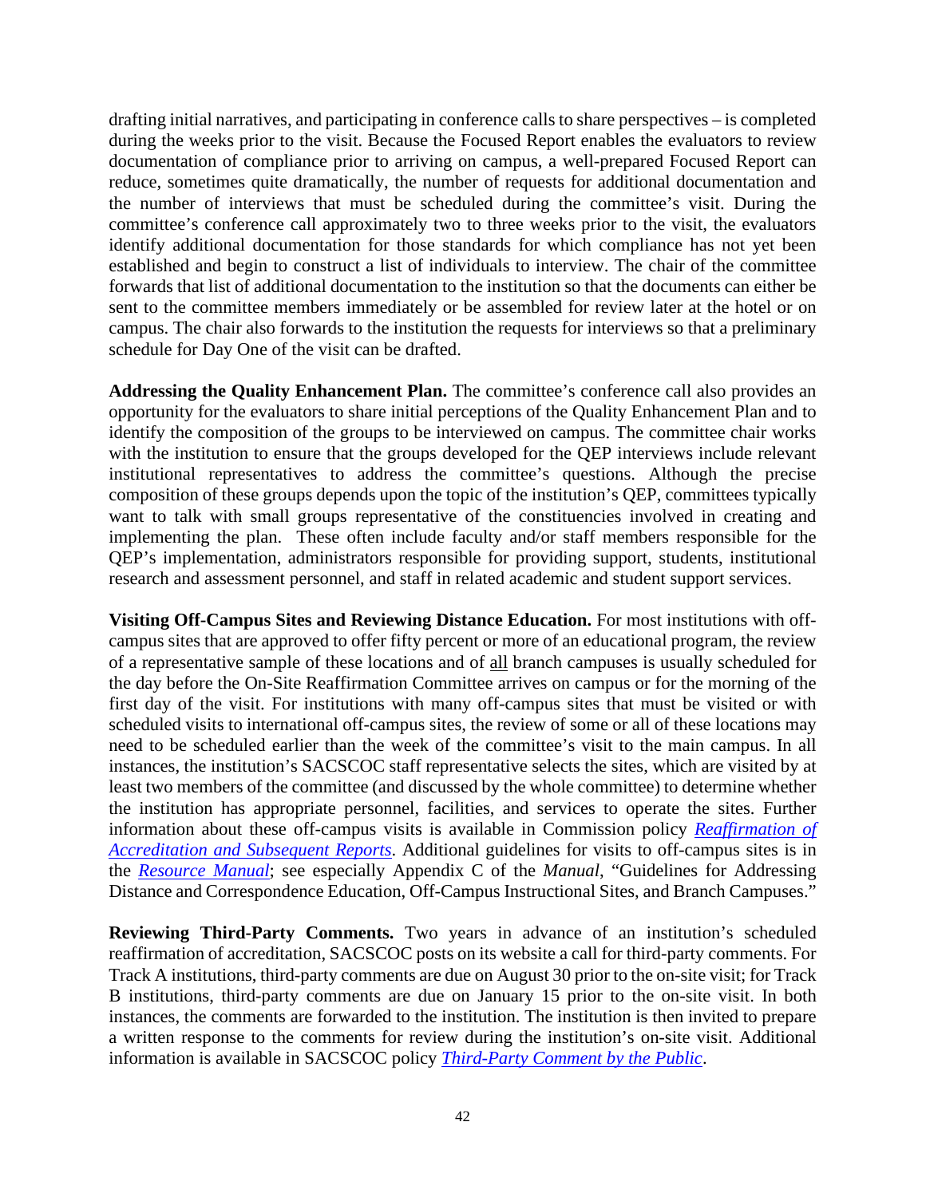drafting initial narratives, and participating in conference calls to share perspectives – is completed during the weeks prior to the visit. Because the Focused Report enables the evaluators to review documentation of compliance prior to arriving on campus, a well-prepared Focused Report can reduce, sometimes quite dramatically, the number of requests for additional documentation and the number of interviews that must be scheduled during the committee's visit. During the committee's conference call approximately two to three weeks prior to the visit, the evaluators identify additional documentation for those standards for which compliance has not yet been established and begin to construct a list of individuals to interview. The chair of the committee forwards that list of additional documentation to the institution so that the documents can either be sent to the committee members immediately or be assembled for review later at the hotel or on campus. The chair also forwards to the institution the requests for interviews so that a preliminary schedule for Day One of the visit can be drafted.

**Addressing the Quality Enhancement Plan.** The committee's conference call also provides an opportunity for the evaluators to share initial perceptions of the Quality Enhancement Plan and to identify the composition of the groups to be interviewed on campus. The committee chair works with the institution to ensure that the groups developed for the QEP interviews include relevant institutional representatives to address the committee's questions. Although the precise composition of these groups depends upon the topic of the institution's QEP, committees typically want to talk with small groups representative of the constituencies involved in creating and implementing the plan. These often include faculty and/or staff members responsible for the QEP's implementation, administrators responsible for providing support, students, institutional research and assessment personnel, and staff in related academic and student support services.

**Visiting Off-Campus Sites and Reviewing Distance Education.** For most institutions with off-campus sites that are approved to offer fifty percent or more of an educational program, the review of a representative sample of these locations and of all branch campuses is usually scheduled for the day before the On-Site Reaffirmation Committee arrives on campus or for the morning of the first day of the visit. For institutions with many off-campus sites that must be visited or with scheduled visits to international off-campus sites, the review of some or all of these locations may need to be scheduled earlier than the week of the committee's visit to the main campus. In all instances, the institution's SACSCOC staff representative selects the sites, which are visited by at least two members of the committee (and discussed by the whole committee) to determine whether the institution has appropriate personnel, facilities, and services to operate the sites. Further information about these off-campus visits is available in Commission policy *Reaffirmation of Accreditation and Subsequent Reports*. Additional guidelines for visits to off-campus sites is in the *Resource Manual*; see especially Appendix C of the *Manual*, "Guidelines for Addressing Distance and Correspondence Education, Off-Campus Instructional Sites, and Branch Campuses."

**Reviewing Third-Party Comments.** Two years in advance of an institution's scheduled reaffirmation of accreditation, SACSCOC posts on its website a call for third-party comments. For Track A institutions, third-party comments are due on August 30 prior to the on-site visit; for Track B institutions, third-party comments are due on January 15 prior to the on-site visit. In both instances, the comments are forwarded to the institution. The institution is then invited to prepare a written response to the comments for review during the institution's on-site visit. Additional information is available in SACSCOC policy *Third-Party Comment by the Public*.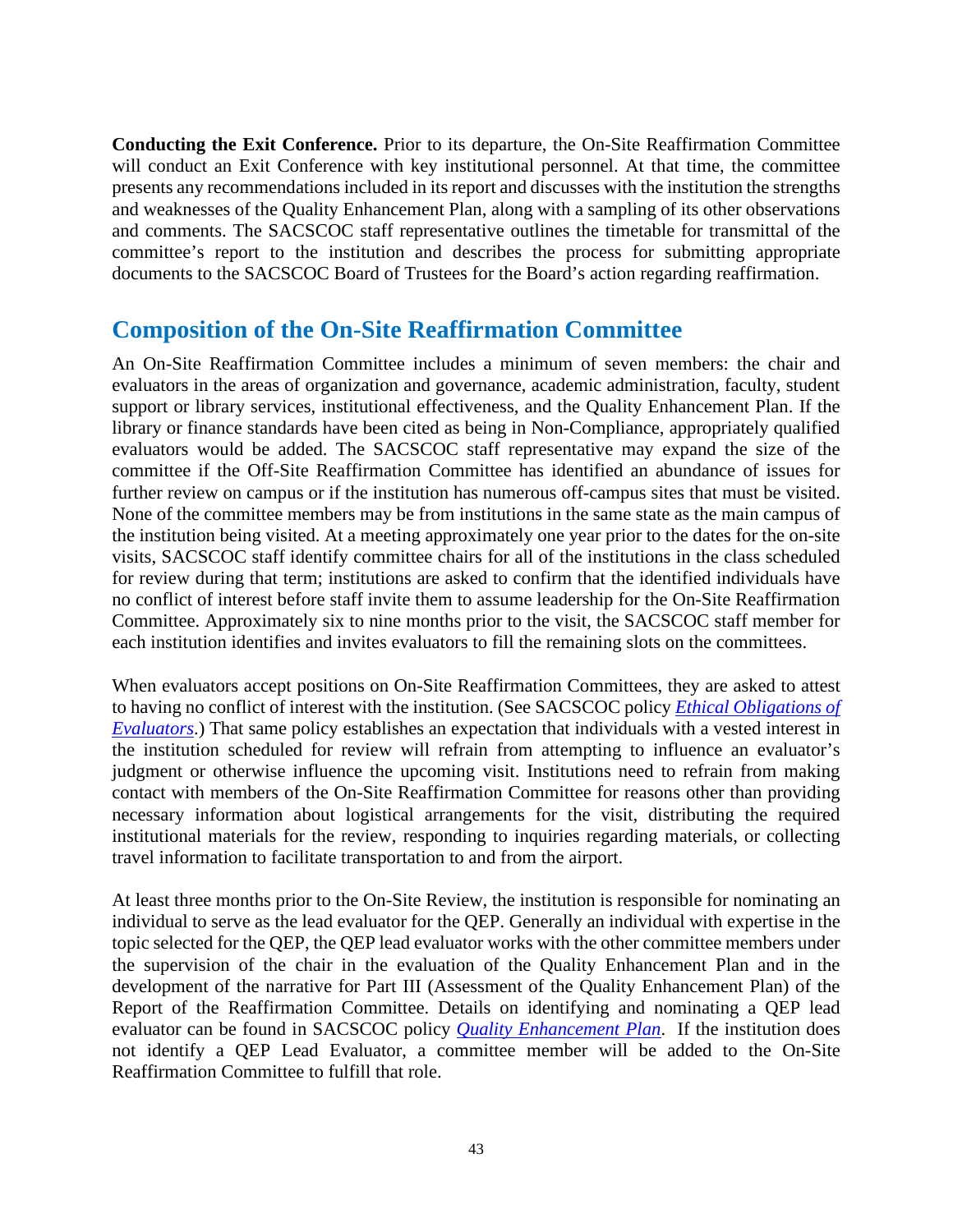**Conducting the Exit Conference.** Prior to its departure, the On-Site Reaffirmation Committee will conduct an Exit Conference with key institutional personnel. At that time, the committee presents any recommendations included in its report and discusses with the institution the strengths and weaknesses of the Quality Enhancement Plan, along with a sampling of its other observations and comments. The SACSCOC staff representative outlines the timetable for transmittal of the committee's report to the institution and describes the process for submitting appropriate documents to the SACSCOC Board of Trustees for the Board's action regarding reaffirmation.

## Composition of the On-Site Reaffirmation Committee

An On-Site Reaffirmation Committee includes a minimum of seven members: the chair and evaluators in the areas of organization and governance, academic administration, faculty, student support or library services, institutional effectiveness, and the Quality Enhancement Plan. If the library or finance standards have been cited as being in Non-Compliance, appropriately qualified evaluators would be added. The SACSCOC staff representative may expand the size of the committee if the Off-Site Reaffirmation Committee has identified an abundance of issues for further review on campus or if the institution has numerous off-campus sites that must be visited. None of the committee members may be from institutions in the same state as the main campus of the institution being visited. At a meeting approximately one year prior to the dates for the on-site visits, SACSCOC staff identify committee chairs for all of the institutions in the class scheduled for review during that term; institutions are asked to confirm that the identified individuals have no conflict of interest before staff invite them to assume leadership for the On-Site Reaffirmation Committee. Approximately six to nine months prior to the visit, the SACSCOC staff member for each institution identifies and invites evaluators to fill the remaining slots on the committees.

When evaluators accept positions on On-Site Reaffirmation Committees, they are asked to attest to having no conflict of interest with the institution. (See SACSCOC policy *Ethical Obligations of Evaluators*.) That same policy establishes an expectation that individuals with a vested interest in the institution scheduled for review will refrain from attempting to influence an evaluator's judgment or otherwise influence the upcoming visit. Institutions need to refrain from making contact with members of the On-Site Reaffirmation Committee for reasons other than providing necessary information about logistical arrangements for the visit, distributing the required institutional materials for the review, responding to inquiries regarding materials, or collecting travel information to facilitate transportation to and from the airport.

At least three months prior to the On-Site Review, the institution is responsible for nominating an individual to serve as the lead evaluator for the QEP. Generally an individual with expertise in the topic selected for the QEP, the QEP lead evaluator works with the other committee members under the supervision of the chair in the evaluation of the Quality Enhancement Plan and in the development of the narrative for Part III (Assessment of the Quality Enhancement Plan) of the Report of the Reaffirmation Committee. Details on identifying and nominating a QEP lead evaluator can be found in SACSCOC policy *Quality Enhancement Plan*. If the institution does not identify a QEP Lead Evaluator, a committee member will be added to the On-Site Reaffirmation Committee to fulfill that role.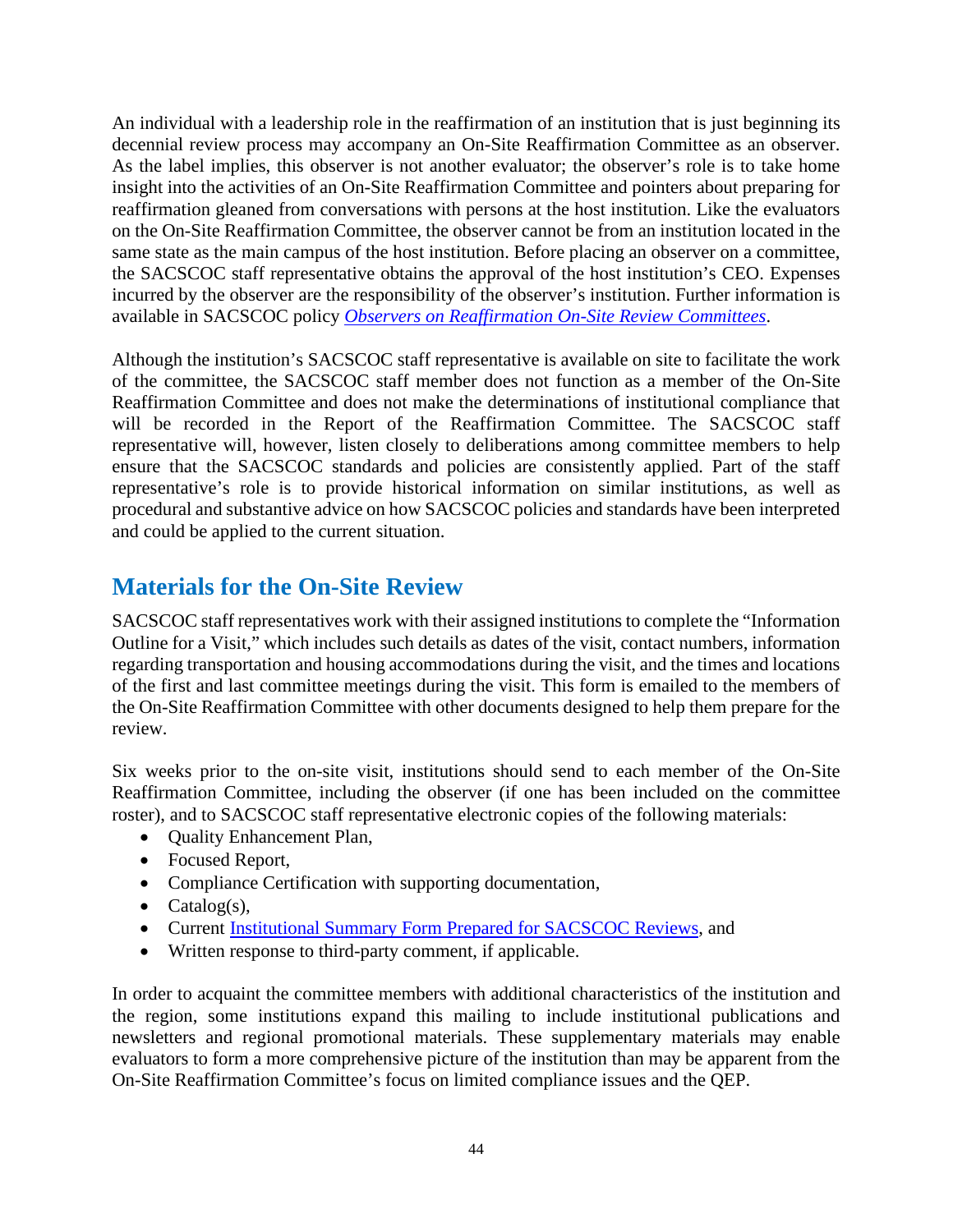An individual with a leadership role in the reaffirmation of an institution that is just beginning its decennial review process may accompany an On-Site Reaffirmation Committee as an observer. As the label implies, this observer is not another evaluator; the observer's role is to take home insight into the activities of an On-Site Reaffirmation Committee and pointers about preparing for reaffirmation gleaned from conversations with persons at the host institution. Like the evaluators on the On-Site Reaffirmation Committee, the observer cannot be from an institution located in the same state as the main campus of the host institution. Before placing an observer on a committee, the SACSCOC staff representative obtains the approval of the host institution's CEO. Expenses incurred by the observer are the responsibility of the observer's institution. Further information is available in SACSCOC policy *Observers on Reaffirmation On-Site Review Committees*.

Although the institution's SACSCOC staff representative is available on site to facilitate the work of the committee, the SACSCOC staff member does not function as a member of the On-Site Reaffirmation Committee and does not make the determinations of institutional compliance that will be recorded in the Report of the Reaffirmation Committee. The SACSCOC staff representative will, however, listen closely to deliberations among committee members to help ensure that the SACSCOC standards and policies are consistently applied. Part of the staff representative's role is to provide historical information on similar institutions, as well as procedural and substantive advice on how SACSCOC policies and standards have been interpreted and could be applied to the current situation.

## Materials for the On-Site Review

SACSCOC staff representatives work with their assigned institutions to complete the "Information Outline for a Visit," which includes such details as dates of the visit, contact numbers, information regarding transportation and housing accommodations during the visit, and the times and locations of the first and last committee meetings during the visit. This form is emailed to the members of the On-Site Reaffirmation Committee with other documents designed to help them prepare for the review.

Six weeks prior to the on-site visit, institutions should send to each member of the On-Site Reaffirmation Committee, including the observer (if one has been included on the committee roster), and to SACSCOC staff representative electronic copies of the following materials:

- Quality Enhancement Plan,
- Focused Report,
- Compliance Certification with supporting documentation,
- Catalog(s),
- Current Institutional Summary Form Prepared for SACSCOC Reviews, and
- Written response to third-party comment, if applicable.

In order to acquaint the committee members with additional characteristics of the institution and the region, some institutions expand this mailing to include institutional publications and newsletters and regional promotional materials. These supplementary materials may enable evaluators to form a more comprehensive picture of the institution than may be apparent from the On-Site Reaffirmation Committee's focus on limited compliance issues and the QEP.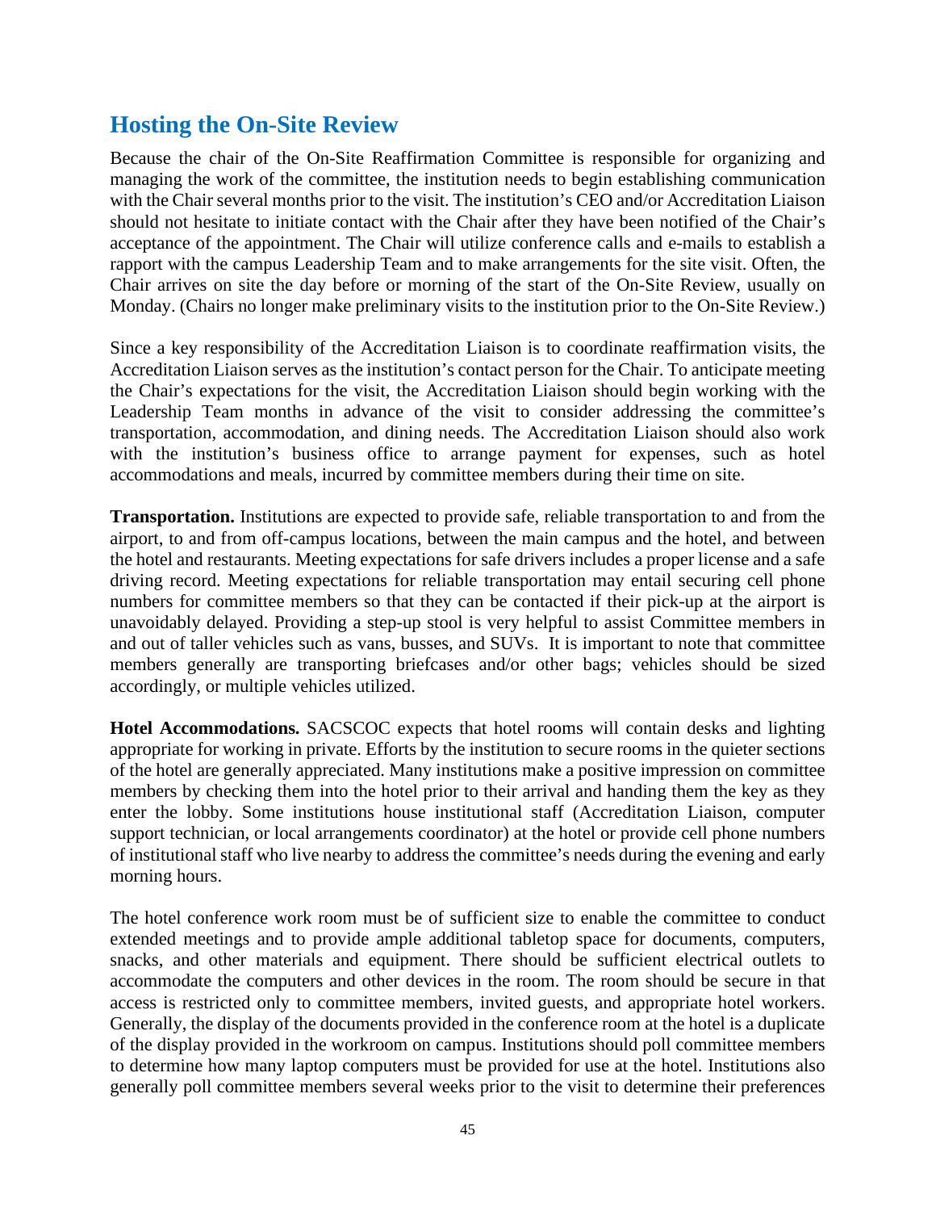## Hosting the On-Site Review

Because the chair of the On-Site Reaffirmation Committee is responsible for organizing and managing the work of the committee, the institution needs to begin establishing communication with the Chair several months prior to the visit. The institution's CEO and/or Accreditation Liaison should not hesitate to initiate contact with the Chair after they have been notified of the Chair's acceptance of the appointment. The Chair will utilize conference calls and e-mails to establish a rapport with the campus Leadership Team and to make arrangements for the site visit. Often, the Chair arrives on site the day before or morning of the start of the On-Site Review, usually on Monday. (Chairs no longer make preliminary visits to the institution prior to the On-Site Review.)

Since a key responsibility of the Accreditation Liaison is to coordinate reaffirmation visits, the Accreditation Liaison serves as the institution's contact person for the Chair. To anticipate meeting the Chair's expectations for the visit, the Accreditation Liaison should begin working with the Leadership Team months in advance of the visit to consider addressing the committee's transportation, accommodation, and dining needs. The Accreditation Liaison should also work with the institution's business office to arrange payment for expenses, such as hotel accommodations and meals, incurred by committee members during their time on site.

**Transportation.** Institutions are expected to provide safe, reliable transportation to and from the airport, to and from off-campus locations, between the main campus and the hotel, and between the hotel and restaurants. Meeting expectations for safe drivers includes a proper license and a safe driving record. Meeting expectations for reliable transportation may entail securing cell phone numbers for committee members so that they can be contacted if their pick-up at the airport is unavoidably delayed. Providing a step-up stool is very helpful to assist Committee members in and out of taller vehicles such as vans, busses, and SUVs. It is important to note that committee members generally are transporting briefcases and/or other bags; vehicles should be sized accordingly, or multiple vehicles utilized.

**Hotel Accommodations.** SACSCOC expects that hotel rooms will contain desks and lighting appropriate for working in private. Efforts by the institution to secure rooms in the quieter sections of the hotel are generally appreciated. Many institutions make a positive impression on committee members by checking them into the hotel prior to their arrival and handing them the key as they enter the lobby. Some institutions house institutional staff (Accreditation Liaison, computer support technician, or local arrangements coordinator) at the hotel or provide cell phone numbers of institutional staff who live nearby to address the committee's needs during the evening and early morning hours.

The hotel conference work room must be of sufficient size to enable the committee to conduct extended meetings and to provide ample additional tabletop space for documents, computers, snacks, and other materials and equipment. There should be sufficient electrical outlets to accommodate the computers and other devices in the room. The room should be secure in that access is restricted only to committee members, invited guests, and appropriate hotel workers. Generally, the display of the documents provided in the conference room at the hotel is a duplicate of the display provided in the workroom on campus. Institutions should poll committee members to determine how many laptop computers must be provided for use at the hotel. Institutions also generally poll committee members several weeks prior to the visit to determine their preferences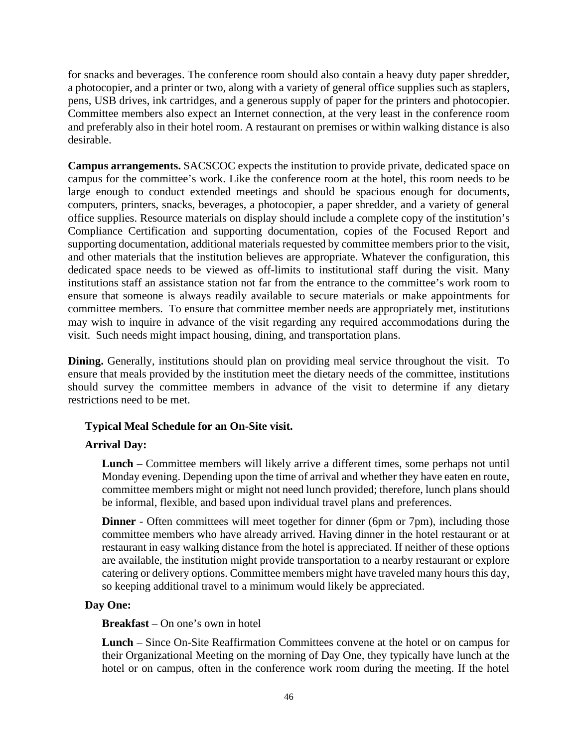for snacks and beverages. The conference room should also contain a heavy duty paper shredder, a photocopier, and a printer or two, along with a variety of general office supplies such as staplers, pens, USB drives, ink cartridges, and a generous supply of paper for the printers and photocopier. Committee members also expect an Internet connection, at the very least in the conference room and preferably also in their hotel room. A restaurant on premises or within walking distance is also desirable.

**Campus arrangements.** SACSCOC expects the institution to provide private, dedicated space on campus for the committee's work. Like the conference room at the hotel, this room needs to be large enough to conduct extended meetings and should be spacious enough for documents, computers, printers, snacks, beverages, a photocopier, a paper shredder, and a variety of general office supplies. Resource materials on display should include a complete copy of the institution's Compliance Certification and supporting documentation, copies of the Focused Report and supporting documentation, additional materials requested by committee members prior to the visit, and other materials that the institution believes are appropriate. Whatever the configuration, this dedicated space needs to be viewed as off-limits to institutional staff during the visit. Many institutions staff an assistance station not far from the entrance to the committee's work room to ensure that someone is always readily available to secure materials or make appointments for committee members. To ensure that committee member needs are appropriately met, institutions may wish to inquire in advance of the visit regarding any required accommodations during the visit. Such needs might impact housing, dining, and transportation plans.

**Dining.** Generally, institutions should plan on providing meal service throughout the visit. To ensure that meals provided by the institution meet the dietary needs of the committee, institutions should survey the committee members in advance of the visit to determine if any dietary restrictions need to be met.

**Typical Meal Schedule for an On-Site visit.**

**Arrival Day:**

**Lunch** – Committee members will likely arrive a different times, some perhaps not until Monday evening. Depending upon the time of arrival and whether they have eaten en route, committee members might or might not need lunch provided; therefore, lunch plans should be informal, flexible, and based upon individual travel plans and preferences.

**Dinner** - Often committees will meet together for dinner (6pm or 7pm), including those committee members who have already arrived. Having dinner in the hotel restaurant or at restaurant in easy walking distance from the hotel is appreciated. If neither of these options are available, the institution might provide transportation to a nearby restaurant or explore catering or delivery options. Committee members might have traveled many hours this day, so keeping additional travel to a minimum would likely be appreciated.

**Day One:**

**Breakfast** – On one's own in hotel

**Lunch** – Since On-Site Reaffirmation Committees convene at the hotel or on campus for their Organizational Meeting on the morning of Day One, they typically have lunch at the hotel or on campus, often in the conference work room during the meeting. If the hotel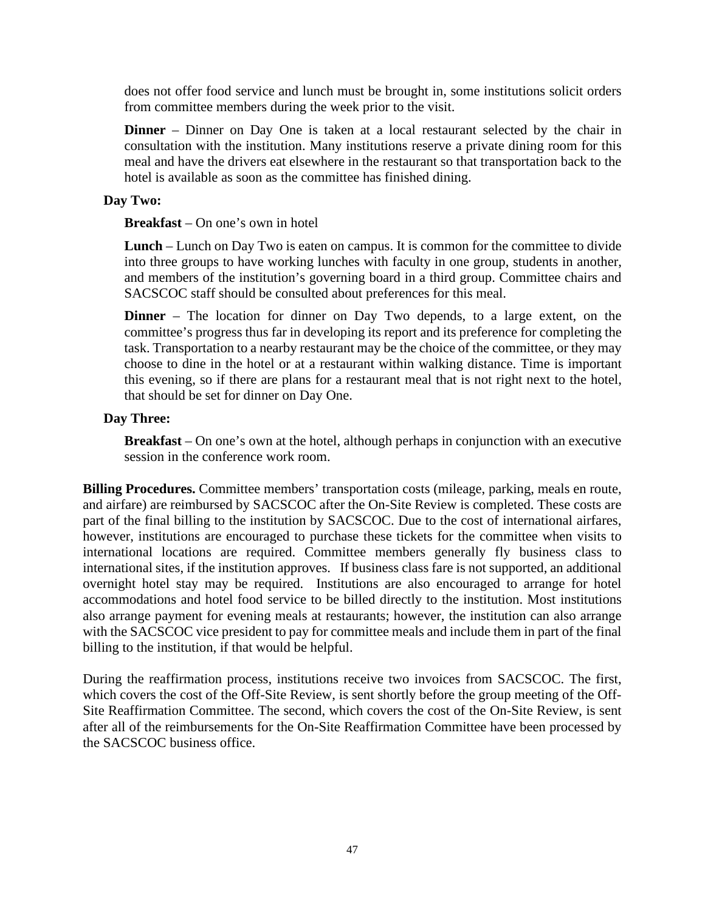does not offer food service and lunch must be brought in, some institutions solicit orders from committee members during the week prior to the visit.

**Dinner** – Dinner on Day One is taken at a local restaurant selected by the chair in consultation with the institution. Many institutions reserve a private dining room for this meal and have the drivers eat elsewhere in the restaurant so that transportation back to the hotel is available as soon as the committee has finished dining.

**Day Two:**

**Breakfast** – On one's own in hotel

**Lunch** – Lunch on Day Two is eaten on campus. It is common for the committee to divide into three groups to have working lunches with faculty in one group, students in another, and members of the institution's governing board in a third group. Committee chairs and SACSCOC staff should be consulted about preferences for this meal.

**Dinner** – The location for dinner on Day Two depends, to a large extent, on the committee's progress thus far in developing its report and its preference for completing the task. Transportation to a nearby restaurant may be the choice of the committee, or they may choose to dine in the hotel or at a restaurant within walking distance. Time is important this evening, so if there are plans for a restaurant meal that is not right next to the hotel, that should be set for dinner on Day One.

**Day Three:**

**Breakfast** – On one's own at the hotel, although perhaps in conjunction with an executive session in the conference work room.

**Billing Procedures.** Committee members' transportation costs (mileage, parking, meals en route, and airfare) are reimbursed by SACSCOC after the On-Site Review is completed. These costs are part of the final billing to the institution by SACSCOC. Due to the cost of international airfares, however, institutions are encouraged to purchase these tickets for the committee when visits to international locations are required. Committee members generally fly business class to international sites, if the institution approves. If business class fare is not supported, an additional overnight hotel stay may be required. Institutions are also encouraged to arrange for hotel accommodations and hotel food service to be billed directly to the institution. Most institutions also arrange payment for evening meals at restaurants; however, the institution can also arrange with the SACSCOC vice president to pay for committee meals and include them in part of the final billing to the institution, if that would be helpful.

During the reaffirmation process, institutions receive two invoices from SACSCOC. The first, which covers the cost of the Off-Site Review, is sent shortly before the group meeting of the Off-Site Reaffirmation Committee. The second, which covers the cost of the On-Site Review, is sent after all of the reimbursements for the On-Site Reaffirmation Committee have been processed by the SACSCOC business office.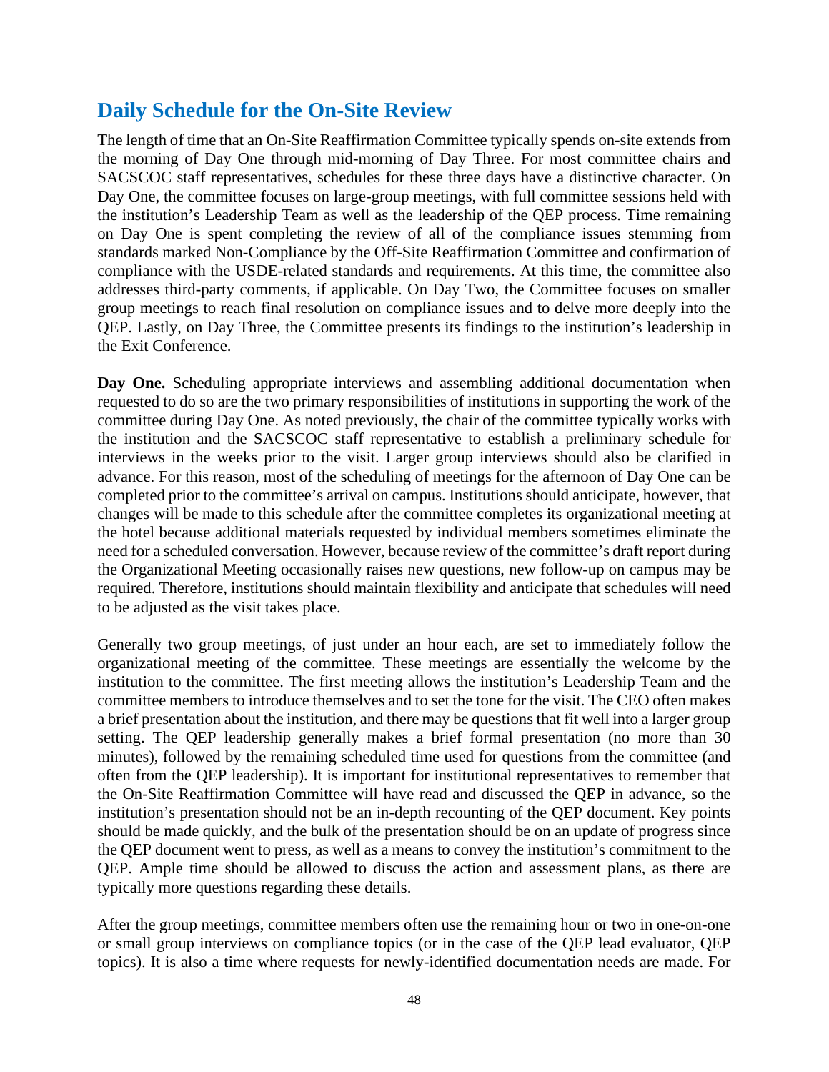## Daily Schedule for the On-Site Review

The length of time that an On-Site Reaffirmation Committee typically spends on-site extends from the morning of Day One through mid-morning of Day Three. For most committee chairs and SACSCOC staff representatives, schedules for these three days have a distinctive character. On Day One, the committee focuses on large-group meetings, with full committee sessions held with the institution's Leadership Team as well as the leadership of the QEP process. Time remaining on Day One is spent completing the review of all of the compliance issues stemming from standards marked Non-Compliance by the Off-Site Reaffirmation Committee and confirmation of compliance with the USDE-related standards and requirements. At this time, the committee also addresses third-party comments, if applicable. On Day Two, the Committee focuses on smaller group meetings to reach final resolution on compliance issues and to delve more deeply into the QEP. Lastly, on Day Three, the Committee presents its findings to the institution's leadership in the Exit Conference.

**Day One.** Scheduling appropriate interviews and assembling additional documentation when requested to do so are the two primary responsibilities of institutions in supporting the work of the committee during Day One. As noted previously, the chair of the committee typically works with the institution and the SACSCOC staff representative to establish a preliminary schedule for interviews in the weeks prior to the visit. Larger group interviews should also be clarified in advance. For this reason, most of the scheduling of meetings for the afternoon of Day One can be completed prior to the committee's arrival on campus. Institutions should anticipate, however, that changes will be made to this schedule after the committee completes its organizational meeting at the hotel because additional materials requested by individual members sometimes eliminate the need for a scheduled conversation. However, because review of the committee's draft report during the Organizational Meeting occasionally raises new questions, new follow-up on campus may be required. Therefore, institutions should maintain flexibility and anticipate that schedules will need to be adjusted as the visit takes place.

Generally two group meetings, of just under an hour each, are set to immediately follow the organizational meeting of the committee. These meetings are essentially the welcome by the institution to the committee. The first meeting allows the institution's Leadership Team and the committee members to introduce themselves and to set the tone for the visit. The CEO often makes a brief presentation about the institution, and there may be questions that fit well into a larger group setting. The QEP leadership generally makes a brief formal presentation (no more than 30 minutes), followed by the remaining scheduled time used for questions from the committee (and often from the QEP leadership). It is important for institutional representatives to remember that the On-Site Reaffirmation Committee will have read and discussed the QEP in advance, so the institution's presentation should not be an in-depth recounting of the QEP document. Key points should be made quickly, and the bulk of the presentation should be on an update of progress since the QEP document went to press, as well as a means to convey the institution's commitment to the QEP. Ample time should be allowed to discuss the action and assessment plans, as there are typically more questions regarding these details.

After the group meetings, committee members often use the remaining hour or two in one-on-one or small group interviews on compliance topics (or in the case of the QEP lead evaluator, QEP topics). It is also a time where requests for newly-identified documentation needs are made. For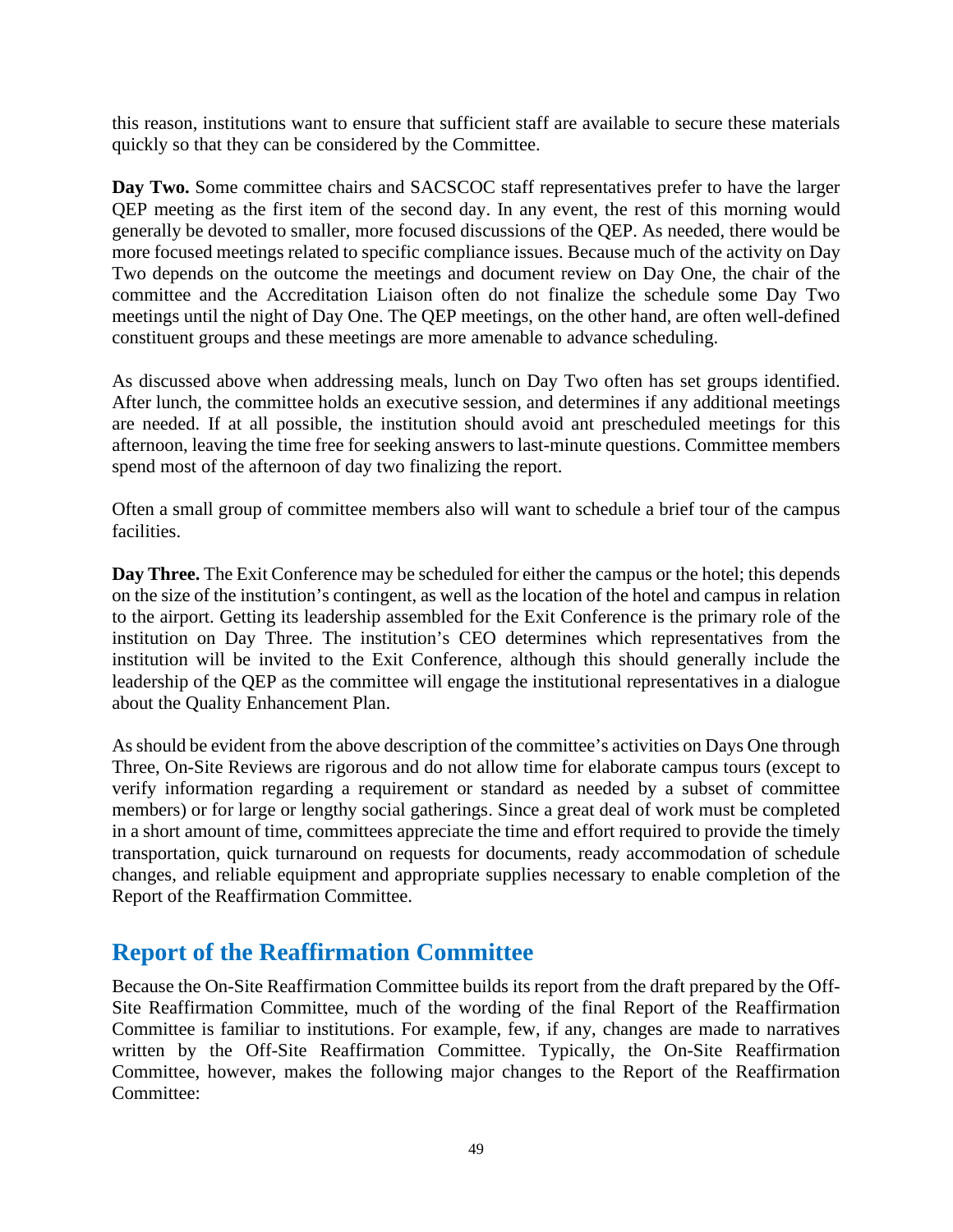this reason, institutions want to ensure that sufficient staff are available to secure these materials quickly so that they can be considered by the Committee.

**Day Two.** Some committee chairs and SACSCOC staff representatives prefer to have the larger QEP meeting as the first item of the second day. In any event, the rest of this morning would generally be devoted to smaller, more focused discussions of the QEP. As needed, there would be more focused meetings related to specific compliance issues. Because much of the activity on Day Two depends on the outcome the meetings and document review on Day One, the chair of the committee and the Accreditation Liaison often do not finalize the schedule some Day Two meetings until the night of Day One. The QEP meetings, on the other hand, are often well-defined constituent groups and these meetings are more amenable to advance scheduling.

As discussed above when addressing meals, lunch on Day Two often has set groups identified. After lunch, the committee holds an executive session, and determines if any additional meetings are needed. If at all possible, the institution should avoid ant prescheduled meetings for this afternoon, leaving the time free for seeking answers to last-minute questions. Committee members spend most of the afternoon of day two finalizing the report.

Often a small group of committee members also will want to schedule a brief tour of the campus facilities.

**Day Three.** The Exit Conference may be scheduled for either the campus or the hotel; this depends on the size of the institution's contingent, as well as the location of the hotel and campus in relation to the airport. Getting its leadership assembled for the Exit Conference is the primary role of the institution on Day Three. The institution's CEO determines which representatives from the institution will be invited to the Exit Conference, although this should generally include the leadership of the QEP as the committee will engage the institutional representatives in a dialogue about the Quality Enhancement Plan.

As should be evident from the above description of the committee's activities on Days One through Three, On-Site Reviews are rigorous and do not allow time for elaborate campus tours (except to verify information regarding a requirement or standard as needed by a subset of committee members) or for large or lengthy social gatherings. Since a great deal of work must be completed in a short amount of time, committees appreciate the time and effort required to provide the timely transportation, quick turnaround on requests for documents, ready accommodation of schedule changes, and reliable equipment and appropriate supplies necessary to enable completion of the Report of the Reaffirmation Committee.

## Report of the Reaffirmation Committee

Because the On-Site Reaffirmation Committee builds its report from the draft prepared by the Off-Site Reaffirmation Committee, much of the wording of the final Report of the Reaffirmation Committee is familiar to institutions. For example, few, if any, changes are made to narratives written by the Off-Site Reaffirmation Committee. Typically, the On-Site Reaffirmation Committee, however, makes the following major changes to the Report of the Reaffirmation Committee: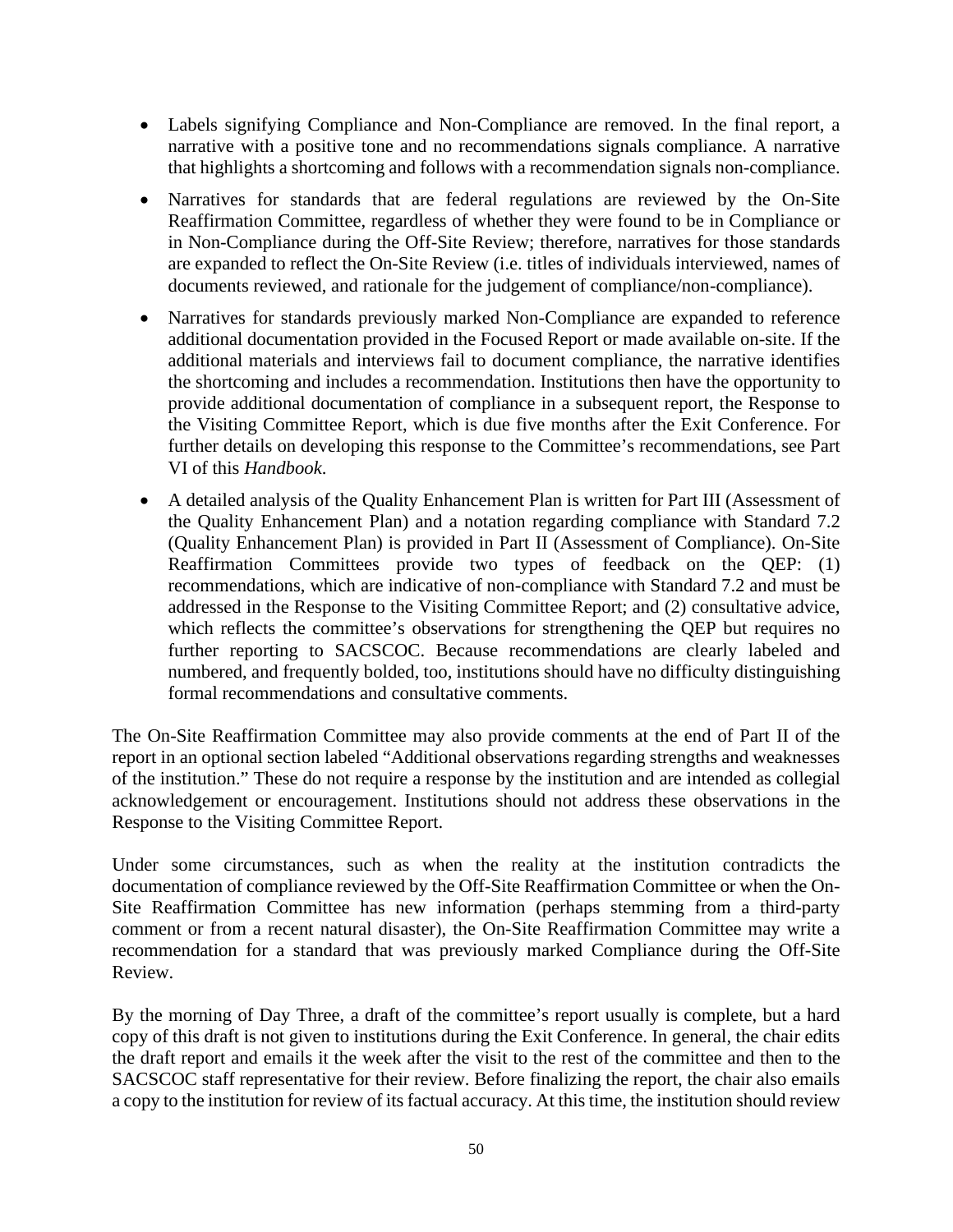- Labels signifying Compliance and Non-Compliance are removed. In the final report, a narrative with a positive tone and no recommendations signals compliance. A narrative that highlights a shortcoming and follows with a recommendation signals non-compliance.
- Narratives for standards that are federal regulations are reviewed by the On-Site Reaffirmation Committee, regardless of whether they were found to be in Compliance or in Non-Compliance during the Off-Site Review; therefore, narratives for those standards are expanded to reflect the On-Site Review (i.e. titles of individuals interviewed, names of documents reviewed, and rationale for the judgement of compliance/non-compliance).
- Narratives for standards previously marked Non-Compliance are expanded to reference additional documentation provided in the Focused Report or made available on-site. If the additional materials and interviews fail to document compliance, the narrative identifies the shortcoming and includes a recommendation. Institutions then have the opportunity to provide additional documentation of compliance in a subsequent report, the Response to the Visiting Committee Report, which is due five months after the Exit Conference. For further details on developing this response to the Committee's recommendations, see Part VI of this *Handbook*.
- A detailed analysis of the Quality Enhancement Plan is written for Part III (Assessment of the Quality Enhancement Plan) and a notation regarding compliance with Standard 7.2 (Quality Enhancement Plan) is provided in Part II (Assessment of Compliance). On-Site Reaffirmation Committees provide two types of feedback on the QEP: (1) recommendations, which are indicative of non-compliance with Standard 7.2 and must be addressed in the Response to the Visiting Committee Report; and (2) consultative advice, which reflects the committee's observations for strengthening the QEP but requires no further reporting to SACSCOC. Because recommendations are clearly labeled and numbered, and frequently bolded, too, institutions should have no difficulty distinguishing formal recommendations and consultative comments.

The On-Site Reaffirmation Committee may also provide comments at the end of Part II of the report in an optional section labeled "Additional observations regarding strengths and weaknesses of the institution." These do not require a response by the institution and are intended as collegial acknowledgement or encouragement. Institutions should not address these observations in the Response to the Visiting Committee Report.

Under some circumstances, such as when the reality at the institution contradicts the documentation of compliance reviewed by the Off-Site Reaffirmation Committee or when the On-Site Reaffirmation Committee has new information (perhaps stemming from a third-party comment or from a recent natural disaster), the On-Site Reaffirmation Committee may write a recommendation for a standard that was previously marked Compliance during the Off-Site Review.

By the morning of Day Three, a draft of the committee's report usually is complete, but a hard copy of this draft is not given to institutions during the Exit Conference. In general, the chair edits the draft report and emails it the week after the visit to the rest of the committee and then to the SACSCOC staff representative for their review. Before finalizing the report, the chair also emails a copy to the institution for review of its factual accuracy. At this time, the institution should review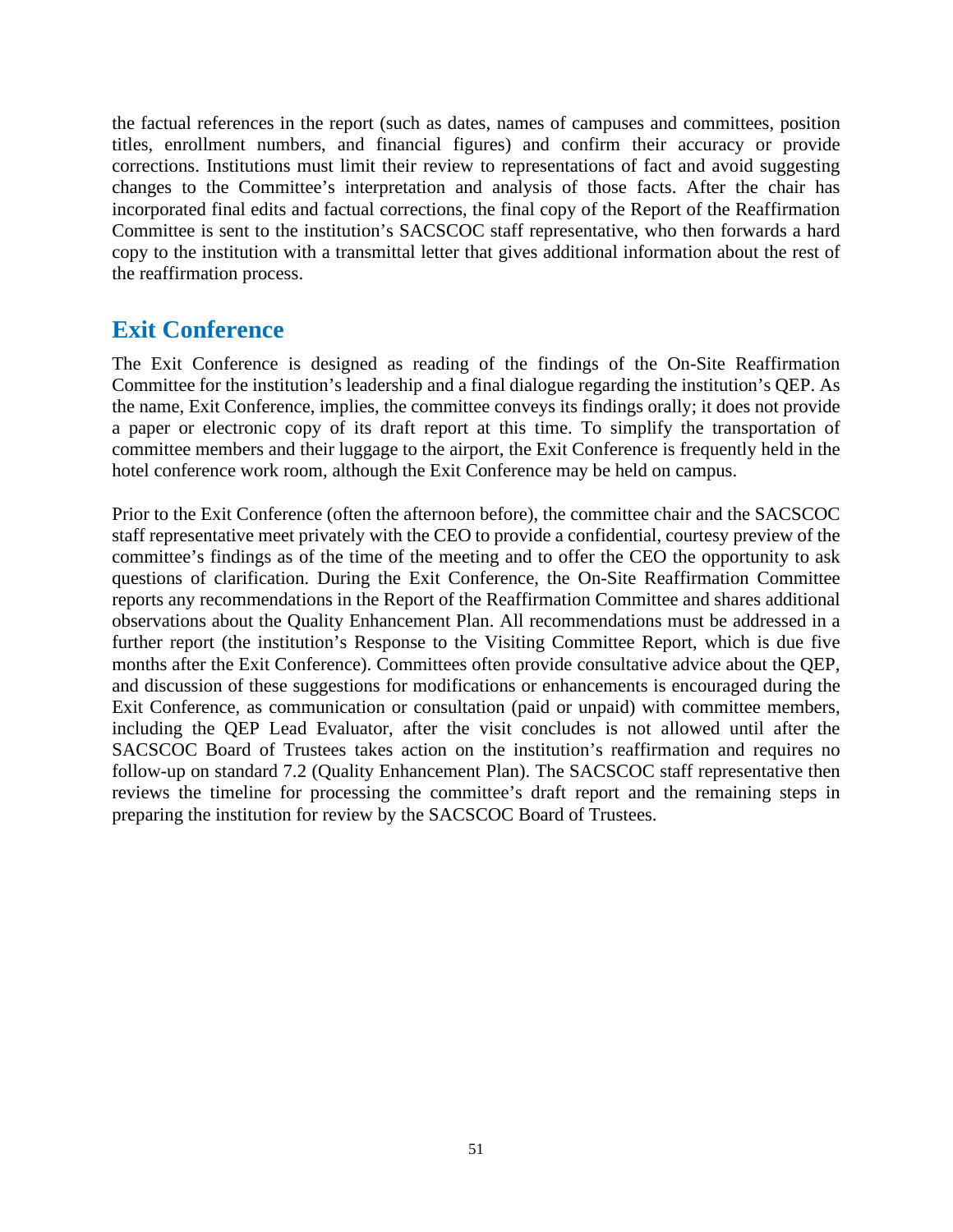the factual references in the report (such as dates, names of campuses and committees, position titles, enrollment numbers, and financial figures) and confirm their accuracy or provide corrections. Institutions must limit their review to representations of fact and avoid suggesting changes to the Committee's interpretation and analysis of those facts. After the chair has incorporated final edits and factual corrections, the final copy of the Report of the Reaffirmation Committee is sent to the institution's SACSCOC staff representative, who then forwards a hard copy to the institution with a transmittal letter that gives additional information about the rest of the reaffirmation process.

## Exit Conference

The Exit Conference is designed as reading of the findings of the On-Site Reaffirmation Committee for the institution's leadership and a final dialogue regarding the institution's QEP. As the name, Exit Conference, implies, the committee conveys its findings orally; it does not provide a paper or electronic copy of its draft report at this time. To simplify the transportation of committee members and their luggage to the airport, the Exit Conference is frequently held in the hotel conference work room, although the Exit Conference may be held on campus.

Prior to the Exit Conference (often the afternoon before), the committee chair and the SACSCOC staff representative meet privately with the CEO to provide a confidential, courtesy preview of the committee's findings as of the time of the meeting and to offer the CEO the opportunity to ask questions of clarification. During the Exit Conference, the On-Site Reaffirmation Committee reports any recommendations in the Report of the Reaffirmation Committee and shares additional observations about the Quality Enhancement Plan. All recommendations must be addressed in a further report (the institution's Response to the Visiting Committee Report, which is due five months after the Exit Conference). Committees often provide consultative advice about the QEP, and discussion of these suggestions for modifications or enhancements is encouraged during the Exit Conference, as communication or consultation (paid or unpaid) with committee members, including the QEP Lead Evaluator, after the visit concludes is not allowed until after the SACSCOC Board of Trustees takes action on the institution's reaffirmation and requires no follow-up on standard 7.2 (Quality Enhancement Plan). The SACSCOC staff representative then reviews the timeline for processing the committee's draft report and the remaining steps in preparing the institution for review by the SACSCOC Board of Trustees.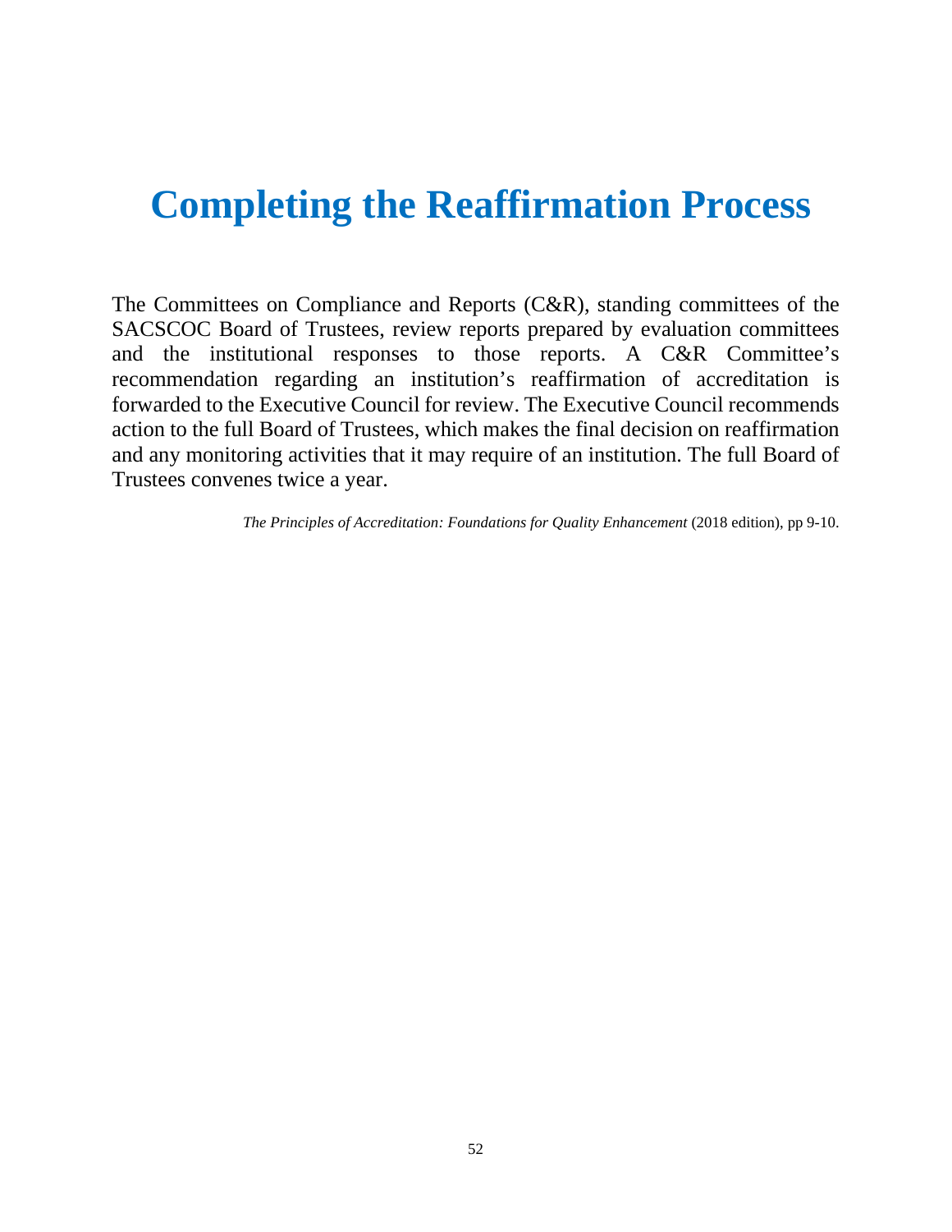# Completing the Reaffirmation Process

The Committees on Compliance and Reports (C&R), standing committees of the SACSCOC Board of Trustees, review reports prepared by evaluation committees and the institutional responses to those reports. A C&R Committee's recommendation regarding an institution's reaffirmation of accreditation is forwarded to the Executive Council for review. The Executive Council recommends action to the full Board of Trustees, which makes the final decision on reaffirmation and any monitoring activities that it may require of an institution. The full Board of Trustees convenes twice a year.

*The Principles of Accreditation: Foundations for Quality Enhancement* (2018 edition), pp 9-10.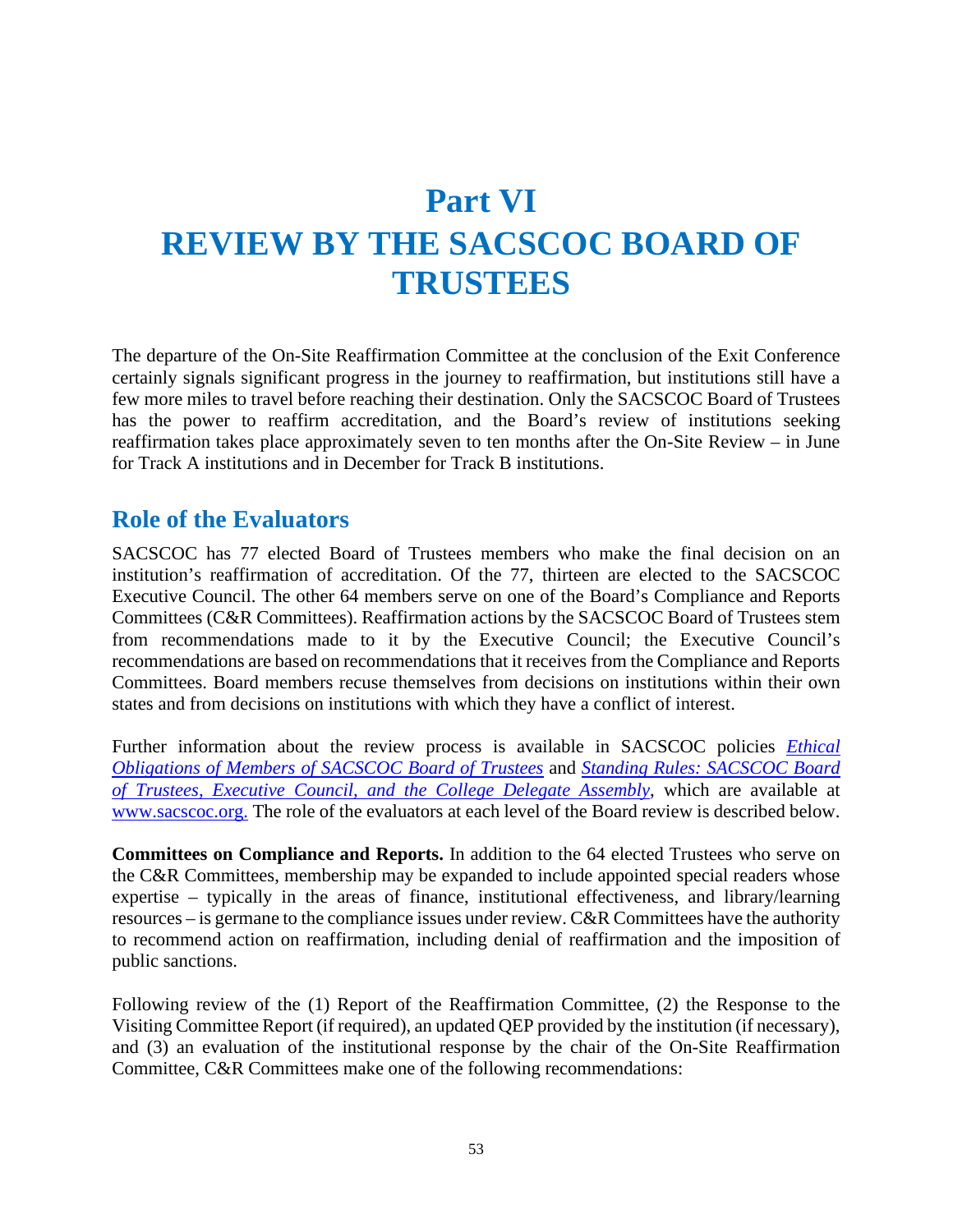# Part VI
# REVIEW BY THE SACSCOC BOARD OF TRUSTEES

The departure of the On-Site Reaffirmation Committee at the conclusion of the Exit Conference certainly signals significant progress in the journey to reaffirmation, but institutions still have a few more miles to travel before reaching their destination. Only the SACSCOC Board of Trustees has the power to reaffirm accreditation, and the Board's review of institutions seeking reaffirmation takes place approximately seven to ten months after the On-Site Review – in June for Track A institutions and in December for Track B institutions.

## Role of the Evaluators

SACSCOC has 77 elected Board of Trustees members who make the final decision on an institution's reaffirmation of accreditation. Of the 77, thirteen are elected to the SACSCOC Executive Council. The other 64 members serve on one of the Board's Compliance and Reports Committees (C&R Committees). Reaffirmation actions by the SACSCOC Board of Trustees stem from recommendations made to it by the Executive Council; the Executive Council's recommendations are based on recommendations that it receives from the Compliance and Reports Committees. Board members recuse themselves from decisions on institutions within their own states and from decisions on institutions with which they have a conflict of interest.

Further information about the review process is available in SACSCOC policies *Ethical Obligations of Members of SACSCOC Board of Trustees* and *Standing Rules: SACSCOC Board of Trustees, Executive Council, and the College Delegate Assembly*, which are available at www.sacscoc.org. The role of the evaluators at each level of the Board review is described below.

**Committees on Compliance and Reports.** In addition to the 64 elected Trustees who serve on the C&R Committees, membership may be expanded to include appointed special readers whose expertise – typically in the areas of finance, institutional effectiveness, and library/learning resources – is germane to the compliance issues under review. C&R Committees have the authority to recommend action on reaffirmation, including denial of reaffirmation and the imposition of public sanctions.

Following review of the (1) Report of the Reaffirmation Committee, (2) the Response to the Visiting Committee Report (if required), an updated QEP provided by the institution (if necessary), and (3) an evaluation of the institutional response by the chair of the On-Site Reaffirmation Committee, C&R Committees make one of the following recommendations: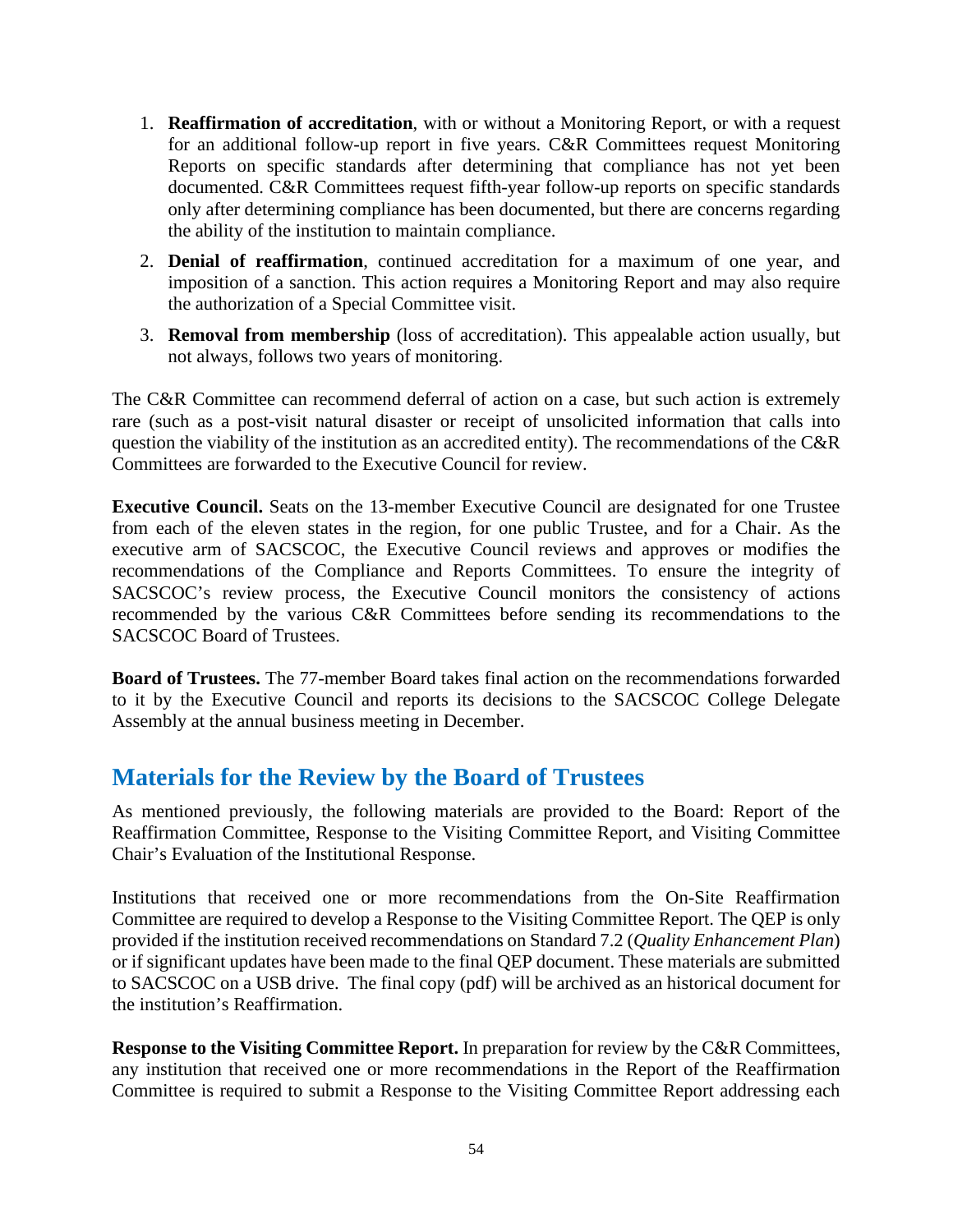1. **Reaffirmation of accreditation**, with or without a Monitoring Report, or with a request for an additional follow-up report in five years. C&R Committees request Monitoring Reports on specific standards after determining that compliance has not yet been documented. C&R Committees request fifth-year follow-up reports on specific standards only after determining compliance has been documented, but there are concerns regarding the ability of the institution to maintain compliance.
2. **Denial of reaffirmation**, continued accreditation for a maximum of one year, and imposition of a sanction. This action requires a Monitoring Report and may also require the authorization of a Special Committee visit.
3. **Removal from membership** (loss of accreditation). This appealable action usually, but not always, follows two years of monitoring.

The C&R Committee can recommend deferral of action on a case, but such action is extremely rare (such as a post-visit natural disaster or receipt of unsolicited information that calls into question the viability of the institution as an accredited entity). The recommendations of the C&R Committees are forwarded to the Executive Council for review.

**Executive Council.** Seats on the 13-member Executive Council are designated for one Trustee from each of the eleven states in the region, for one public Trustee, and for a Chair. As the executive arm of SACSCOC, the Executive Council reviews and approves or modifies the recommendations of the Compliance and Reports Committees. To ensure the integrity of SACSCOC's review process, the Executive Council monitors the consistency of actions recommended by the various C&R Committees before sending its recommendations to the SACSCOC Board of Trustees.

**Board of Trustees.** The 77-member Board takes final action on the recommendations forwarded to it by the Executive Council and reports its decisions to the SACSCOC College Delegate Assembly at the annual business meeting in December.

## Materials for the Review by the Board of Trustees

As mentioned previously, the following materials are provided to the Board: Report of the Reaffirmation Committee, Response to the Visiting Committee Report, and Visiting Committee Chair's Evaluation of the Institutional Response.

Institutions that received one or more recommendations from the On-Site Reaffirmation Committee are required to develop a Response to the Visiting Committee Report. The QEP is only provided if the institution received recommendations on Standard 7.2 (*Quality Enhancement Plan*) or if significant updates have been made to the final QEP document. These materials are submitted to SACSCOC on a USB drive. The final copy (pdf) will be archived as an historical document for the institution's Reaffirmation.

**Response to the Visiting Committee Report.** In preparation for review by the C&R Committees, any institution that received one or more recommendations in the Report of the Reaffirmation Committee is required to submit a Response to the Visiting Committee Report addressing each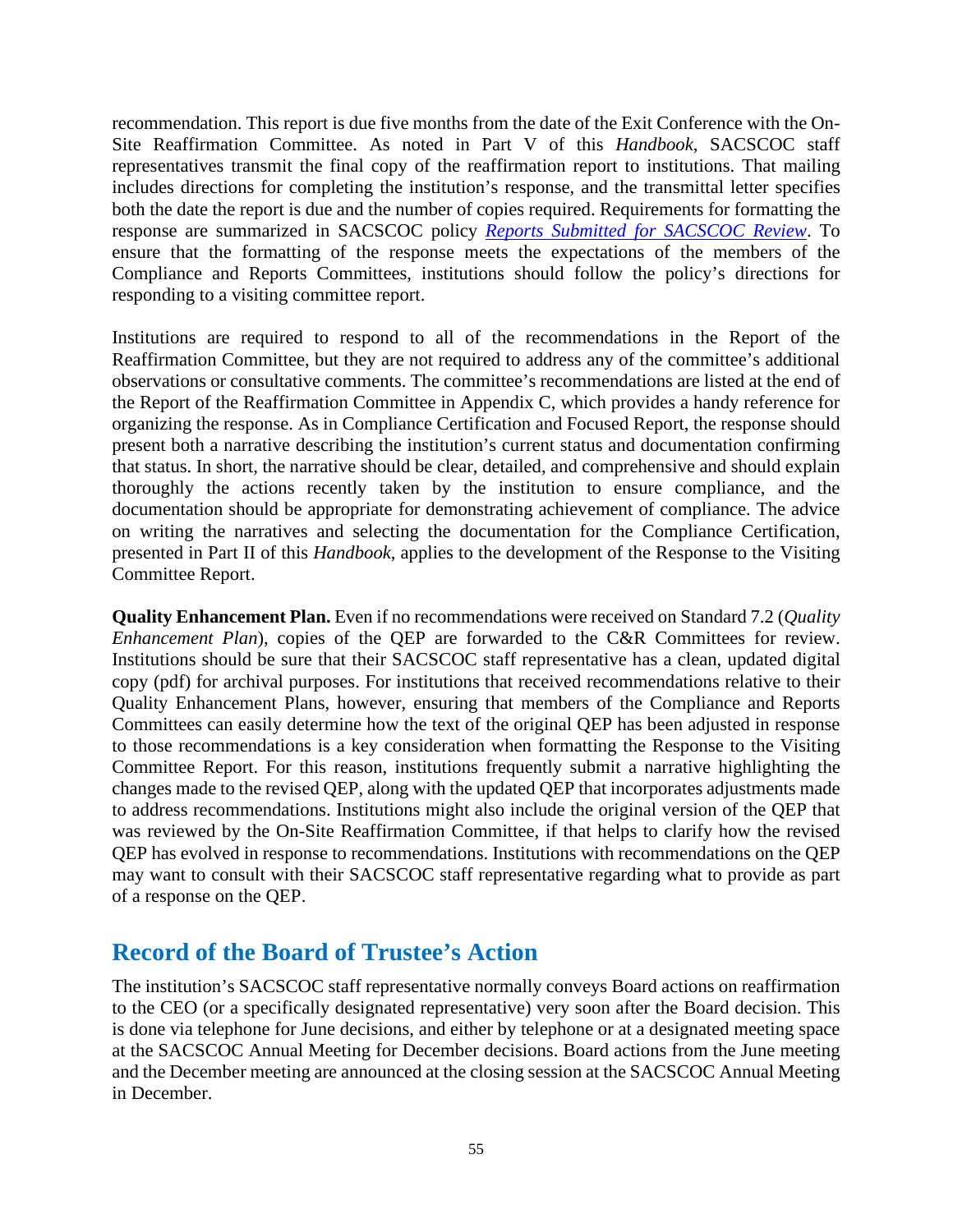recommendation. This report is due five months from the date of the Exit Conference with the On-Site Reaffirmation Committee. As noted in Part V of this *Handbook*, SACSCOC staff representatives transmit the final copy of the reaffirmation report to institutions. That mailing includes directions for completing the institution's response, and the transmittal letter specifies both the date the report is due and the number of copies required. Requirements for formatting the response are summarized in SACSCOC policy *[Reports Submitted for SACSCOC Review](#)*. To ensure that the formatting of the response meets the expectations of the members of the Compliance and Reports Committees, institutions should follow the policy's directions for responding to a visiting committee report.

Institutions are required to respond to all of the recommendations in the Report of the Reaffirmation Committee, but they are not required to address any of the committee's additional observations or consultative comments. The committee's recommendations are listed at the end of the Report of the Reaffirmation Committee in Appendix C, which provides a handy reference for organizing the response. As in Compliance Certification and Focused Report, the response should present both a narrative describing the institution's current status and documentation confirming that status. In short, the narrative should be clear, detailed, and comprehensive and should explain thoroughly the actions recently taken by the institution to ensure compliance, and the documentation should be appropriate for demonstrating achievement of compliance. The advice on writing the narratives and selecting the documentation for the Compliance Certification, presented in Part II of this *Handbook*, applies to the development of the Response to the Visiting Committee Report.

**Quality Enhancement Plan.** Even if no recommendations were received on Standard 7.2 (*Quality Enhancement Plan*), copies of the QEP are forwarded to the C&R Committees for review. Institutions should be sure that their SACSCOC staff representative has a clean, updated digital copy (pdf) for archival purposes. For institutions that received recommendations relative to their Quality Enhancement Plans, however, ensuring that members of the Compliance and Reports Committees can easily determine how the text of the original QEP has been adjusted in response to those recommendations is a key consideration when formatting the Response to the Visiting Committee Report. For this reason, institutions frequently submit a narrative highlighting the changes made to the revised QEP, along with the updated QEP that incorporates adjustments made to address recommendations. Institutions might also include the original version of the QEP that was reviewed by the On-Site Reaffirmation Committee, if that helps to clarify how the revised QEP has evolved in response to recommendations. Institutions with recommendations on the QEP may want to consult with their SACSCOC staff representative regarding what to provide as part of a response on the QEP.

## Record of the Board of Trustee's Action

The institution's SACSCOC staff representative normally conveys Board actions on reaffirmation to the CEO (or a specifically designated representative) very soon after the Board decision. This is done via telephone for June decisions, and either by telephone or at a designated meeting space at the SACSCOC Annual Meeting for December decisions. Board actions from the June meeting and the December meeting are announced at the closing session at the SACSCOC Annual Meeting in December.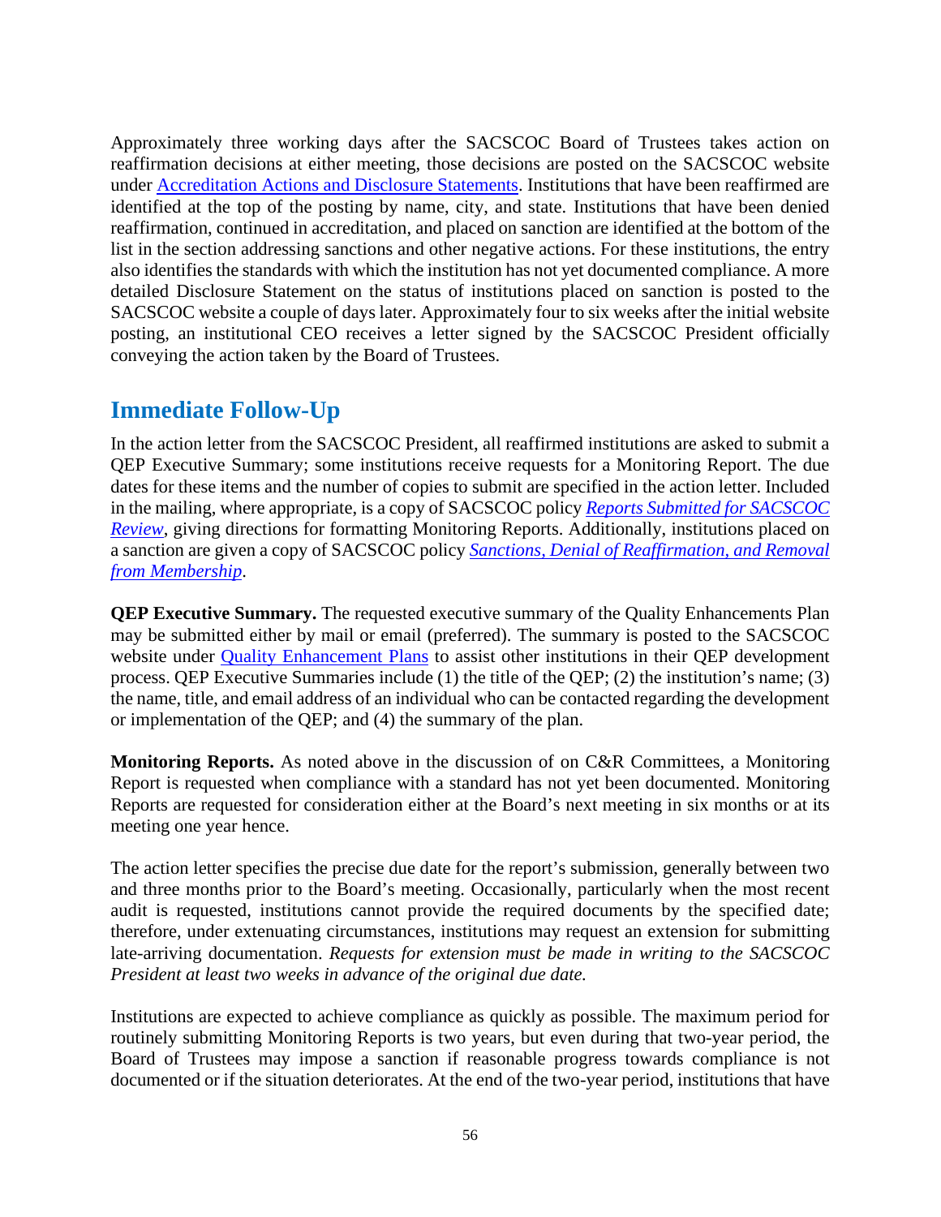Approximately three working days after the SACSCOC Board of Trustees takes action on reaffirmation decisions at either meeting, those decisions are posted on the SACSCOC website under Accreditation Actions and Disclosure Statements. Institutions that have been reaffirmed are identified at the top of the posting by name, city, and state. Institutions that have been denied reaffirmation, continued in accreditation, and placed on sanction are identified at the bottom of the list in the section addressing sanctions and other negative actions. For these institutions, the entry also identifies the standards with which the institution has not yet documented compliance. A more detailed Disclosure Statement on the status of institutions placed on sanction is posted to the SACSCOC website a couple of days later. Approximately four to six weeks after the initial website posting, an institutional CEO receives a letter signed by the SACSCOC President officially conveying the action taken by the Board of Trustees.

## Immediate Follow-Up

In the action letter from the SACSCOC President, all reaffirmed institutions are asked to submit a QEP Executive Summary; some institutions receive requests for a Monitoring Report. The due dates for these items and the number of copies to submit are specified in the action letter. Included in the mailing, where appropriate, is a copy of SACSCOC policy *Reports Submitted for SACSCOC Review*, giving directions for formatting Monitoring Reports. Additionally, institutions placed on a sanction are given a copy of SACSCOC policy *Sanctions, Denial of Reaffirmation, and Removal from Membership*.

**QEP Executive Summary.** The requested executive summary of the Quality Enhancements Plan may be submitted either by mail or email (preferred). The summary is posted to the SACSCOC website under Quality Enhancement Plans to assist other institutions in their QEP development process. QEP Executive Summaries include (1) the title of the QEP; (2) the institution's name; (3) the name, title, and email address of an individual who can be contacted regarding the development or implementation of the QEP; and (4) the summary of the plan.

**Monitoring Reports.** As noted above in the discussion of on C&R Committees, a Monitoring Report is requested when compliance with a standard has not yet been documented. Monitoring Reports are requested for consideration either at the Board's next meeting in six months or at its meeting one year hence.

The action letter specifies the precise due date for the report's submission, generally between two and three months prior to the Board's meeting. Occasionally, particularly when the most recent audit is requested, institutions cannot provide the required documents by the specified date; therefore, under extenuating circumstances, institutions may request an extension for submitting late-arriving documentation. *Requests for extension must be made in writing to the SACSCOC President at least two weeks in advance of the original due date.*

Institutions are expected to achieve compliance as quickly as possible. The maximum period for routinely submitting Monitoring Reports is two years, but even during that two-year period, the Board of Trustees may impose a sanction if reasonable progress towards compliance is not documented or if the situation deteriorates. At the end of the two-year period, institutions that have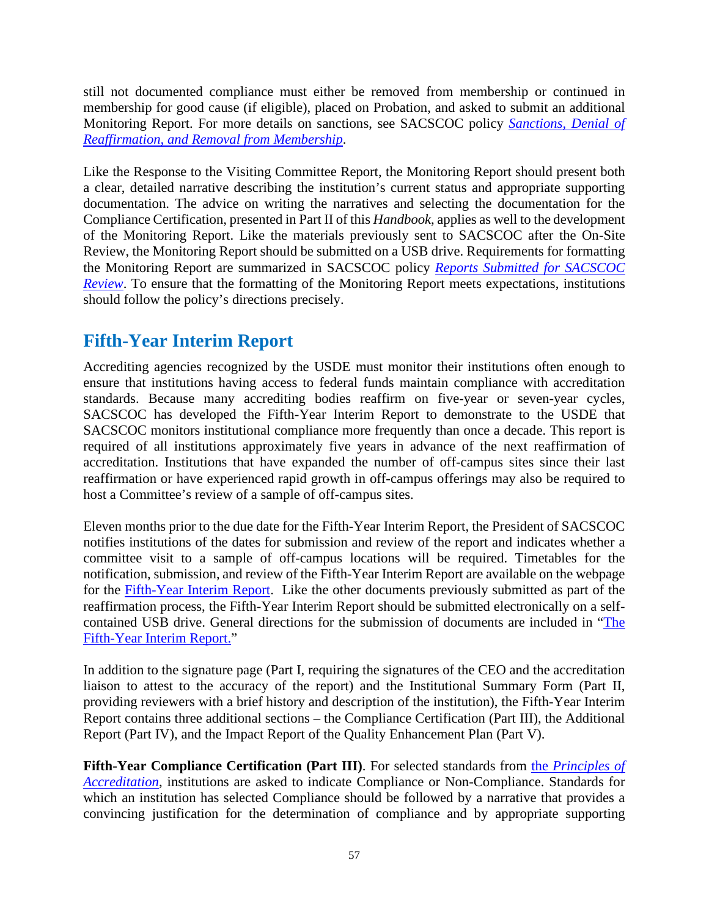still not documented compliance must either be removed from membership or continued in membership for good cause (if eligible), placed on Probation, and asked to submit an additional Monitoring Report. For more details on sanctions, see SACSCOC policy [*Sanctions, Denial of Reaffirmation, and Removal from Membership*](#).

Like the Response to the Visiting Committee Report, the Monitoring Report should present both a clear, detailed narrative describing the institution's current status and appropriate supporting documentation. The advice on writing the narratives and selecting the documentation for the Compliance Certification, presented in Part II of this *Handbook*, applies as well to the development of the Monitoring Report. Like the materials previously sent to SACSCOC after the On-Site Review, the Monitoring Report should be submitted on a USB drive. Requirements for formatting the Monitoring Report are summarized in SACSCOC policy [*Reports Submitted for SACSCOC Review*](#). To ensure that the formatting of the Monitoring Report meets expectations, institutions should follow the policy's directions precisely.

## Fifth-Year Interim Report

Accrediting agencies recognized by the USDE must monitor their institutions often enough to ensure that institutions having access to federal funds maintain compliance with accreditation standards. Because many accrediting bodies reaffirm on five-year or seven-year cycles, SACSCOC has developed the Fifth-Year Interim Report to demonstrate to the USDE that SACSCOC monitors institutional compliance more frequently than once a decade. This report is required of all institutions approximately five years in advance of the next reaffirmation of accreditation. Institutions that have expanded the number of off-campus sites since their last reaffirmation or have experienced rapid growth in off-campus offerings may also be required to host a Committee's review of a sample of off-campus sites.

Eleven months prior to the due date for the Fifth-Year Interim Report, the President of SACSCOC notifies institutions of the dates for submission and review of the report and indicates whether a committee visit to a sample of off-campus locations will be required. Timetables for the notification, submission, and review of the Fifth-Year Interim Report are available on the webpage for the [Fifth-Year Interim Report](#). Like the other documents previously submitted as part of the reaffirmation process, the Fifth-Year Interim Report should be submitted electronically on a self-contained USB drive. General directions for the submission of documents are included in "[The Fifth-Year Interim Report.](#)"

In addition to the signature page (Part I, requiring the signatures of the CEO and the accreditation liaison to attest to the accuracy of the report) and the Institutional Summary Form (Part II, providing reviewers with a brief history and description of the institution), the Fifth-Year Interim Report contains three additional sections – the Compliance Certification (Part III), the Additional Report (Part IV), and the Impact Report of the Quality Enhancement Plan (Part V).

**Fifth-Year Compliance Certification (Part III)**. For selected standards from [the *Principles of Accreditation*](#), institutions are asked to indicate Compliance or Non-Compliance. Standards for which an institution has selected Compliance should be followed by a narrative that provides a convincing justification for the determination of compliance and by appropriate supporting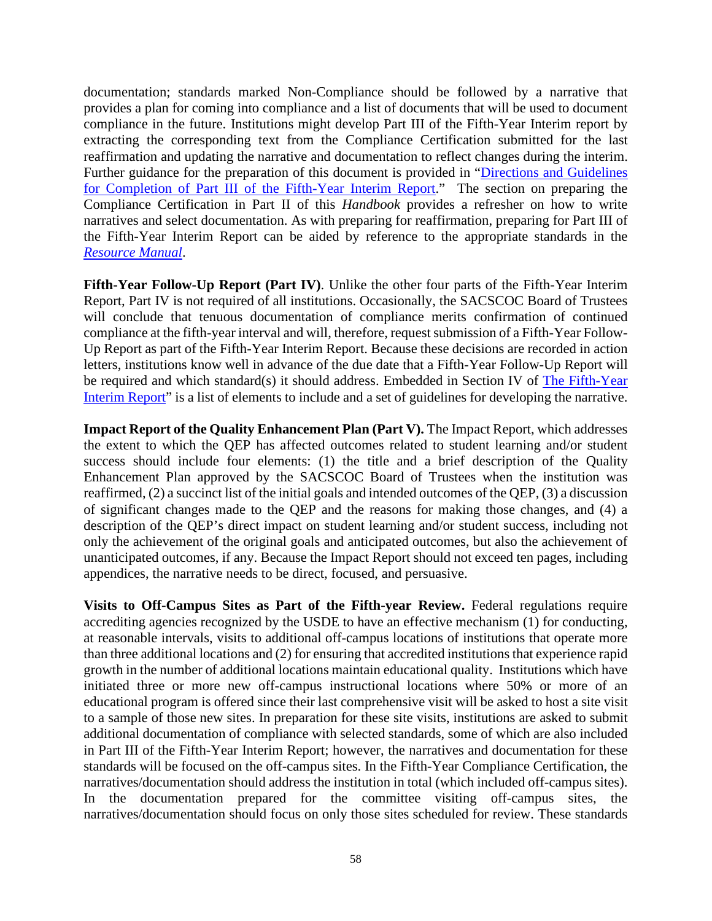documentation; standards marked Non-Compliance should be followed by a narrative that provides a plan for coming into compliance and a list of documents that will be used to document compliance in the future. Institutions might develop Part III of the Fifth-Year Interim report by extracting the corresponding text from the Compliance Certification submitted for the last reaffirmation and updating the narrative and documentation to reflect changes during the interim. Further guidance for the preparation of this document is provided in "Directions and Guidelines for Completion of Part III of the Fifth-Year Interim Report." The section on preparing the Compliance Certification in Part II of this *Handbook* provides a refresher on how to write narratives and select documentation. As with preparing for reaffirmation, preparing for Part III of the Fifth-Year Interim Report can be aided by reference to the appropriate standards in the *Resource Manual*.

**Fifth-Year Follow-Up Report (Part IV)**. Unlike the other four parts of the Fifth-Year Interim Report, Part IV is not required of all institutions. Occasionally, the SACSCOC Board of Trustees will conclude that tenuous documentation of compliance merits confirmation of continued compliance at the fifth-year interval and will, therefore, request submission of a Fifth-Year Follow-Up Report as part of the Fifth-Year Interim Report. Because these decisions are recorded in action letters, institutions know well in advance of the due date that a Fifth-Year Follow-Up Report will be required and which standard(s) it should address. Embedded in Section IV of The Fifth-Year Interim Report" is a list of elements to include and a set of guidelines for developing the narrative.

**Impact Report of the Quality Enhancement Plan (Part V).** The Impact Report, which addresses the extent to which the QEP has affected outcomes related to student learning and/or student success should include four elements: (1) the title and a brief description of the Quality Enhancement Plan approved by the SACSCOC Board of Trustees when the institution was reaffirmed, (2) a succinct list of the initial goals and intended outcomes of the QEP, (3) a discussion of significant changes made to the QEP and the reasons for making those changes, and (4) a description of the QEP's direct impact on student learning and/or student success, including not only the achievement of the original goals and anticipated outcomes, but also the achievement of unanticipated outcomes, if any. Because the Impact Report should not exceed ten pages, including appendices, the narrative needs to be direct, focused, and persuasive.

**Visits to Off-Campus Sites as Part of the Fifth-year Review.** Federal regulations require accrediting agencies recognized by the USDE to have an effective mechanism (1) for conducting, at reasonable intervals, visits to additional off-campus locations of institutions that operate more than three additional locations and (2) for ensuring that accredited institutions that experience rapid growth in the number of additional locations maintain educational quality. Institutions which have initiated three or more new off-campus instructional locations where 50% or more of an educational program is offered since their last comprehensive visit will be asked to host a site visit to a sample of those new sites. In preparation for these site visits, institutions are asked to submit additional documentation of compliance with selected standards, some of which are also included in Part III of the Fifth-Year Interim Report; however, the narratives and documentation for these standards will be focused on the off-campus sites. In the Fifth-Year Compliance Certification, the narratives/documentation should address the institution in total (which included off-campus sites). In the documentation prepared for the committee visiting off-campus sites, the narratives/documentation should focus on only those sites scheduled for review. These standards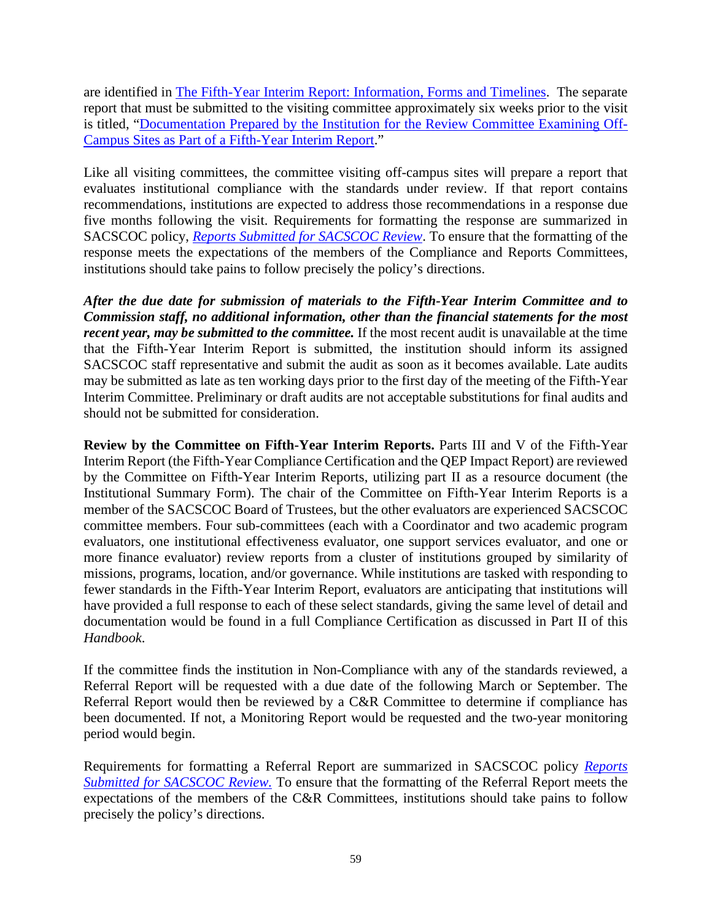are identified in [The Fifth-Year Interim Report: Information, Forms and Timelines](). The separate report that must be submitted to the visiting committee approximately six weeks prior to the visit is titled, "[Documentation Prepared by the Institution for the Review Committee Examining Off-Campus Sites as Part of a Fifth-Year Interim Report]()."

Like all visiting committees, the committee visiting off-campus sites will prepare a report that evaluates institutional compliance with the standards under review. If that report contains recommendations, institutions are expected to address those recommendations in a response due five months following the visit. Requirements for formatting the response are summarized in SACSCOC policy, *[Reports Submitted for SACSCOC Review]()*. To ensure that the formatting of the response meets the expectations of the members of the Compliance and Reports Committees, institutions should take pains to follow precisely the policy's directions.

***After the due date for submission of materials to the Fifth-Year Interim Committee and to Commission staff, no additional information, other than the financial statements for the most recent year, may be submitted to the committee.*** If the most recent audit is unavailable at the time that the Fifth-Year Interim Report is submitted, the institution should inform its assigned SACSCOC staff representative and submit the audit as soon as it becomes available. Late audits may be submitted as late as ten working days prior to the first day of the meeting of the Fifth-Year Interim Committee. Preliminary or draft audits are not acceptable substitutions for final audits and should not be submitted for consideration.

**Review by the Committee on Fifth-Year Interim Reports.** Parts III and V of the Fifth-Year Interim Report (the Fifth-Year Compliance Certification and the QEP Impact Report) are reviewed by the Committee on Fifth-Year Interim Reports, utilizing part II as a resource document (the Institutional Summary Form). The chair of the Committee on Fifth-Year Interim Reports is a member of the SACSCOC Board of Trustees, but the other evaluators are experienced SACSCOC committee members. Four sub-committees (each with a Coordinator and two academic program evaluators, one institutional effectiveness evaluator, one support services evaluator, and one or more finance evaluator) review reports from a cluster of institutions grouped by similarity of missions, programs, location, and/or governance. While institutions are tasked with responding to fewer standards in the Fifth-Year Interim Report, evaluators are anticipating that institutions will have provided a full response to each of these select standards, giving the same level of detail and documentation would be found in a full Compliance Certification as discussed in Part II of this *Handbook*.

If the committee finds the institution in Non-Compliance with any of the standards reviewed, a Referral Report will be requested with a due date of the following March or September. The Referral Report would then be reviewed by a C&R Committee to determine if compliance has been documented. If not, a Monitoring Report would be requested and the two-year monitoring period would begin.

Requirements for formatting a Referral Report are summarized in SACSCOC policy *[Reports Submitted for SACSCOC Review.]()* To ensure that the formatting of the Referral Report meets the expectations of the members of the C&R Committees, institutions should take pains to follow precisely the policy's directions.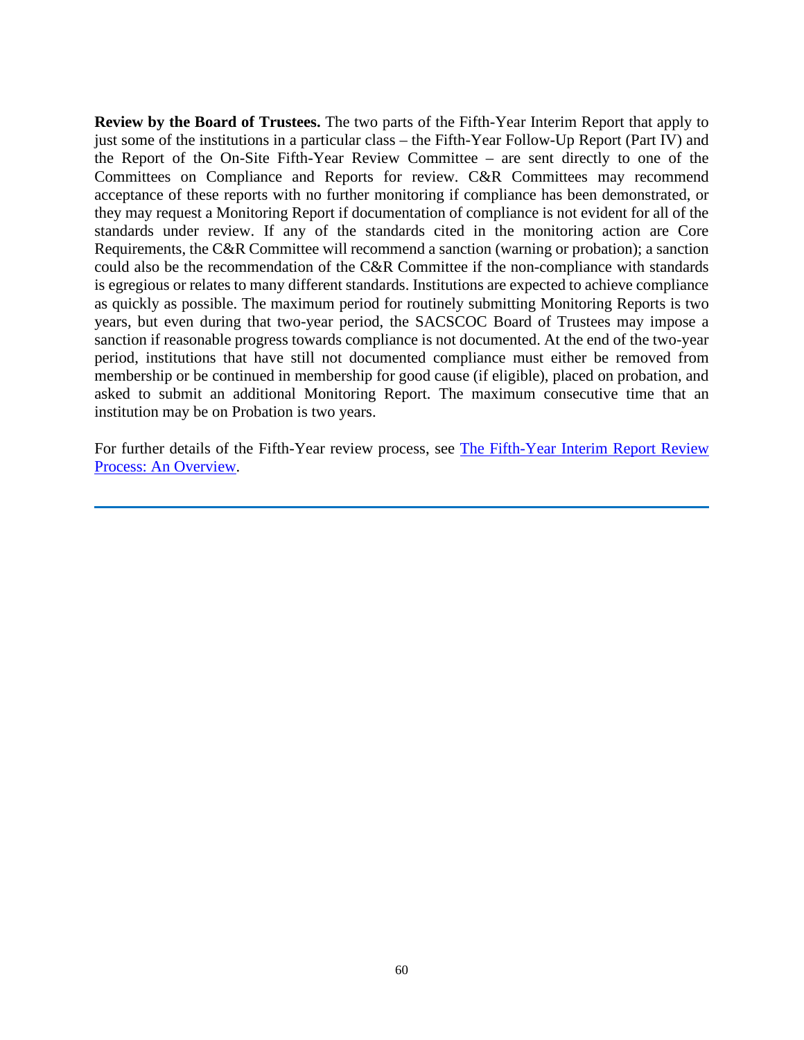**Review by the Board of Trustees.** The two parts of the Fifth-Year Interim Report that apply to just some of the institutions in a particular class – the Fifth-Year Follow-Up Report (Part IV) and the Report of the On-Site Fifth-Year Review Committee – are sent directly to one of the Committees on Compliance and Reports for review. C&R Committees may recommend acceptance of these reports with no further monitoring if compliance has been demonstrated, or they may request a Monitoring Report if documentation of compliance is not evident for all of the standards under review. If any of the standards cited in the monitoring action are Core Requirements, the C&R Committee will recommend a sanction (warning or probation); a sanction could also be the recommendation of the C&R Committee if the non-compliance with standards is egregious or relates to many different standards. Institutions are expected to achieve compliance as quickly as possible. The maximum period for routinely submitting Monitoring Reports is two years, but even during that two-year period, the SACSCOC Board of Trustees may impose a sanction if reasonable progress towards compliance is not documented. At the end of the two-year period, institutions that have still not documented compliance must either be removed from membership or be continued in membership for good cause (if eligible), placed on probation, and asked to submit an additional Monitoring Report. The maximum consecutive time that an institution may be on Probation is two years.

For further details of the Fifth-Year review process, see The Fifth-Year Interim Report Review Process: An Overview.

---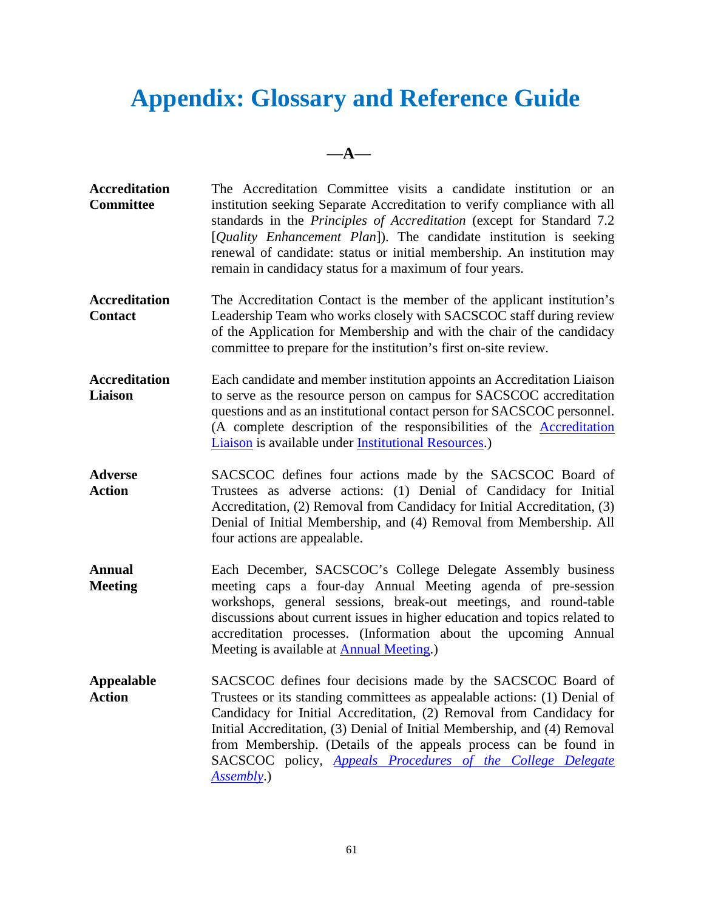# Appendix: Glossary and Reference Guide

—A—

**Accreditation Committee** — The Accreditation Committee visits a candidate institution or an institution seeking Separate Accreditation to verify compliance with all standards in the *Principles of Accreditation* (except for Standard 7.2 [*Quality Enhancement Plan*]). The candidate institution is seeking renewal of candidate: status or initial membership. An institution may remain in candidacy status for a maximum of four years.

**Accreditation Contact** — The Accreditation Contact is the member of the applicant institution's Leadership Team who works closely with SACSCOC staff during review of the Application for Membership and with the chair of the candidacy committee to prepare for the institution's first on-site review.

**Accreditation Liaison** — Each candidate and member institution appoints an Accreditation Liaison to serve as the resource person on campus for SACSCOC accreditation questions and as an institutional contact person for SACSCOC personnel. (A complete description of the responsibilities of the Accreditation Liaison is available under Institutional Resources.)

**Adverse Action** — SACSCOC defines four actions made by the SACSCOC Board of Trustees as adverse actions: (1) Denial of Candidacy for Initial Accreditation, (2) Removal from Candidacy for Initial Accreditation, (3) Denial of Initial Membership, and (4) Removal from Membership. All four actions are appealable.

**Annual Meeting** — Each December, SACSCOC's College Delegate Assembly business meeting caps a four-day Annual Meeting agenda of pre-session workshops, general sessions, break-out meetings, and round-table discussions about current issues in higher education and topics related to accreditation processes. (Information about the upcoming Annual Meeting is available at Annual Meeting.)

**Appealable Action** — SACSCOC defines four decisions made by the SACSCOC Board of Trustees or its standing committees as appealable actions: (1) Denial of Candidacy for Initial Accreditation, (2) Removal from Candidacy for Initial Accreditation, (3) Denial of Initial Membership, and (4) Removal from Membership. (Details of the appeals process can be found in SACSCOC policy, *Appeals Procedures of the College Delegate Assembly*.)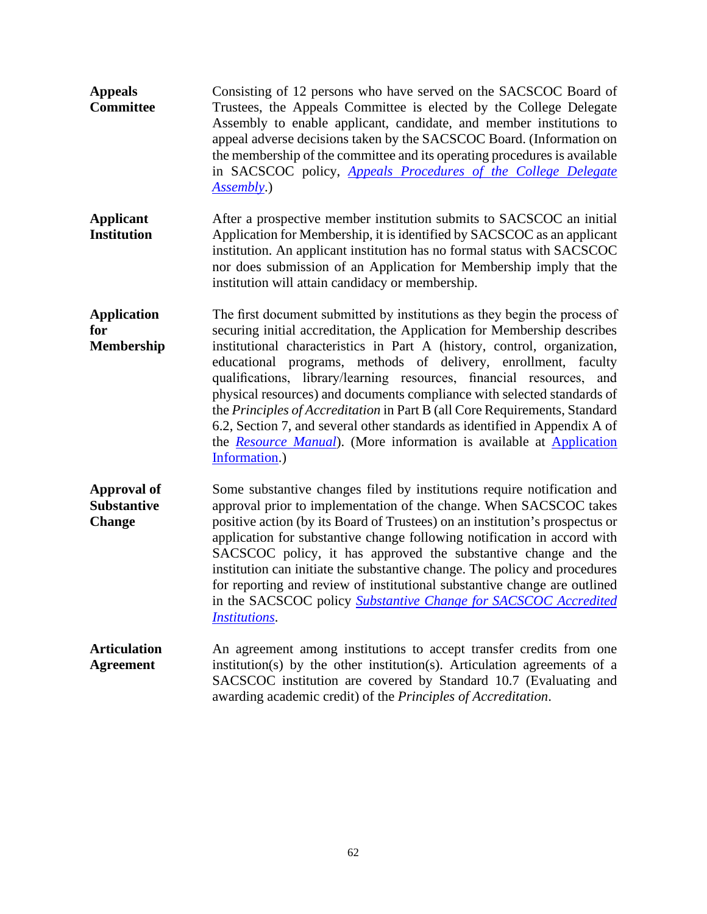**Appeals Committee**

Consisting of 12 persons who have served on the SACSCOC Board of Trustees, the Appeals Committee is elected by the College Delegate Assembly to enable applicant, candidate, and member institutions to appeal adverse decisions taken by the SACSCOC Board. (Information on the membership of the committee and its operating procedures is available in SACSCOC policy, *Appeals Procedures of the College Delegate Assembly*.)

**Applicant Institution**

After a prospective member institution submits to SACSCOC an initial Application for Membership, it is identified by SACSCOC as an applicant institution. An applicant institution has no formal status with SACSCOC nor does submission of an Application for Membership imply that the institution will attain candidacy or membership.

**Application for Membership**

The first document submitted by institutions as they begin the process of securing initial accreditation, the Application for Membership describes institutional characteristics in Part A (history, control, organization, educational programs, methods of delivery, enrollment, faculty qualifications, library/learning resources, financial resources, and physical resources) and documents compliance with selected standards of the *Principles of Accreditation* in Part B (all Core Requirements, Standard 6.2, Section 7, and several other standards as identified in Appendix A of the *Resource Manual*). (More information is available at Application Information.)

**Approval of Substantive Change**

Some substantive changes filed by institutions require notification and approval prior to implementation of the change. When SACSCOC takes positive action (by its Board of Trustees) on an institution's prospectus or application for substantive change following notification in accord with SACSCOC policy, it has approved the substantive change and the institution can initiate the substantive change. The policy and procedures for reporting and review of institutional substantive change are outlined in the SACSCOC policy *Substantive Change for SACSCOC Accredited Institutions*.

**Articulation Agreement**

An agreement among institutions to accept transfer credits from one institution(s) by the other institution(s). Articulation agreements of a SACSCOC institution are covered by Standard 10.7 (Evaluating and awarding academic credit) of the *Principles of Accreditation*.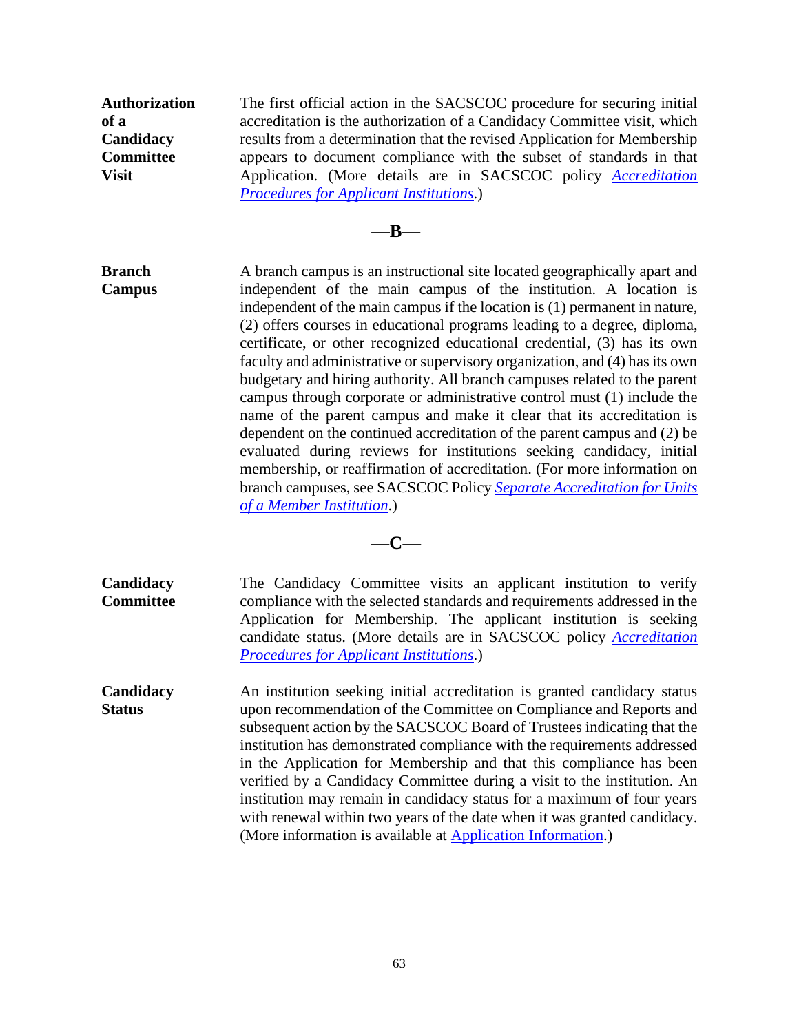**Authorization of a Candidacy Committee Visit**

The first official action in the SACSCOC procedure for securing initial accreditation is the authorization of a Candidacy Committee visit, which results from a determination that the revised Application for Membership appears to document compliance with the subset of standards in that Application. (More details are in SACSCOC policy *Accreditation Procedures for Applicant Institutions*.)

## —B—

**Branch Campus**

A branch campus is an instructional site located geographically apart and independent of the main campus of the institution. A location is independent of the main campus if the location is (1) permanent in nature, (2) offers courses in educational programs leading to a degree, diploma, certificate, or other recognized educational credential, (3) has its own faculty and administrative or supervisory organization, and (4) has its own budgetary and hiring authority. All branch campuses related to the parent campus through corporate or administrative control must (1) include the name of the parent campus and make it clear that its accreditation is dependent on the continued accreditation of the parent campus and (2) be evaluated during reviews for institutions seeking candidacy, initial membership, or reaffirmation of accreditation. (For more information on branch campuses, see SACSCOC Policy *Separate Accreditation for Units of a Member Institution*.)

## —C—

**Candidacy Committee**

The Candidacy Committee visits an applicant institution to verify compliance with the selected standards and requirements addressed in the Application for Membership. The applicant institution is seeking candidate status. (More details are in SACSCOC policy *Accreditation Procedures for Applicant Institutions*.)

**Candidacy Status**

An institution seeking initial accreditation is granted candidacy status upon recommendation of the Committee on Compliance and Reports and subsequent action by the SACSCOC Board of Trustees indicating that the institution has demonstrated compliance with the requirements addressed in the Application for Membership and that this compliance has been verified by a Candidacy Committee during a visit to the institution. An institution may remain in candidacy status for a maximum of four years with renewal within two years of the date when it was granted candidacy. (More information is available at Application Information.)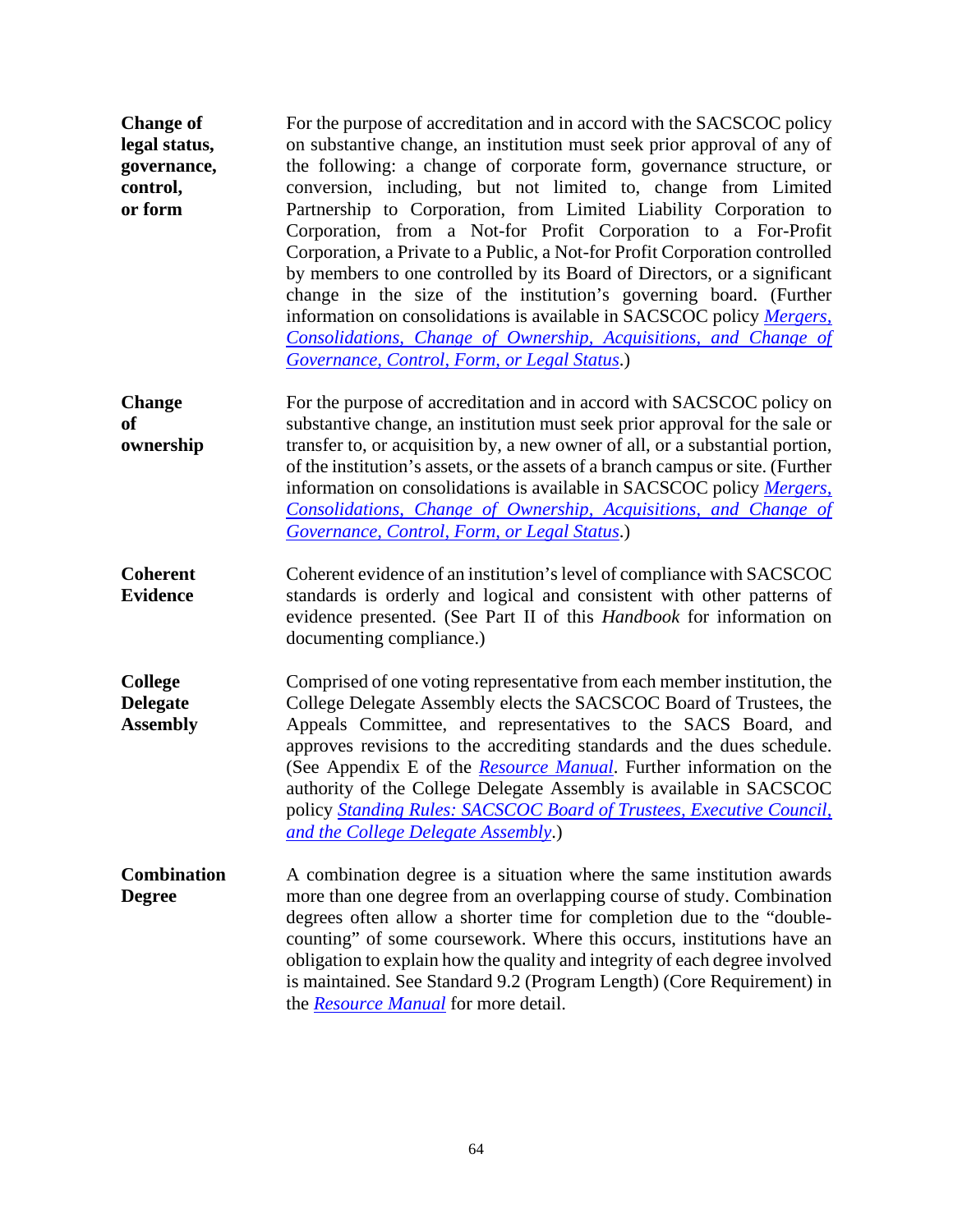**Change of legal status, governance, control, or form**

For the purpose of accreditation and in accord with the SACSCOC policy on substantive change, an institution must seek prior approval of any of the following: a change of corporate form, governance structure, or conversion, including, but not limited to, change from Limited Partnership to Corporation, from Limited Liability Corporation to Corporation, from a Not-for Profit Corporation to a For-Profit Corporation, a Private to a Public, a Not-for Profit Corporation controlled by members to one controlled by its Board of Directors, or a significant change in the size of the institution's governing board. (Further information on consolidations is available in SACSCOC policy *Mergers, Consolidations, Change of Ownership, Acquisitions, and Change of Governance, Control, Form, or Legal Status*.)

**Change of ownership**

For the purpose of accreditation and in accord with SACSCOC policy on substantive change, an institution must seek prior approval for the sale or transfer to, or acquisition by, a new owner of all, or a substantial portion, of the institution's assets, or the assets of a branch campus or site. (Further information on consolidations is available in SACSCOC policy *Mergers, Consolidations, Change of Ownership, Acquisitions, and Change of Governance, Control, Form, or Legal Status*.)

**Coherent Evidence**

Coherent evidence of an institution's level of compliance with SACSCOC standards is orderly and logical and consistent with other patterns of evidence presented. (See Part II of this *Handbook* for information on documenting compliance.)

**College Delegate Assembly**

Comprised of one voting representative from each member institution, the College Delegate Assembly elects the SACSCOC Board of Trustees, the Appeals Committee, and representatives to the SACS Board, and approves revisions to the accrediting standards and the dues schedule. (See Appendix E of the *Resource Manual*. Further information on the authority of the College Delegate Assembly is available in SACSCOC policy *Standing Rules: SACSCOC Board of Trustees, Executive Council, and the College Delegate Assembly*.)

**Combination Degree**

A combination degree is a situation where the same institution awards more than one degree from an overlapping course of study. Combination degrees often allow a shorter time for completion due to the "double-counting" of some coursework. Where this occurs, institutions have an obligation to explain how the quality and integrity of each degree involved is maintained. See Standard 9.2 (Program Length) (Core Requirement) in the *Resource Manual* for more detail.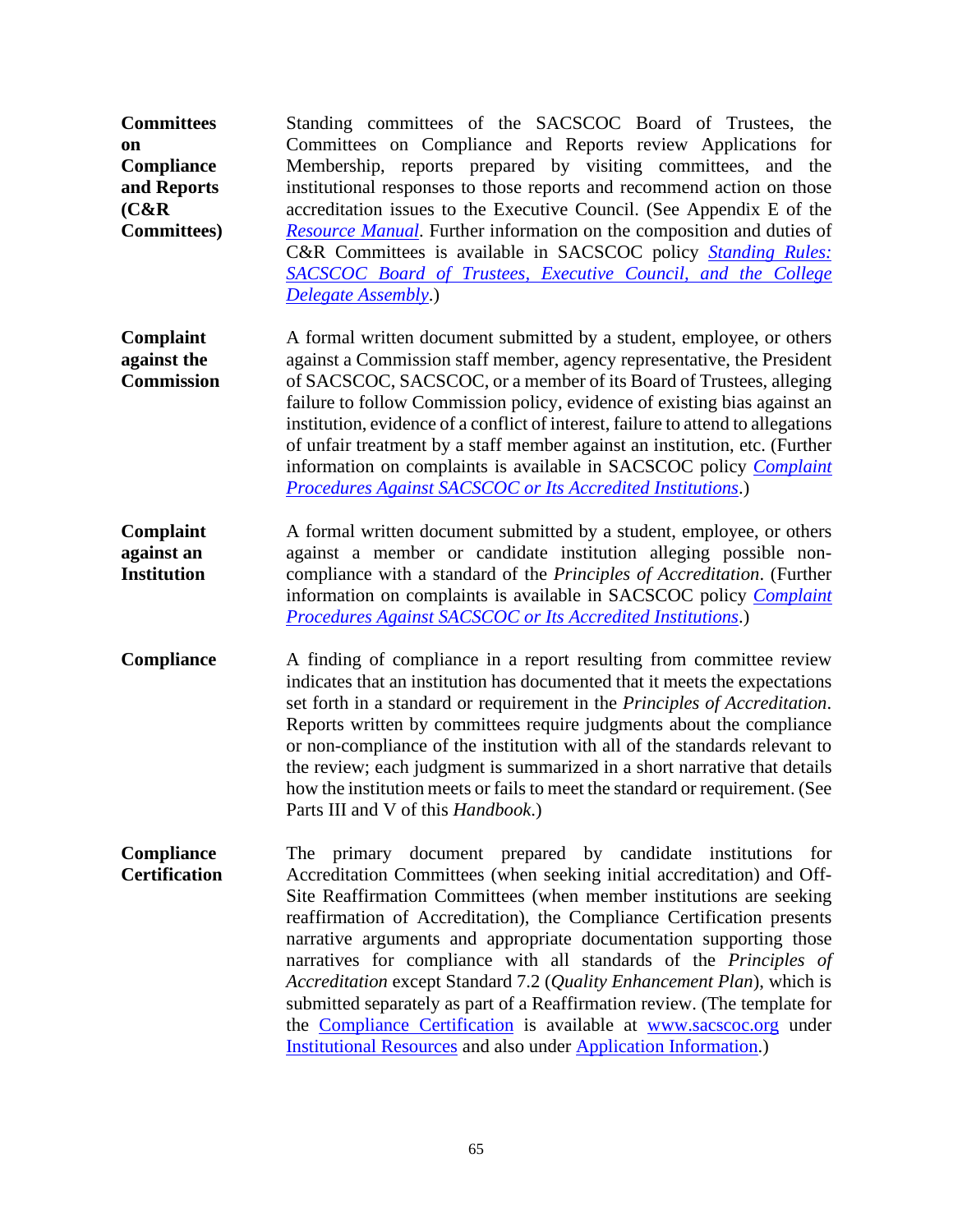**Committees on Compliance and Reports (C&R Committees)**

Standing committees of the SACSCOC Board of Trustees, the Committees on Compliance and Reports review Applications for Membership, reports prepared by visiting committees, and the institutional responses to those reports and recommend action on those accreditation issues to the Executive Council. (See Appendix E of the *Resource Manual*. Further information on the composition and duties of C&R Committees is available in SACSCOC policy *Standing Rules: SACSCOC Board of Trustees, Executive Council, and the College Delegate Assembly*.)

**Complaint against the Commission**

A formal written document submitted by a student, employee, or others against a Commission staff member, agency representative, the President of SACSCOC, SACSCOC, or a member of its Board of Trustees, alleging failure to follow Commission policy, evidence of existing bias against an institution, evidence of a conflict of interest, failure to attend to allegations of unfair treatment by a staff member against an institution, etc. (Further information on complaints is available in SACSCOC policy *Complaint Procedures Against SACSCOC or Its Accredited Institutions*.)

**Complaint against an Institution**

A formal written document submitted by a student, employee, or others against a member or candidate institution alleging possible non-compliance with a standard of the *Principles of Accreditation*. (Further information on complaints is available in SACSCOC policy *Complaint Procedures Against SACSCOC or Its Accredited Institutions*.)

**Compliance**

A finding of compliance in a report resulting from committee review indicates that an institution has documented that it meets the expectations set forth in a standard or requirement in the *Principles of Accreditation*. Reports written by committees require judgments about the compliance or non-compliance of the institution with all of the standards relevant to the review; each judgment is summarized in a short narrative that details how the institution meets or fails to meet the standard or requirement. (See Parts III and V of this *Handbook*.)

**Compliance Certification**

The primary document prepared by candidate institutions for Accreditation Committees (when seeking initial accreditation) and Off-Site Reaffirmation Committees (when member institutions are seeking reaffirmation of Accreditation), the Compliance Certification presents narrative arguments and appropriate documentation supporting those narratives for compliance with all standards of the *Principles of Accreditation* except Standard 7.2 (*Quality Enhancement Plan*), which is submitted separately as part of a Reaffirmation review. (The template for the Compliance Certification is available at www.sacscoc.org under Institutional Resources and also under Application Information.)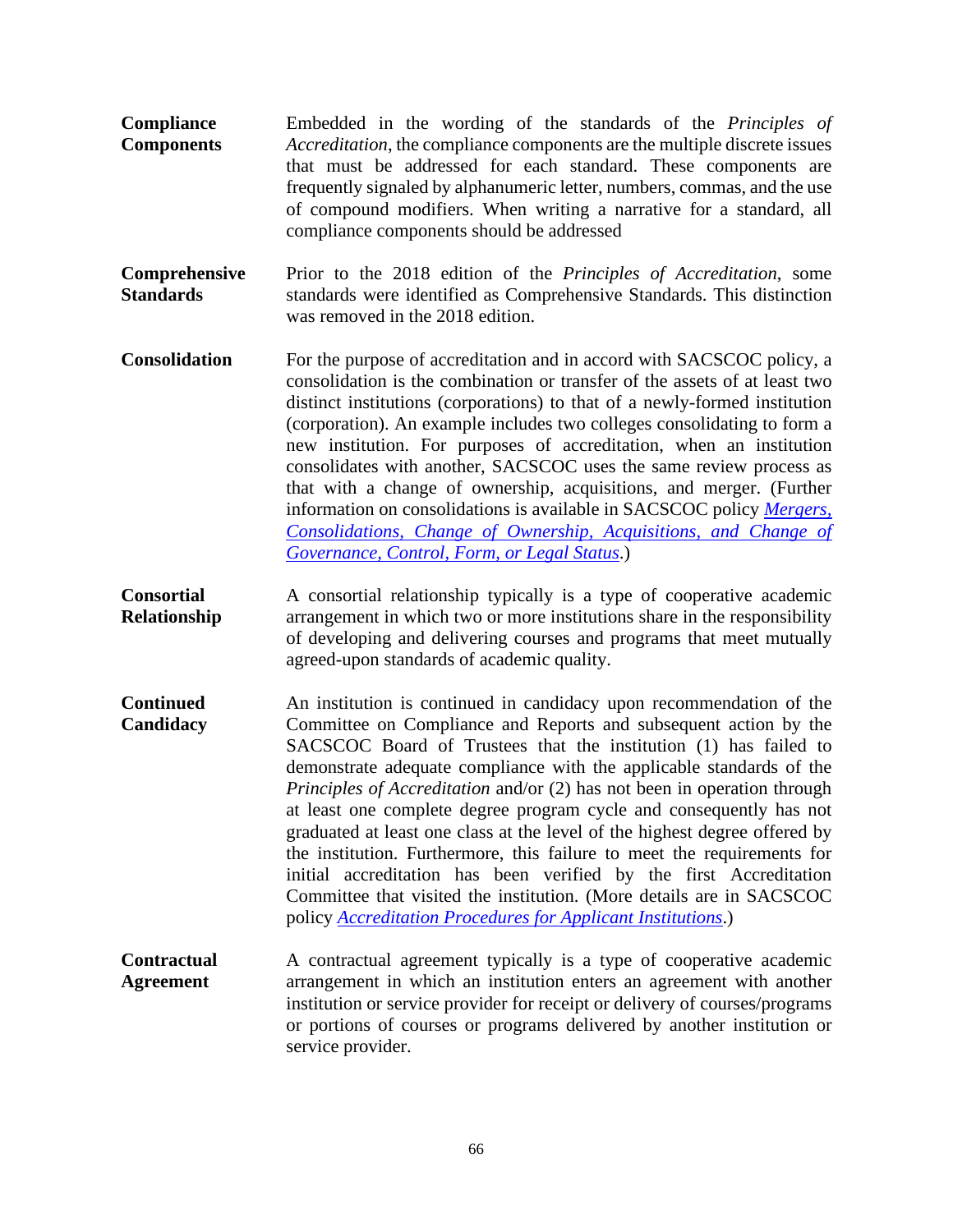**Compliance Components** Embedded in the wording of the standards of the *Principles of Accreditation*, the compliance components are the multiple discrete issues that must be addressed for each standard. These components are frequently signaled by alphanumeric letter, numbers, commas, and the use of compound modifiers. When writing a narrative for a standard, all compliance components should be addressed

**Comprehensive Standards** Prior to the 2018 edition of the *Principles of Accreditation*, some standards were identified as Comprehensive Standards. This distinction was removed in the 2018 edition.

**Consolidation** For the purpose of accreditation and in accord with SACSCOC policy, a consolidation is the combination or transfer of the assets of at least two distinct institutions (corporations) to that of a newly-formed institution (corporation). An example includes two colleges consolidating to form a new institution. For purposes of accreditation, when an institution consolidates with another, SACSCOC uses the same review process as that with a change of ownership, acquisitions, and merger. (Further information on consolidations is available in SACSCOC policy *Mergers, Consolidations, Change of Ownership, Acquisitions, and Change of Governance, Control, Form, or Legal Status*.)

**Consortial Relationship** A consortial relationship typically is a type of cooperative academic arrangement in which two or more institutions share in the responsibility of developing and delivering courses and programs that meet mutually agreed-upon standards of academic quality.

**Continued Candidacy** An institution is continued in candidacy upon recommendation of the Committee on Compliance and Reports and subsequent action by the SACSCOC Board of Trustees that the institution (1) has failed to demonstrate adequate compliance with the applicable standards of the *Principles of Accreditation* and/or (2) has not been in operation through at least one complete degree program cycle and consequently has not graduated at least one class at the level of the highest degree offered by the institution. Furthermore, this failure to meet the requirements for initial accreditation has been verified by the first Accreditation Committee that visited the institution. (More details are in SACSCOC policy *Accreditation Procedures for Applicant Institutions*.)

**Contractual Agreement** A contractual agreement typically is a type of cooperative academic arrangement in which an institution enters an agreement with another institution or service provider for receipt or delivery of courses/programs or portions of courses or programs delivered by another institution or service provider.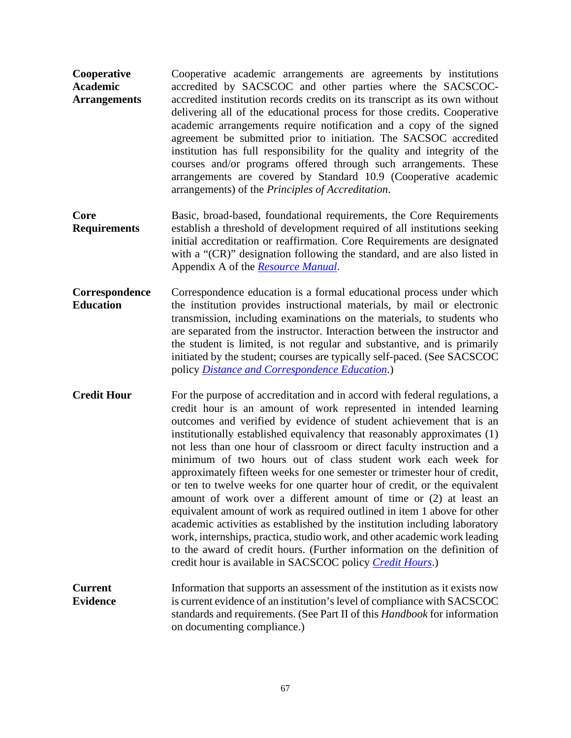**Cooperative Academic Arrangements**

Cooperative academic arrangements are agreements by institutions accredited by SACSCOC and other parties where the SACSCOC-accredited institution records credits on its transcript as its own without delivering all of the educational process for those credits. Cooperative academic arrangements require notification and a copy of the signed agreement be submitted prior to initiation. The SACSOC accredited institution has full responsibility for the quality and integrity of the courses and/or programs offered through such arrangements. These arrangements are covered by Standard 10.9 (Cooperative academic arrangements) of the *Principles of Accreditation*.

**Core Requirements**

Basic, broad-based, foundational requirements, the Core Requirements establish a threshold of development required of all institutions seeking initial accreditation or reaffirmation. Core Requirements are designated with a "(CR)" designation following the standard, and are also listed in Appendix A of the *Resource Manual*.

**Correspondence Education**

Correspondence education is a formal educational process under which the institution provides instructional materials, by mail or electronic transmission, including examinations on the materials, to students who are separated from the instructor. Interaction between the instructor and the student is limited, is not regular and substantive, and is primarily initiated by the student; courses are typically self-paced. (See SACSCOC policy *Distance and Correspondence Education*.)

**Credit Hour**

For the purpose of accreditation and in accord with federal regulations, a credit hour is an amount of work represented in intended learning outcomes and verified by evidence of student achievement that is an institutionally established equivalency that reasonably approximates (1) not less than one hour of classroom or direct faculty instruction and a minimum of two hours out of class student work each week for approximately fifteen weeks for one semester or trimester hour of credit, or ten to twelve weeks for one quarter hour of credit, or the equivalent amount of work over a different amount of time or (2) at least an equivalent amount of work as required outlined in item 1 above for other academic activities as established by the institution including laboratory work, internships, practica, studio work, and other academic work leading to the award of credit hours. (Further information on the definition of credit hour is available in SACSCOC policy *Credit Hours*.)

**Current Evidence**

Information that supports an assessment of the institution as it exists now is current evidence of an institution's level of compliance with SACSCOC standards and requirements. (See Part II of this *Handbook* for information on documenting compliance.)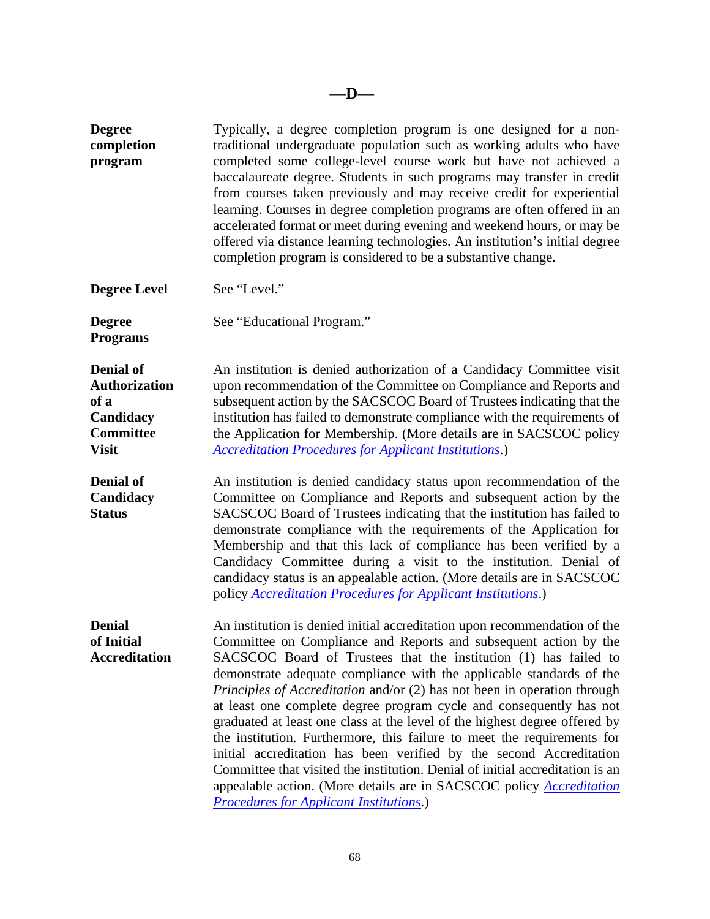## —D—

**Degree completion program** Typically, a degree completion program is one designed for a non-traditional undergraduate population such as working adults who have completed some college-level course work but have not achieved a baccalaureate degree. Students in such programs may transfer in credit from courses taken previously and may receive credit for experiential learning. Courses in degree completion programs are often offered in an accelerated format or meet during evening and weekend hours, or may be offered via distance learning technologies. An institution's initial degree completion program is considered to be a substantive change.

**Degree Level** See "Level."

**Degree Programs** See "Educational Program."

**Denial of Authorization of a Candidacy Committee Visit** An institution is denied authorization of a Candidacy Committee visit upon recommendation of the Committee on Compliance and Reports and subsequent action by the SACSCOC Board of Trustees indicating that the institution has failed to demonstrate compliance with the requirements of the Application for Membership. (More details are in SACSCOC policy *Accreditation Procedures for Applicant Institutions*.)

**Denial of Candidacy Status** An institution is denied candidacy status upon recommendation of the Committee on Compliance and Reports and subsequent action by the SACSCOC Board of Trustees indicating that the institution has failed to demonstrate compliance with the requirements of the Application for Membership and that this lack of compliance has been verified by a Candidacy Committee during a visit to the institution. Denial of candidacy status is an appealable action. (More details are in SACSCOC policy *Accreditation Procedures for Applicant Institutions*.)

**Denial of Initial Accreditation** An institution is denied initial accreditation upon recommendation of the Committee on Compliance and Reports and subsequent action by the SACSCOC Board of Trustees that the institution (1) has failed to demonstrate adequate compliance with the applicable standards of the *Principles of Accreditation* and/or (2) has not been in operation through at least one complete degree program cycle and consequently has not graduated at least one class at the level of the highest degree offered by the institution. Furthermore, this failure to meet the requirements for initial accreditation has been verified by the second Accreditation Committee that visited the institution. Denial of initial accreditation is an appealable action. (More details are in SACSCOC policy *Accreditation Procedures for Applicant Institutions*.)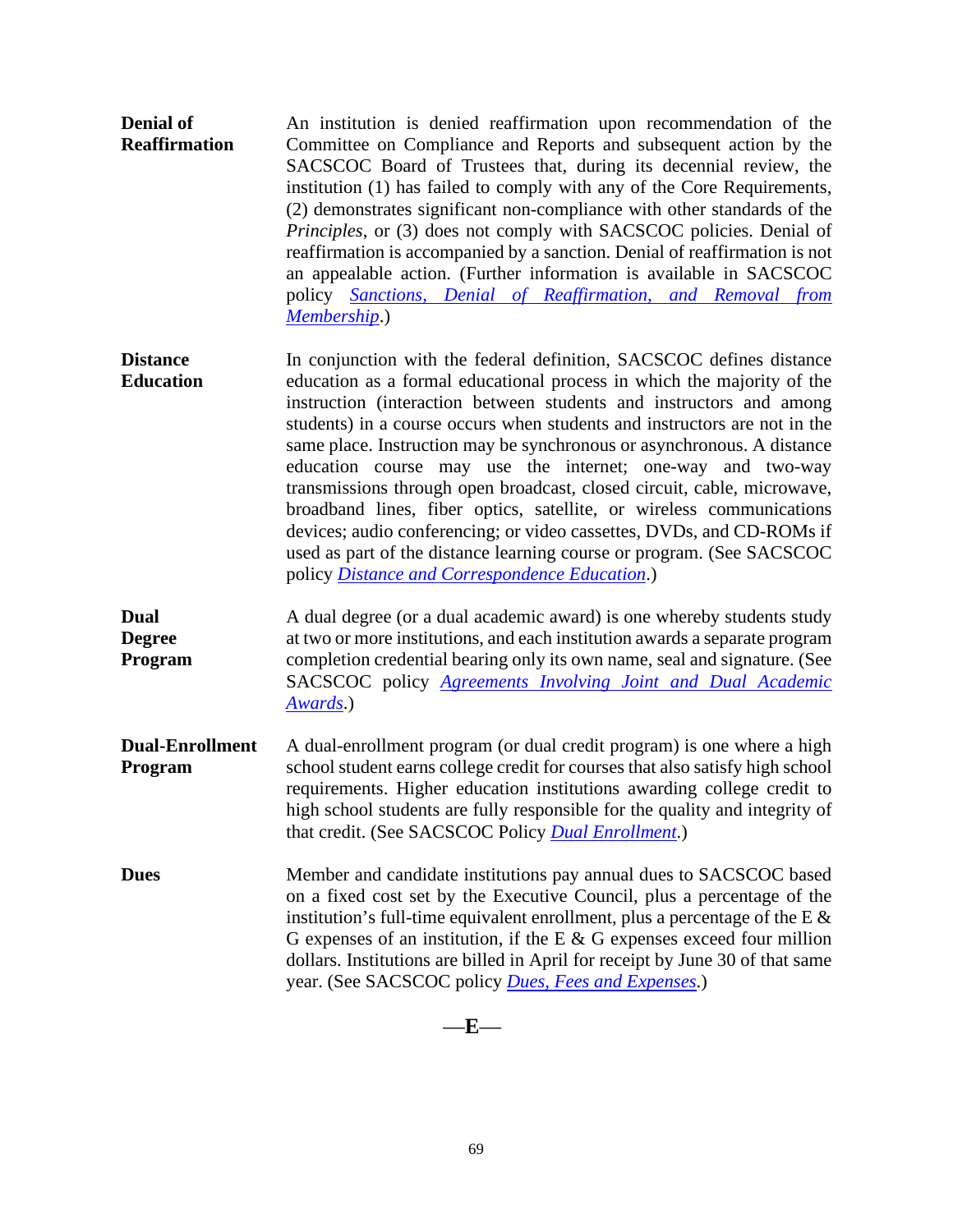**Denial of Reaffirmation**

An institution is denied reaffirmation upon recommendation of the Committee on Compliance and Reports and subsequent action by the SACSCOC Board of Trustees that, during its decennial review, the institution (1) has failed to comply with any of the Core Requirements, (2) demonstrates significant non-compliance with other standards of the *Principles*, or (3) does not comply with SACSCOC policies. Denial of reaffirmation is accompanied by a sanction. Denial of reaffirmation is not an appealable action. (Further information is available in SACSCOC policy *Sanctions, Denial of Reaffirmation, and Removal from Membership*.)

**Distance Education**

In conjunction with the federal definition, SACSCOC defines distance education as a formal educational process in which the majority of the instruction (interaction between students and instructors and among students) in a course occurs when students and instructors are not in the same place. Instruction may be synchronous or asynchronous. A distance education course may use the internet; one-way and two-way transmissions through open broadcast, closed circuit, cable, microwave, broadband lines, fiber optics, satellite, or wireless communications devices; audio conferencing; or video cassettes, DVDs, and CD-ROMs if used as part of the distance learning course or program. (See SACSCOC policy *Distance and Correspondence Education*.)

**Dual Degree Program**

A dual degree (or a dual academic award) is one whereby students study at two or more institutions, and each institution awards a separate program completion credential bearing only its own name, seal and signature. (See SACSCOC policy *Agreements Involving Joint and Dual Academic Awards*.)

**Dual-Enrollment Program**

A dual-enrollment program (or dual credit program) is one where a high school student earns college credit for courses that also satisfy high school requirements. Higher education institutions awarding college credit to high school students are fully responsible for the quality and integrity of that credit. (See SACSCOC Policy *Dual Enrollment*.)

**Dues**

Member and candidate institutions pay annual dues to SACSCOC based on a fixed cost set by the Executive Council, plus a percentage of the institution's full-time equivalent enrollment, plus a percentage of the E & G expenses of an institution, if the E & G expenses exceed four million dollars. Institutions are billed in April for receipt by June 30 of that same year. (See SACSCOC policy *Dues, Fees and Expenses*.)

## —E—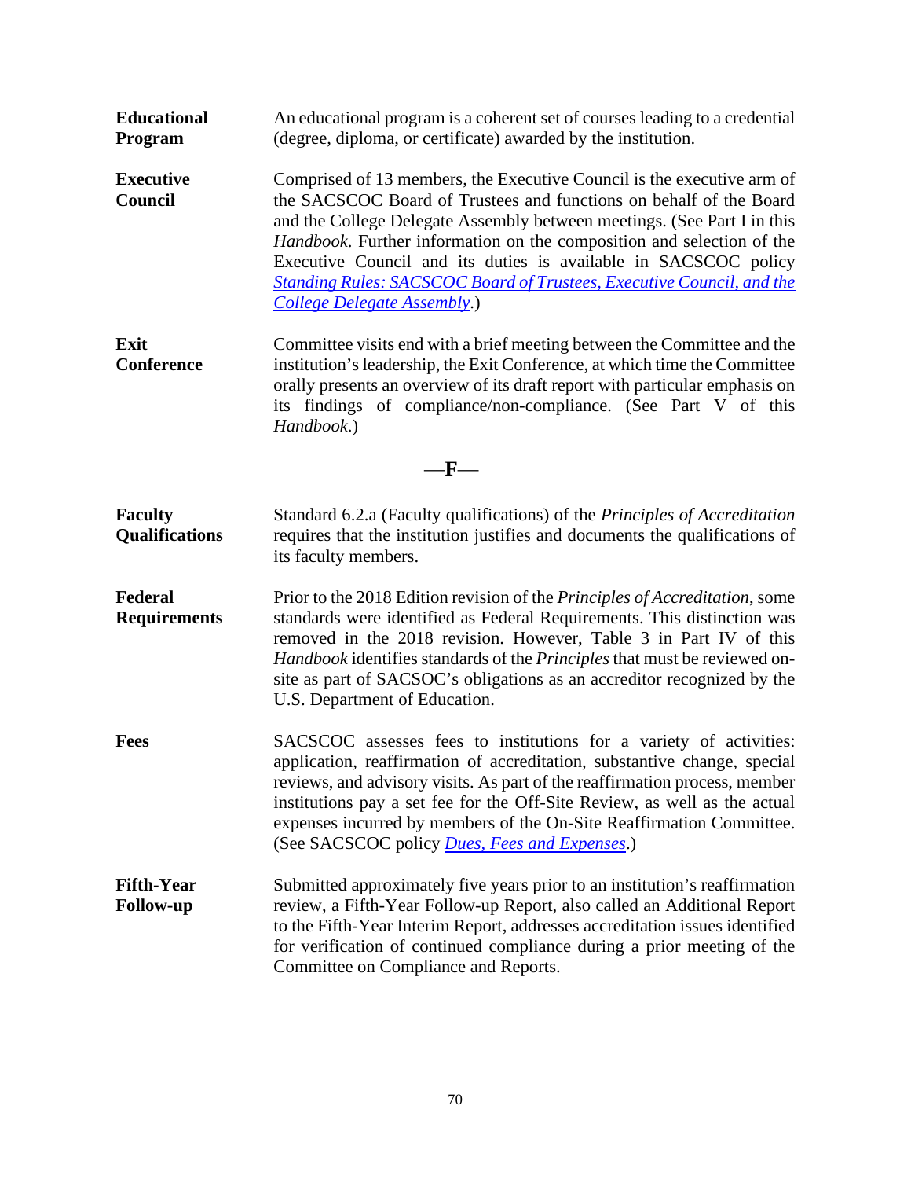**Educational Program**
An educational program is a coherent set of courses leading to a credential (degree, diploma, or certificate) awarded by the institution.

**Executive Council**
Comprised of 13 members, the Executive Council is the executive arm of the SACSCOC Board of Trustees and functions on behalf of the Board and the College Delegate Assembly between meetings. (See Part I in this *Handbook*. Further information on the composition and selection of the Executive Council and its duties is available in SACSCOC policy *Standing Rules: SACSCOC Board of Trustees, Executive Council, and the College Delegate Assembly*.)

**Exit Conference**
Committee visits end with a brief meeting between the Committee and the institution's leadership, the Exit Conference, at which time the Committee orally presents an overview of its draft report with particular emphasis on its findings of compliance/non-compliance. (See Part V of this *Handbook*.)

## —F—

**Faculty Qualifications**
Standard 6.2.a (Faculty qualifications) of the *Principles of Accreditation* requires that the institution justifies and documents the qualifications of its faculty members.

**Federal Requirements**
Prior to the 2018 Edition revision of the *Principles of Accreditation*, some standards were identified as Federal Requirements. This distinction was removed in the 2018 revision. However, Table 3 in Part IV of this *Handbook* identifies standards of the *Principles* that must be reviewed on-site as part of SACSOC's obligations as an accreditor recognized by the U.S. Department of Education.

**Fees**
SACSCOC assesses fees to institutions for a variety of activities: application, reaffirmation of accreditation, substantive change, special reviews, and advisory visits. As part of the reaffirmation process, member institutions pay a set fee for the Off-Site Review, as well as the actual expenses incurred by members of the On-Site Reaffirmation Committee. (See SACSCOC policy *Dues, Fees and Expenses*.)

**Fifth-Year Follow-up**
Submitted approximately five years prior to an institution's reaffirmation review, a Fifth-Year Follow-up Report, also called an Additional Report to the Fifth-Year Interim Report, addresses accreditation issues identified for verification of continued compliance during a prior meeting of the Committee on Compliance and Reports.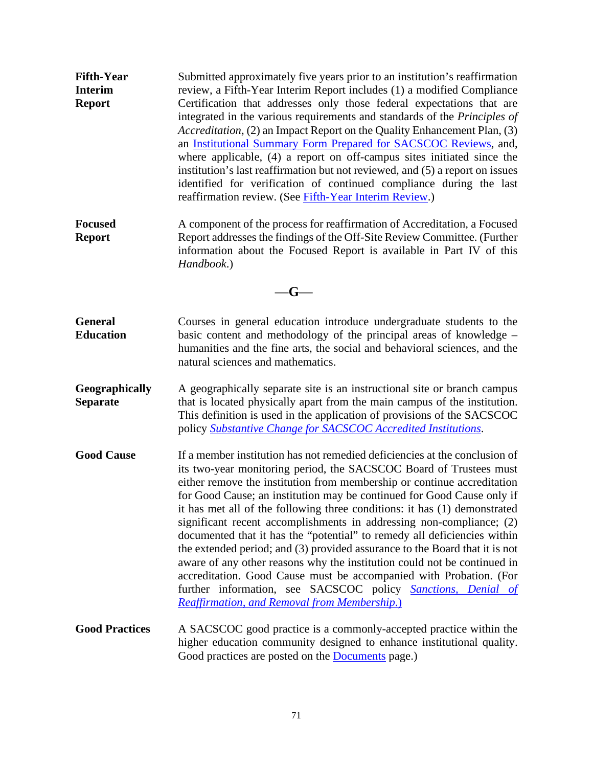**Fifth-Year Interim Report**

Submitted approximately five years prior to an institution's reaffirmation review, a Fifth-Year Interim Report includes (1) a modified Compliance Certification that addresses only those federal expectations that are integrated in the various requirements and standards of the *Principles of Accreditation*, (2) an Impact Report on the Quality Enhancement Plan, (3) an Institutional Summary Form Prepared for SACSCOC Reviews, and, where applicable, (4) a report on off-campus sites initiated since the institution's last reaffirmation but not reviewed, and (5) a report on issues identified for verification of continued compliance during the last reaffirmation review. (See Fifth-Year Interim Review.)

**Focused Report**

A component of the process for reaffirmation of Accreditation, a Focused Report addresses the findings of the Off-Site Review Committee. (Further information about the Focused Report is available in Part IV of this *Handbook*.)

## —G—

**General Education**

Courses in general education introduce undergraduate students to the basic content and methodology of the principal areas of knowledge – humanities and the fine arts, the social and behavioral sciences, and the natural sciences and mathematics.

**Geographically Separate**

A geographically separate site is an instructional site or branch campus that is located physically apart from the main campus of the institution. This definition is used in the application of provisions of the SACSCOC policy *Substantive Change for SACSCOC Accredited Institutions*.

**Good Cause**

If a member institution has not remedied deficiencies at the conclusion of its two-year monitoring period, the SACSCOC Board of Trustees must either remove the institution from membership or continue accreditation for Good Cause; an institution may be continued for Good Cause only if it has met all of the following three conditions: it has (1) demonstrated significant recent accomplishments in addressing non-compliance; (2) documented that it has the "potential" to remedy all deficiencies within the extended period; and (3) provided assurance to the Board that it is not aware of any other reasons why the institution could not be continued in accreditation. Good Cause must be accompanied with Probation. (For further information, see SACSCOC policy *Sanctions, Denial of Reaffirmation, and Removal from Membership*.)

**Good Practices**

A SACSCOC good practice is a commonly-accepted practice within the higher education community designed to enhance institutional quality. Good practices are posted on the Documents page.)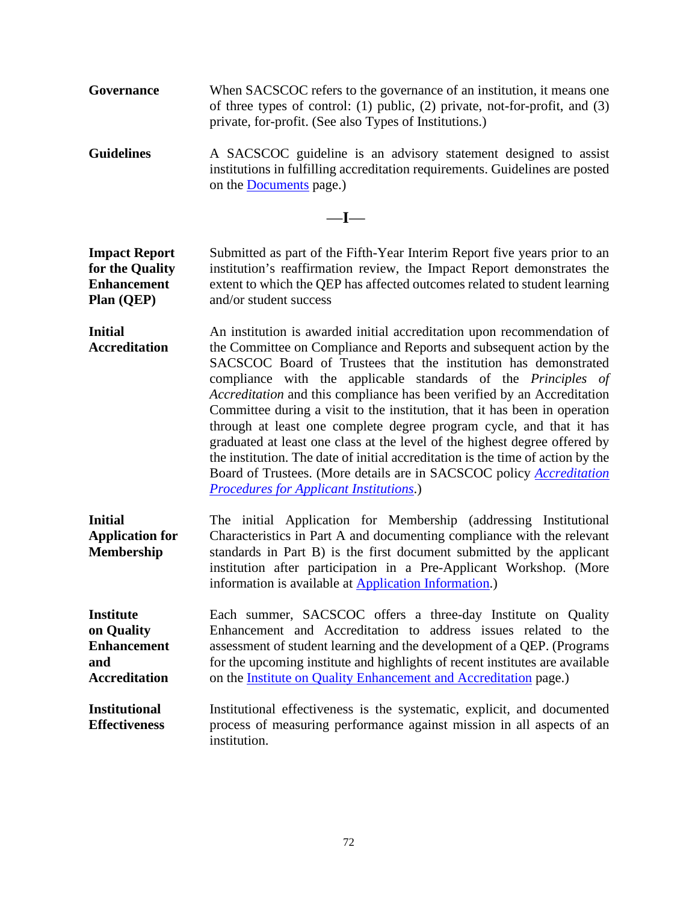**Governance** When SACSCOC refers to the governance of an institution, it means one of three types of control: (1) public, (2) private, not-for-profit, and (3) private, for-profit. (See also Types of Institutions.)

**Guidelines** A SACSCOC guideline is an advisory statement designed to assist institutions in fulfilling accreditation requirements. Guidelines are posted on the Documents page.)

## —I—

**Impact Report for the Quality Enhancement Plan (QEP)** Submitted as part of the Fifth-Year Interim Report five years prior to an institution's reaffirmation review, the Impact Report demonstrates the extent to which the QEP has affected outcomes related to student learning and/or student success

**Initial Accreditation** An institution is awarded initial accreditation upon recommendation of the Committee on Compliance and Reports and subsequent action by the SACSCOC Board of Trustees that the institution has demonstrated compliance with the applicable standards of the *Principles of Accreditation* and this compliance has been verified by an Accreditation Committee during a visit to the institution, that it has been in operation through at least one complete degree program cycle, and that it has graduated at least one class at the level of the highest degree offered by the institution. The date of initial accreditation is the time of action by the Board of Trustees. (More details are in SACSCOC policy *Accreditation Procedures for Applicant Institutions*.)

**Initial Application for Membership** The initial Application for Membership (addressing Institutional Characteristics in Part A and documenting compliance with the relevant standards in Part B) is the first document submitted by the applicant institution after participation in a Pre-Applicant Workshop. (More information is available at Application Information.)

**Institute on Quality Enhancement and Accreditation** Each summer, SACSCOC offers a three-day Institute on Quality Enhancement and Accreditation to address issues related to the assessment of student learning and the development of a QEP. (Programs for the upcoming institute and highlights of recent institutes are available on the Institute on Quality Enhancement and Accreditation page.)

**Institutional Effectiveness** Institutional effectiveness is the systematic, explicit, and documented process of measuring performance against mission in all aspects of an institution.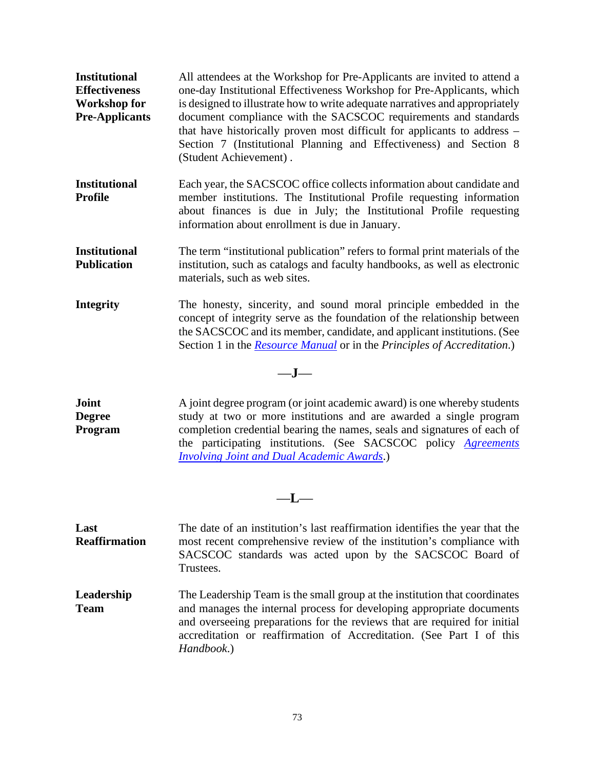**Institutional Effectiveness Workshop for Pre-Applicants** — All attendees at the Workshop for Pre-Applicants are invited to attend a one-day Institutional Effectiveness Workshop for Pre-Applicants, which is designed to illustrate how to write adequate narratives and appropriately document compliance with the SACSCOC requirements and standards that have historically proven most difficult for applicants to address – Section 7 (Institutional Planning and Effectiveness) and Section 8 (Student Achievement) .

**Institutional Profile** — Each year, the SACSCOC office collects information about candidate and member institutions. The Institutional Profile requesting information about finances is due in July; the Institutional Profile requesting information about enrollment is due in January.

**Institutional Publication** — The term "institutional publication" refers to formal print materials of the institution, such as catalogs and faculty handbooks, as well as electronic materials, such as web sites.

**Integrity** — The honesty, sincerity, and sound moral principle embedded in the concept of integrity serve as the foundation of the relationship between the SACSCOC and its member, candidate, and applicant institutions. (See Section 1 in the *Resource Manual* or in the *Principles of Accreditation*.)

## —J—

**Joint Degree Program** — A joint degree program (or joint academic award) is one whereby students study at two or more institutions and are awarded a single program completion credential bearing the names, seals and signatures of each of the participating institutions. (See SACSCOC policy *Agreements Involving Joint and Dual Academic Awards*.)

## —L—

**Last Reaffirmation** — The date of an institution's last reaffirmation identifies the year that the most recent comprehensive review of the institution's compliance with SACSCOC standards was acted upon by the SACSCOC Board of Trustees.

**Leadership Team** — The Leadership Team is the small group at the institution that coordinates and manages the internal process for developing appropriate documents and overseeing preparations for the reviews that are required for initial accreditation or reaffirmation of Accreditation. (See Part I of this *Handbook*.)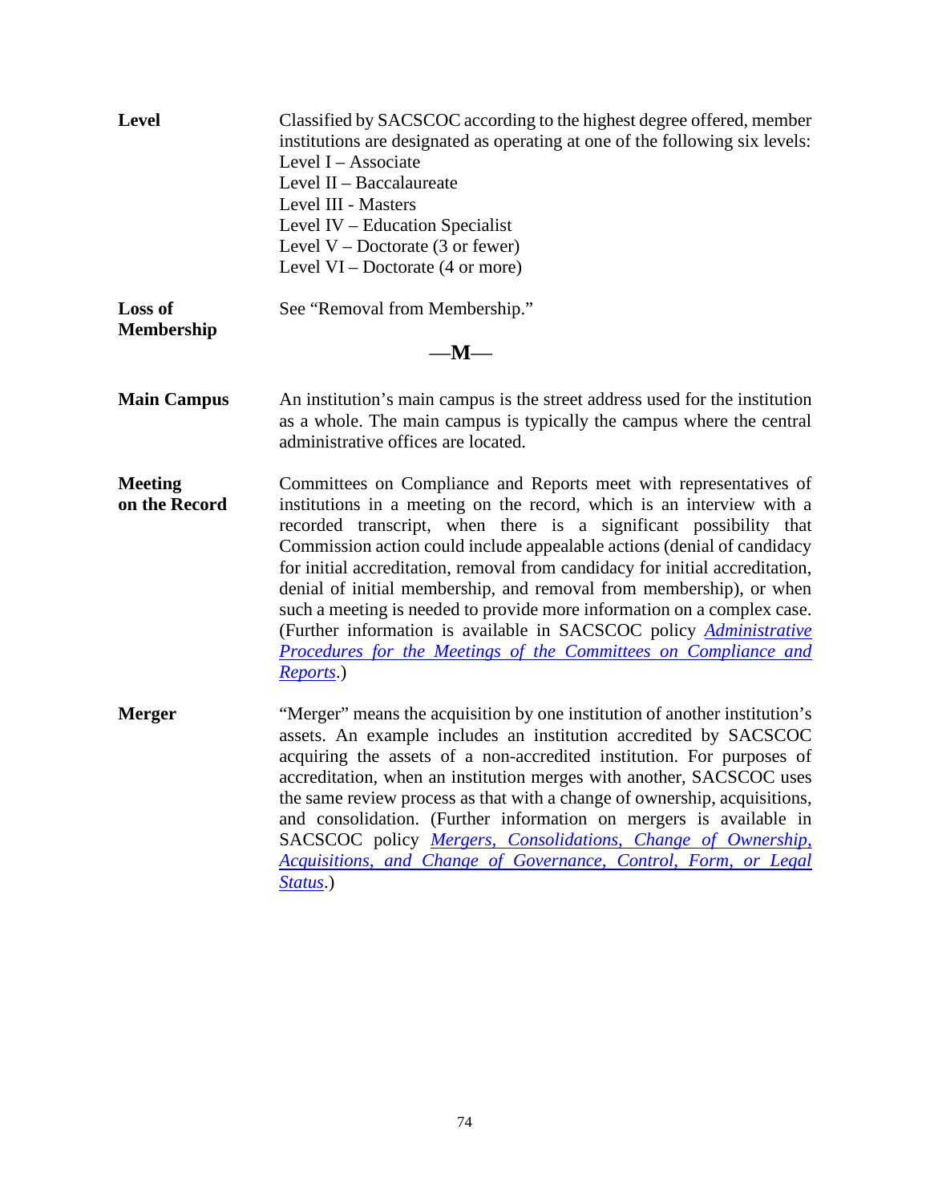**Level** Classified by SACSCOC according to the highest degree offered, member institutions are designated as operating at one of the following six levels:
Level I – Associate
Level II – Baccalaureate
Level III - Masters
Level IV – Education Specialist
Level V – Doctorate (3 or fewer)
Level VI – Doctorate (4 or more)

**Loss of Membership** See "Removal from Membership."

—M—

**Main Campus** An institution's main campus is the street address used for the institution as a whole. The main campus is typically the campus where the central administrative offices are located.

**Meeting on the Record** Committees on Compliance and Reports meet with representatives of institutions in a meeting on the record, which is an interview with a recorded transcript, when there is a significant possibility that Commission action could include appealable actions (denial of candidacy for initial accreditation, removal from candidacy for initial accreditation, denial of initial membership, and removal from membership), or when such a meeting is needed to provide more information on a complex case. (Further information is available in SACSCOC policy *Administrative Procedures for the Meetings of the Committees on Compliance and Reports*.)

**Merger** "Merger" means the acquisition by one institution of another institution's assets. An example includes an institution accredited by SACSCOC acquiring the assets of a non-accredited institution. For purposes of accreditation, when an institution merges with another, SACSCOC uses the same review process as that with a change of ownership, acquisitions, and consolidation. (Further information on mergers is available in SACSCOC policy *Mergers, Consolidations, Change of Ownership, Acquisitions, and Change of Governance, Control, Form, or Legal Status*.)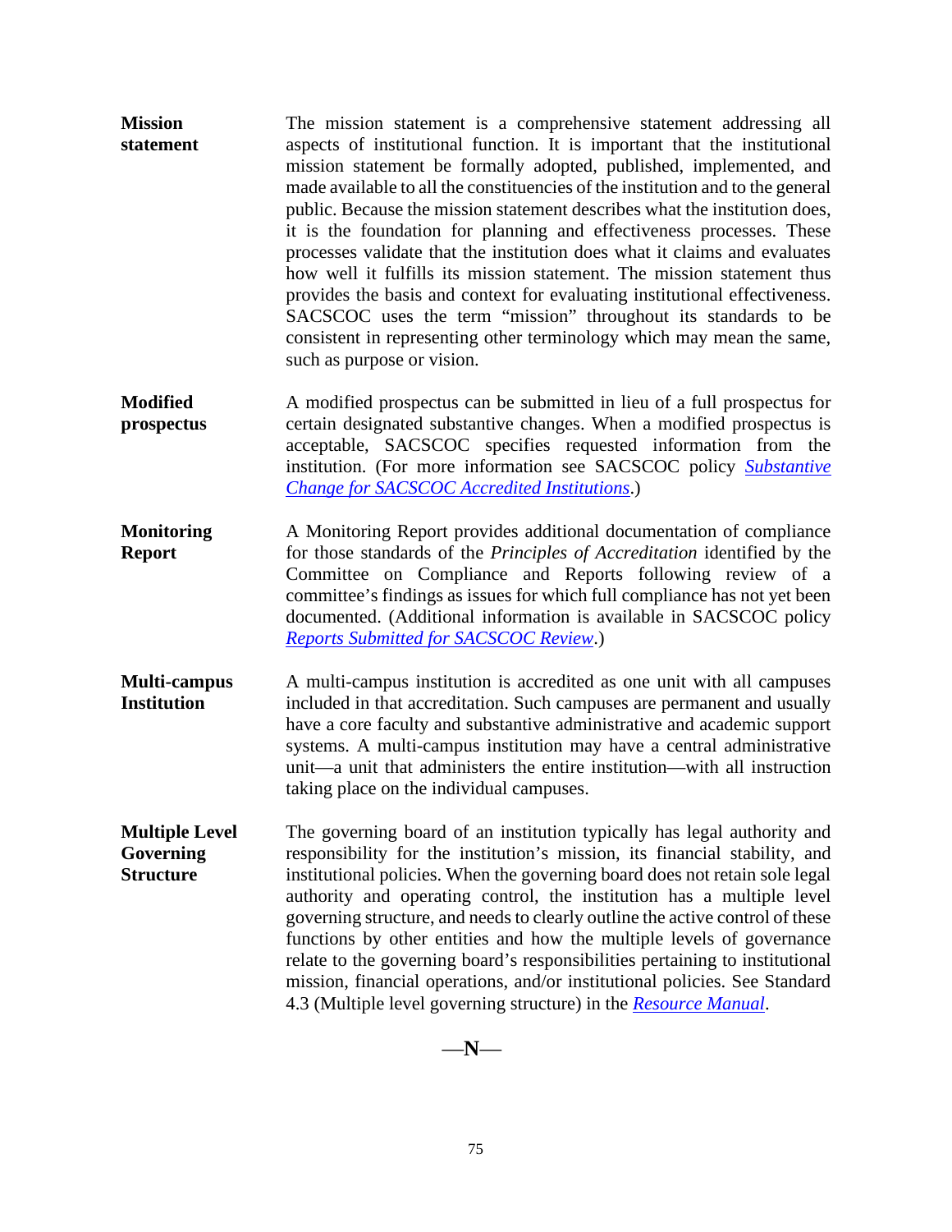**Mission statement**

The mission statement is a comprehensive statement addressing all aspects of institutional function. It is important that the institutional mission statement be formally adopted, published, implemented, and made available to all the constituencies of the institution and to the general public. Because the mission statement describes what the institution does, it is the foundation for planning and effectiveness processes. These processes validate that the institution does what it claims and evaluates how well it fulfills its mission statement. The mission statement thus provides the basis and context for evaluating institutional effectiveness. SACSCOC uses the term "mission" throughout its standards to be consistent in representing other terminology which may mean the same, such as purpose or vision.

**Modified prospectus**

A modified prospectus can be submitted in lieu of a full prospectus for certain designated substantive changes. When a modified prospectus is acceptable, SACSCOC specifies requested information from the institution. (For more information see SACSCOC policy *Substantive Change for SACSCOC Accredited Institutions*.)

**Monitoring Report**

A Monitoring Report provides additional documentation of compliance for those standards of the *Principles of Accreditation* identified by the Committee on Compliance and Reports following review of a committee's findings as issues for which full compliance has not yet been documented. (Additional information is available in SACSCOC policy *Reports Submitted for SACSCOC Review*.)

**Multi-campus Institution**

A multi-campus institution is accredited as one unit with all campuses included in that accreditation. Such campuses are permanent and usually have a core faculty and substantive administrative and academic support systems. A multi-campus institution may have a central administrative unit—a unit that administers the entire institution—with all instruction taking place on the individual campuses.

**Multiple Level Governing Structure**

The governing board of an institution typically has legal authority and responsibility for the institution's mission, its financial stability, and institutional policies. When the governing board does not retain sole legal authority and operating control, the institution has a multiple level governing structure, and needs to clearly outline the active control of these functions by other entities and how the multiple levels of governance relate to the governing board's responsibilities pertaining to institutional mission, financial operations, and/or institutional policies. See Standard 4.3 (Multiple level governing structure) in the *Resource Manual*.

## —N—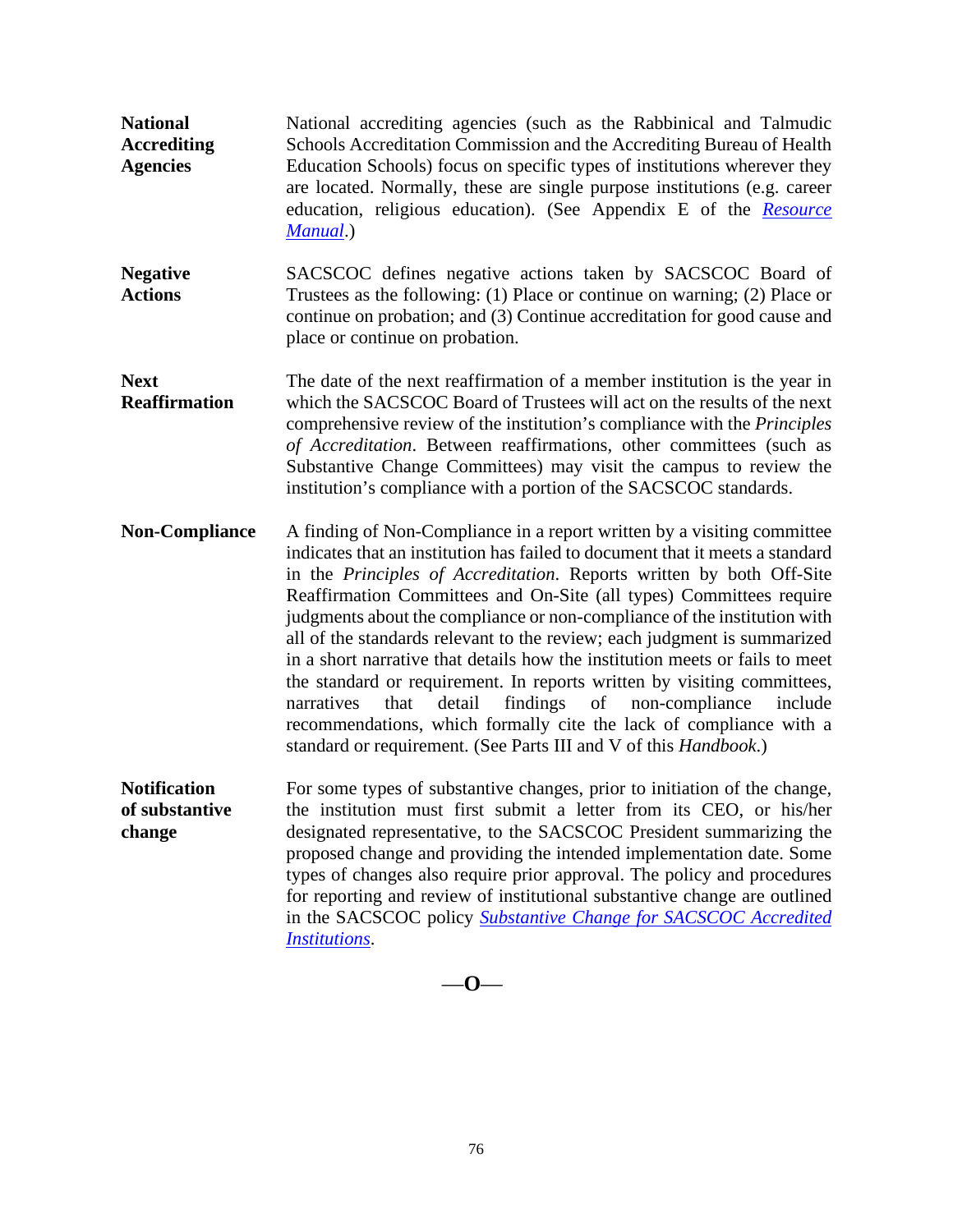**National Accrediting Agencies**

National accrediting agencies (such as the Rabbinical and Talmudic Schools Accreditation Commission and the Accrediting Bureau of Health Education Schools) focus on specific types of institutions wherever they are located. Normally, these are single purpose institutions (e.g. career education, religious education). (See Appendix E of the *Resource Manual*.)

**Negative Actions**

SACSCOC defines negative actions taken by SACSCOC Board of Trustees as the following: (1) Place or continue on warning; (2) Place or continue on probation; and (3) Continue accreditation for good cause and place or continue on probation.

**Next Reaffirmation**

The date of the next reaffirmation of a member institution is the year in which the SACSCOC Board of Trustees will act on the results of the next comprehensive review of the institution's compliance with the *Principles of Accreditation*. Between reaffirmations, other committees (such as Substantive Change Committees) may visit the campus to review the institution's compliance with a portion of the SACSCOC standards.

**Non-Compliance**

A finding of Non-Compliance in a report written by a visiting committee indicates that an institution has failed to document that it meets a standard in the *Principles of Accreditation*. Reports written by both Off-Site Reaffirmation Committees and On-Site (all types) Committees require judgments about the compliance or non-compliance of the institution with all of the standards relevant to the review; each judgment is summarized in a short narrative that details how the institution meets or fails to meet the standard or requirement. In reports written by visiting committees, narratives that detail findings of non-compliance include recommendations, which formally cite the lack of compliance with a standard or requirement. (See Parts III and V of this *Handbook*.)

**Notification of substantive change**

For some types of substantive changes, prior to initiation of the change, the institution must first submit a letter from its CEO, or his/her designated representative, to the SACSCOC President summarizing the proposed change and providing the intended implementation date. Some types of changes also require prior approval. The policy and procedures for reporting and review of institutional substantive change are outlined in the SACSCOC policy *Substantive Change for SACSCOC Accredited Institutions*.

—**O**—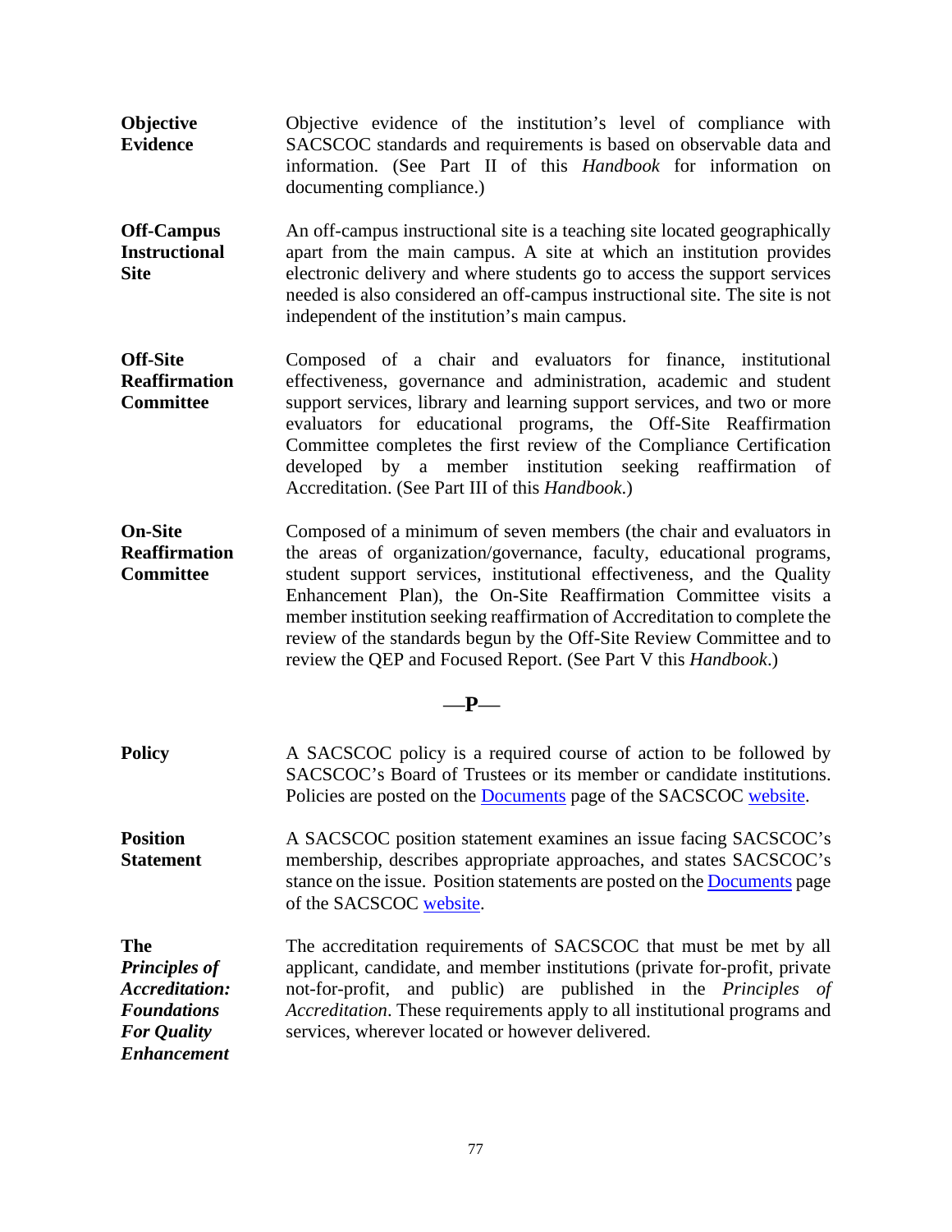**Objective Evidence** — Objective evidence of the institution's level of compliance with SACSCOC standards and requirements is based on observable data and information. (See Part II of this *Handbook* for information on documenting compliance.)

**Off-Campus Instructional Site** — An off-campus instructional site is a teaching site located geographically apart from the main campus. A site at which an institution provides electronic delivery and where students go to access the support services needed is also considered an off-campus instructional site. The site is not independent of the institution's main campus.

**Off-Site Reaffirmation Committee** — Composed of a chair and evaluators for finance, institutional effectiveness, governance and administration, academic and student support services, library and learning support services, and two or more evaluators for educational programs, the Off-Site Reaffirmation Committee completes the first review of the Compliance Certification developed by a member institution seeking reaffirmation of Accreditation. (See Part III of this *Handbook*.)

**On-Site Reaffirmation Committee** — Composed of a minimum of seven members (the chair and evaluators in the areas of organization/governance, faculty, educational programs, student support services, institutional effectiveness, and the Quality Enhancement Plan), the On-Site Reaffirmation Committee visits a member institution seeking reaffirmation of Accreditation to complete the review of the standards begun by the Off-Site Review Committee and to review the QEP and Focused Report. (See Part V this *Handbook*.)

## —P—

**Policy** — A SACSCOC policy is a required course of action to be followed by SACSCOC's Board of Trustees or its member or candidate institutions. Policies are posted on the Documents page of the SACSCOC website.

**Position Statement** — A SACSCOC position statement examines an issue facing SACSCOC's membership, describes appropriate approaches, and states SACSCOC's stance on the issue. Position statements are posted on the Documents page of the SACSCOC website.

**The *Principles of Accreditation: Foundations For Quality Enhancement*** — The accreditation requirements of SACSCOC that must be met by all applicant, candidate, and member institutions (private for-profit, private not-for-profit, and public) are published in the *Principles of Accreditation*. These requirements apply to all institutional programs and services, wherever located or however delivered.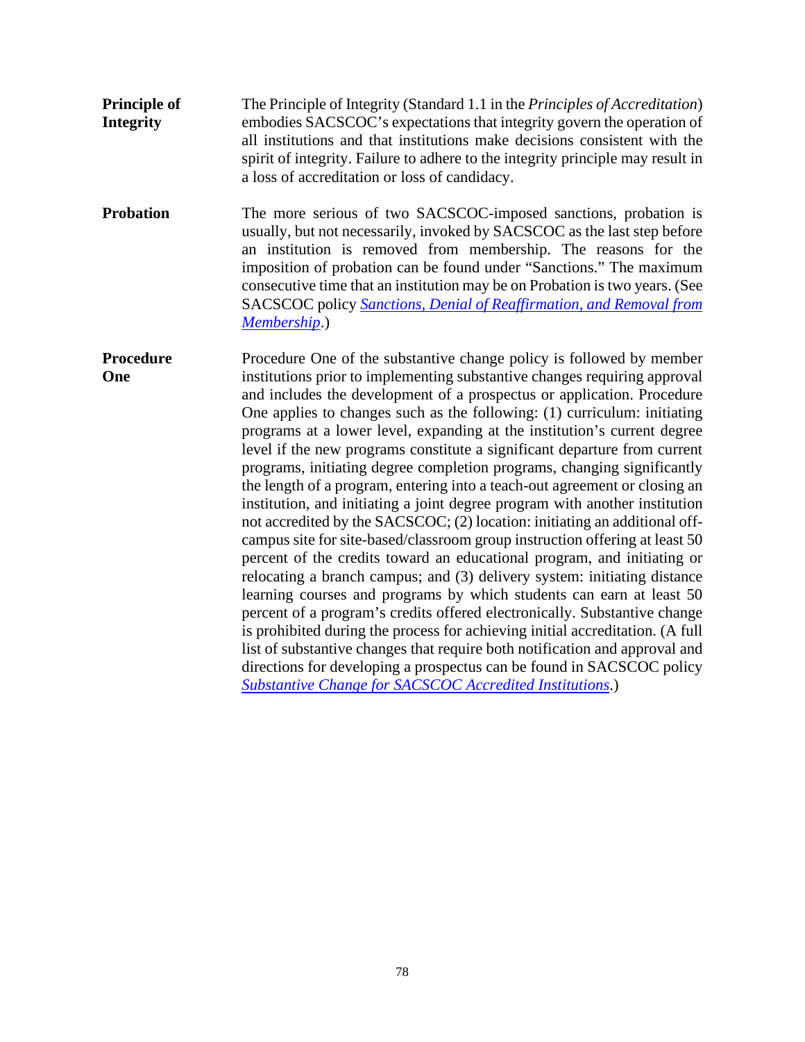**Principle of Integrity**

The Principle of Integrity (Standard 1.1 in the *Principles of Accreditation*) embodies SACSCOC's expectations that integrity govern the operation of all institutions and that institutions make decisions consistent with the spirit of integrity. Failure to adhere to the integrity principle may result in a loss of accreditation or loss of candidacy.

**Probation**

The more serious of two SACSCOC-imposed sanctions, probation is usually, but not necessarily, invoked by SACSCOC as the last step before an institution is removed from membership. The reasons for the imposition of probation can be found under "Sanctions." The maximum consecutive time that an institution may be on Probation is two years. (See SACSCOC policy *Sanctions, Denial of Reaffirmation, and Removal from Membership*.)

**Procedure One**

Procedure One of the substantive change policy is followed by member institutions prior to implementing substantive changes requiring approval and includes the development of a prospectus or application. Procedure One applies to changes such as the following: (1) curriculum: initiating programs at a lower level, expanding at the institution's current degree level if the new programs constitute a significant departure from current programs, initiating degree completion programs, changing significantly the length of a program, entering into a teach-out agreement or closing an institution, and initiating a joint degree program with another institution not accredited by the SACSCOC; (2) location: initiating an additional off-campus site for site-based/classroom group instruction offering at least 50 percent of the credits toward an educational program, and initiating or relocating a branch campus; and (3) delivery system: initiating distance learning courses and programs by which students can earn at least 50 percent of a program's credits offered electronically. Substantive change is prohibited during the process for achieving initial accreditation. (A full list of substantive changes that require both notification and approval and directions for developing a prospectus can be found in SACSCOC policy *Substantive Change for SACSCOC Accredited Institutions*.)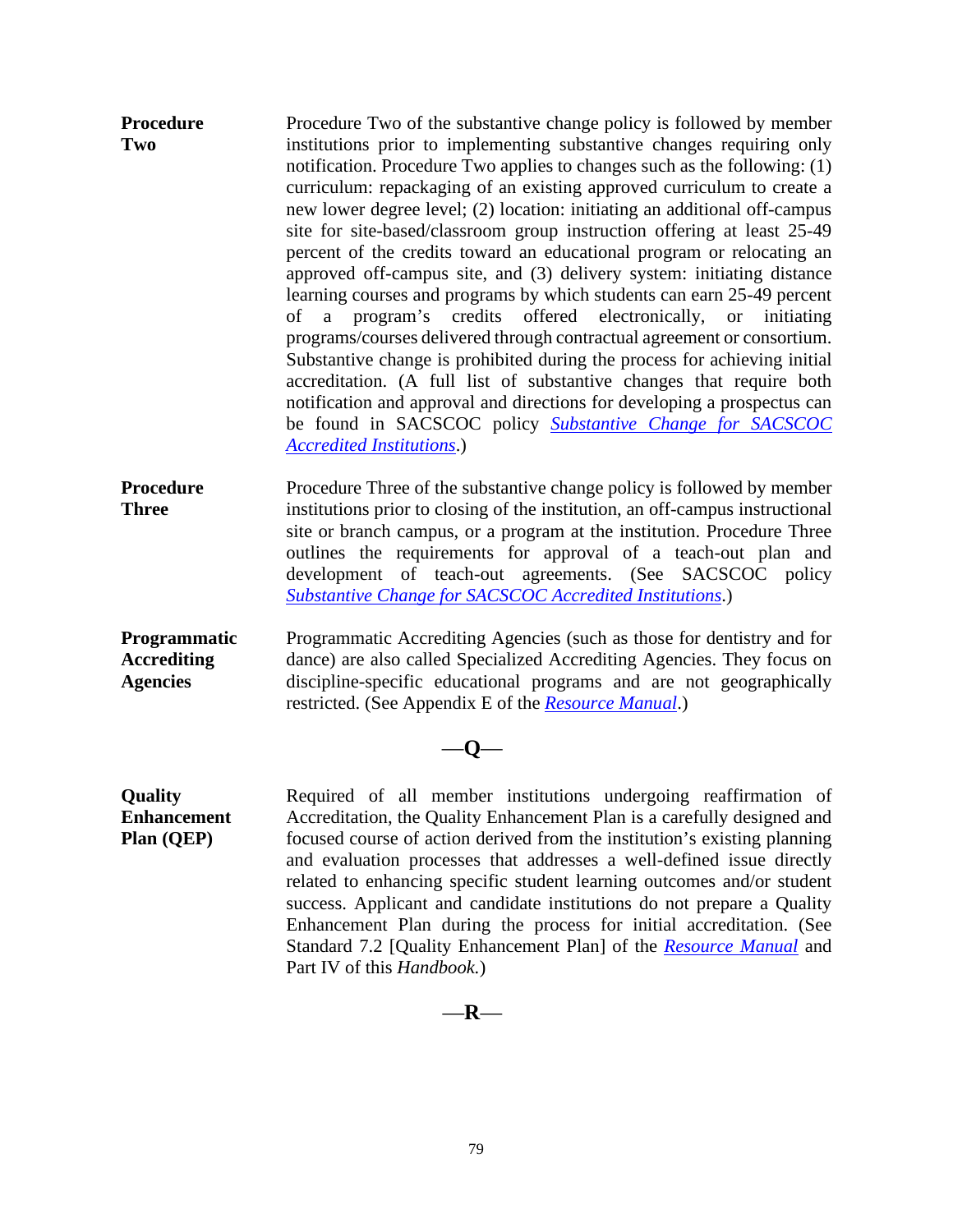**Procedure Two**

Procedure Two of the substantive change policy is followed by member institutions prior to implementing substantive changes requiring only notification. Procedure Two applies to changes such as the following: (1) curriculum: repackaging of an existing approved curriculum to create a new lower degree level; (2) location: initiating an additional off-campus site for site-based/classroom group instruction offering at least 25-49 percent of the credits toward an educational program or relocating an approved off-campus site, and (3) delivery system: initiating distance learning courses and programs by which students can earn 25-49 percent of a program's credits offered electronically, or initiating programs/courses delivered through contractual agreement or consortium. Substantive change is prohibited during the process for achieving initial accreditation. (A full list of substantive changes that require both notification and approval and directions for developing a prospectus can be found in SACSCOC policy *Substantive Change for SACSCOC Accredited Institutions*.)

**Procedure Three**

Procedure Three of the substantive change policy is followed by member institutions prior to closing of the institution, an off-campus instructional site or branch campus, or a program at the institution. Procedure Three outlines the requirements for approval of a teach-out plan and development of teach-out agreements. (See SACSCOC policy *Substantive Change for SACSCOC Accredited Institutions*.)

**Programmatic Accrediting Agencies**

Programmatic Accrediting Agencies (such as those for dentistry and for dance) are also called Specialized Accrediting Agencies. They focus on discipline-specific educational programs and are not geographically restricted. (See Appendix E of the *Resource Manual*.)

## —Q—

**Quality Enhancement Plan (QEP)**

Required of all member institutions undergoing reaffirmation of Accreditation, the Quality Enhancement Plan is a carefully designed and focused course of action derived from the institution's existing planning and evaluation processes that addresses a well-defined issue directly related to enhancing specific student learning outcomes and/or student success. Applicant and candidate institutions do not prepare a Quality Enhancement Plan during the process for initial accreditation. (See Standard 7.2 [Quality Enhancement Plan] of the *Resource Manual* and Part IV of this *Handbook.*)

## —R—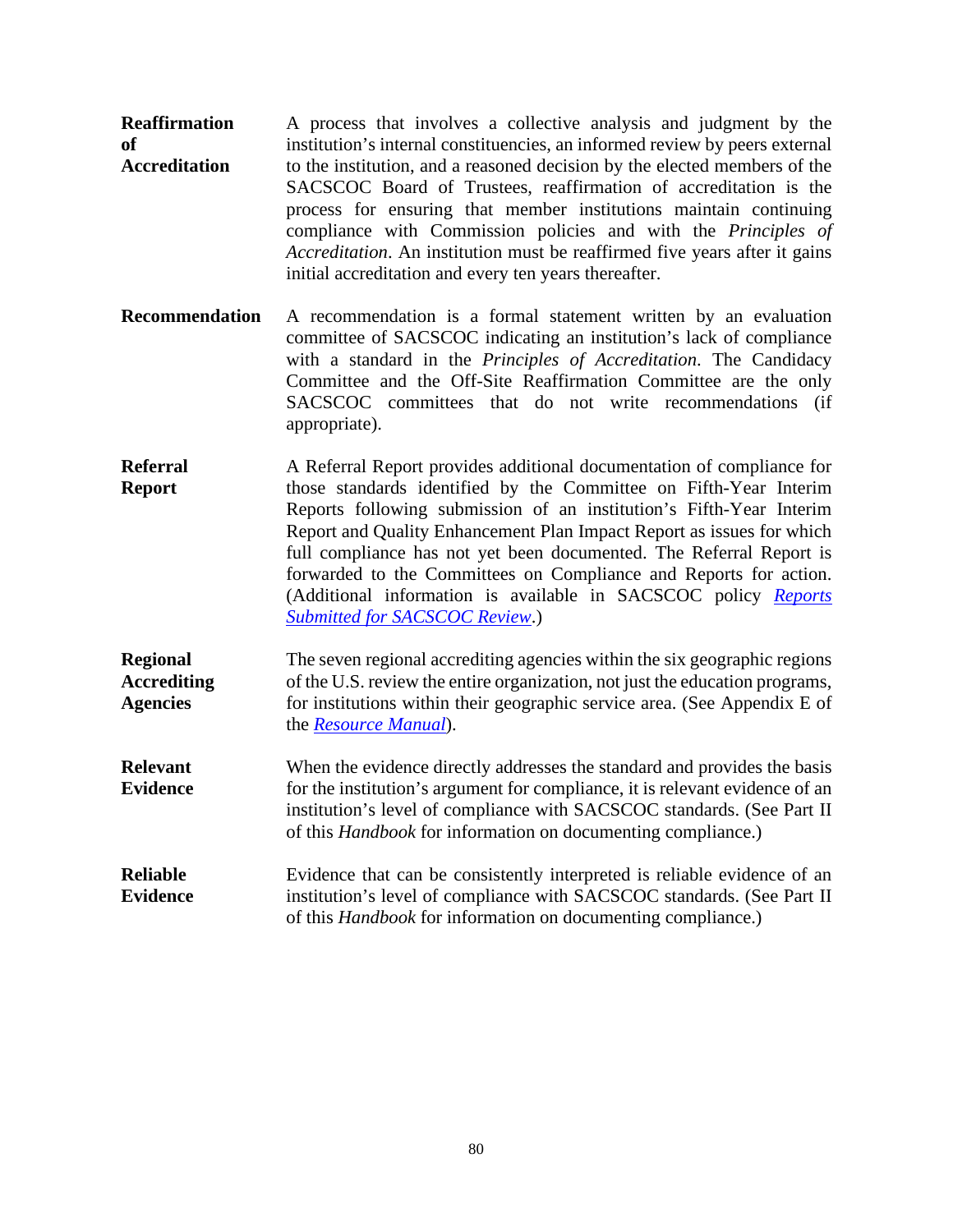**Reaffirmation of Accreditation**

A process that involves a collective analysis and judgment by the institution's internal constituencies, an informed review by peers external to the institution, and a reasoned decision by the elected members of the SACSCOC Board of Trustees, reaffirmation of accreditation is the process for ensuring that member institutions maintain continuing compliance with Commission policies and with the *Principles of Accreditation*. An institution must be reaffirmed five years after it gains initial accreditation and every ten years thereafter.

**Recommendation**

A recommendation is a formal statement written by an evaluation committee of SACSCOC indicating an institution's lack of compliance with a standard in the *Principles of Accreditation*. The Candidacy Committee and the Off-Site Reaffirmation Committee are the only SACSCOC committees that do not write recommendations (if appropriate).

**Referral Report**

A Referral Report provides additional documentation of compliance for those standards identified by the Committee on Fifth-Year Interim Reports following submission of an institution's Fifth-Year Interim Report and Quality Enhancement Plan Impact Report as issues for which full compliance has not yet been documented. The Referral Report is forwarded to the Committees on Compliance and Reports for action. (Additional information is available in SACSCOC policy *Reports Submitted for SACSCOC Review*.)

**Regional Accrediting Agencies**

The seven regional accrediting agencies within the six geographic regions of the U.S. review the entire organization, not just the education programs, for institutions within their geographic service area. (See Appendix E of the *Resource Manual*).

**Relevant Evidence**

When the evidence directly addresses the standard and provides the basis for the institution's argument for compliance, it is relevant evidence of an institution's level of compliance with SACSCOC standards. (See Part II of this *Handbook* for information on documenting compliance.)

**Reliable Evidence**

Evidence that can be consistently interpreted is reliable evidence of an institution's level of compliance with SACSCOC standards. (See Part II of this *Handbook* for information on documenting compliance.)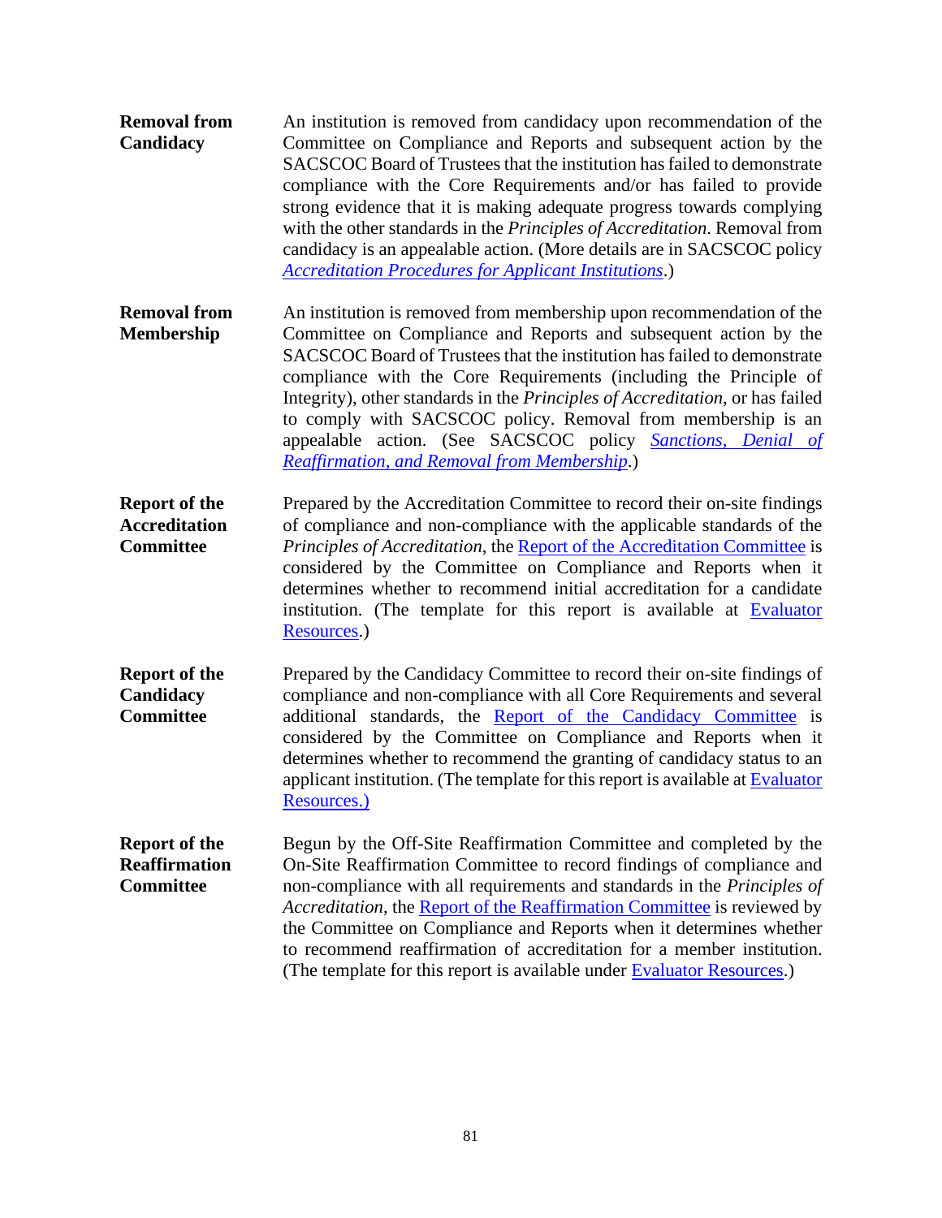**Removal from Candidacy**

An institution is removed from candidacy upon recommendation of the Committee on Compliance and Reports and subsequent action by the SACSCOC Board of Trustees that the institution has failed to demonstrate compliance with the Core Requirements and/or has failed to provide strong evidence that it is making adequate progress towards complying with the other standards in the *Principles of Accreditation*. Removal from candidacy is an appealable action. (More details are in SACSCOC policy *Accreditation Procedures for Applicant Institutions*.)

**Removal from Membership**

An institution is removed from membership upon recommendation of the Committee on Compliance and Reports and subsequent action by the SACSCOC Board of Trustees that the institution has failed to demonstrate compliance with the Core Requirements (including the Principle of Integrity), other standards in the *Principles of Accreditation*, or has failed to comply with SACSCOC policy. Removal from membership is an appealable action. (See SACSCOC policy *Sanctions, Denial of Reaffirmation, and Removal from Membership*.)

**Report of the Accreditation Committee**

Prepared by the Accreditation Committee to record their on-site findings of compliance and non-compliance with the applicable standards of the *Principles of Accreditation*, the Report of the Accreditation Committee is considered by the Committee on Compliance and Reports when it determines whether to recommend initial accreditation for a candidate institution. (The template for this report is available at Evaluator Resources.)

**Report of the Candidacy Committee**

Prepared by the Candidacy Committee to record their on-site findings of compliance and non-compliance with all Core Requirements and several additional standards, the Report of the Candidacy Committee is considered by the Committee on Compliance and Reports when it determines whether to recommend the granting of candidacy status to an applicant institution. (The template for this report is available at Evaluator Resources.)

**Report of the Reaffirmation Committee**

Begun by the Off-Site Reaffirmation Committee and completed by the On-Site Reaffirmation Committee to record findings of compliance and non-compliance with all requirements and standards in the *Principles of Accreditation*, the Report of the Reaffirmation Committee is reviewed by the Committee on Compliance and Reports when it determines whether to recommend reaffirmation of accreditation for a member institution. (The template for this report is available under Evaluator Resources.)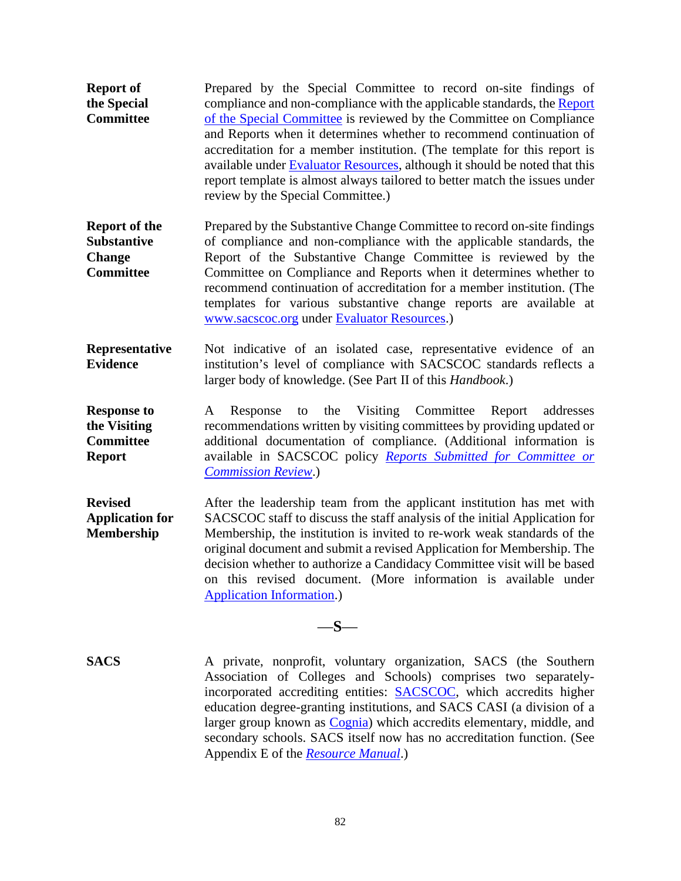**Report of the Special Committee**

Prepared by the Special Committee to record on-site findings of compliance and non-compliance with the applicable standards, the Report of the Special Committee is reviewed by the Committee on Compliance and Reports when it determines whether to recommend continuation of accreditation for a member institution. (The template for this report is available under Evaluator Resources, although it should be noted that this report template is almost always tailored to better match the issues under review by the Special Committee.)

**Report of the Substantive Change Committee**

Prepared by the Substantive Change Committee to record on-site findings of compliance and non-compliance with the applicable standards, the Report of the Substantive Change Committee is reviewed by the Committee on Compliance and Reports when it determines whether to recommend continuation of accreditation for a member institution. (The templates for various substantive change reports are available at www.sacscoc.org under Evaluator Resources.)

**Representative Evidence**

Not indicative of an isolated case, representative evidence of an institution's level of compliance with SACSCOC standards reflects a larger body of knowledge. (See Part II of this *Handbook*.)

**Response to the Visiting Committee Report**

A Response to the Visiting Committee Report addresses recommendations written by visiting committees by providing updated or additional documentation of compliance. (Additional information is available in SACSCOC policy *Reports Submitted for Committee or Commission Review*.)

**Revised Application for Membership**

After the leadership team from the applicant institution has met with SACSCOC staff to discuss the staff analysis of the initial Application for Membership, the institution is invited to re-work weak standards of the original document and submit a revised Application for Membership. The decision whether to authorize a Candidacy Committee visit will be based on this revised document. (More information is available under Application Information.)

## —S—

**SACS**

A private, nonprofit, voluntary organization, SACS (the Southern Association of Colleges and Schools) comprises two separately-incorporated accrediting entities: SACSCOC, which accredits higher education degree-granting institutions, and SACS CASI (a division of a larger group known as Cognia) which accredits elementary, middle, and secondary schools. SACS itself now has no accreditation function. (See Appendix E of the *Resource Manual*.)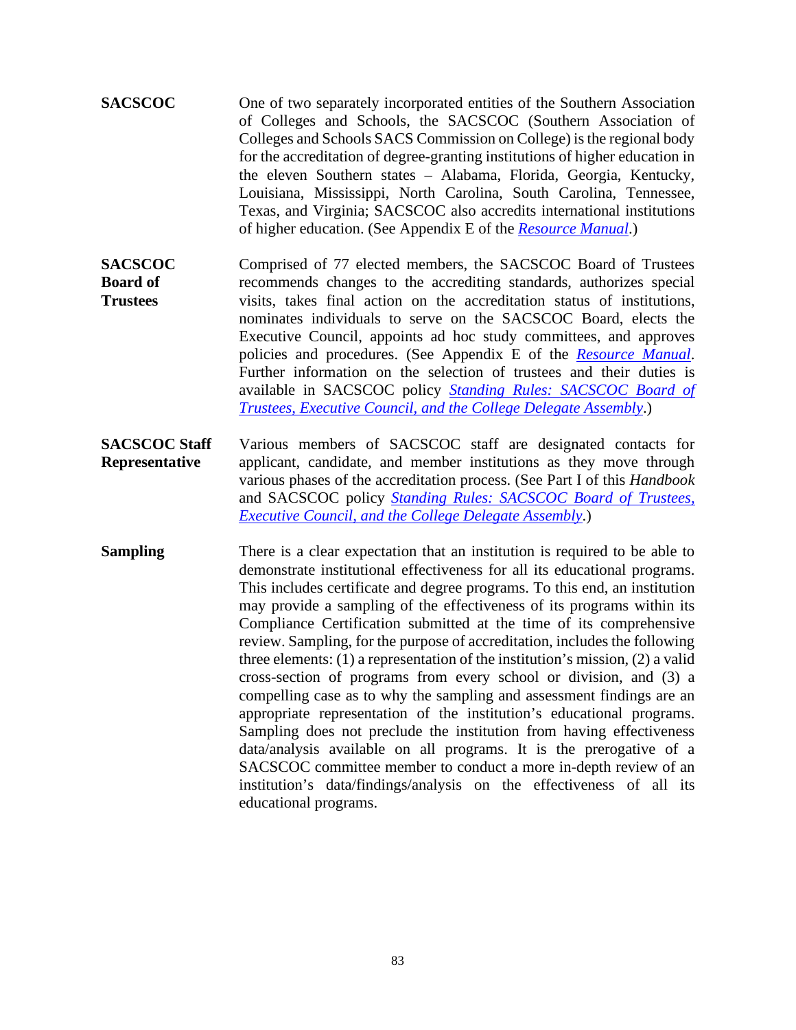**SACSCOC** One of two separately incorporated entities of the Southern Association of Colleges and Schools, the SACSCOC (Southern Association of Colleges and Schools SACS Commission on College) is the regional body for the accreditation of degree-granting institutions of higher education in the eleven Southern states – Alabama, Florida, Georgia, Kentucky, Louisiana, Mississippi, North Carolina, South Carolina, Tennessee, Texas, and Virginia; SACSCOC also accredits international institutions of higher education. (See Appendix E of the *Resource Manual*.)

**SACSCOC Board of Trustees** Comprised of 77 elected members, the SACSCOC Board of Trustees recommends changes to the accrediting standards, authorizes special visits, takes final action on the accreditation status of institutions, nominates individuals to serve on the SACSCOC Board, elects the Executive Council, appoints ad hoc study committees, and approves policies and procedures. (See Appendix E of the *Resource Manual*. Further information on the selection of trustees and their duties is available in SACSCOC policy *Standing Rules: SACSCOC Board of Trustees, Executive Council, and the College Delegate Assembly*.)

**SACSCOC Staff Representative** Various members of SACSCOC staff are designated contacts for applicant, candidate, and member institutions as they move through various phases of the accreditation process. (See Part I of this *Handbook* and SACSCOC policy *Standing Rules: SACSCOC Board of Trustees, Executive Council, and the College Delegate Assembly*.)

**Sampling** There is a clear expectation that an institution is required to be able to demonstrate institutional effectiveness for all its educational programs. This includes certificate and degree programs. To this end, an institution may provide a sampling of the effectiveness of its programs within its Compliance Certification submitted at the time of its comprehensive review. Sampling, for the purpose of accreditation, includes the following three elements: (1) a representation of the institution's mission, (2) a valid cross-section of programs from every school or division, and (3) a compelling case as to why the sampling and assessment findings are an appropriate representation of the institution's educational programs. Sampling does not preclude the institution from having effectiveness data/analysis available on all programs. It is the prerogative of a SACSCOC committee member to conduct a more in-depth review of an institution's data/findings/analysis on the effectiveness of all its educational programs.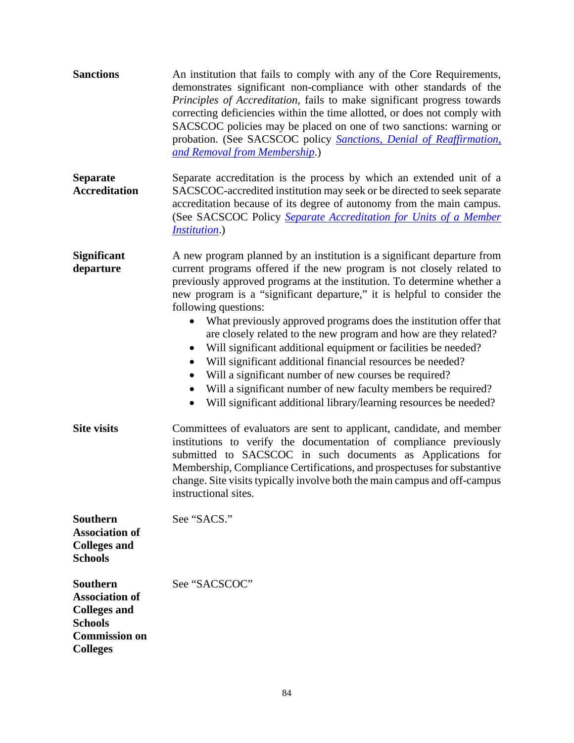**Sanctions**

An institution that fails to comply with any of the Core Requirements, demonstrates significant non-compliance with other standards of the *Principles of Accreditation*, fails to make significant progress towards correcting deficiencies within the time allotted, or does not comply with SACSCOC policies may be placed on one of two sanctions: warning or probation. (See SACSCOC policy *Sanctions, Denial of Reaffirmation, and Removal from Membership*.)

**Separate Accreditation**

Separate accreditation is the process by which an extended unit of a SACSCOC-accredited institution may seek or be directed to seek separate accreditation because of its degree of autonomy from the main campus. (See SACSCOC Policy *Separate Accreditation for Units of a Member Institution*.)

**Significant departure**

A new program planned by an institution is a significant departure from current programs offered if the new program is not closely related to previously approved programs at the institution. To determine whether a new program is a "significant departure," it is helpful to consider the following questions:

- What previously approved programs does the institution offer that are closely related to the new program and how are they related?
- Will significant additional equipment or facilities be needed?
- Will significant additional financial resources be needed?
- Will a significant number of new courses be required?
- Will a significant number of new faculty members be required?
- Will significant additional library/learning resources be needed?

**Site visits**

Committees of evaluators are sent to applicant, candidate, and member institutions to verify the documentation of compliance previously submitted to SACSCOC in such documents as Applications for Membership, Compliance Certifications, and prospectuses for substantive change. Site visits typically involve both the main campus and off-campus instructional sites.

**Southern Association of Colleges and Schools**

See "SACS."

**Southern Association of Colleges and Schools Commission on Colleges**

See "SACSCOC"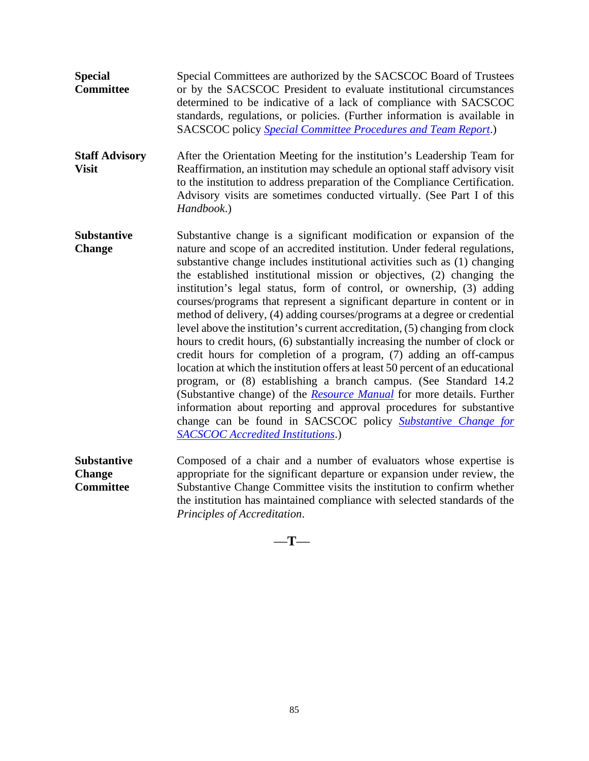**Special Committee** Special Committees are authorized by the SACSCOC Board of Trustees or by the SACSCOC President to evaluate institutional circumstances determined to be indicative of a lack of compliance with SACSCOC standards, regulations, or policies. (Further information is available in SACSCOC policy *Special Committee Procedures and Team Report*.)

**Staff Advisory Visit** After the Orientation Meeting for the institution's Leadership Team for Reaffirmation, an institution may schedule an optional staff advisory visit to the institution to address preparation of the Compliance Certification. Advisory visits are sometimes conducted virtually. (See Part I of this *Handbook*.)

**Substantive Change** Substantive change is a significant modification or expansion of the nature and scope of an accredited institution. Under federal regulations, substantive change includes institutional activities such as (1) changing the established institutional mission or objectives, (2) changing the institution's legal status, form of control, or ownership, (3) adding courses/programs that represent a significant departure in content or in method of delivery, (4) adding courses/programs at a degree or credential level above the institution's current accreditation, (5) changing from clock hours to credit hours, (6) substantially increasing the number of clock or credit hours for completion of a program, (7) adding an off-campus location at which the institution offers at least 50 percent of an educational program, or (8) establishing a branch campus. (See Standard 14.2 (Substantive change) of the *Resource Manual* for more details. Further information about reporting and approval procedures for substantive change can be found in SACSCOC policy *Substantive Change for SACSCOC Accredited Institutions*.)

**Substantive Change Committee** Composed of a chair and a number of evaluators whose expertise is appropriate for the significant departure or expansion under review, the Substantive Change Committee visits the institution to confirm whether the institution has maintained compliance with selected standards of the *Principles of Accreditation*.

## —T—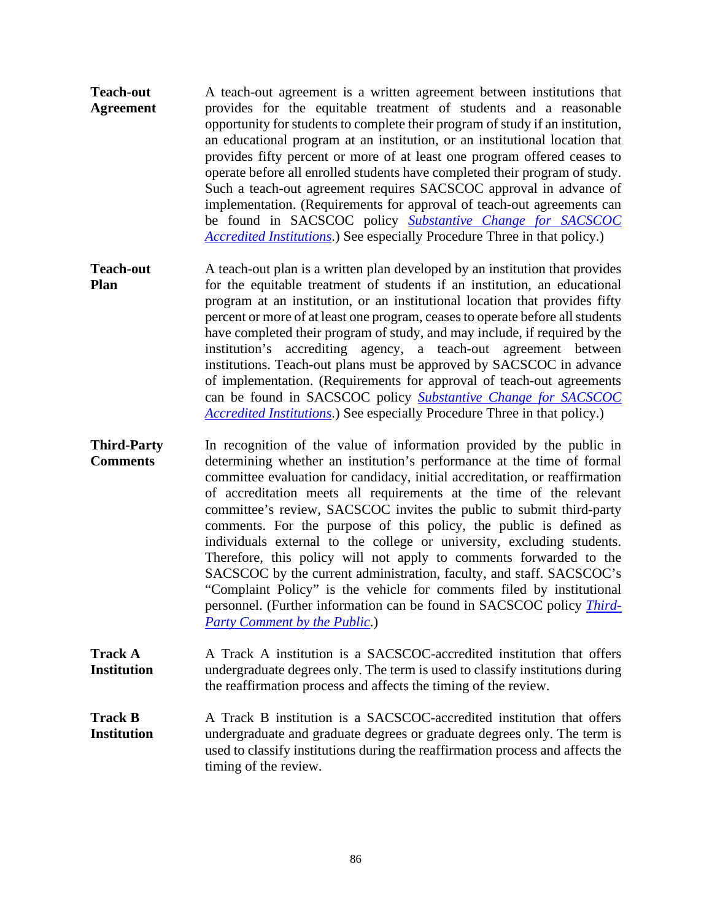**Teach-out Agreement** A teach-out agreement is a written agreement between institutions that provides for the equitable treatment of students and a reasonable opportunity for students to complete their program of study if an institution, an educational program at an institution, or an institutional location that provides fifty percent or more of at least one program offered ceases to operate before all enrolled students have completed their program of study. Such a teach-out agreement requires SACSCOC approval in advance of implementation. (Requirements for approval of teach-out agreements can be found in SACSCOC policy *Substantive Change for SACSCOC Accredited Institutions*.) See especially Procedure Three in that policy.)

**Teach-out Plan** A teach-out plan is a written plan developed by an institution that provides for the equitable treatment of students if an institution, an educational program at an institution, or an institutional location that provides fifty percent or more of at least one program, ceases to operate before all students have completed their program of study, and may include, if required by the institution's accrediting agency, a teach-out agreement between institutions. Teach-out plans must be approved by SACSCOC in advance of implementation. (Requirements for approval of teach-out agreements can be found in SACSCOC policy *Substantive Change for SACSCOC Accredited Institutions*.) See especially Procedure Three in that policy.)

**Third-Party Comments** In recognition of the value of information provided by the public in determining whether an institution's performance at the time of formal committee evaluation for candidacy, initial accreditation, or reaffirmation of accreditation meets all requirements at the time of the relevant committee's review, SACSCOC invites the public to submit third-party comments. For the purpose of this policy, the public is defined as individuals external to the college or university, excluding students. Therefore, this policy will not apply to comments forwarded to the SACSCOC by the current administration, faculty, and staff. SACSCOC's "Complaint Policy" is the vehicle for comments filed by institutional personnel. (Further information can be found in SACSCOC policy *Third-Party Comment by the Public*.)

**Track A Institution** A Track A institution is a SACSCOC-accredited institution that offers undergraduate degrees only. The term is used to classify institutions during the reaffirmation process and affects the timing of the review.

**Track B Institution** A Track B institution is a SACSCOC-accredited institution that offers undergraduate and graduate degrees or graduate degrees only. The term is used to classify institutions during the reaffirmation process and affects the timing of the review.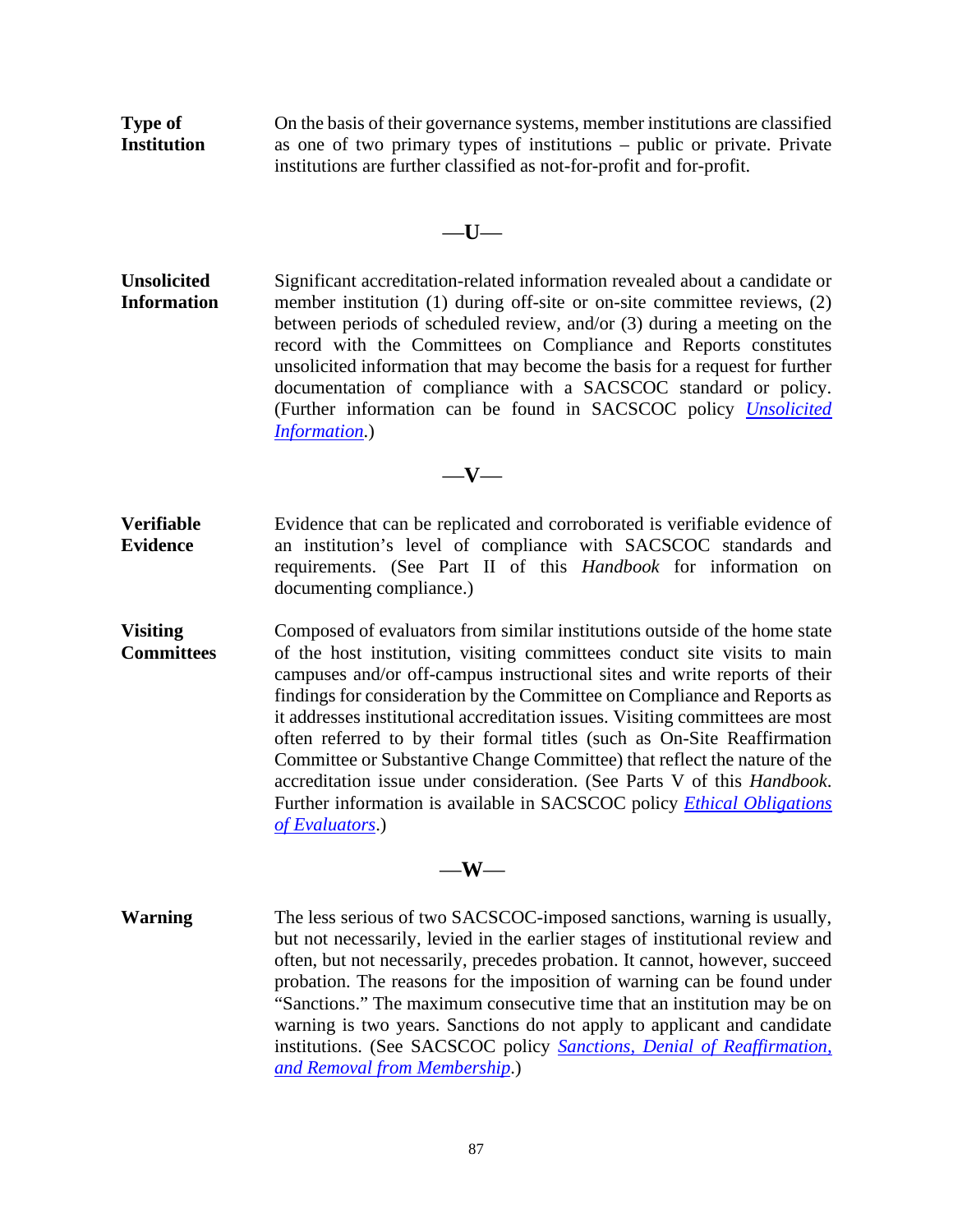**Type of Institution**

On the basis of their governance systems, member institutions are classified as one of two primary types of institutions – public or private. Private institutions are further classified as not-for-profit and for-profit.

## —U—

**Unsolicited Information**

Significant accreditation-related information revealed about a candidate or member institution (1) during off-site or on-site committee reviews, (2) between periods of scheduled review, and/or (3) during a meeting on the record with the Committees on Compliance and Reports constitutes unsolicited information that may become the basis for a request for further documentation of compliance with a SACSCOC standard or policy. (Further information can be found in SACSCOC policy *Unsolicited Information*.)

## —V—

**Verifiable Evidence**

Evidence that can be replicated and corroborated is verifiable evidence of an institution's level of compliance with SACSCOC standards and requirements. (See Part II of this *Handbook* for information on documenting compliance.)

**Visiting Committees**

Composed of evaluators from similar institutions outside of the home state of the host institution, visiting committees conduct site visits to main campuses and/or off-campus instructional sites and write reports of their findings for consideration by the Committee on Compliance and Reports as it addresses institutional accreditation issues. Visiting committees are most often referred to by their formal titles (such as On-Site Reaffirmation Committee or Substantive Change Committee) that reflect the nature of the accreditation issue under consideration. (See Parts V of this *Handbook*. Further information is available in SACSCOC policy *Ethical Obligations of Evaluators*.)

## —W—

**Warning**

The less serious of two SACSCOC-imposed sanctions, warning is usually, but not necessarily, levied in the earlier stages of institutional review and often, but not necessarily, precedes probation. It cannot, however, succeed probation. The reasons for the imposition of warning can be found under "Sanctions." The maximum consecutive time that an institution may be on warning is two years. Sanctions do not apply to applicant and candidate institutions. (See SACSCOC policy *Sanctions, Denial of Reaffirmation, and Removal from Membership*.)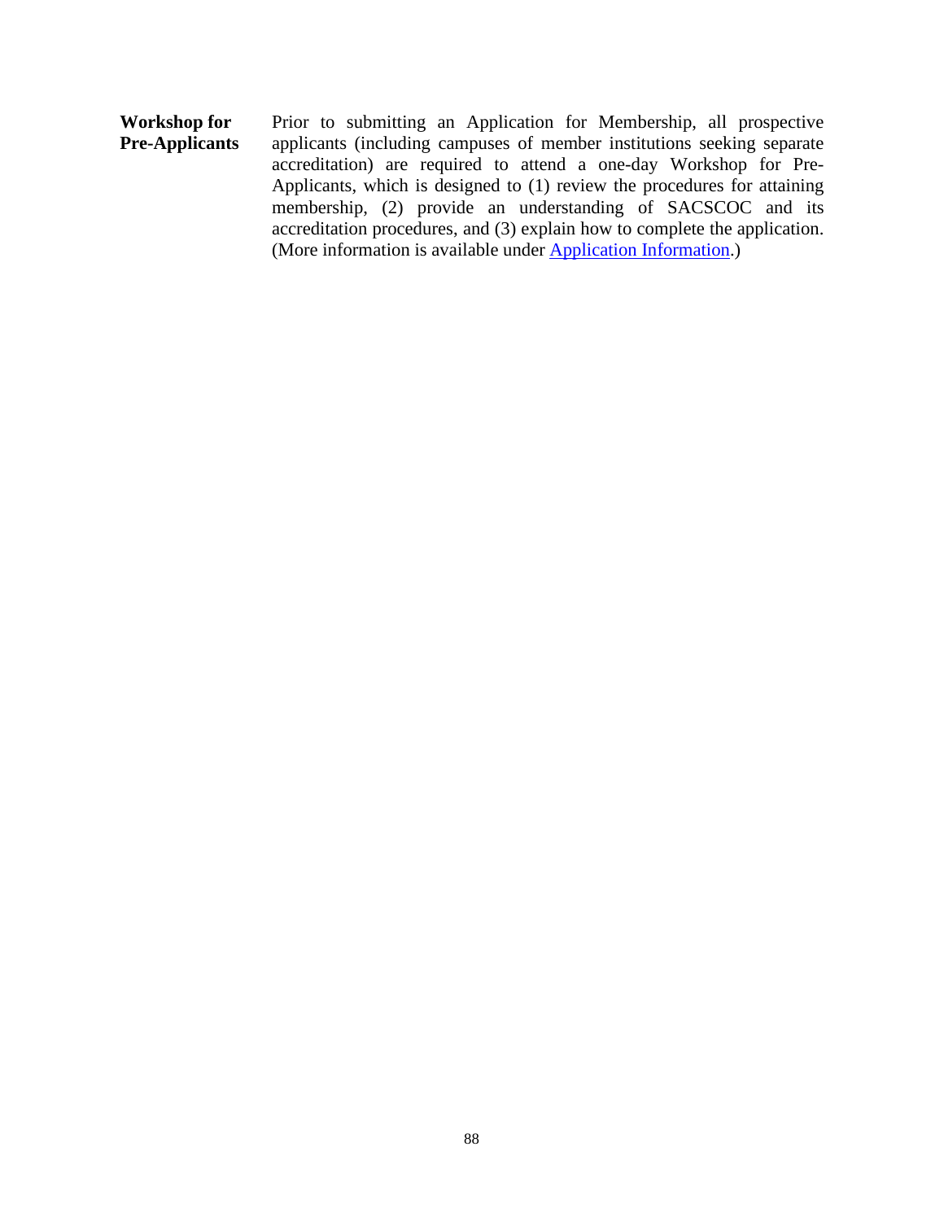**Workshop for Pre-Applicants**

Prior to submitting an Application for Membership, all prospective applicants (including campuses of member institutions seeking separate accreditation) are required to attend a one-day Workshop for Pre-Applicants, which is designed to (1) review the procedures for attaining membership, (2) provide an understanding of SACSCOC and its accreditation procedures, and (3) explain how to complete the application. (More information is available under Application Information.)